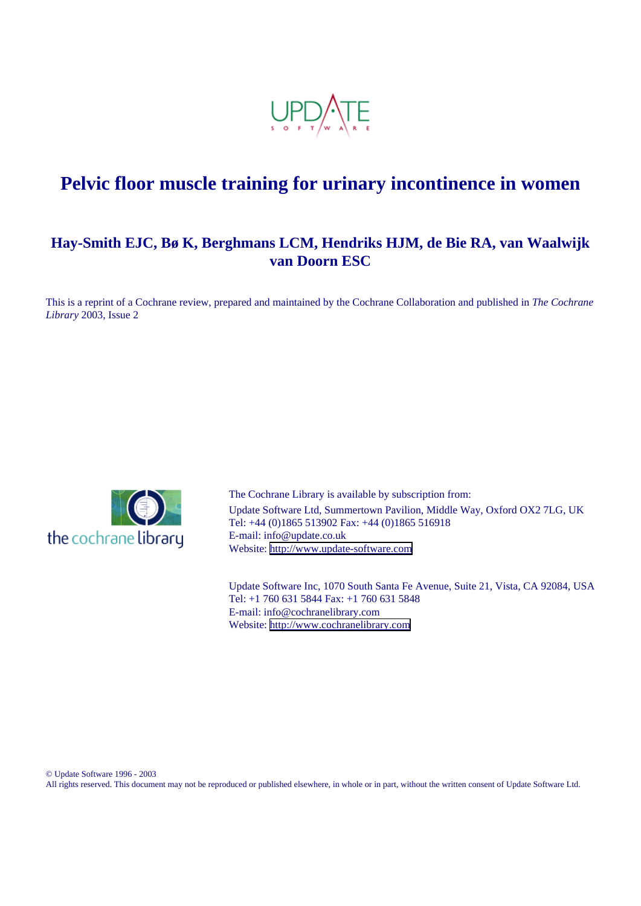# Pelvic floor muscle training for urinary incontinence in women

## Hay-Smith EJC, Bø K, Berghmans LCM, Hendriks HJM, de Bie RA, van Waalwijk van Doorn ESC

This is a reprint of a Cochrane review, prepared and maintained by the Cochrane Collaboration and published in *The Cochrane Library* 2003, Issue 2

The Cochrane Library is available by subscription from:
Update Software Ltd, Summertown Pavilion, Middle Way, Oxford OX2 7LG, UK
Tel: +44 (0)1865 513902 Fax: +44 (0)1865 516918
E-mail: info@update.co.uk
Website: http://www.update-software.com

Update Software Inc, 1070 South Santa Fe Avenue, Suite 21, Vista, CA 92084, USA
Tel: +1 760 631 5844 Fax: +1 760 631 5848
E-mail: info@cochranelibrary.com
Website: http://www.cochranelibrary.com

© Update Software 1996 - 2003
All rights reserved. This document may not be reproduced or published elsewhere, in whole or in part, without the written consent of Update Software Ltd.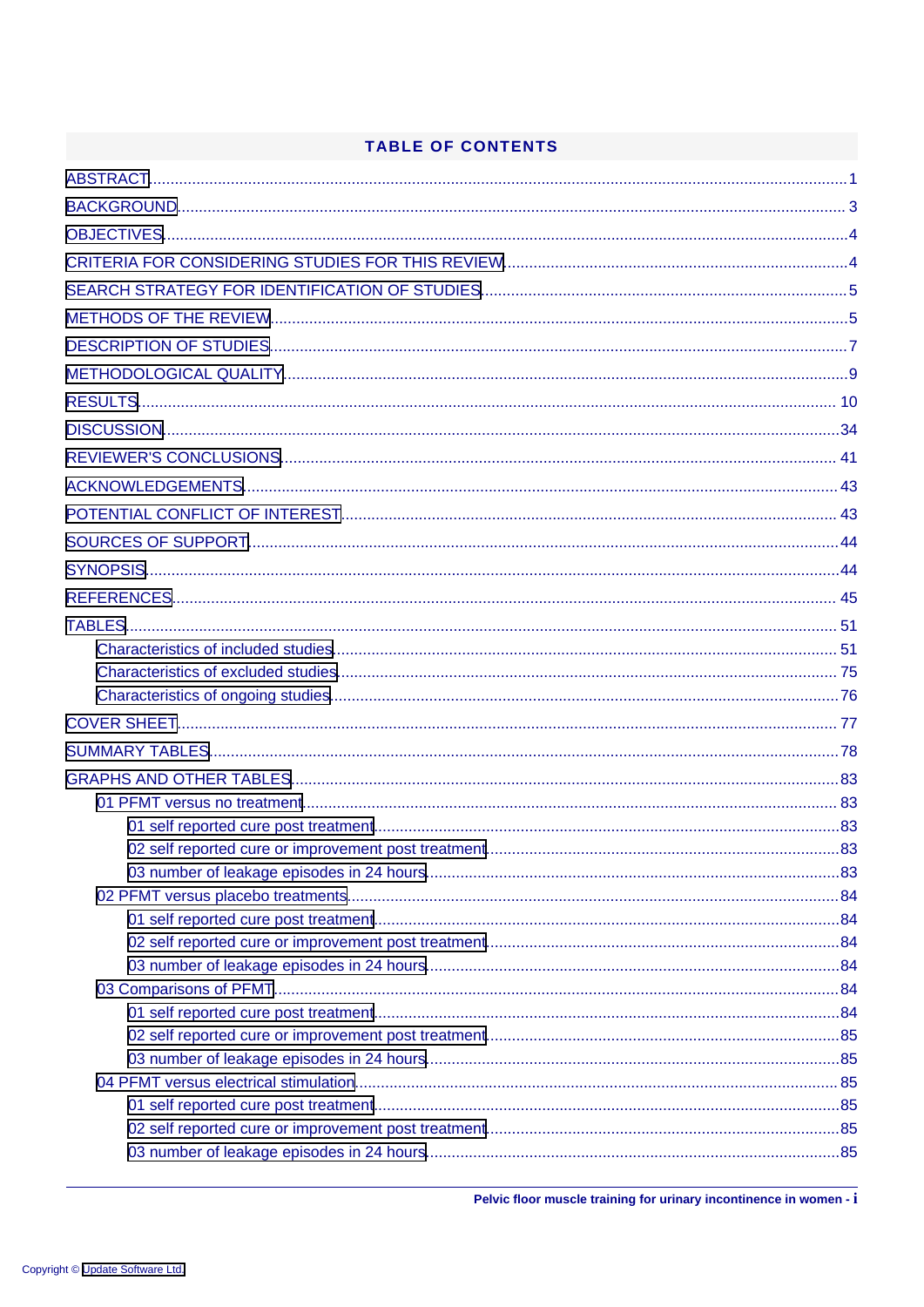# TABLE OF CONTENTS

- ABSTRACT ... 1
- BACKGROUND ... 3
- OBJECTIVES ... 4
- CRITERIA FOR CONSIDERING STUDIES FOR THIS REVIEW ... 4
- SEARCH STRATEGY FOR IDENTIFICATION OF STUDIES ... 5
- METHODS OF THE REVIEW ... 5
- DESCRIPTION OF STUDIES ... 7
- METHODOLOGICAL QUALITY ... 9
- RESULTS ... 10
- DISCUSSION ... 34
- REVIEWER'S CONCLUSIONS ... 41
- ACKNOWLEDGEMENTS ... 43
- POTENTIAL CONFLICT OF INTEREST ... 43
- SOURCES OF SUPPORT ... 44
- SYNOPSIS ... 44
- REFERENCES ... 45
- TABLES ... 51
  - Characteristics of included studies ... 51
  - Characteristics of excluded studies ... 75
  - Characteristics of ongoing studies ... 76
- COVER SHEET ... 77
- SUMMARY TABLES ... 78
- GRAPHS AND OTHER TABLES ... 83
  - 01 PFMT versus no treatment ... 83
    - 01 self reported cure post treatment ... 83
    - 02 self reported cure or improvement post treatment ... 83
    - 03 number of leakage episodes in 24 hours ... 83
  - 02 PFMT versus placebo treatments ... 84
    - 01 self reported cure post treatment ... 84
    - 02 self reported cure or improvement post treatment ... 84
    - 03 number of leakage episodes in 24 hours ... 84
  - 03 Comparisons of PFMT ... 84
    - 01 self reported cure post treatment ... 84
    - 02 self reported cure or improvement post treatment ... 85
    - 03 number of leakage episodes in 24 hours ... 85
  - 04 PFMT versus electrical stimulation ... 85
    - 01 self reported cure post treatment ... 85
    - 02 self reported cure or improvement post treatment ... 85
    - 03 number of leakage episodes in 24 hours ... 85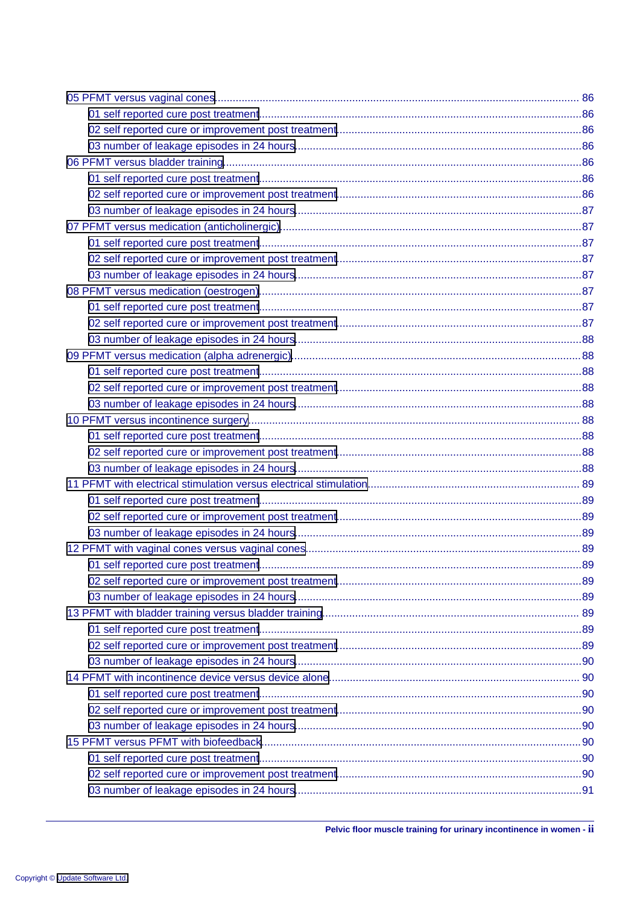05 PFMT versus vaginal cones ........................................................................................................ 86

01 self reported cure post treatment ..........................................................................................86

02 self reported cure or improvement post treatment ................................................................86

03 number of leakage episodes in 24 hours ..............................................................................86

06 PFMT versus bladder training ......................................................................................................86

01 self reported cure post treatment ..........................................................................................86

02 self reported cure or improvement post treatment ................................................................86

03 number of leakage episodes in 24 hours ..............................................................................87

07 PFMT versus medication (anticholinergic) ...................................................................................87

01 self reported cure post treatment ..........................................................................................87

02 self reported cure or improvement post treatment ................................................................87

03 number of leakage episodes in 24 hours ..............................................................................87

08 PFMT versus medication (oestrogen) ...........................................................................................87

01 self reported cure post treatment ..........................................................................................87

02 self reported cure or improvement post treatment ................................................................87

03 number of leakage episodes in 24 hours ..............................................................................88

09 PFMT versus medication (alpha adrenergic) ................................................................................88

01 self reported cure post treatment ..........................................................................................88

02 self reported cure or improvement post treatment ................................................................88

03 number of leakage episodes in 24 hours ..............................................................................88

10 PFMT versus incontinence surgery ............................................................................................. 88

01 self reported cure post treatment ..........................................................................................88

02 self reported cure or improvement post treatment ................................................................88

03 number of leakage episodes in 24 hours ..............................................................................88

11 PFMT with electrical stimulation versus electrical stimulation ...................................................... 89

01 self reported cure post treatment ..........................................................................................89

02 self reported cure or improvement post treatment ................................................................89

03 number of leakage episodes in 24 hours ..............................................................................89

12 PFMT with vaginal cones versus vaginal cones .......................................................................... 89

01 self reported cure post treatment ..........................................................................................89

02 self reported cure or improvement post treatment ................................................................89

03 number of leakage episodes in 24 hours ..............................................................................89

13 PFMT with bladder training versus bladder training ..................................................................... 89

01 self reported cure post treatment ..........................................................................................89

02 self reported cure or improvement post treatment ................................................................89

03 number of leakage episodes in 24 hours ..............................................................................90

14 PFMT with incontinence device versus device alone .................................................................. 90

01 self reported cure post treatment ..........................................................................................90

02 self reported cure or improvement post treatment ................................................................90

03 number of leakage episodes in 24 hours ..............................................................................90

15 PFMT versus PFMT with biofeedback ..........................................................................................90

01 self reported cure post treatment ..........................................................................................90

02 self reported cure or improvement post treatment ................................................................90

03 number of leakage episodes in 24 hours ..............................................................................91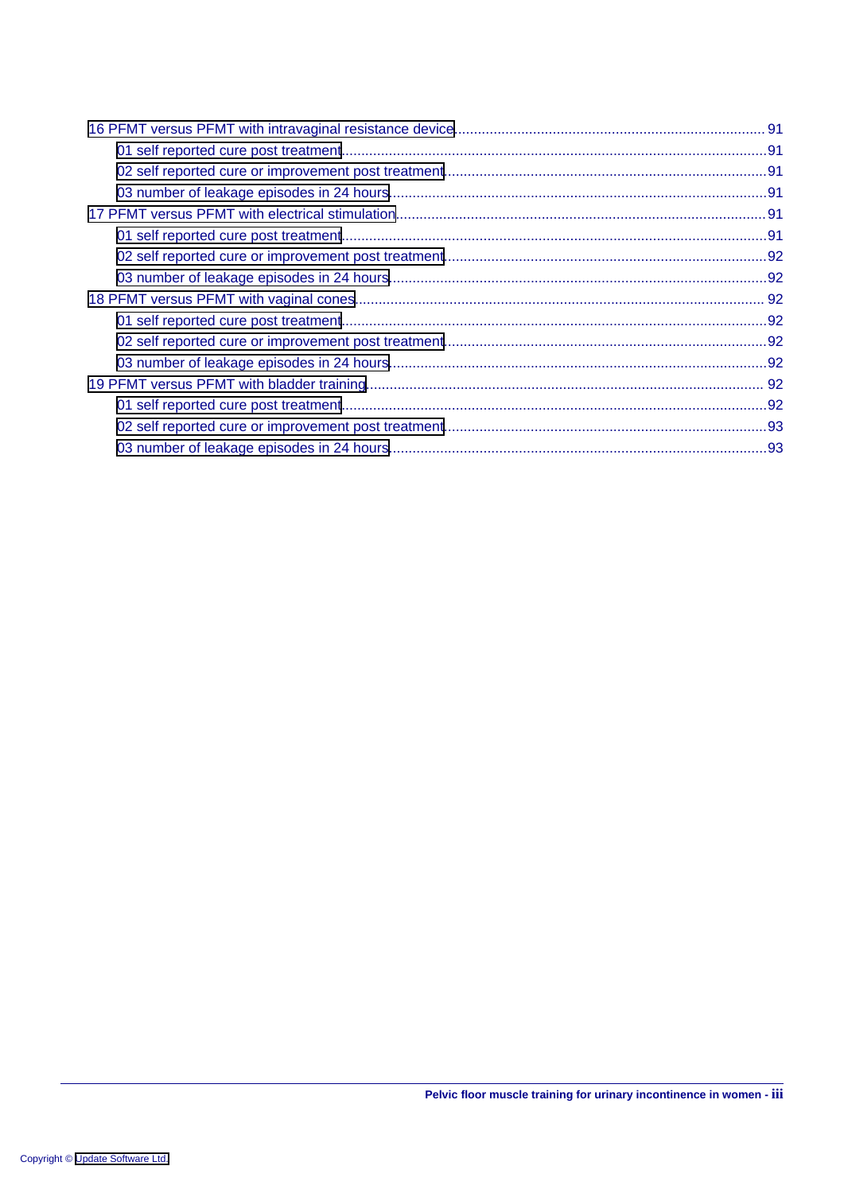16 PFMT versus PFMT with intravaginal resistance device ..... 91
- 01 self reported cure post treatment ..... 91
- 02 self reported cure or improvement post treatment ..... 91
- 03 number of leakage episodes in 24 hours ..... 91

17 PFMT versus PFMT with electrical stimulation ..... 91
- 01 self reported cure post treatment ..... 91
- 02 self reported cure or improvement post treatment ..... 92
- 03 number of leakage episodes in 24 hours ..... 92

18 PFMT versus PFMT with vaginal cones ..... 92
- 01 self reported cure post treatment ..... 92
- 02 self reported cure or improvement post treatment ..... 92
- 03 number of leakage episodes in 24 hours ..... 92

19 PFMT versus PFMT with bladder training ..... 92
- 01 self reported cure post treatment ..... 92
- 02 self reported cure or improvement post treatment ..... 93
- 03 number of leakage episodes in 24 hours ..... 93

Copyright © Update Software Ltd.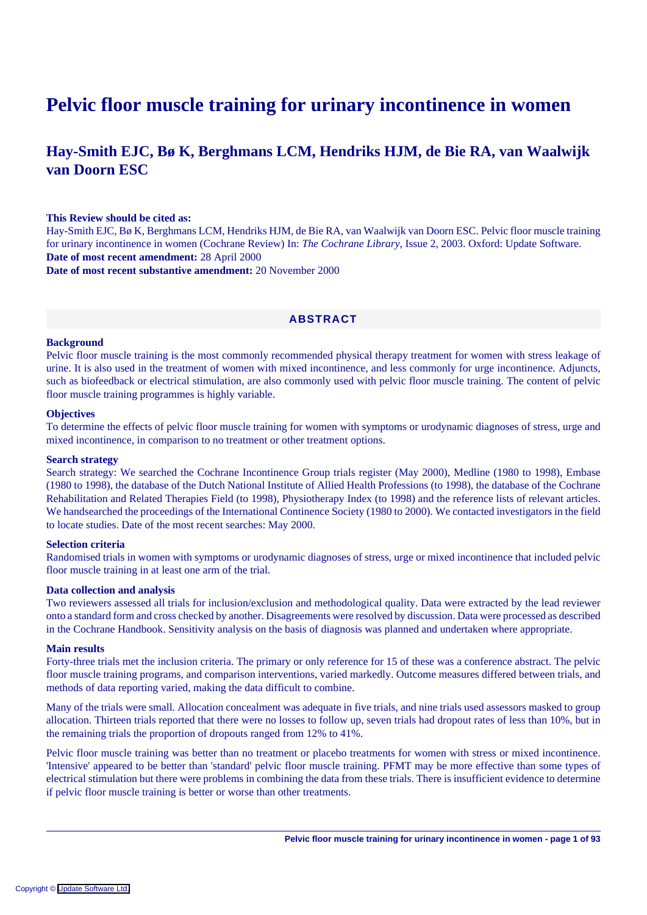# Pelvic floor muscle training for urinary incontinence in women

## Hay-Smith EJC, Bø K, Berghmans LCM, Hendriks HJM, de Bie RA, van Waalwijk van Doorn ESC

**This Review should be cited as:**
Hay-Smith EJC, Bø K, Berghmans LCM, Hendriks HJM, de Bie RA, van Waalwijk van Doorn ESC. Pelvic floor muscle training for urinary incontinence in women (Cochrane Review) In: *The Cochrane Library*, Issue 2, 2003. Oxford: Update Software.
**Date of most recent amendment:** 28 April 2000
**Date of most recent substantive amendment:** 20 November 2000

## ABSTRACT

**Background**
Pelvic floor muscle training is the most commonly recommended physical therapy treatment for women with stress leakage of urine. It is also used in the treatment of women with mixed incontinence, and less commonly for urge incontinence. Adjuncts, such as biofeedback or electrical stimulation, are also commonly used with pelvic floor muscle training. The content of pelvic floor muscle training programmes is highly variable.

**Objectives**
To determine the effects of pelvic floor muscle training for women with symptoms or urodynamic diagnoses of stress, urge and mixed incontinence, in comparison to no treatment or other treatment options.

**Search strategy**
Search strategy: We searched the Cochrane Incontinence Group trials register (May 2000), Medline (1980 to 1998), Embase (1980 to 1998), the database of the Dutch National Institute of Allied Health Professions (to 1998), the database of the Cochrane Rehabilitation and Related Therapies Field (to 1998), Physiotherapy Index (to 1998) and the reference lists of relevant articles. We handsearched the proceedings of the International Continence Society (1980 to 2000). We contacted investigators in the field to locate studies. Date of the most recent searches: May 2000.

**Selection criteria**
Randomised trials in women with symptoms or urodynamic diagnoses of stress, urge or mixed incontinence that included pelvic floor muscle training in at least one arm of the trial.

**Data collection and analysis**
Two reviewers assessed all trials for inclusion/exclusion and methodological quality. Data were extracted by the lead reviewer onto a standard form and cross checked by another. Disagreements were resolved by discussion. Data were processed as described in the Cochrane Handbook. Sensitivity analysis on the basis of diagnosis was planned and undertaken where appropriate.

**Main results**
Forty-three trials met the inclusion criteria. The primary or only reference for 15 of these was a conference abstract. The pelvic floor muscle training programs, and comparison interventions, varied markedly. Outcome measures differed between trials, and methods of data reporting varied, making the data difficult to combine.

Many of the trials were small. Allocation concealment was adequate in five trials, and nine trials used assessors masked to group allocation. Thirteen trials reported that there were no losses to follow up, seven trials had dropout rates of less than 10%, but in the remaining trials the proportion of dropouts ranged from 12% to 41%.

Pelvic floor muscle training was better than no treatment or placebo treatments for women with stress or mixed incontinence. 'Intensive' appeared to be better than 'standard' pelvic floor muscle training. PFMT may be more effective than some types of electrical stimulation but there were problems in combining the data from these trials. There is insufficient evidence to determine if pelvic floor muscle training is better or worse than other treatments.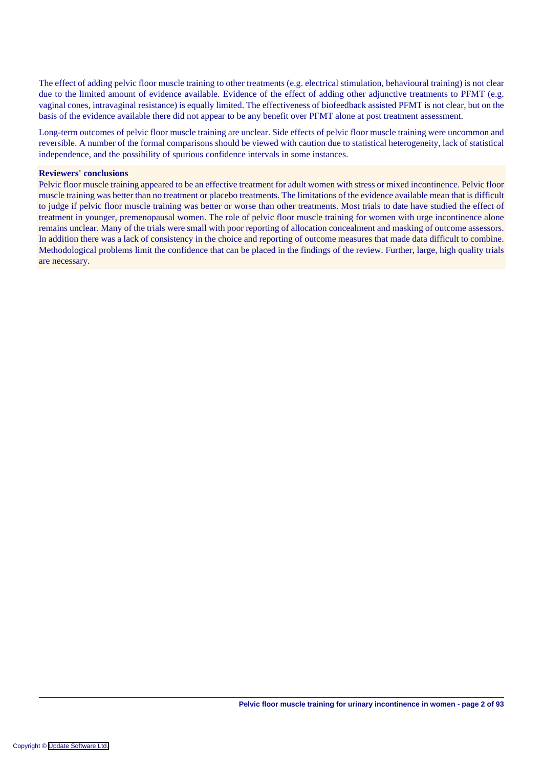The effect of adding pelvic floor muscle training to other treatments (e.g. electrical stimulation, behavioural training) is not clear due to the limited amount of evidence available. Evidence of the effect of adding other adjunctive treatments to PFMT (e.g. vaginal cones, intravaginal resistance) is equally limited. The effectiveness of biofeedback assisted PFMT is not clear, but on the basis of the evidence available there did not appear to be any benefit over PFMT alone at post treatment assessment.

Long-term outcomes of pelvic floor muscle training are unclear. Side effects of pelvic floor muscle training were uncommon and reversible. A number of the formal comparisons should be viewed with caution due to statistical heterogeneity, lack of statistical independence, and the possibility of spurious confidence intervals in some instances.

**Reviewers' conclusions**

Pelvic floor muscle training appeared to be an effective treatment for adult women with stress or mixed incontinence. Pelvic floor muscle training was better than no treatment or placebo treatments. The limitations of the evidence available mean that is difficult to judge if pelvic floor muscle training was better or worse than other treatments. Most trials to date have studied the effect of treatment in younger, premenopausal women. The role of pelvic floor muscle training for women with urge incontinence alone remains unclear. Many of the trials were small with poor reporting of allocation concealment and masking of outcome assessors. In addition there was a lack of consistency in the choice and reporting of outcome measures that made data difficult to combine. Methodological problems limit the confidence that can be placed in the findings of the review. Further, large, high quality trials are necessary.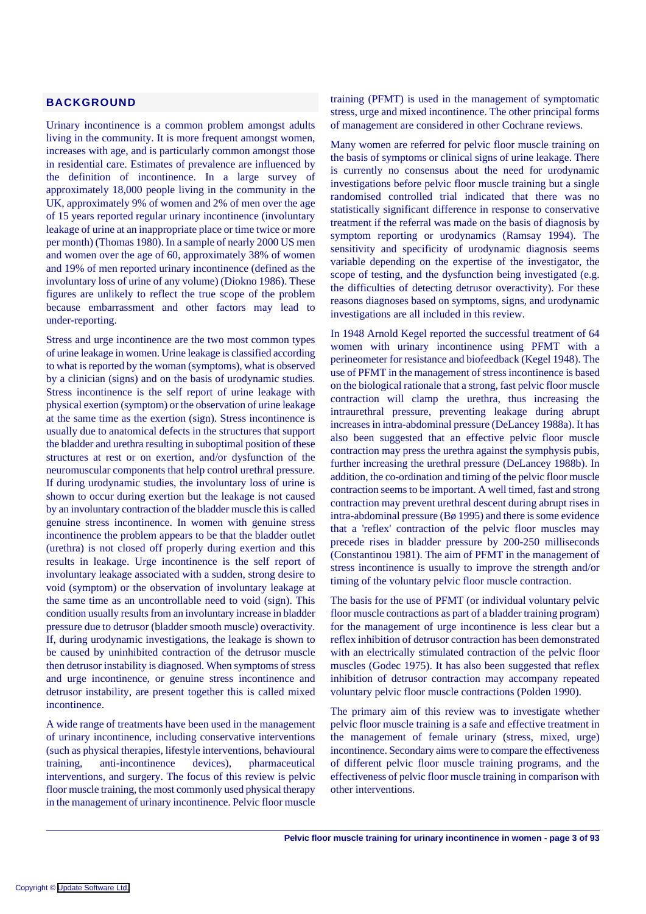## BACKGROUND

Urinary incontinence is a common problem amongst adults living in the community. It is more frequent amongst women, increases with age, and is particularly common amongst those in residential care. Estimates of prevalence are influenced by the definition of incontinence. In a large survey of approximately 18,000 people living in the community in the UK, approximately 9% of women and 2% of men over the age of 15 years reported regular urinary incontinence (involuntary leakage of urine at an inappropriate place or time twice or more per month) (Thomas 1980). In a sample of nearly 2000 US men and women over the age of 60, approximately 38% of women and 19% of men reported urinary incontinence (defined as the involuntary loss of urine of any volume) (Diokno 1986). These figures are unlikely to reflect the true scope of the problem because embarrassment and other factors may lead to under-reporting.

Stress and urge incontinence are the two most common types of urine leakage in women. Urine leakage is classified according to what is reported by the woman (symptoms), what is observed by a clinician (signs) and on the basis of urodynamic studies. Stress incontinence is the self report of urine leakage with physical exertion (symptom) or the observation of urine leakage at the same time as the exertion (sign). Stress incontinence is usually due to anatomical defects in the structures that support the bladder and urethra resulting in suboptimal position of these structures at rest or on exertion, and/or dysfunction of the neuromuscular components that help control urethral pressure. If during urodynamic studies, the involuntary loss of urine is shown to occur during exertion but the leakage is not caused by an involuntary contraction of the bladder muscle this is called genuine stress incontinence. In women with genuine stress incontinence the problem appears to be that the bladder outlet (urethra) is not closed off properly during exertion and this results in leakage. Urge incontinence is the self report of involuntary leakage associated with a sudden, strong desire to void (symptom) or the observation of involuntary leakage at the same time as an uncontrollable need to void (sign). This condition usually results from an involuntary increase in bladder pressure due to detrusor (bladder smooth muscle) overactivity. If, during urodynamic investigations, the leakage is shown to be caused by uninhibited contraction of the detrusor muscle then detrusor instability is diagnosed. When symptoms of stress and urge incontinence, or genuine stress incontinence and detrusor instability, are present together this is called mixed incontinence.

A wide range of treatments have been used in the management of urinary incontinence, including conservative interventions (such as physical therapies, lifestyle interventions, behavioural training, anti-incontinence devices), pharmaceutical interventions, and surgery. The focus of this review is pelvic floor muscle training, the most commonly used physical therapy in the management of urinary incontinence. Pelvic floor muscle training (PFMT) is used in the management of symptomatic stress, urge and mixed incontinence. The other principal forms of management are considered in other Cochrane reviews.

Many women are referred for pelvic floor muscle training on the basis of symptoms or clinical signs of urine leakage. There is currently no consensus about the need for urodynamic investigations before pelvic floor muscle training but a single randomised controlled trial indicated that there was no statistically significant difference in response to conservative treatment if the referral was made on the basis of diagnosis by symptom reporting or urodynamics (Ramsay 1994). The sensitivity and specificity of urodynamic diagnosis seems variable depending on the expertise of the investigator, the scope of testing, and the dysfunction being investigated (e.g. the difficulties of detecting detrusor overactivity). For these reasons diagnoses based on symptoms, signs, and urodynamic investigations are all included in this review.

In 1948 Arnold Kegel reported the successful treatment of 64 women with urinary incontinence using PFMT with a perineometer for resistance and biofeedback (Kegel 1948). The use of PFMT in the management of stress incontinence is based on the biological rationale that a strong, fast pelvic floor muscle contraction will clamp the urethra, thus increasing the intraurethral pressure, preventing leakage during abrupt increases in intra-abdominal pressure (DeLancey 1988a). It has also been suggested that an effective pelvic floor muscle contraction may press the urethra against the symphysis pubis, further increasing the urethral pressure (DeLancey 1988b). In addition, the co-ordination and timing of the pelvic floor muscle contraction seems to be important. A well timed, fast and strong contraction may prevent urethral descent during abrupt rises in intra-abdominal pressure (Bø 1995) and there is some evidence that a 'reflex' contraction of the pelvic floor muscles may precede rises in bladder pressure by 200-250 milliseconds (Constantinou 1981). The aim of PFMT in the management of stress incontinence is usually to improve the strength and/or timing of the voluntary pelvic floor muscle contraction.

The basis for the use of PFMT (or individual voluntary pelvic floor muscle contractions as part of a bladder training program) for the management of urge incontinence is less clear but a reflex inhibition of detrusor contraction has been demonstrated with an electrically stimulated contraction of the pelvic floor muscles (Godec 1975). It has also been suggested that reflex inhibition of detrusor contraction may accompany repeated voluntary pelvic floor muscle contractions (Polden 1990).

The primary aim of this review was to investigate whether pelvic floor muscle training is a safe and effective treatment in the management of female urinary (stress, mixed, urge) incontinence. Secondary aims were to compare the effectiveness of different pelvic floor muscle training programs, and the effectiveness of pelvic floor muscle training in comparison with other interventions.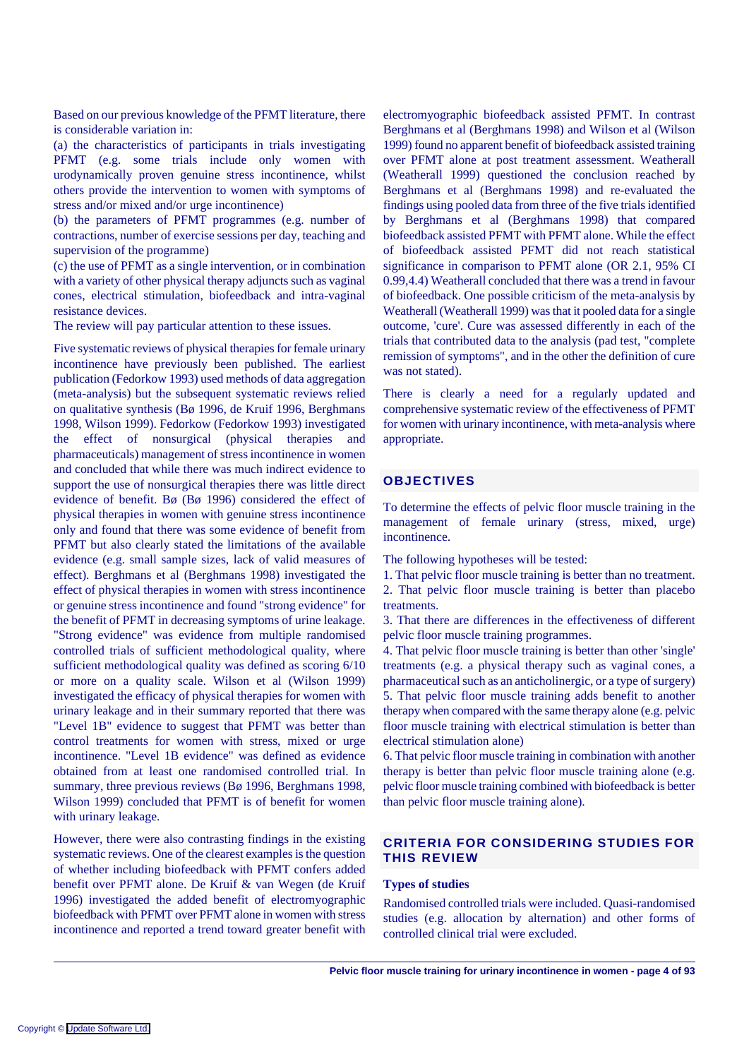Based on our previous knowledge of the PFMT literature, there is considerable variation in:

(a) the characteristics of participants in trials investigating PFMT (e.g. some trials include only women with urodynamically proven genuine stress incontinence, whilst others provide the intervention to women with symptoms of stress and/or mixed and/or urge incontinence)

(b) the parameters of PFMT programmes (e.g. number of contractions, number of exercise sessions per day, teaching and supervision of the programme)

(c) the use of PFMT as a single intervention, or in combination with a variety of other physical therapy adjuncts such as vaginal cones, electrical stimulation, biofeedback and intra-vaginal resistance devices.

The review will pay particular attention to these issues.

Five systematic reviews of physical therapies for female urinary incontinence have previously been published. The earliest publication (Fedorkow 1993) used methods of data aggregation (meta-analysis) but the subsequent systematic reviews relied on qualitative synthesis (Bø 1996, de Kruif 1996, Berghmans 1998, Wilson 1999). Fedorkow (Fedorkow 1993) investigated the effect of nonsurgical (physical therapies and pharmaceuticals) management of stress incontinence in women and concluded that while there was much indirect evidence to support the use of nonsurgical therapies there was little direct evidence of benefit. Bø (Bø 1996) considered the effect of physical therapies in women with genuine stress incontinence only and found that there was some evidence of benefit from PFMT but also clearly stated the limitations of the available evidence (e.g. small sample sizes, lack of valid measures of effect). Berghmans et al (Berghmans 1998) investigated the effect of physical therapies in women with stress incontinence or genuine stress incontinence and found "strong evidence" for the benefit of PFMT in decreasing symptoms of urine leakage. "Strong evidence" was evidence from multiple randomised controlled trials of sufficient methodological quality, where sufficient methodological quality was defined as scoring 6/10 or more on a quality scale. Wilson et al (Wilson 1999) investigated the efficacy of physical therapies for women with urinary leakage and in their summary reported that there was "Level 1B" evidence to suggest that PFMT was better than control treatments for women with stress, mixed or urge incontinence. "Level 1B evidence" was defined as evidence obtained from at least one randomised controlled trial. In summary, three previous reviews (Bø 1996, Berghmans 1998, Wilson 1999) concluded that PFMT is of benefit for women with urinary leakage.

However, there were also contrasting findings in the existing systematic reviews. One of the clearest examples is the question of whether including biofeedback with PFMT confers added benefit over PFMT alone. De Kruif & van Wegen (de Kruif 1996) investigated the added benefit of electromyographic biofeedback with PFMT over PFMT alone in women with stress incontinence and reported a trend toward greater benefit with electromyographic biofeedback assisted PFMT. In contrast Berghmans et al (Berghmans 1998) and Wilson et al (Wilson 1999) found no apparent benefit of biofeedback assisted training over PFMT alone at post treatment assessment. Weatherall (Weatherall 1999) questioned the conclusion reached by Berghmans et al (Berghmans 1998) and re-evaluated the findings using pooled data from three of the five trials identified by Berghmans et al (Berghmans 1998) that compared biofeedback assisted PFMT with PFMT alone. While the effect of biofeedback assisted PFMT did not reach statistical significance in comparison to PFMT alone (OR 2.1, 95% CI 0.99,4.4) Weatherall concluded that there was a trend in favour of biofeedback. One possible criticism of the meta-analysis by Weatherall (Weatherall 1999) was that it pooled data for a single outcome, 'cure'. Cure was assessed differently in each of the trials that contributed data to the analysis (pad test, "complete remission of symptoms", and in the other the definition of cure was not stated).

There is clearly a need for a regularly updated and comprehensive systematic review of the effectiveness of PFMT for women with urinary incontinence, with meta-analysis where appropriate.

## OBJECTIVES

To determine the effects of pelvic floor muscle training in the management of female urinary (stress, mixed, urge) incontinence.

The following hypotheses will be tested:

1. That pelvic floor muscle training is better than no treatment.
2. That pelvic floor muscle training is better than placebo treatments.
3. That there are differences in the effectiveness of different pelvic floor muscle training programmes.
4. That pelvic floor muscle training is better than other 'single' treatments (e.g. a physical therapy such as vaginal cones, a pharmaceutical such as an anticholinergic, or a type of surgery)
5. That pelvic floor muscle training adds benefit to another therapy when compared with the same therapy alone (e.g. pelvic floor muscle training with electrical stimulation is better than electrical stimulation alone)
6. That pelvic floor muscle training in combination with another therapy is better than pelvic floor muscle training alone (e.g. pelvic floor muscle training combined with biofeedback is better than pelvic floor muscle training alone).

## CRITERIA FOR CONSIDERING STUDIES FOR THIS REVIEW

### Types of studies

Randomised controlled trials were included. Quasi-randomised studies (e.g. allocation by alternation) and other forms of controlled clinical trial were excluded.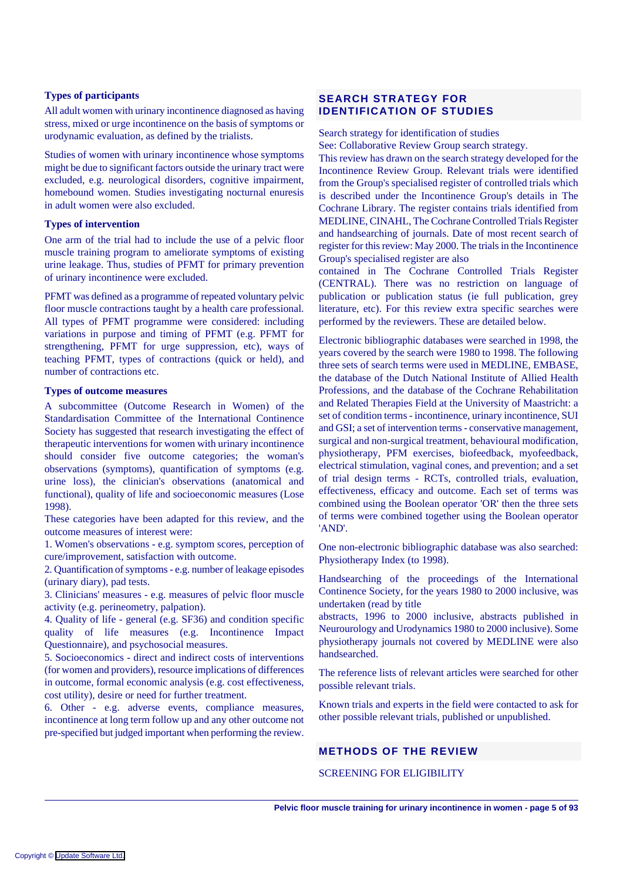**Types of participants**

All adult women with urinary incontinence diagnosed as having stress, mixed or urge incontinence on the basis of symptoms or urodynamic evaluation, as defined by the trialists.

Studies of women with urinary incontinence whose symptoms might be due to significant factors outside the urinary tract were excluded, e.g. neurological disorders, cognitive impairment, homebound women. Studies investigating nocturnal enuresis in adult women were also excluded.

**Types of intervention**

One arm of the trial had to include the use of a pelvic floor muscle training program to ameliorate symptoms of existing urine leakage. Thus, studies of PFMT for primary prevention of urinary incontinence were excluded.

PFMT was defined as a programme of repeated voluntary pelvic floor muscle contractions taught by a health care professional. All types of PFMT programme were considered: including variations in purpose and timing of PFMT (e.g. PFMT for strengthening, PFMT for urge suppression, etc), ways of teaching PFMT, types of contractions (quick or held), and number of contractions etc.

**Types of outcome measures**

A subcommittee (Outcome Research in Women) of the Standardisation Committee of the International Continence Society has suggested that research investigating the effect of therapeutic interventions for women with urinary incontinence should consider five outcome categories; the woman's observations (symptoms), quantification of symptoms (e.g. urine loss), the clinician's observations (anatomical and functional), quality of life and socioeconomic measures (Lose 1998).

These categories have been adapted for this review, and the outcome measures of interest were:

1. Women's observations - e.g. symptom scores, perception of cure/improvement, satisfaction with outcome.
2. Quantification of symptoms - e.g. number of leakage episodes (urinary diary), pad tests.
3. Clinicians' measures - e.g. measures of pelvic floor muscle activity (e.g. perineometry, palpation).
4. Quality of life - general (e.g. SF36) and condition specific quality of life measures (e.g. Incontinence Impact Questionnaire), and psychosocial measures.
5. Socioeconomics - direct and indirect costs of interventions (for women and providers), resource implications of differences in outcome, formal economic analysis (e.g. cost effectiveness, cost utility), desire or need for further treatment.
6. Other - e.g. adverse events, compliance measures, incontinence at long term follow up and any other outcome not pre-specified but judged important when performing the review.

## SEARCH STRATEGY FOR IDENTIFICATION OF STUDIES

Search strategy for identification of studies
See: Collaborative Review Group search strategy.
This review has drawn on the search strategy developed for the Incontinence Review Group. Relevant trials were identified from the Group's specialised register of controlled trials which is described under the Incontinence Group's details in The Cochrane Library. The register contains trials identified from MEDLINE, CINAHL, The Cochrane Controlled Trials Register and handsearching of journals. Date of most recent search of register for this review: May 2000. The trials in the Incontinence Group's specialised register are also
contained in The Cochrane Controlled Trials Register (CENTRAL). There was no restriction on language of publication or publication status (ie full publication, grey literature, etc). For this review extra specific searches were performed by the reviewers. These are detailed below.

Electronic bibliographic databases were searched in 1998, the years covered by the search were 1980 to 1998. The following three sets of search terms were used in MEDLINE, EMBASE, the database of the Dutch National Institute of Allied Health Professions, and the database of the Cochrane Rehabilitation and Related Therapies Field at the University of Maastricht: a set of condition terms - incontinence, urinary incontinence, SUI and GSI; a set of intervention terms - conservative management, surgical and non-surgical treatment, behavioural modification, physiotherapy, PFM exercises, biofeedback, myofeedback, electrical stimulation, vaginal cones, and prevention; and a set of trial design terms - RCTs, controlled trials, evaluation, effectiveness, efficacy and outcome. Each set of terms was combined using the Boolean operator 'OR' then the three sets of terms were combined together using the Boolean operator 'AND'.

One non-electronic bibliographic database was also searched: Physiotherapy Index (to 1998).

Handsearching of the proceedings of the International Continence Society, for the years 1980 to 2000 inclusive, was undertaken (read by title
abstracts, 1996 to 2000 inclusive, abstracts published in Neurourology and Urodynamics 1980 to 2000 inclusive). Some physiotherapy journals not covered by MEDLINE were also handsearched.

The reference lists of relevant articles were searched for other possible relevant trials.

Known trials and experts in the field were contacted to ask for other possible relevant trials, published or unpublished.

## METHODS OF THE REVIEW

SCREENING FOR ELIGIBILITY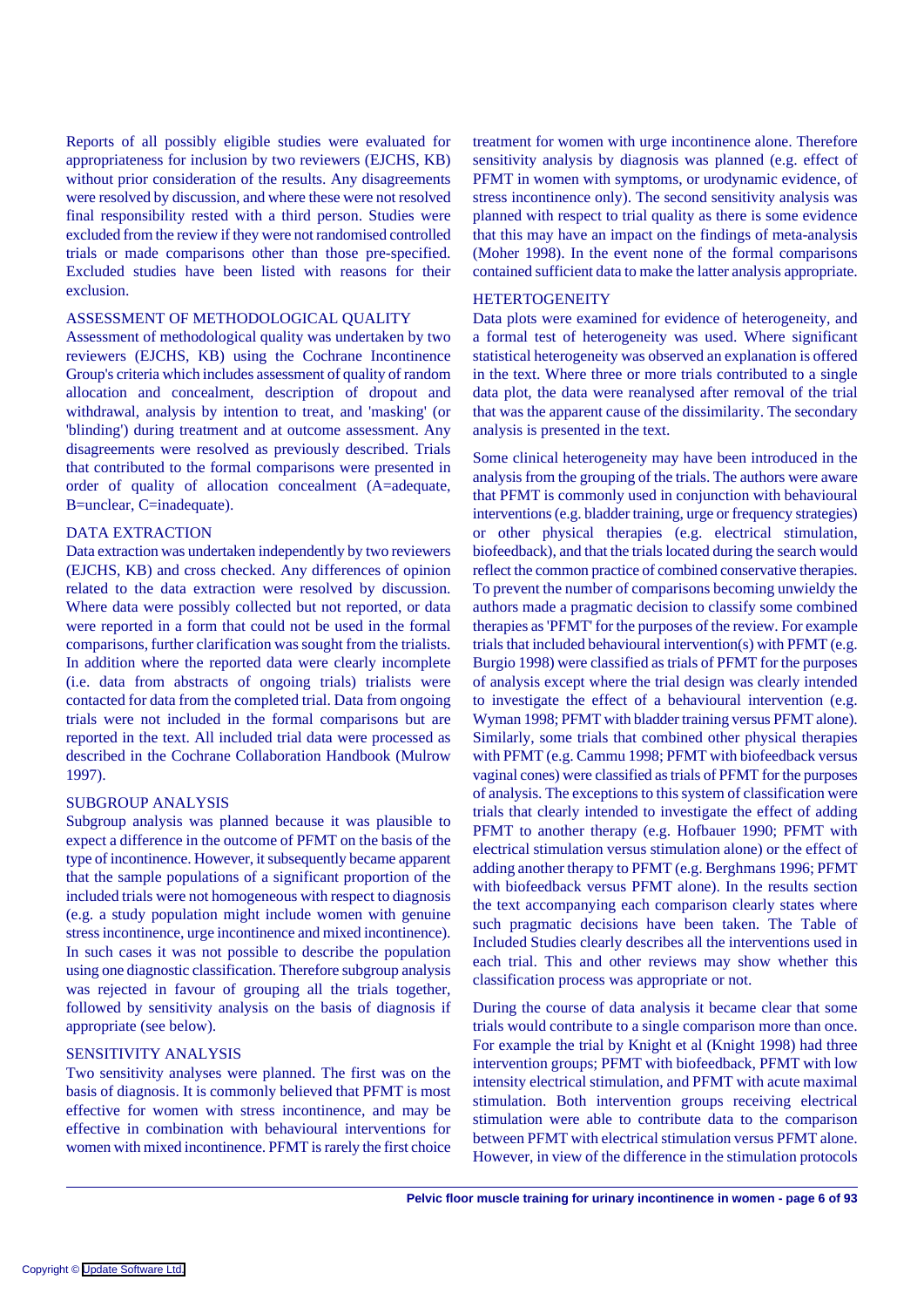Reports of all possibly eligible studies were evaluated for appropriateness for inclusion by two reviewers (EJCHS, KB) without prior consideration of the results. Any disagreements were resolved by discussion, and where these were not resolved final responsibility rested with a third person. Studies were excluded from the review if they were not randomised controlled trials or made comparisons other than those pre-specified. Excluded studies have been listed with reasons for their exclusion.

### ASSESSMENT OF METHODOLOGICAL QUALITY

Assessment of methodological quality was undertaken by two reviewers (EJCHS, KB) using the Cochrane Incontinence Group's criteria which includes assessment of quality of random allocation and concealment, description of dropout and withdrawal, analysis by intention to treat, and 'masking' (or 'blinding') during treatment and at outcome assessment. Any disagreements were resolved as previously described. Trials that contributed to the formal comparisons were presented in order of quality of allocation concealment (A=adequate, B=unclear, C=inadequate).

### DATA EXTRACTION

Data extraction was undertaken independently by two reviewers (EJCHS, KB) and cross checked. Any differences of opinion related to the data extraction were resolved by discussion. Where data were possibly collected but not reported, or data were reported in a form that could not be used in the formal comparisons, further clarification was sought from the trialists. In addition where the reported data were clearly incomplete (i.e. data from abstracts of ongoing trials) trialists were contacted for data from the completed trial. Data from ongoing trials were not included in the formal comparisons but are reported in the text. All included trial data were processed as described in the Cochrane Collaboration Handbook (Mulrow 1997).

### SUBGROUP ANALYSIS

Subgroup analysis was planned because it was plausible to expect a difference in the outcome of PFMT on the basis of the type of incontinence. However, it subsequently became apparent that the sample populations of a significant proportion of the included trials were not homogeneous with respect to diagnosis (e.g. a study population might include women with genuine stress incontinence, urge incontinence and mixed incontinence). In such cases it was not possible to describe the population using one diagnostic classification. Therefore subgroup analysis was rejected in favour of grouping all the trials together, followed by sensitivity analysis on the basis of diagnosis if appropriate (see below).

### SENSITIVITY ANALYSIS

Two sensitivity analyses were planned. The first was on the basis of diagnosis. It is commonly believed that PFMT is most effective for women with stress incontinence, and may be effective in combination with behavioural interventions for women with mixed incontinence. PFMT is rarely the first choice treatment for women with urge incontinence alone. Therefore sensitivity analysis by diagnosis was planned (e.g. effect of PFMT in women with symptoms, or urodynamic evidence, of stress incontinence only). The second sensitivity analysis was planned with respect to trial quality as there is some evidence that this may have an impact on the findings of meta-analysis (Moher 1998). In the event none of the formal comparisons contained sufficient data to make the latter analysis appropriate.

### HETERTOGENEITY

Data plots were examined for evidence of heterogeneity, and a formal test of heterogeneity was used. Where significant statistical heterogeneity was observed an explanation is offered in the text. Where three or more trials contributed to a single data plot, the data were reanalysed after removal of the trial that was the apparent cause of the dissimilarity. The secondary analysis is presented in the text.

Some clinical heterogeneity may have been introduced in the analysis from the grouping of the trials. The authors were aware that PFMT is commonly used in conjunction with behavioural interventions (e.g. bladder training, urge or frequency strategies) or other physical therapies (e.g. electrical stimulation, biofeedback), and that the trials located during the search would reflect the common practice of combined conservative therapies. To prevent the number of comparisons becoming unwieldy the authors made a pragmatic decision to classify some combined therapies as 'PFMT' for the purposes of the review. For example trials that included behavioural intervention(s) with PFMT (e.g. Burgio 1998) were classified as trials of PFMT for the purposes of analysis except where the trial design was clearly intended to investigate the effect of a behavioural intervention (e.g. Wyman 1998; PFMT with bladder training versus PFMT alone). Similarly, some trials that combined other physical therapies with PFMT (e.g. Cammu 1998; PFMT with biofeedback versus vaginal cones) were classified as trials of PFMT for the purposes of analysis. The exceptions to this system of classification were trials that clearly intended to investigate the effect of adding PFMT to another therapy (e.g. Hofbauer 1990; PFMT with electrical stimulation versus stimulation alone) or the effect of adding another therapy to PFMT (e.g. Berghmans 1996; PFMT with biofeedback versus PFMT alone). In the results section the text accompanying each comparison clearly states where such pragmatic decisions have been taken. The Table of Included Studies clearly describes all the interventions used in each trial. This and other reviews may show whether this classification process was appropriate or not.

During the course of data analysis it became clear that some trials would contribute to a single comparison more than once. For example the trial by Knight et al (Knight 1998) had three intervention groups; PFMT with biofeedback, PFMT with low intensity electrical stimulation, and PFMT with acute maximal stimulation. Both intervention groups receiving electrical stimulation were able to contribute data to the comparison between PFMT with electrical stimulation versus PFMT alone. However, in view of the difference in the stimulation protocols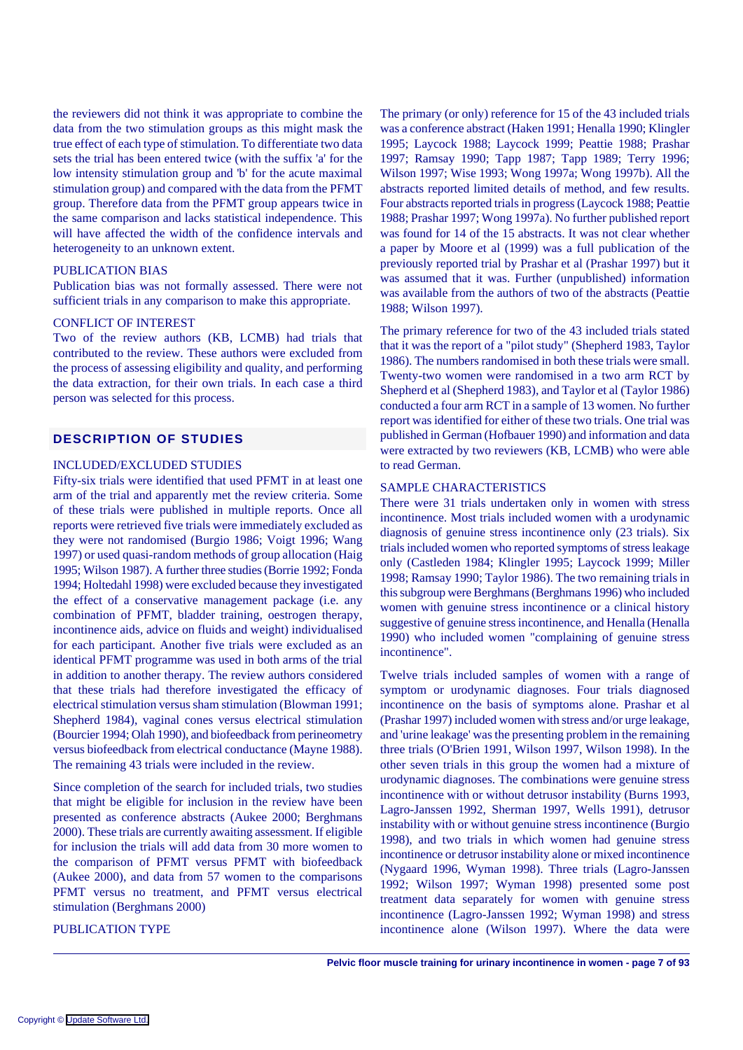the reviewers did not think it was appropriate to combine the data from the two stimulation groups as this might mask the true effect of each type of stimulation. To differentiate two data sets the trial has been entered twice (with the suffix 'a' for the low intensity stimulation group and 'b' for the acute maximal stimulation group) and compared with the data from the PFMT group. Therefore data from the PFMT group appears twice in the same comparison and lacks statistical independence. This will have affected the width of the confidence intervals and heterogeneity to an unknown extent.

PUBLICATION BIAS

Publication bias was not formally assessed. There were not sufficient trials in any comparison to make this appropriate.

CONFLICT OF INTEREST

Two of the review authors (KB, LCMB) had trials that contributed to the review. These authors were excluded from the process of assessing eligibility and quality, and performing the data extraction, for their own trials. In each case a third person was selected for this process.

## DESCRIPTION OF STUDIES

INCLUDED/EXCLUDED STUDIES

Fifty-six trials were identified that used PFMT in at least one arm of the trial and apparently met the review criteria. Some of these trials were published in multiple reports. Once all reports were retrieved five trials were immediately excluded as they were not randomised (Burgio 1986; Voigt 1996; Wang 1997) or used quasi-random methods of group allocation (Haig 1995; Wilson 1987). A further three studies (Borrie 1992; Fonda 1994; Holtedahl 1998) were excluded because they investigated the effect of a conservative management package (i.e. any combination of PFMT, bladder training, oestrogen therapy, incontinence aids, advice on fluids and weight) individualised for each participant. Another five trials were excluded as an identical PFMT programme was used in both arms of the trial in addition to another therapy. The review authors considered that these trials had therefore investigated the efficacy of electrical stimulation versus sham stimulation (Blowman 1991; Shepherd 1984), vaginal cones versus electrical stimulation (Bourcier 1994; Olah 1990), and biofeedback from perineometry versus biofeedback from electrical conductance (Mayne 1988). The remaining 43 trials were included in the review.

Since completion of the search for included trials, two studies that might be eligible for inclusion in the review have been presented as conference abstracts (Aukee 2000; Berghmans 2000). These trials are currently awaiting assessment. If eligible for inclusion the trials will add data from 30 more women to the comparison of PFMT versus PFMT with biofeedback (Aukee 2000), and data from 57 women to the comparisons PFMT versus no treatment, and PFMT versus electrical stimulation (Berghmans 2000)

PUBLICATION TYPE

The primary (or only) reference for 15 of the 43 included trials was a conference abstract (Haken 1991; Henalla 1990; Klingler 1995; Laycock 1988; Laycock 1999; Peattie 1988; Prashar 1997; Ramsay 1990; Tapp 1987; Tapp 1989; Terry 1996; Wilson 1997; Wise 1993; Wong 1997a; Wong 1997b). All the abstracts reported limited details of method, and few results. Four abstracts reported trials in progress (Laycock 1988; Peattie 1988; Prashar 1997; Wong 1997a). No further published report was found for 14 of the 15 abstracts. It was not clear whether a paper by Moore et al (1999) was a full publication of the previously reported trial by Prashar et al (Prashar 1997) but it was assumed that it was. Further (unpublished) information was available from the authors of two of the abstracts (Peattie 1988; Wilson 1997).

The primary reference for two of the 43 included trials stated that it was the report of a "pilot study" (Shepherd 1983, Taylor 1986). The numbers randomised in both these trials were small. Twenty-two women were randomised in a two arm RCT by Shepherd et al (Shepherd 1983), and Taylor et al (Taylor 1986) conducted a four arm RCT in a sample of 13 women. No further report was identified for either of these two trials. One trial was published in German (Hofbauer 1990) and information and data were extracted by two reviewers (KB, LCMB) who were able to read German.

SAMPLE CHARACTERISTICS

There were 31 trials undertaken only in women with stress incontinence. Most trials included women with a urodynamic diagnosis of genuine stress incontinence only (23 trials). Six trials included women who reported symptoms of stress leakage only (Castleden 1984; Klingler 1995; Laycock 1999; Miller 1998; Ramsay 1990; Taylor 1986). The two remaining trials in this subgroup were Berghmans (Berghmans 1996) who included women with genuine stress incontinence or a clinical history suggestive of genuine stress incontinence, and Henalla (Henalla 1990) who included women "complaining of genuine stress incontinence".

Twelve trials included samples of women with a range of symptom or urodynamic diagnoses. Four trials diagnosed incontinence on the basis of symptoms alone. Prashar et al (Prashar 1997) included women with stress and/or urge leakage, and 'urine leakage' was the presenting problem in the remaining three trials (O'Brien 1991, Wilson 1997, Wilson 1998). In the other seven trials in this group the women had a mixture of urodynamic diagnoses. The combinations were genuine stress incontinence with or without detrusor instability (Burns 1993, Lagro-Janssen 1992, Sherman 1997, Wells 1991), detrusor instability with or without genuine stress incontinence (Burgio 1998), and two trials in which women had genuine stress incontinence or detrusor instability alone or mixed incontinence (Nygaard 1996, Wyman 1998). Three trials (Lagro-Janssen 1992; Wilson 1997; Wyman 1998) presented some post treatment data separately for women with genuine stress incontinence (Lagro-Janssen 1992; Wyman 1998) and stress incontinence alone (Wilson 1997). Where the data were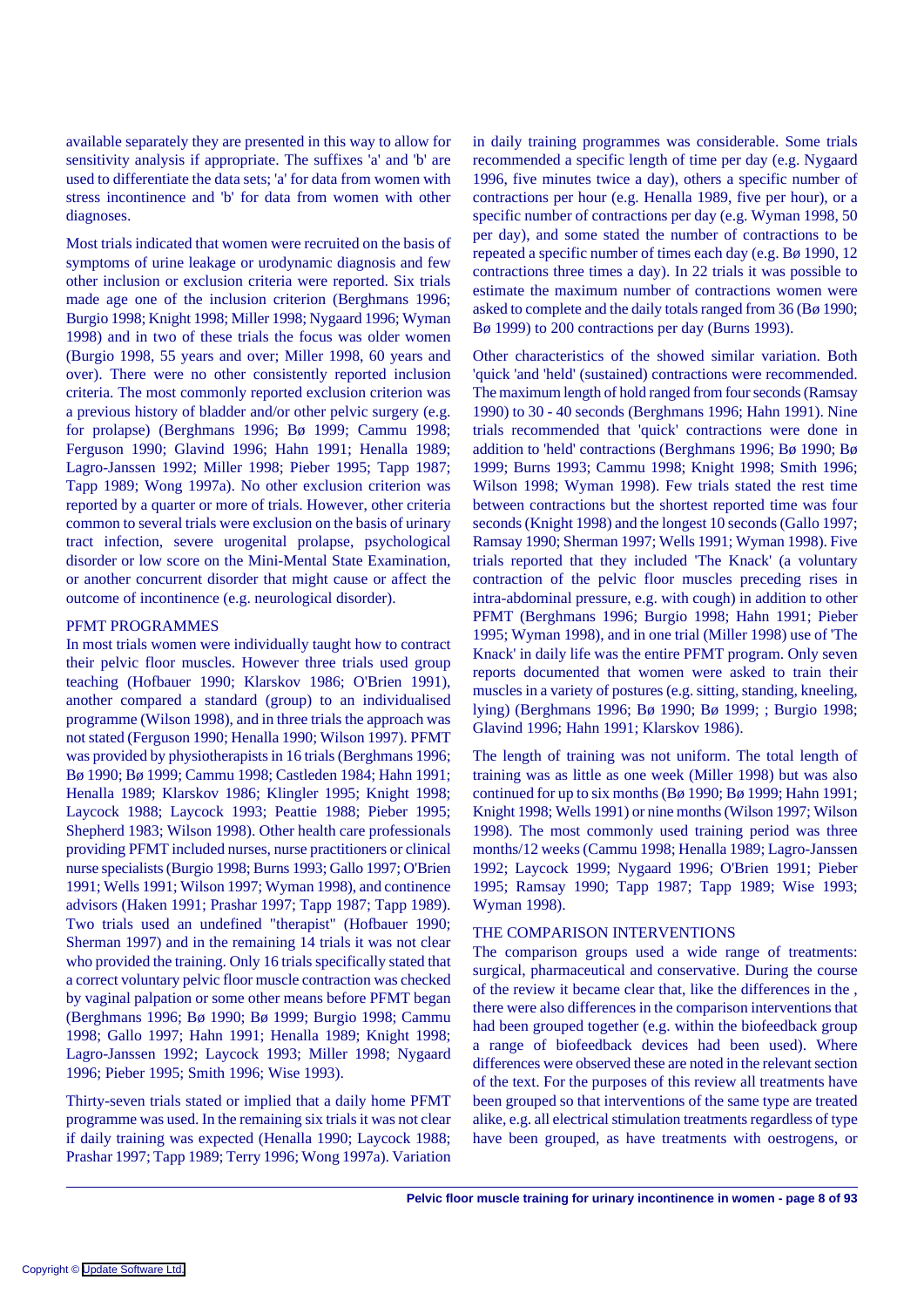available separately they are presented in this way to allow for sensitivity analysis if appropriate. The suffixes 'a' and 'b' are used to differentiate the data sets; 'a' for data from women with stress incontinence and 'b' for data from women with other diagnoses.

Most trials indicated that women were recruited on the basis of symptoms of urine leakage or urodynamic diagnosis and few other inclusion or exclusion criteria were reported. Six trials made age one of the inclusion criterion (Berghmans 1996; Burgio 1998; Knight 1998; Miller 1998; Nygaard 1996; Wyman 1998) and in two of these trials the focus was older women (Burgio 1998, 55 years and over; Miller 1998, 60 years and over). There were no other consistently reported inclusion criteria. The most commonly reported exclusion criterion was a previous history of bladder and/or other pelvic surgery (e.g. for prolapse) (Berghmans 1996; Bø 1999; Cammu 1998; Ferguson 1990; Glavind 1996; Hahn 1991; Henalla 1989; Lagro-Janssen 1992; Miller 1998; Pieber 1995; Tapp 1987; Tapp 1989; Wong 1997a). No other exclusion criterion was reported by a quarter or more of trials. However, other criteria common to several trials were exclusion on the basis of urinary tract infection, severe urogenital prolapse, psychological disorder or low score on the Mini-Mental State Examination, or another concurrent disorder that might cause or affect the outcome of incontinence (e.g. neurological disorder).

## PFMT PROGRAMMES

In most trials women were individually taught how to contract their pelvic floor muscles. However three trials used group teaching (Hofbauer 1990; Klarskov 1986; O'Brien 1991), another compared a standard (group) to an individualised programme (Wilson 1998), and in three trials the approach was not stated (Ferguson 1990; Henalla 1990; Wilson 1997). PFMT was provided by physiotherapists in 16 trials (Berghmans 1996; Bø 1990; Bø 1999; Cammu 1998; Castleden 1984; Hahn 1991; Henalla 1989; Klarskov 1986; Klingler 1995; Knight 1998; Laycock 1988; Laycock 1993; Peattie 1988; Pieber 1995; Shepherd 1983; Wilson 1998). Other health care professionals providing PFMT included nurses, nurse practitioners or clinical nurse specialists (Burgio 1998; Burns 1993; Gallo 1997; O'Brien 1991; Wells 1991; Wilson 1997; Wyman 1998), and continence advisors (Haken 1991; Prashar 1997; Tapp 1987; Tapp 1989). Two trials used an undefined "therapist" (Hofbauer 1990; Sherman 1997) and in the remaining 14 trials it was not clear who provided the training. Only 16 trials specifically stated that a correct voluntary pelvic floor muscle contraction was checked by vaginal palpation or some other means before PFMT began (Berghmans 1996; Bø 1990; Bø 1999; Burgio 1998; Cammu 1998; Gallo 1997; Hahn 1991; Henalla 1989; Knight 1998; Lagro-Janssen 1992; Laycock 1993; Miller 1998; Nygaard 1996; Pieber 1995; Smith 1996; Wise 1993).

Thirty-seven trials stated or implied that a daily home PFMT programme was used. In the remaining six trials it was not clear if daily training was expected (Henalla 1990; Laycock 1988; Prashar 1997; Tapp 1989; Terry 1996; Wong 1997a). Variation in daily training programmes was considerable. Some trials recommended a specific length of time per day (e.g. Nygaard 1996, five minutes twice a day), others a specific number of contractions per hour (e.g. Henalla 1989, five per hour), or a specific number of contractions per day (e.g. Wyman 1998, 50 per day), and some stated the number of contractions to be repeated a specific number of times each day (e.g. Bø 1990, 12 contractions three times a day). In 22 trials it was possible to estimate the maximum number of contractions women were asked to complete and the daily totals ranged from 36 (Bø 1990; Bø 1999) to 200 contractions per day (Burns 1993).

Other characteristics of the showed similar variation. Both 'quick 'and 'held' (sustained) contractions were recommended. The maximum length of hold ranged from four seconds (Ramsay 1990) to 30 - 40 seconds (Berghmans 1996; Hahn 1991). Nine trials recommended that 'quick' contractions were done in addition to 'held' contractions (Berghmans 1996; Bø 1990; Bø 1999; Burns 1993; Cammu 1998; Knight 1998; Smith 1996; Wilson 1998; Wyman 1998). Few trials stated the rest time between contractions but the shortest reported time was four seconds (Knight 1998) and the longest 10 seconds (Gallo 1997; Ramsay 1990; Sherman 1997; Wells 1991; Wyman 1998). Five trials reported that they included 'The Knack' (a voluntary contraction of the pelvic floor muscles preceding rises in intra-abdominal pressure, e.g. with cough) in addition to other PFMT (Berghmans 1996; Burgio 1998; Hahn 1991; Pieber 1995; Wyman 1998), and in one trial (Miller 1998) use of 'The Knack' in daily life was the entire PFMT program. Only seven reports documented that women were asked to train their muscles in a variety of postures (e.g. sitting, standing, kneeling, lying) (Berghmans 1996; Bø 1990; Bø 1999; ; Burgio 1998; Glavind 1996; Hahn 1991; Klarskov 1986).

The length of training was not uniform. The total length of training was as little as one week (Miller 1998) but was also continued for up to six months (Bø 1990; Bø 1999; Hahn 1991; Knight 1998; Wells 1991) or nine months (Wilson 1997; Wilson 1998). The most commonly used training period was three months/12 weeks (Cammu 1998; Henalla 1989; Lagro-Janssen 1992; Laycock 1999; Nygaard 1996; O'Brien 1991; Pieber 1995; Ramsay 1990; Tapp 1987; Tapp 1989; Wise 1993; Wyman 1998).

## THE COMPARISON INTERVENTIONS

The comparison groups used a wide range of treatments: surgical, pharmaceutical and conservative. During the course of the review it became clear that, like the differences in the , there were also differences in the comparison interventions that had been grouped together (e.g. within the biofeedback group a range of biofeedback devices had been used). Where differences were observed these are noted in the relevant section of the text. For the purposes of this review all treatments have been grouped so that interventions of the same type are treated alike, e.g. all electrical stimulation treatments regardless of type have been grouped, as have treatments with oestrogens, or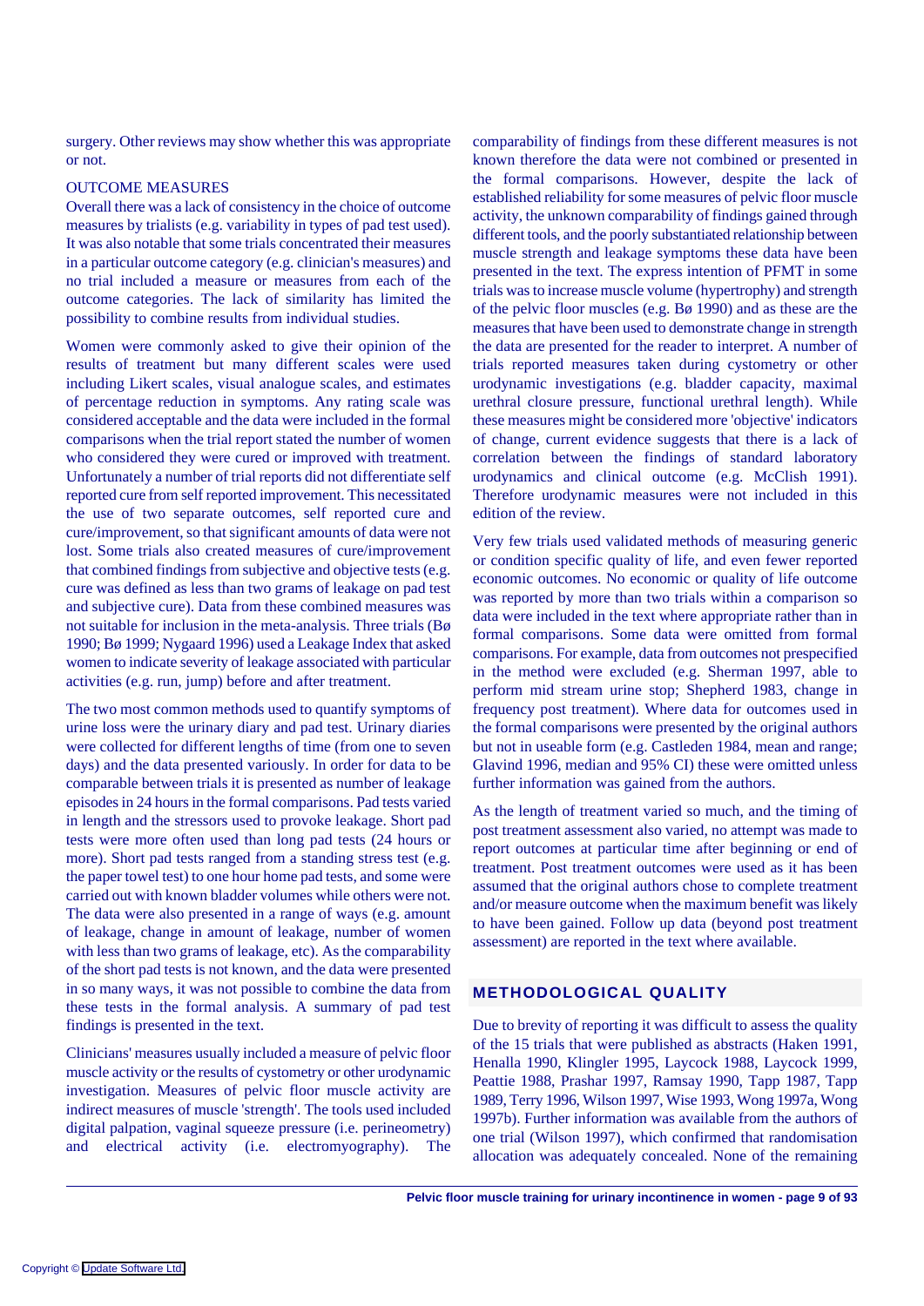surgery. Other reviews may show whether this was appropriate or not.

OUTCOME MEASURES

Overall there was a lack of consistency in the choice of outcome measures by trialists (e.g. variability in types of pad test used). It was also notable that some trials concentrated their measures in a particular outcome category (e.g. clinician's measures) and no trial included a measure or measures from each of the outcome categories. The lack of similarity has limited the possibility to combine results from individual studies.

Women were commonly asked to give their opinion of the results of treatment but many different scales were used including Likert scales, visual analogue scales, and estimates of percentage reduction in symptoms. Any rating scale was considered acceptable and the data were included in the formal comparisons when the trial report stated the number of women who considered they were cured or improved with treatment. Unfortunately a number of trial reports did not differentiate self reported cure from self reported improvement. This necessitated the use of two separate outcomes, self reported cure and cure/improvement, so that significant amounts of data were not lost. Some trials also created measures of cure/improvement that combined findings from subjective and objective tests (e.g. cure was defined as less than two grams of leakage on pad test and subjective cure). Data from these combined measures was not suitable for inclusion in the meta-analysis. Three trials (Bø 1990; Bø 1999; Nygaard 1996) used a Leakage Index that asked women to indicate severity of leakage associated with particular activities (e.g. run, jump) before and after treatment.

The two most common methods used to quantify symptoms of urine loss were the urinary diary and pad test. Urinary diaries were collected for different lengths of time (from one to seven days) and the data presented variously. In order for data to be comparable between trials it is presented as number of leakage episodes in 24 hours in the formal comparisons. Pad tests varied in length and the stressors used to provoke leakage. Short pad tests were more often used than long pad tests (24 hours or more). Short pad tests ranged from a standing stress test (e.g. the paper towel test) to one hour home pad tests, and some were carried out with known bladder volumes while others were not. The data were also presented in a range of ways (e.g. amount of leakage, change in amount of leakage, number of women with less than two grams of leakage, etc). As the comparability of the short pad tests is not known, and the data were presented in so many ways, it was not possible to combine the data from these tests in the formal analysis. A summary of pad test findings is presented in the text.

Clinicians' measures usually included a measure of pelvic floor muscle activity or the results of cystometry or other urodynamic investigation. Measures of pelvic floor muscle activity are indirect measures of muscle 'strength'. The tools used included digital palpation, vaginal squeeze pressure (i.e. perineometry) and electrical activity (i.e. electromyography). The comparability of findings from these different measures is not known therefore the data were not combined or presented in the formal comparisons. However, despite the lack of established reliability for some measures of pelvic floor muscle activity, the unknown comparability of findings gained through different tools, and the poorly substantiated relationship between muscle strength and leakage symptoms these data have been presented in the text. The express intention of PFMT in some trials was to increase muscle volume (hypertrophy) and strength of the pelvic floor muscles (e.g. Bø 1990) and as these are the measures that have been used to demonstrate change in strength the data are presented for the reader to interpret. A number of trials reported measures taken during cystometry or other urodynamic investigations (e.g. bladder capacity, maximal urethral closure pressure, functional urethral length). While these measures might be considered more 'objective' indicators of change, current evidence suggests that there is a lack of correlation between the findings of standard laboratory urodynamics and clinical outcome (e.g. McClish 1991). Therefore urodynamic measures were not included in this edition of the review.

Very few trials used validated methods of measuring generic or condition specific quality of life, and even fewer reported economic outcomes. No economic or quality of life outcome was reported by more than two trials within a comparison so data were included in the text where appropriate rather than in formal comparisons. Some data were omitted from formal comparisons. For example, data from outcomes not prespecified in the method were excluded (e.g. Sherman 1997, able to perform mid stream urine stop; Shepherd 1983, change in frequency post treatment). Where data for outcomes used in the formal comparisons were presented by the original authors but not in useable form (e.g. Castleden 1984, mean and range; Glavind 1996, median and 95% CI) these were omitted unless further information was gained from the authors.

As the length of treatment varied so much, and the timing of post treatment assessment also varied, no attempt was made to report outcomes at particular time after beginning or end of treatment. Post treatment outcomes were used as it has been assumed that the original authors chose to complete treatment and/or measure outcome when the maximum benefit was likely to have been gained. Follow up data (beyond post treatment assessment) are reported in the text where available.

## METHODOLOGICAL QUALITY

Due to brevity of reporting it was difficult to assess the quality of the 15 trials that were published as abstracts (Haken 1991, Henalla 1990, Klingler 1995, Laycock 1988, Laycock 1999, Peattie 1988, Prashar 1997, Ramsay 1990, Tapp 1987, Tapp 1989, Terry 1996, Wilson 1997, Wise 1993, Wong 1997a, Wong 1997b). Further information was available from the authors of one trial (Wilson 1997), which confirmed that randomisation allocation was adequately concealed. None of the remaining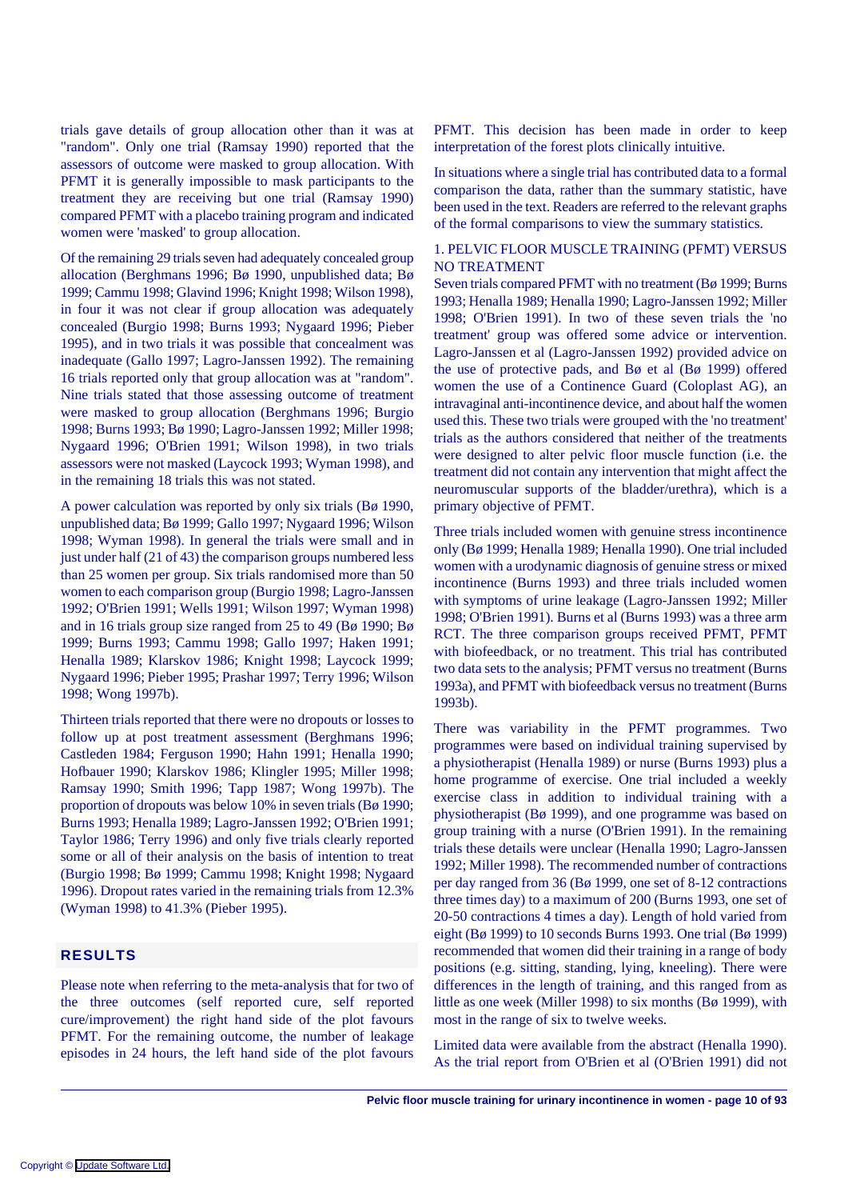trials gave details of group allocation other than it was at "random". Only one trial (Ramsay 1990) reported that the assessors of outcome were masked to group allocation. With PFMT it is generally impossible to mask participants to the treatment they are receiving but one trial (Ramsay 1990) compared PFMT with a placebo training program and indicated women were 'masked' to group allocation.

Of the remaining 29 trials seven had adequately concealed group allocation (Berghmans 1996; Bø 1990, unpublished data; Bø 1999; Cammu 1998; Glavind 1996; Knight 1998; Wilson 1998), in four it was not clear if group allocation was adequately concealed (Burgio 1998; Burns 1993; Nygaard 1996; Pieber 1995), and in two trials it was possible that concealment was inadequate (Gallo 1997; Lagro-Janssen 1992). The remaining 16 trials reported only that group allocation was at "random". Nine trials stated that those assessing outcome of treatment were masked to group allocation (Berghmans 1996; Burgio 1998; Burns 1993; Bø 1990; Lagro-Janssen 1992; Miller 1998; Nygaard 1996; O'Brien 1991; Wilson 1998), in two trials assessors were not masked (Laycock 1993; Wyman 1998), and in the remaining 18 trials this was not stated.

A power calculation was reported by only six trials (Bø 1990, unpublished data; Bø 1999; Gallo 1997; Nygaard 1996; Wilson 1998; Wyman 1998). In general the trials were small and in just under half (21 of 43) the comparison groups numbered less than 25 women per group. Six trials randomised more than 50 women to each comparison group (Burgio 1998; Lagro-Janssen 1992; O'Brien 1991; Wells 1991; Wilson 1997; Wyman 1998) and in 16 trials group size ranged from 25 to 49 (Bø 1990; Bø 1999; Burns 1993; Cammu 1998; Gallo 1997; Haken 1991; Henalla 1989; Klarskov 1986; Knight 1998; Laycock 1999; Nygaard 1996; Pieber 1995; Prashar 1997; Terry 1996; Wilson 1998; Wong 1997b).

Thirteen trials reported that there were no dropouts or losses to follow up at post treatment assessment (Berghmans 1996; Castleden 1984; Ferguson 1990; Hahn 1991; Henalla 1990; Hofbauer 1990; Klarskov 1986; Klingler 1995; Miller 1998; Ramsay 1990; Smith 1996; Tapp 1987; Wong 1997b). The proportion of dropouts was below 10% in seven trials (Bø 1990; Burns 1993; Henalla 1989; Lagro-Janssen 1992; O'Brien 1991; Taylor 1986; Terry 1996) and only five trials clearly reported some or all of their analysis on the basis of intention to treat (Burgio 1998; Bø 1999; Cammu 1998; Knight 1998; Nygaard 1996). Dropout rates varied in the remaining trials from 12.3% (Wyman 1998) to 41.3% (Pieber 1995).

## RESULTS

Please note when referring to the meta-analysis that for two of the three outcomes (self reported cure, self reported cure/improvement) the right hand side of the plot favours PFMT. For the remaining outcome, the number of leakage episodes in 24 hours, the left hand side of the plot favours PFMT. This decision has been made in order to keep interpretation of the forest plots clinically intuitive.

In situations where a single trial has contributed data to a formal comparison the data, rather than the summary statistic, have been used in the text. Readers are referred to the relevant graphs of the formal comparisons to view the summary statistics.

### 1. PELVIC FLOOR MUSCLE TRAINING (PFMT) VERSUS NO TREATMENT

Seven trials compared PFMT with no treatment (Bø 1999; Burns 1993; Henalla 1989; Henalla 1990; Lagro-Janssen 1992; Miller 1998; O'Brien 1991). In two of these seven trials the 'no treatment' group was offered some advice or intervention. Lagro-Janssen et al (Lagro-Janssen 1992) provided advice on the use of protective pads, and Bø et al (Bø 1999) offered women the use of a Continence Guard (Coloplast AG), an intravaginal anti-incontinence device, and about half the women used this. These two trials were grouped with the 'no treatment' trials as the authors considered that neither of the treatments were designed to alter pelvic floor muscle function (i.e. the treatment did not contain any intervention that might affect the neuromuscular supports of the bladder/urethra), which is a primary objective of PFMT.

Three trials included women with genuine stress incontinence only (Bø 1999; Henalla 1989; Henalla 1990). One trial included women with a urodynamic diagnosis of genuine stress or mixed incontinence (Burns 1993) and three trials included women with symptoms of urine leakage (Lagro-Janssen 1992; Miller 1998; O'Brien 1991). Burns et al (Burns 1993) was a three arm RCT. The three comparison groups received PFMT, PFMT with biofeedback, or no treatment. This trial has contributed two data sets to the analysis; PFMT versus no treatment (Burns 1993a), and PFMT with biofeedback versus no treatment (Burns 1993b).

There was variability in the PFMT programmes. Two programmes were based on individual training supervised by a physiotherapist (Henalla 1989) or nurse (Burns 1993) plus a home programme of exercise. One trial included a weekly exercise class in addition to individual training with a physiotherapist (Bø 1999), and one programme was based on group training with a nurse (O'Brien 1991). In the remaining trials these details were unclear (Henalla 1990; Lagro-Janssen 1992; Miller 1998). The recommended number of contractions per day ranged from 36 (Bø 1999, one set of 8-12 contractions three times day) to a maximum of 200 (Burns 1993, one set of 20-50 contractions 4 times a day). Length of hold varied from eight (Bø 1999) to 10 seconds Burns 1993. One trial (Bø 1999) recommended that women did their training in a range of body positions (e.g. sitting, standing, lying, kneeling). There were differences in the length of training, and this ranged from as little as one week (Miller 1998) to six months (Bø 1999), with most in the range of six to twelve weeks.

Limited data were available from the abstract (Henalla 1990). As the trial report from O'Brien et al (O'Brien 1991) did not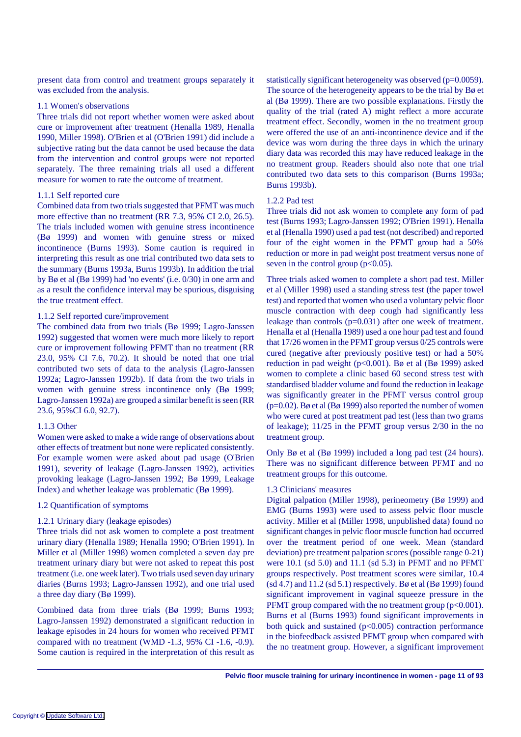present data from control and treatment groups separately it was excluded from the analysis.

### 1.1 Women's observations

Three trials did not report whether women were asked about cure or improvement after treatment (Henalla 1989, Henalla 1990, Miller 1998). O'Brien et al (O'Brien 1991) did include a subjective rating but the data cannot be used because the data from the intervention and control groups were not reported separately. The three remaining trials all used a different measure for women to rate the outcome of treatment.

#### 1.1.1 Self reported cure

Combined data from two trials suggested that PFMT was much more effective than no treatment (RR 7.3, 95% CI 2.0, 26.5). The trials included women with genuine stress incontinence (Bø 1999) and women with genuine stress or mixed incontinence (Burns 1993). Some caution is required in interpreting this result as one trial contributed two data sets to the summary (Burns 1993a, Burns 1993b). In addition the trial by Bø et al (Bø 1999) had 'no events' (i.e. 0/30) in one arm and as a result the confidence interval may be spurious, disguising the true treatment effect.

#### 1.1.2 Self reported cure/improvement

The combined data from two trials (Bø 1999; Lagro-Janssen 1992) suggested that women were much more likely to report cure or improvement following PFMT than no treatment (RR 23.0, 95% CI 7.6, 70.2). It should be noted that one trial contributed two sets of data to the analysis (Lagro-Janssen 1992a; Lagro-Janssen 1992b). If data from the two trials in women with genuine stress incontinence only (Bø 1999; Lagro-Janssen 1992a) are grouped a similar benefit is seen (RR 23.6, 95%CI 6.0, 92.7).

#### 1.1.3 Other

Women were asked to make a wide range of observations about other effects of treatment but none were replicated consistently. For example women were asked about pad usage (O'Brien 1991), severity of leakage (Lagro-Janssen 1992), activities provoking leakage (Lagro-Janssen 1992; Bø 1999, Leakage Index) and whether leakage was problematic (Bø 1999).

### 1.2 Quantification of symptoms

#### 1.2.1 Urinary diary (leakage episodes)

Three trials did not ask women to complete a post treatment urinary diary (Henalla 1989; Henalla 1990; O'Brien 1991). In Miller et al (Miller 1998) women completed a seven day pre treatment urinary diary but were not asked to repeat this post treatment (i.e. one week later). Two trials used seven day urinary diaries (Burns 1993; Lagro-Janssen 1992), and one trial used a three day diary (Bø 1999).

Combined data from three trials (Bø 1999; Burns 1993; Lagro-Janssen 1992) demonstrated a significant reduction in leakage episodes in 24 hours for women who received PFMT compared with no treatment (WMD -1.3, 95% CI -1.6, -0.9). Some caution is required in the interpretation of this result as statistically significant heterogeneity was observed (p=0.0059). The source of the heterogeneity appears to be the trial by Bø et al (Bø 1999). There are two possible explanations. Firstly the quality of the trial (rated A) might reflect a more accurate treatment effect. Secondly, women in the no treatment group were offered the use of an anti-incontinence device and if the device was worn during the three days in which the urinary diary data was recorded this may have reduced leakage in the no treatment group. Readers should also note that one trial contributed two data sets to this comparison (Burns 1993a; Burns 1993b).

#### 1.2.2 Pad test

Three trials did not ask women to complete any form of pad test (Burns 1993; Lagro-Janssen 1992; O'Brien 1991). Henalla et al (Henalla 1990) used a pad test (not described) and reported four of the eight women in the PFMT group had a 50% reduction or more in pad weight post treatment versus none of seven in the control group (p<0.05).

Three trials asked women to complete a short pad test. Miller et al (Miller 1998) used a standing stress test (the paper towel test) and reported that women who used a voluntary pelvic floor muscle contraction with deep cough had significantly less leakage than controls (p=0.031) after one week of treatment. Henalla et al (Henalla 1989) used a one hour pad test and found that 17/26 women in the PFMT group versus 0/25 controls were cured (negative after previously positive test) or had a 50% reduction in pad weight (p<0.001). Bø et al (Bø 1999) asked women to complete a clinic based 60 second stress test with standardised bladder volume and found the reduction in leakage was significantly greater in the PFMT versus control group (p=0.02). Bø et al (Bø 1999) also reported the number of women who were cured at post treatment pad test (less than two grams of leakage); 11/25 in the PFMT group versus 2/30 in the no treatment group.

Only Bø et al (Bø 1999) included a long pad test (24 hours). There was no significant difference between PFMT and no treatment groups for this outcome.

### 1.3 Clinicians' measures

Digital palpation (Miller 1998), perineometry (Bø 1999) and EMG (Burns 1993) were used to assess pelvic floor muscle activity. Miller et al (Miller 1998, unpublished data) found no significant changes in pelvic floor muscle function had occurred over the treatment period of one week. Mean (standard deviation) pre treatment palpation scores (possible range 0-21) were 10.1 (sd 5.0) and 11.1 (sd 5.3) in PFMT and no PFMT groups respectively. Post treatment scores were similar, 10.4 (sd 4.7) and 11.2 (sd 5.1) respectively. Bø et al (Bø 1999) found significant improvement in vaginal squeeze pressure in the PFMT group compared with the no treatment group (p<0.001). Burns et al (Burns 1993) found significant improvements in both quick and sustained (p<0.005) contraction performance in the biofeedback assisted PFMT group when compared with the no treatment group. However, a significant improvement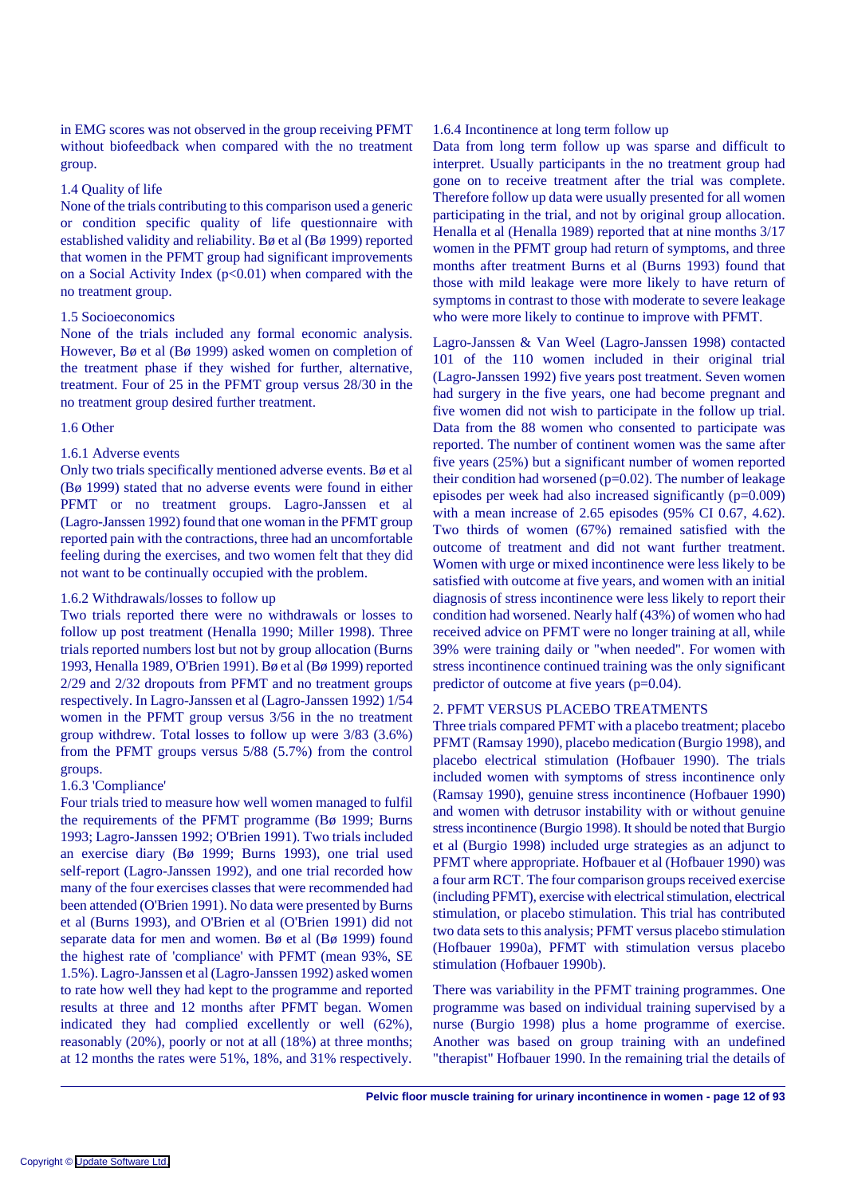in EMG scores was not observed in the group receiving PFMT without biofeedback when compared with the no treatment group.

### 1.4 Quality of life

None of the trials contributing to this comparison used a generic or condition specific quality of life questionnaire with established validity and reliability. Bø et al (Bø 1999) reported that women in the PFMT group had significant improvements on a Social Activity Index ($p<0.01$) when compared with the no treatment group.

### 1.5 Socioeconomics

None of the trials included any formal economic analysis. However, Bø et al (Bø 1999) asked women on completion of the treatment phase if they wished for further, alternative, treatment. Four of 25 in the PFMT group versus 28/30 in the no treatment group desired further treatment.

### 1.6 Other

#### 1.6.1 Adverse events

Only two trials specifically mentioned adverse events. Bø et al (Bø 1999) stated that no adverse events were found in either PFMT or no treatment groups. Lagro-Janssen et al (Lagro-Janssen 1992) found that one woman in the PFMT group reported pain with the contractions, three had an uncomfortable feeling during the exercises, and two women felt that they did not want to be continually occupied with the problem.

#### 1.6.2 Withdrawals/losses to follow up

Two trials reported there were no withdrawals or losses to follow up post treatment (Henalla 1990; Miller 1998). Three trials reported numbers lost but not by group allocation (Burns 1993, Henalla 1989, O'Brien 1991). Bø et al (Bø 1999) reported 2/29 and 2/32 dropouts from PFMT and no treatment groups respectively. In Lagro-Janssen et al (Lagro-Janssen 1992) 1/54 women in the PFMT group versus 3/56 in the no treatment group withdrew. Total losses to follow up were 3/83 (3.6%) from the PFMT groups versus 5/88 (5.7%) from the control groups.

#### 1.6.3 'Compliance'

Four trials tried to measure how well women managed to fulfil the requirements of the PFMT programme (Bø 1999; Burns 1993; Lagro-Janssen 1992; O'Brien 1991). Two trials included an exercise diary (Bø 1999; Burns 1993), one trial used self-report (Lagro-Janssen 1992), and one trial recorded how many of the four exercises classes that were recommended had been attended (O'Brien 1991). No data were presented by Burns et al (Burns 1993), and O'Brien et al (O'Brien 1991) did not separate data for men and women. Bø et al (Bø 1999) found the highest rate of 'compliance' with PFMT (mean 93%, SE 1.5%). Lagro-Janssen et al (Lagro-Janssen 1992) asked women to rate how well they had kept to the programme and reported results at three and 12 months after PFMT began. Women indicated they had complied excellently or well (62%), reasonably (20%), poorly or not at all (18%) at three months; at 12 months the rates were 51%, 18%, and 31% respectively.

#### 1.6.4 Incontinence at long term follow up

Data from long term follow up was sparse and difficult to interpret. Usually participants in the no treatment group had gone on to receive treatment after the trial was complete. Therefore follow up data were usually presented for all women participating in the trial, and not by original group allocation. Henalla et al (Henalla 1989) reported that at nine months 3/17 women in the PFMT group had return of symptoms, and three months after treatment Burns et al (Burns 1993) found that those with mild leakage were more likely to have return of symptoms in contrast to those with moderate to severe leakage who were more likely to continue to improve with PFMT.

Lagro-Janssen & Van Weel (Lagro-Janssen 1998) contacted 101 of the 110 women included in their original trial (Lagro-Janssen 1992) five years post treatment. Seven women had surgery in the five years, one had become pregnant and five women did not wish to participate in the follow up trial. Data from the 88 women who consented to participate was reported. The number of continent women was the same after five years (25%) but a significant number of women reported their condition had worsened ($p=0.02$). The number of leakage episodes per week had also increased significantly ($p=0.009$) with a mean increase of 2.65 episodes (95% CI 0.67, 4.62). Two thirds of women (67%) remained satisfied with the outcome of treatment and did not want further treatment. Women with urge or mixed incontinence were less likely to be satisfied with outcome at five years, and women with an initial diagnosis of stress incontinence were less likely to report their condition had worsened. Nearly half (43%) of women who had received advice on PFMT were no longer training at all, while 39% were training daily or "when needed". For women with stress incontinence continued training was the only significant predictor of outcome at five years ($p=0.04$).

## 2. PFMT VERSUS PLACEBO TREATMENTS

Three trials compared PFMT with a placebo treatment; placebo PFMT (Ramsay 1990), placebo medication (Burgio 1998), and placebo electrical stimulation (Hofbauer 1990). The trials included women with symptoms of stress incontinence only (Ramsay 1990), genuine stress incontinence (Hofbauer 1990) and women with detrusor instability with or without genuine stress incontinence (Burgio 1998). It should be noted that Burgio et al (Burgio 1998) included urge strategies as an adjunct to PFMT where appropriate. Hofbauer et al (Hofbauer 1990) was a four arm RCT. The four comparison groups received exercise (including PFMT), exercise with electrical stimulation, electrical stimulation, or placebo stimulation. This trial has contributed two data sets to this analysis; PFMT versus placebo stimulation (Hofbauer 1990a), PFMT with stimulation versus placebo stimulation (Hofbauer 1990b).

There was variability in the PFMT training programmes. One programme was based on individual training supervised by a nurse (Burgio 1998) plus a home programme of exercise. Another was based on group training with an undefined "therapist" Hofbauer 1990. In the remaining trial the details of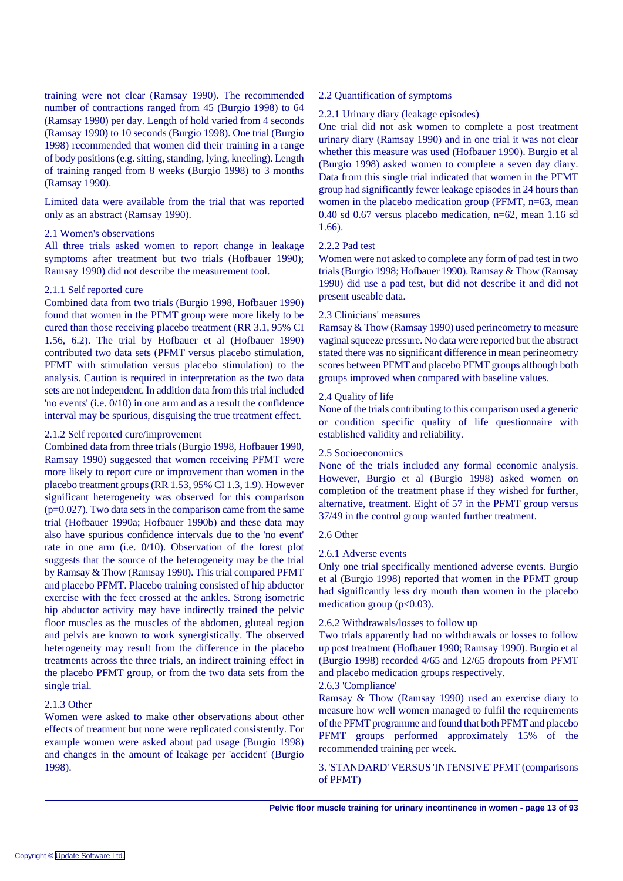training were not clear (Ramsay 1990). The recommended number of contractions ranged from 45 (Burgio 1998) to 64 (Ramsay 1990) per day. Length of hold varied from 4 seconds (Ramsay 1990) to 10 seconds (Burgio 1998). One trial (Burgio 1998) recommended that women did their training in a range of body positions (e.g. sitting, standing, lying, kneeling). Length of training ranged from 8 weeks (Burgio 1998) to 3 months (Ramsay 1990).

Limited data were available from the trial that was reported only as an abstract (Ramsay 1990).

2.1 Women's observations

All three trials asked women to report change in leakage symptoms after treatment but two trials (Hofbauer 1990); Ramsay 1990) did not describe the measurement tool.

2.1.1 Self reported cure

Combined data from two trials (Burgio 1998, Hofbauer 1990) found that women in the PFMT group were more likely to be cured than those receiving placebo treatment (RR 3.1, 95% CI 1.56, 6.2). The trial by Hofbauer et al (Hofbauer 1990) contributed two data sets (PFMT versus placebo stimulation, PFMT with stimulation versus placebo stimulation) to the analysis. Caution is required in interpretation as the two data sets are not independent. In addition data from this trial included 'no events' (i.e. 0/10) in one arm and as a result the confidence interval may be spurious, disguising the true treatment effect.

2.1.2 Self reported cure/improvement

Combined data from three trials (Burgio 1998, Hofbauer 1990, Ramsay 1990) suggested that women receiving PFMT were more likely to report cure or improvement than women in the placebo treatment groups (RR 1.53, 95% CI 1.3, 1.9). However significant heterogeneity was observed for this comparison ($p=0.027$). Two data sets in the comparison came from the same trial (Hofbauer 1990a; Hofbauer 1990b) and these data may also have spurious confidence intervals due to the 'no event' rate in one arm (i.e. 0/10). Observation of the forest plot suggests that the source of the heterogeneity may be the trial by Ramsay & Thow (Ramsay 1990). This trial compared PFMT and placebo PFMT. Placebo training consisted of hip abductor exercise with the feet crossed at the ankles. Strong isometric hip abductor activity may have indirectly trained the pelvic floor muscles as the muscles of the abdomen, gluteal region and pelvis are known to work synergistically. The observed heterogeneity may result from the difference in the placebo treatments across the three trials, an indirect training effect in the placebo PFMT group, or from the two data sets from the single trial.

2.1.3 Other

Women were asked to make other observations about other effects of treatment but none were replicated consistently. For example women were asked about pad usage (Burgio 1998) and changes in the amount of leakage per 'accident' (Burgio 1998).

2.2 Quantification of symptoms

2.2.1 Urinary diary (leakage episodes)

One trial did not ask women to complete a post treatment urinary diary (Ramsay 1990) and in one trial it was not clear whether this measure was used (Hofbauer 1990). Burgio et al (Burgio 1998) asked women to complete a seven day diary. Data from this single trial indicated that women in the PFMT group had significantly fewer leakage episodes in 24 hours than women in the placebo medication group (PFMT, n=63, mean 0.40 sd 0.67 versus placebo medication, n=62, mean 1.16 sd 1.66).

2.2.2 Pad test

Women were not asked to complete any form of pad test in two trials (Burgio 1998; Hofbauer 1990). Ramsay & Thow (Ramsay 1990) did use a pad test, but did not describe it and did not present useable data.

2.3 Clinicians' measures

Ramsay & Thow (Ramsay 1990) used perineometry to measure vaginal squeeze pressure. No data were reported but the abstract stated there was no significant difference in mean perineometry scores between PFMT and placebo PFMT groups although both groups improved when compared with baseline values.

2.4 Quality of life

None of the trials contributing to this comparison used a generic or condition specific quality of life questionnaire with established validity and reliability.

2.5 Socioeconomics

None of the trials included any formal economic analysis. However, Burgio et al (Burgio 1998) asked women on completion of the treatment phase if they wished for further, alternative, treatment. Eight of 57 in the PFMT group versus 37/49 in the control group wanted further treatment.

2.6 Other

2.6.1 Adverse events

Only one trial specifically mentioned adverse events. Burgio et al (Burgio 1998) reported that women in the PFMT group had significantly less dry mouth than women in the placebo medication group ($p<0.03$).

2.6.2 Withdrawals/losses to follow up

Two trials apparently had no withdrawals or losses to follow up post treatment (Hofbauer 1990; Ramsay 1990). Burgio et al (Burgio 1998) recorded 4/65 and 12/65 dropouts from PFMT and placebo medication groups respectively.

2.6.3 'Compliance'

Ramsay & Thow (Ramsay 1990) used an exercise diary to measure how well women managed to fulfil the requirements of the PFMT programme and found that both PFMT and placebo PFMT groups performed approximately 15% of the recommended training per week.

3. 'STANDARD' VERSUS 'INTENSIVE' PFMT (comparisons of PFMT)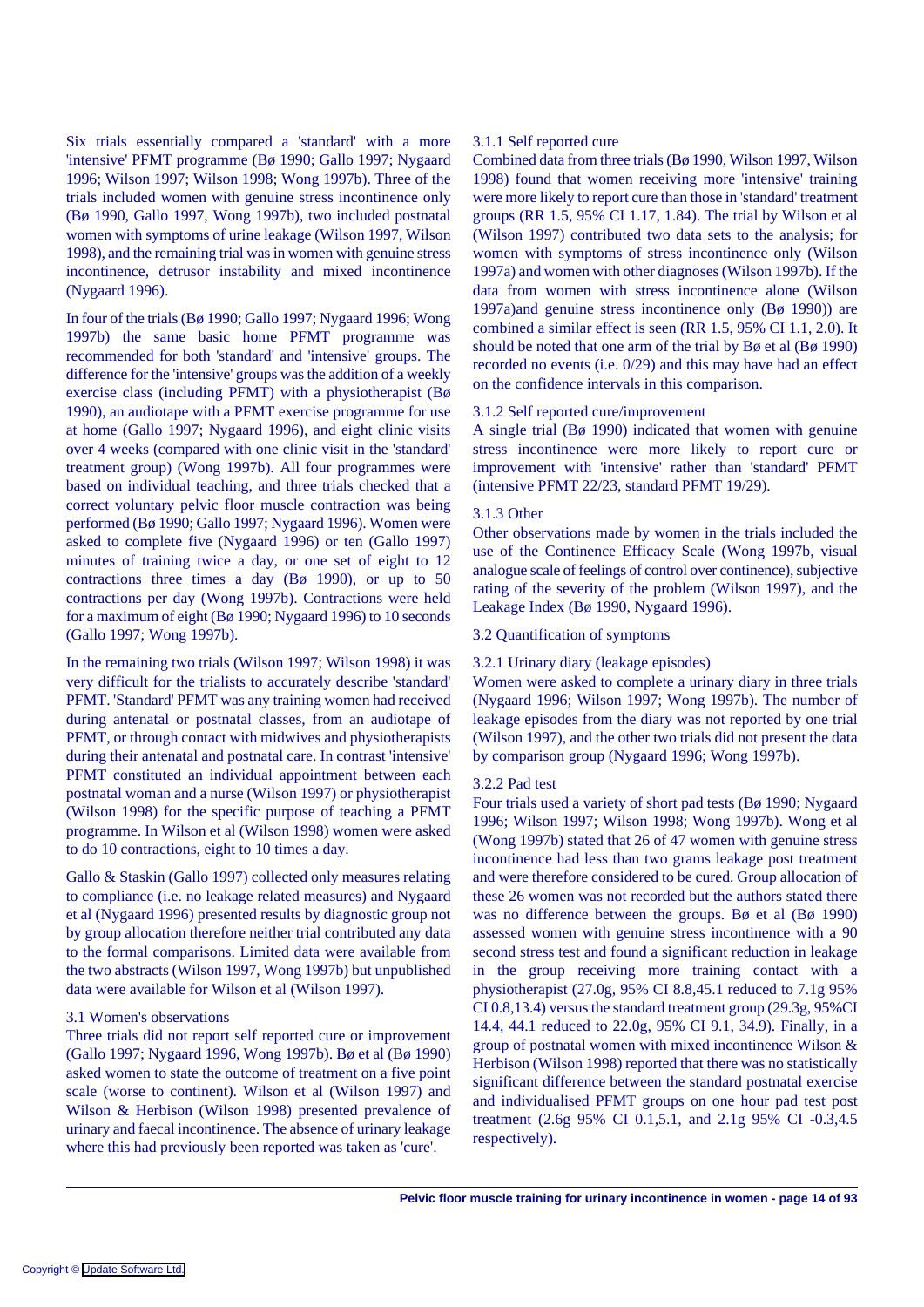Six trials essentially compared a 'standard' with a more 'intensive' PFMT programme (Bø 1990; Gallo 1997; Nygaard 1996; Wilson 1997; Wilson 1998; Wong 1997b). Three of the trials included women with genuine stress incontinence only (Bø 1990, Gallo 1997, Wong 1997b), two included postnatal women with symptoms of urine leakage (Wilson 1997, Wilson 1998), and the remaining trial was in women with genuine stress incontinence, detrusor instability and mixed incontinence (Nygaard 1996).

In four of the trials (Bø 1990; Gallo 1997; Nygaard 1996; Wong 1997b) the same basic home PFMT programme was recommended for both 'standard' and 'intensive' groups. The difference for the 'intensive' groups was the addition of a weekly exercise class (including PFMT) with a physiotherapist (Bø 1990), an audiotape with a PFMT exercise programme for use at home (Gallo 1997; Nygaard 1996), and eight clinic visits over 4 weeks (compared with one clinic visit in the 'standard' treatment group) (Wong 1997b). All four programmes were based on individual teaching, and three trials checked that a correct voluntary pelvic floor muscle contraction was being performed (Bø 1990; Gallo 1997; Nygaard 1996). Women were asked to complete five (Nygaard 1996) or ten (Gallo 1997) minutes of training twice a day, or one set of eight to 12 contractions three times a day (Bø 1990), or up to 50 contractions per day (Wong 1997b). Contractions were held for a maximum of eight (Bø 1990; Nygaard 1996) to 10 seconds (Gallo 1997; Wong 1997b).

In the remaining two trials (Wilson 1997; Wilson 1998) it was very difficult for the trialists to accurately describe 'standard' PFMT. 'Standard' PFMT was any training women had received during antenatal or postnatal classes, from an audiotape of PFMT, or through contact with midwives and physiotherapists during their antenatal and postnatal care. In contrast 'intensive' PFMT constituted an individual appointment between each postnatal woman and a nurse (Wilson 1997) or physiotherapist (Wilson 1998) for the specific purpose of teaching a PFMT programme. In Wilson et al (Wilson 1998) women were asked to do 10 contractions, eight to 10 times a day.

Gallo & Staskin (Gallo 1997) collected only measures relating to compliance (i.e. no leakage related measures) and Nygaard et al (Nygaard 1996) presented results by diagnostic group not by group allocation therefore neither trial contributed any data to the formal comparisons. Limited data were available from the two abstracts (Wilson 1997, Wong 1997b) but unpublished data were available for Wilson et al (Wilson 1997).

3.1 Women's observations

Three trials did not report self reported cure or improvement (Gallo 1997; Nygaard 1996, Wong 1997b). Bø et al (Bø 1990) asked women to state the outcome of treatment on a five point scale (worse to continent). Wilson et al (Wilson 1997) and Wilson & Herbison (Wilson 1998) presented prevalence of urinary and faecal incontinence. The absence of urinary leakage where this had previously been reported was taken as 'cure'.

3.1.1 Self reported cure

Combined data from three trials (Bø 1990, Wilson 1997, Wilson 1998) found that women receiving more 'intensive' training were more likely to report cure than those in 'standard' treatment groups (RR 1.5, 95% CI 1.17, 1.84). The trial by Wilson et al (Wilson 1997) contributed two data sets to the analysis; for women with symptoms of stress incontinence only (Wilson 1997a) and women with other diagnoses (Wilson 1997b). If the data from women with stress incontinence alone (Wilson 1997a)and genuine stress incontinence only (Bø 1990)) are combined a similar effect is seen (RR 1.5, 95% CI 1.1, 2.0). It should be noted that one arm of the trial by Bø et al (Bø 1990) recorded no events (i.e. 0/29) and this may have had an effect on the confidence intervals in this comparison.

3.1.2 Self reported cure/improvement

A single trial (Bø 1990) indicated that women with genuine stress incontinence were more likely to report cure or improvement with 'intensive' rather than 'standard' PFMT (intensive PFMT 22/23, standard PFMT 19/29).

3.1.3 Other

Other observations made by women in the trials included the use of the Continence Efficacy Scale (Wong 1997b, visual analogue scale of feelings of control over continence), subjective rating of the severity of the problem (Wilson 1997), and the Leakage Index (Bø 1990, Nygaard 1996).

3.2 Quantification of symptoms

3.2.1 Urinary diary (leakage episodes)

Women were asked to complete a urinary diary in three trials (Nygaard 1996; Wilson 1997; Wong 1997b). The number of leakage episodes from the diary was not reported by one trial (Wilson 1997), and the other two trials did not present the data by comparison group (Nygaard 1996; Wong 1997b).

3.2.2 Pad test

Four trials used a variety of short pad tests (Bø 1990; Nygaard 1996; Wilson 1997; Wilson 1998; Wong 1997b). Wong et al (Wong 1997b) stated that 26 of 47 women with genuine stress incontinence had less than two grams leakage post treatment and were therefore considered to be cured. Group allocation of these 26 women was not recorded but the authors stated there was no difference between the groups. Bø et al (Bø 1990) assessed women with genuine stress incontinence with a 90 second stress test and found a significant reduction in leakage in the group receiving more training contact with a physiotherapist (27.0g, 95% CI 8.8,45.1 reduced to 7.1g 95% CI 0.8,13.4) versus the standard treatment group (29.3g, 95%CI 14.4, 44.1 reduced to 22.0g, 95% CI 9.1, 34.9). Finally, in a group of postnatal women with mixed incontinence Wilson & Herbison (Wilson 1998) reported that there was no statistically significant difference between the standard postnatal exercise and individualised PFMT groups on one hour pad test post treatment (2.6g 95% CI 0.1,5.1, and 2.1g 95% CI -0.3,4.5 respectively).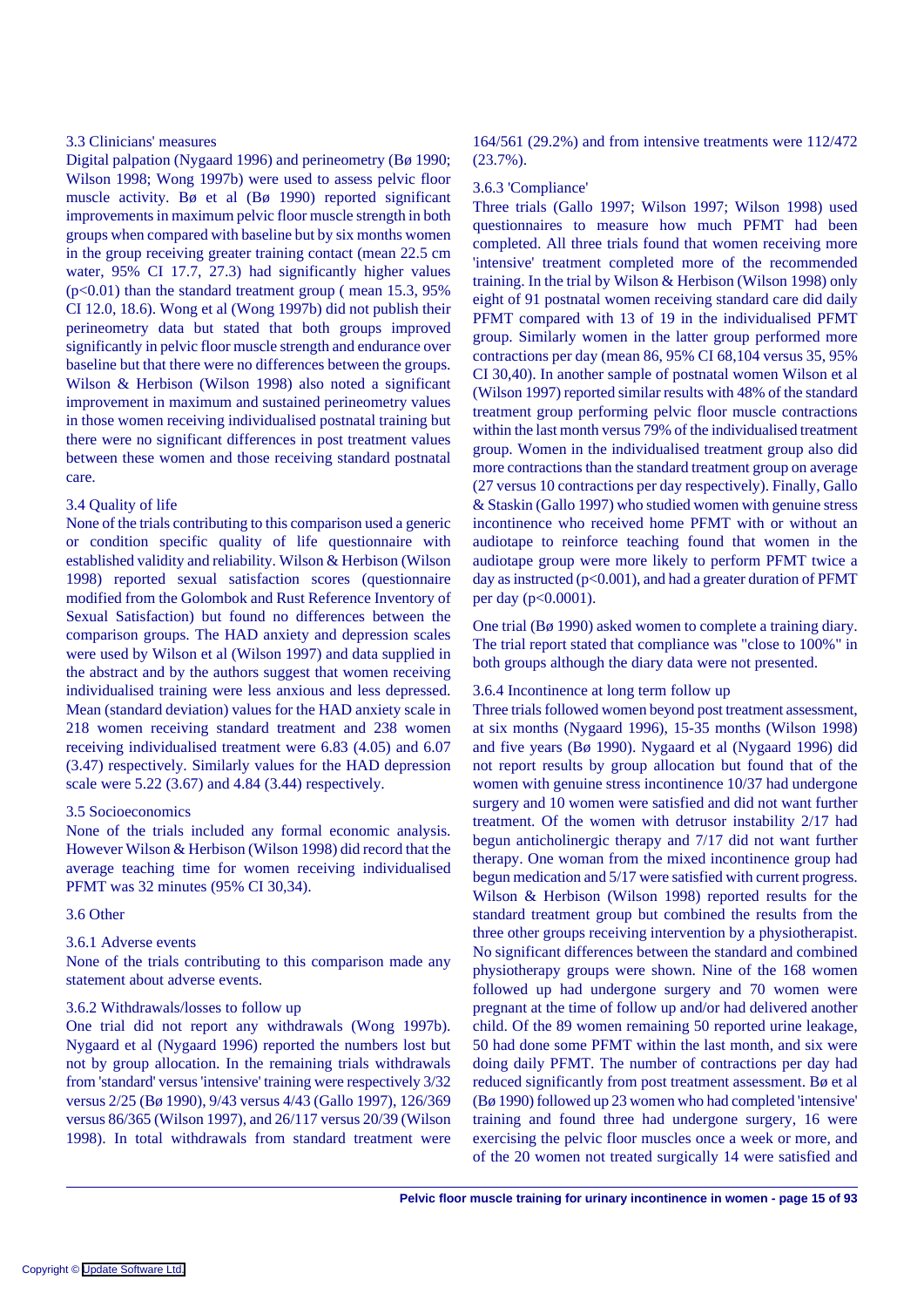### 3.3 Clinicians' measures

Digital palpation (Nygaard 1996) and perineometry (Bø 1990; Wilson 1998; Wong 1997b) were used to assess pelvic floor muscle activity. Bø et al (Bø 1990) reported significant improvements in maximum pelvic floor muscle strength in both groups when compared with baseline but by six months women in the group receiving greater training contact (mean 22.5 cm water, 95% CI 17.7, 27.3) had significantly higher values ($p<0.01$) than the standard treatment group ( mean 15.3, 95% CI 12.0, 18.6). Wong et al (Wong 1997b) did not publish their perineometry data but stated that both groups improved significantly in pelvic floor muscle strength and endurance over baseline but that there were no differences between the groups. Wilson & Herbison (Wilson 1998) also noted a significant improvement in maximum and sustained perineometry values in those women receiving individualised postnatal training but there were no significant differences in post treatment values between these women and those receiving standard postnatal care.

### 3.4 Quality of life

None of the trials contributing to this comparison used a generic or condition specific quality of life questionnaire with established validity and reliability. Wilson & Herbison (Wilson 1998) reported sexual satisfaction scores (questionnaire modified from the Golombok and Rust Reference Inventory of Sexual Satisfaction) but found no differences between the comparison groups. The HAD anxiety and depression scales were used by Wilson et al (Wilson 1997) and data supplied in the abstract and by the authors suggest that women receiving individualised training were less anxious and less depressed. Mean (standard deviation) values for the HAD anxiety scale in 218 women receiving standard treatment and 238 women receiving individualised treatment were 6.83 (4.05) and 6.07 (3.47) respectively. Similarly values for the HAD depression scale were 5.22 (3.67) and 4.84 (3.44) respectively.

### 3.5 Socioeconomics

None of the trials included any formal economic analysis. However Wilson & Herbison (Wilson 1998) did record that the average teaching time for women receiving individualised PFMT was 32 minutes (95% CI 30,34).

### 3.6 Other

#### 3.6.1 Adverse events

None of the trials contributing to this comparison made any statement about adverse events.

#### 3.6.2 Withdrawals/losses to follow up

One trial did not report any withdrawals (Wong 1997b). Nygaard et al (Nygaard 1996) reported the numbers lost but not by group allocation. In the remaining trials withdrawals from 'standard' versus 'intensive' training were respectively 3/32 versus 2/25 (Bø 1990), 9/43 versus 4/43 (Gallo 1997), 126/369 versus 86/365 (Wilson 1997), and 26/117 versus 20/39 (Wilson 1998). In total withdrawals from standard treatment were 164/561 (29.2%) and from intensive treatments were 112/472 (23.7%).

#### 3.6.3 'Compliance'

Three trials (Gallo 1997; Wilson 1997; Wilson 1998) used questionnaires to measure how much PFMT had been completed. All three trials found that women receiving more 'intensive' treatment completed more of the recommended training. In the trial by Wilson & Herbison (Wilson 1998) only eight of 91 postnatal women receiving standard care did daily PFMT compared with 13 of 19 in the individualised PFMT group. Similarly women in the latter group performed more contractions per day (mean 86, 95% CI 68,104 versus 35, 95% CI 30,40). In another sample of postnatal women Wilson et al (Wilson 1997) reported similar results with 48% of the standard treatment group performing pelvic floor muscle contractions within the last month versus 79% of the individualised treatment group. Women in the individualised treatment group also did more contractions than the standard treatment group on average (27 versus 10 contractions per day respectively). Finally, Gallo & Staskin (Gallo 1997) who studied women with genuine stress incontinence who received home PFMT with or without an audiotape to reinforce teaching found that women in the audiotape group were more likely to perform PFMT twice a day as instructed ($p<0.001$), and had a greater duration of PFMT per day ($p<0.0001$).

One trial (Bø 1990) asked women to complete a training diary. The trial report stated that compliance was "close to 100%" in both groups although the diary data were not presented.

#### 3.6.4 Incontinence at long term follow up

Three trials followed women beyond post treatment assessment, at six months (Nygaard 1996), 15-35 months (Wilson 1998) and five years (Bø 1990). Nygaard et al (Nygaard 1996) did not report results by group allocation but found that of the women with genuine stress incontinence 10/37 had undergone surgery and 10 women were satisfied and did not want further treatment. Of the women with detrusor instability 2/17 had begun anticholinergic therapy and 7/17 did not want further therapy. One woman from the mixed incontinence group had begun medication and 5/17 were satisfied with current progress. Wilson & Herbison (Wilson 1998) reported results for the standard treatment group but combined the results from the three other groups receiving intervention by a physiotherapist. No significant differences between the standard and combined physiotherapy groups were shown. Nine of the 168 women followed up had undergone surgery and 70 women were pregnant at the time of follow up and/or had delivered another child. Of the 89 women remaining 50 reported urine leakage, 50 had done some PFMT within the last month, and six were doing daily PFMT. The number of contractions per day had reduced significantly from post treatment assessment. Bø et al (Bø 1990) followed up 23 women who had completed 'intensive' training and found three had undergone surgery, 16 were exercising the pelvic floor muscles once a week or more, and of the 20 women not treated surgically 14 were satisfied and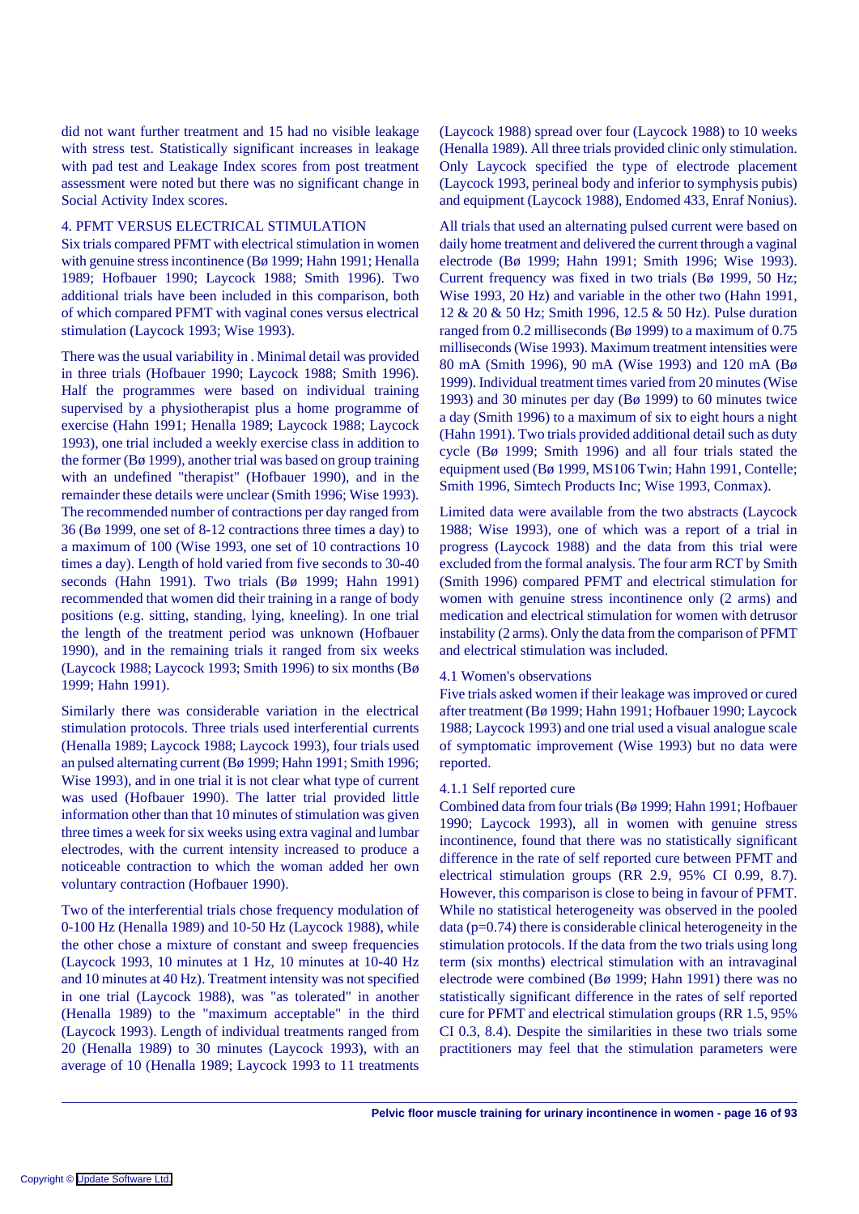did not want further treatment and 15 had no visible leakage with stress test. Statistically significant increases in leakage with pad test and Leakage Index scores from post treatment assessment were noted but there was no significant change in Social Activity Index scores.

4. PFMT VERSUS ELECTRICAL STIMULATION

Six trials compared PFMT with electrical stimulation in women with genuine stress incontinence (Bø 1999; Hahn 1991; Henalla 1989; Hofbauer 1990; Laycock 1988; Smith 1996). Two additional trials have been included in this comparison, both of which compared PFMT with vaginal cones versus electrical stimulation (Laycock 1993; Wise 1993).

There was the usual variability in . Minimal detail was provided in three trials (Hofbauer 1990; Laycock 1988; Smith 1996). Half the programmes were based on individual training supervised by a physiotherapist plus a home programme of exercise (Hahn 1991; Henalla 1989; Laycock 1988; Laycock 1993), one trial included a weekly exercise class in addition to the former (Bø 1999), another trial was based on group training with an undefined "therapist" (Hofbauer 1990), and in the remainder these details were unclear (Smith 1996; Wise 1993). The recommended number of contractions per day ranged from 36 (Bø 1999, one set of 8-12 contractions three times a day) to a maximum of 100 (Wise 1993, one set of 10 contractions 10 times a day). Length of hold varied from five seconds to 30-40 seconds (Hahn 1991). Two trials (Bø 1999; Hahn 1991) recommended that women did their training in a range of body positions (e.g. sitting, standing, lying, kneeling). In one trial the length of the treatment period was unknown (Hofbauer 1990), and in the remaining trials it ranged from six weeks (Laycock 1988; Laycock 1993; Smith 1996) to six months (Bø 1999; Hahn 1991).

Similarly there was considerable variation in the electrical stimulation protocols. Three trials used interferential currents (Henalla 1989; Laycock 1988; Laycock 1993), four trials used an pulsed alternating current (Bø 1999; Hahn 1991; Smith 1996; Wise 1993), and in one trial it is not clear what type of current was used (Hofbauer 1990). The latter trial provided little information other than that 10 minutes of stimulation was given three times a week for six weeks using extra vaginal and lumbar electrodes, with the current intensity increased to produce a noticeable contraction to which the woman added her own voluntary contraction (Hofbauer 1990).

Two of the interferential trials chose frequency modulation of 0-100 Hz (Henalla 1989) and 10-50 Hz (Laycock 1988), while the other chose a mixture of constant and sweep frequencies (Laycock 1993, 10 minutes at 1 Hz, 10 minutes at 10-40 Hz and 10 minutes at 40 Hz). Treatment intensity was not specified in one trial (Laycock 1988), was "as tolerated" in another (Henalla 1989) to the "maximum acceptable" in the third (Laycock 1993). Length of individual treatments ranged from 20 (Henalla 1989) to 30 minutes (Laycock 1993), with an average of 10 (Henalla 1989; Laycock 1993 to 11 treatments (Laycock 1988) spread over four (Laycock 1988) to 10 weeks (Henalla 1989). All three trials provided clinic only stimulation. Only Laycock specified the type of electrode placement (Laycock 1993, perineal body and inferior to symphysis pubis) and equipment (Laycock 1988), Endomed 433, Enraf Nonius).

All trials that used an alternating pulsed current were based on daily home treatment and delivered the current through a vaginal electrode (Bø 1999; Hahn 1991; Smith 1996; Wise 1993). Current frequency was fixed in two trials (Bø 1999, 50 Hz; Wise 1993, 20 Hz) and variable in the other two (Hahn 1991, 12 & 20 & 50 Hz; Smith 1996, 12.5 & 50 Hz). Pulse duration ranged from 0.2 milliseconds (Bø 1999) to a maximum of 0.75 milliseconds (Wise 1993). Maximum treatment intensities were 80 mA (Smith 1996), 90 mA (Wise 1993) and 120 mA (Bø 1999). Individual treatment times varied from 20 minutes (Wise 1993) and 30 minutes per day (Bø 1999) to 60 minutes twice a day (Smith 1996) to a maximum of six to eight hours a night (Hahn 1991). Two trials provided additional detail such as duty cycle (Bø 1999; Smith 1996) and all four trials stated the equipment used (Bø 1999, MS106 Twin; Hahn 1991, Contelle; Smith 1996, Simtech Products Inc; Wise 1993, Conmax).

Limited data were available from the two abstracts (Laycock 1988; Wise 1993), one of which was a report of a trial in progress (Laycock 1988) and the data from this trial were excluded from the formal analysis. The four arm RCT by Smith (Smith 1996) compared PFMT and electrical stimulation for women with genuine stress incontinence only (2 arms) and medication and electrical stimulation for women with detrusor instability (2 arms). Only the data from the comparison of PFMT and electrical stimulation was included.

4.1 Women's observations

Five trials asked women if their leakage was improved or cured after treatment (Bø 1999; Hahn 1991; Hofbauer 1990; Laycock 1988; Laycock 1993) and one trial used a visual analogue scale of symptomatic improvement (Wise 1993) but no data were reported.

4.1.1 Self reported cure

Combined data from four trials (Bø 1999; Hahn 1991; Hofbauer 1990; Laycock 1993), all in women with genuine stress incontinence, found that there was no statistically significant difference in the rate of self reported cure between PFMT and electrical stimulation groups (RR 2.9, 95% CI 0.99, 8.7). However, this comparison is close to being in favour of PFMT. While no statistical heterogeneity was observed in the pooled data ($p=0.74$) there is considerable clinical heterogeneity in the stimulation protocols. If the data from the two trials using long term (six months) electrical stimulation with an intravaginal electrode were combined (Bø 1999; Hahn 1991) there was no statistically significant difference in the rates of self reported cure for PFMT and electrical stimulation groups (RR 1.5, 95% CI 0.3, 8.4). Despite the similarities in these two trials some practitioners may feel that the stimulation parameters were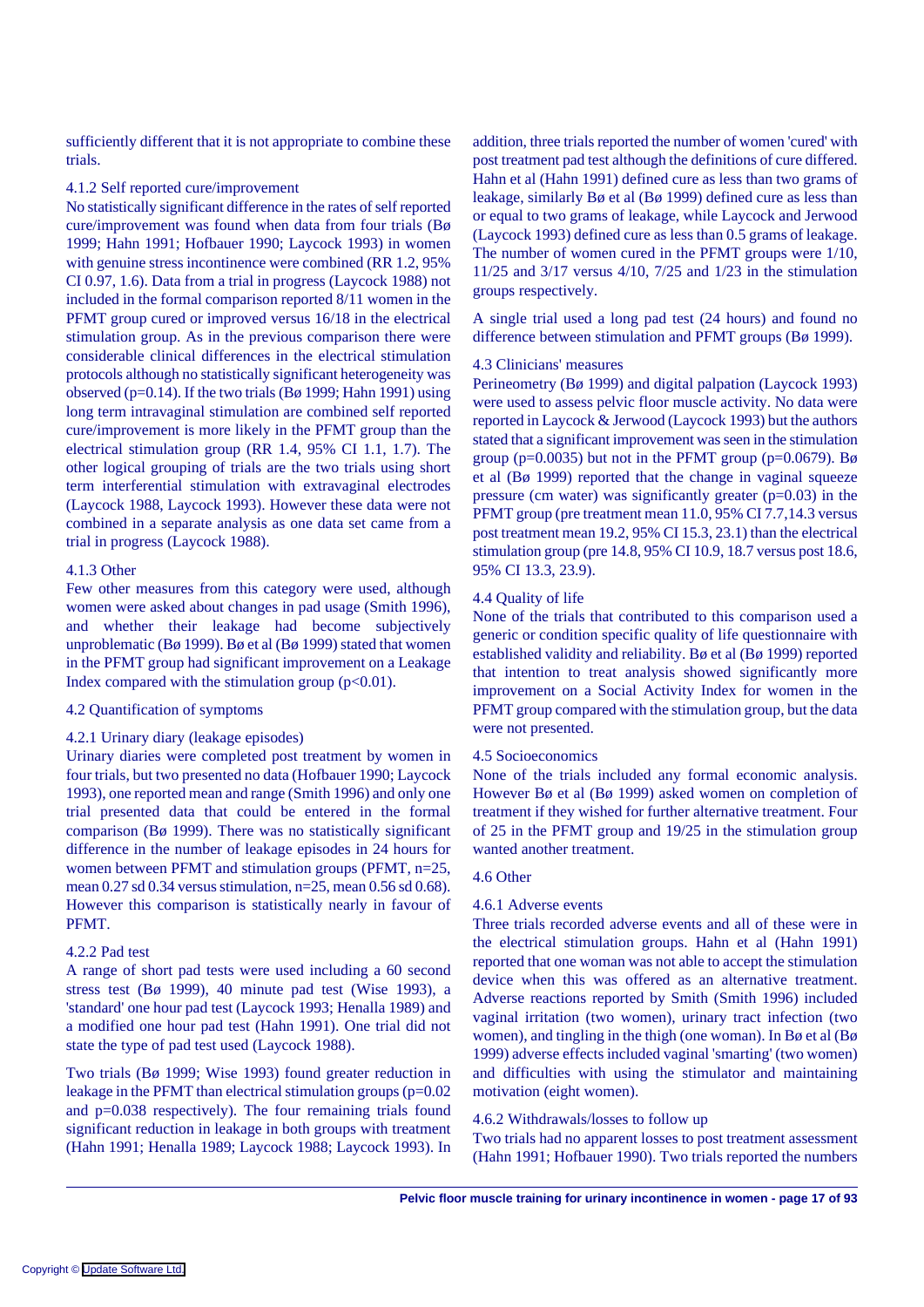sufficiently different that it is not appropriate to combine these trials.

### 4.1.2 Self reported cure/improvement

No statistically significant difference in the rates of self reported cure/improvement was found when data from four trials (Bø 1999; Hahn 1991; Hofbauer 1990; Laycock 1993) in women with genuine stress incontinence were combined (RR 1.2, 95% CI 0.97, 1.6). Data from a trial in progress (Laycock 1988) not included in the formal comparison reported 8/11 women in the PFMT group cured or improved versus 16/18 in the electrical stimulation group. As in the previous comparison there were considerable clinical differences in the electrical stimulation protocols although no statistically significant heterogeneity was observed (p=0.14). If the two trials (Bø 1999; Hahn 1991) using long term intravaginal stimulation are combined self reported cure/improvement is more likely in the PFMT group than the electrical stimulation group (RR 1.4, 95% CI 1.1, 1.7). The other logical grouping of trials are the two trials using short term interferential stimulation with extravaginal electrodes (Laycock 1988, Laycock 1993). However these data were not combined in a separate analysis as one data set came from a trial in progress (Laycock 1988).

### 4.1.3 Other

Few other measures from this category were used, although women were asked about changes in pad usage (Smith 1996), and whether their leakage had become subjectively unproblematic (Bø 1999). Bø et al (Bø 1999) stated that women in the PFMT group had significant improvement on a Leakage Index compared with the stimulation group (p<0.01).

## 4.2 Quantification of symptoms

### 4.2.1 Urinary diary (leakage episodes)

Urinary diaries were completed post treatment by women in four trials, but two presented no data (Hofbauer 1990; Laycock 1993), one reported mean and range (Smith 1996) and only one trial presented data that could be entered in the formal comparison (Bø 1999). There was no statistically significant difference in the number of leakage episodes in 24 hours for women between PFMT and stimulation groups (PFMT, n=25, mean 0.27 sd 0.34 versus stimulation, n=25, mean 0.56 sd 0.68). However this comparison is statistically nearly in favour of PFMT.

### 4.2.2 Pad test

A range of short pad tests were used including a 60 second stress test (Bø 1999), 40 minute pad test (Wise 1993), a 'standard' one hour pad test (Laycock 1993; Henalla 1989) and a modified one hour pad test (Hahn 1991). One trial did not state the type of pad test used (Laycock 1988).

Two trials (Bø 1999; Wise 1993) found greater reduction in leakage in the PFMT than electrical stimulation groups (p=0.02 and p=0.038 respectively). The four remaining trials found significant reduction in leakage in both groups with treatment (Hahn 1991; Henalla 1989; Laycock 1988; Laycock 1993). In addition, three trials reported the number of women 'cured' with post treatment pad test although the definitions of cure differed. Hahn et al (Hahn 1991) defined cure as less than two grams of leakage, similarly Bø et al (Bø 1999) defined cure as less than or equal to two grams of leakage, while Laycock and Jerwood (Laycock 1993) defined cure as less than 0.5 grams of leakage. The number of women cured in the PFMT groups were 1/10, 11/25 and 3/17 versus 4/10, 7/25 and 1/23 in the stimulation groups respectively.

A single trial used a long pad test (24 hours) and found no difference between stimulation and PFMT groups (Bø 1999).

## 4.3 Clinicians' measures

Perineometry (Bø 1999) and digital palpation (Laycock 1993) were used to assess pelvic floor muscle activity. No data were reported in Laycock & Jerwood (Laycock 1993) but the authors stated that a significant improvement was seen in the stimulation group (p=0.0035) but not in the PFMT group (p=0.0679). Bø et al (Bø 1999) reported that the change in vaginal squeeze pressure (cm water) was significantly greater (p=0.03) in the PFMT group (pre treatment mean 11.0, 95% CI 7.7,14.3 versus post treatment mean 19.2, 95% CI 15.3, 23.1) than the electrical stimulation group (pre 14.8, 95% CI 10.9, 18.7 versus post 18.6, 95% CI 13.3, 23.9).

## 4.4 Quality of life

None of the trials that contributed to this comparison used a generic or condition specific quality of life questionnaire with established validity and reliability. Bø et al (Bø 1999) reported that intention to treat analysis showed significantly more improvement on a Social Activity Index for women in the PFMT group compared with the stimulation group, but the data were not presented.

## 4.5 Socioeconomics

None of the trials included any formal economic analysis. However Bø et al (Bø 1999) asked women on completion of treatment if they wished for further alternative treatment. Four of 25 in the PFMT group and 19/25 in the stimulation group wanted another treatment.

## 4.6 Other

### 4.6.1 Adverse events

Three trials recorded adverse events and all of these were in the electrical stimulation groups. Hahn et al (Hahn 1991) reported that one woman was not able to accept the stimulation device when this was offered as an alternative treatment. Adverse reactions reported by Smith (Smith 1996) included vaginal irritation (two women), urinary tract infection (two women), and tingling in the thigh (one woman). In Bø et al (Bø 1999) adverse effects included vaginal 'smarting' (two women) and difficulties with using the stimulator and maintaining motivation (eight women).

### 4.6.2 Withdrawals/losses to follow up

Two trials had no apparent losses to post treatment assessment (Hahn 1991; Hofbauer 1990). Two trials reported the numbers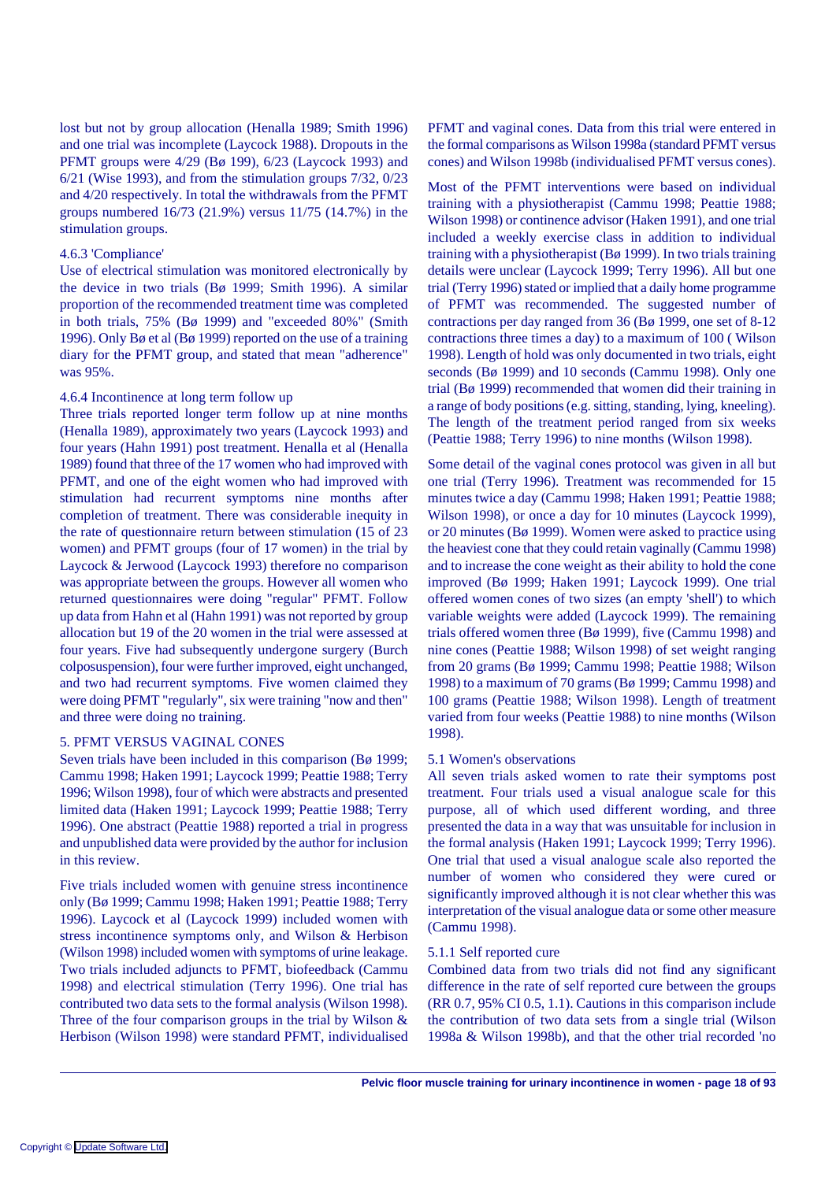lost but not by group allocation (Henalla 1989; Smith 1996) and one trial was incomplete (Laycock 1988). Dropouts in the PFMT groups were 4/29 (Bø 199), 6/23 (Laycock 1993) and 6/21 (Wise 1993), and from the stimulation groups 7/32, 0/23 and 4/20 respectively. In total the withdrawals from the PFMT groups numbered 16/73 (21.9%) versus 11/75 (14.7%) in the stimulation groups.

#### 4.6.3 'Compliance'

Use of electrical stimulation was monitored electronically by the device in two trials (Bø 1999; Smith 1996). A similar proportion of the recommended treatment time was completed in both trials, 75% (Bø 1999) and "exceeded 80%" (Smith 1996). Only Bø et al (Bø 1999) reported on the use of a training diary for the PFMT group, and stated that mean "adherence" was 95%.

#### 4.6.4 Incontinence at long term follow up

Three trials reported longer term follow up at nine months (Henalla 1989), approximately two years (Laycock 1993) and four years (Hahn 1991) post treatment. Henalla et al (Henalla 1989) found that three of the 17 women who had improved with PFMT, and one of the eight women who had improved with stimulation had recurrent symptoms nine months after completion of treatment. There was considerable inequity in the rate of questionnaire return between stimulation (15 of 23 women) and PFMT groups (four of 17 women) in the trial by Laycock & Jerwood (Laycock 1993) therefore no comparison was appropriate between the groups. However all women who returned questionnaires were doing "regular" PFMT. Follow up data from Hahn et al (Hahn 1991) was not reported by group allocation but 19 of the 20 women in the trial were assessed at four years. Five had subsequently undergone surgery (Burch colposuspension), four were further improved, eight unchanged, and two had recurrent symptoms. Five women claimed they were doing PFMT "regularly", six were training "now and then" and three were doing no training.

## 5. PFMT VERSUS VAGINAL CONES

Seven trials have been included in this comparison (Bø 1999; Cammu 1998; Haken 1991; Laycock 1999; Peattie 1988; Terry 1996; Wilson 1998), four of which were abstracts and presented limited data (Haken 1991; Laycock 1999; Peattie 1988; Terry 1996). One abstract (Peattie 1988) reported a trial in progress and unpublished data were provided by the author for inclusion in this review.

Five trials included women with genuine stress incontinence only (Bø 1999; Cammu 1998; Haken 1991; Peattie 1988; Terry 1996). Laycock et al (Laycock 1999) included women with stress incontinence symptoms only, and Wilson & Herbison (Wilson 1998) included women with symptoms of urine leakage. Two trials included adjuncts to PFMT, biofeedback (Cammu 1998) and electrical stimulation (Terry 1996). One trial has contributed two data sets to the formal analysis (Wilson 1998). Three of the four comparison groups in the trial by Wilson & Herbison (Wilson 1998) were standard PFMT, individualised PFMT and vaginal cones. Data from this trial were entered in the formal comparisons as Wilson 1998a (standard PFMT versus cones) and Wilson 1998b (individualised PFMT versus cones).

Most of the PFMT interventions were based on individual training with a physiotherapist (Cammu 1998; Peattie 1988; Wilson 1998) or continence advisor (Haken 1991), and one trial included a weekly exercise class in addition to individual training with a physiotherapist (Bø 1999). In two trials training details were unclear (Laycock 1999; Terry 1996). All but one trial (Terry 1996) stated or implied that a daily home programme of PFMT was recommended. The suggested number of contractions per day ranged from 36 (Bø 1999, one set of 8-12 contractions three times a day) to a maximum of 100 ( Wilson 1998). Length of hold was only documented in two trials, eight seconds (Bø 1999) and 10 seconds (Cammu 1998). Only one trial (Bø 1999) recommended that women did their training in a range of body positions (e.g. sitting, standing, lying, kneeling). The length of the treatment period ranged from six weeks (Peattie 1988; Terry 1996) to nine months (Wilson 1998).

Some detail of the vaginal cones protocol was given in all but one trial (Terry 1996). Treatment was recommended for 15 minutes twice a day (Cammu 1998; Haken 1991; Peattie 1988; Wilson 1998), or once a day for 10 minutes (Laycock 1999), or 20 minutes (Bø 1999). Women were asked to practice using the heaviest cone that they could retain vaginally (Cammu 1998) and to increase the cone weight as their ability to hold the cone improved (Bø 1999; Haken 1991; Laycock 1999). One trial offered women cones of two sizes (an empty 'shell') to which variable weights were added (Laycock 1999). The remaining trials offered women three (Bø 1999), five (Cammu 1998) and nine cones (Peattie 1988; Wilson 1998) of set weight ranging from 20 grams (Bø 1999; Cammu 1998; Peattie 1988; Wilson 1998) to a maximum of 70 grams (Bø 1999; Cammu 1998) and 100 grams (Peattie 1988; Wilson 1998). Length of treatment varied from four weeks (Peattie 1988) to nine months (Wilson 1998).

### 5.1 Women's observations

All seven trials asked women to rate their symptoms post treatment. Four trials used a visual analogue scale for this purpose, all of which used different wording, and three presented the data in a way that was unsuitable for inclusion in the formal analysis (Haken 1991; Laycock 1999; Terry 1996). One trial that used a visual analogue scale also reported the number of women who considered they were cured or significantly improved although it is not clear whether this was interpretation of the visual analogue data or some other measure (Cammu 1998).

#### 5.1.1 Self reported cure

Combined data from two trials did not find any significant difference in the rate of self reported cure between the groups (RR 0.7, 95% CI 0.5, 1.1). Cautions in this comparison include the contribution of two data sets from a single trial (Wilson 1998a & Wilson 1998b), and that the other trial recorded 'no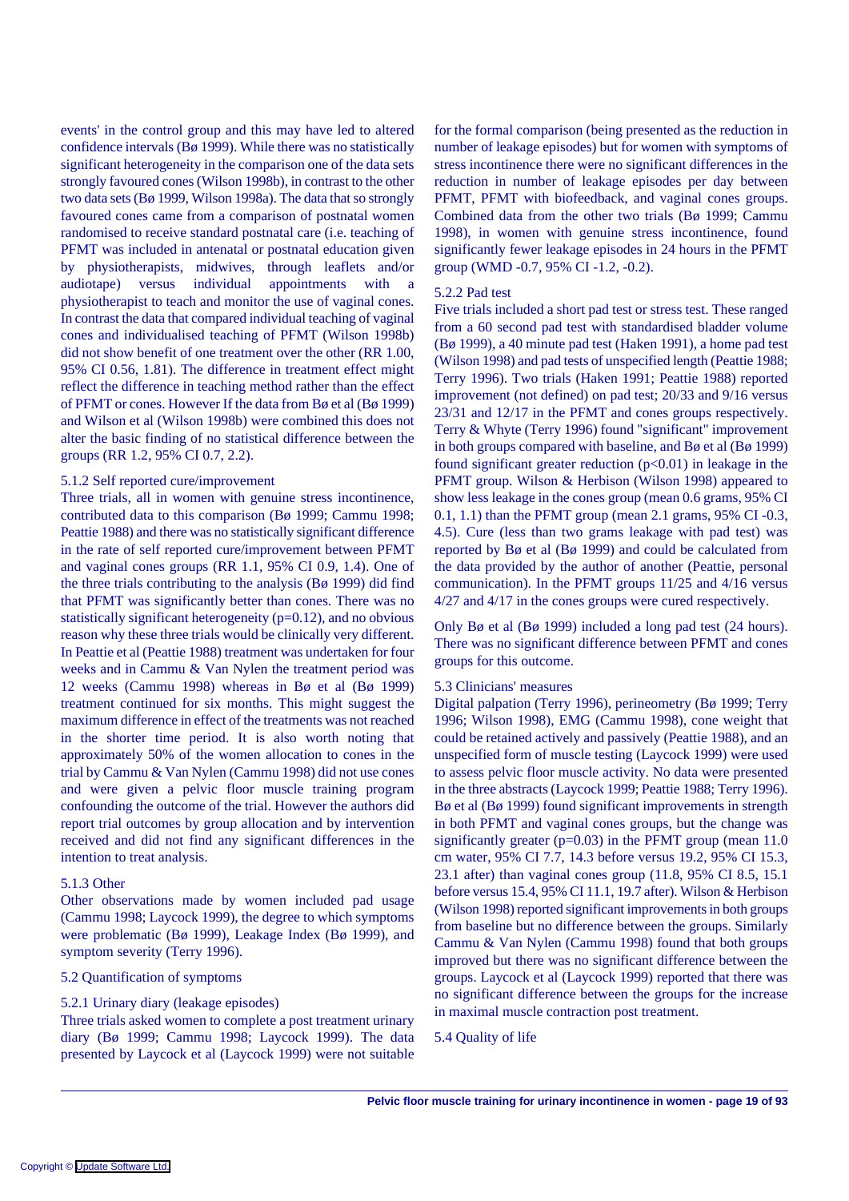events' in the control group and this may have led to altered confidence intervals (Bø 1999). While there was no statistically significant heterogeneity in the comparison one of the data sets strongly favoured cones (Wilson 1998b), in contrast to the other two data sets (Bø 1999, Wilson 1998a). The data that so strongly favoured cones came from a comparison of postnatal women randomised to receive standard postnatal care (i.e. teaching of PFMT was included in antenatal or postnatal education given by physiotherapists, midwives, through leaflets and/or audiotape) versus individual appointments with a physiotherapist to teach and monitor the use of vaginal cones. In contrast the data that compared individual teaching of vaginal cones and individualised teaching of PFMT (Wilson 1998b) did not show benefit of one treatment over the other (RR 1.00, 95% CI 0.56, 1.81). The difference in treatment effect might reflect the difference in teaching method rather than the effect of PFMT or cones. However If the data from Bø et al (Bø 1999) and Wilson et al (Wilson 1998b) were combined this does not alter the basic finding of no statistical difference between the groups (RR 1.2, 95% CI 0.7, 2.2).

### 5.1.2 Self reported cure/improvement

Three trials, all in women with genuine stress incontinence, contributed data to this comparison (Bø 1999; Cammu 1998; Peattie 1988) and there was no statistically significant difference in the rate of self reported cure/improvement between PFMT and vaginal cones groups (RR 1.1, 95% CI 0.9, 1.4). One of the three trials contributing to the analysis (Bø 1999) did find that PFMT was significantly better than cones. There was no statistically significant heterogeneity ($p=0.12$), and no obvious reason why these three trials would be clinically very different. In Peattie et al (Peattie 1988) treatment was undertaken for four weeks and in Cammu & Van Nylen the treatment period was 12 weeks (Cammu 1998) whereas in Bø et al (Bø 1999) treatment continued for six months. This might suggest the maximum difference in effect of the treatments was not reached in the shorter time period. It is also worth noting that approximately 50% of the women allocation to cones in the trial by Cammu & Van Nylen (Cammu 1998) did not use cones and were given a pelvic floor training program confounding the outcome of the trial. However the authors did report trial outcomes by group allocation and by intervention received and did not find any significant differences in the intention to treat analysis.

### 5.1.3 Other

Other observations made by women included pad usage (Cammu 1998; Laycock 1999), the degree to which symptoms were problematic (Bø 1999), Leakage Index (Bø 1999), and symptom severity (Terry 1996).

## 5.2 Quantification of symptoms

### 5.2.1 Urinary diary (leakage episodes)

Three trials asked women to complete a post treatment urinary diary (Bø 1999; Cammu 1998; Laycock 1999). The data presented by Laycock et al (Laycock 1999) were not suitable for the formal comparison (being presented as the reduction in number of leakage episodes) but for women with symptoms of stress incontinence there were no significant differences in the reduction in number of leakage episodes per day between PFMT, PFMT with biofeedback, and vaginal cones groups. Combined data from the other two trials (Bø 1999; Cammu 1998), in women with genuine stress incontinence, found significantly fewer leakage episodes in 24 hours in the PFMT group (WMD -0.7, 95% CI -1.2, -0.2).

### 5.2.2 Pad test

Five trials included a short pad test or stress test. These ranged from a 60 second pad test with standardised bladder volume (Bø 1999), a 40 minute pad test (Haken 1991), a home pad test (Wilson 1998) and pad tests of unspecified length (Peattie 1988; Terry 1996). Two trials (Haken 1991; Peattie 1988) reported improvement (not defined) on pad test; 20/33 and 9/16 versus 23/31 and 12/17 in the PFMT and cones groups respectively. Terry & Whyte (Terry 1996) found "significant" improvement in both groups compared with baseline, and Bø et al (Bø 1999) found significant greater reduction ($p<0.01$) in leakage in the PFMT group. Wilson & Herbison (Wilson 1998) appeared to show less leakage in the cones group (mean 0.6 grams, 95% CI 0.1, 1.1) than the PFMT group (mean 2.1 grams, 95% CI -0.3, 4.5). Cure (less than two grams leakage with pad test) was reported by Bø et al (Bø 1999) and could be calculated from the data provided by the author of another (Peattie, personal communication). In the PFMT groups 11/25 and 4/16 versus 4/27 and 4/17 in the cones groups were cured respectively.

Only Bø et al (Bø 1999) included a long pad test (24 hours). There was no significant difference between PFMT and cones groups for this outcome.

## 5.3 Clinicians' measures

Digital palpation (Terry 1996), perineometry (Bø 1999; Terry 1996; Wilson 1998), EMG (Cammu 1998), cone weight that could be retained actively and passively (Peattie 1988), and an unspecified form of muscle testing (Laycock 1999) were used to assess pelvic floor muscle activity. No data were presented in the three abstracts (Laycock 1999; Peattie 1988; Terry 1996). Bø et al (Bø 1999) found significant improvements in strength in both PFMT and vaginal cones groups, but the change was significantly greater ($p=0.03$) in the PFMT group (mean 11.0 cm water, 95% CI 7.7, 14.3 before versus 19.2, 95% CI 15.3, 23.1 after) than vaginal cones group (11.8, 95% CI 8.5, 15.1 before versus 15.4, 95% CI 11.1, 19.7 after). Wilson & Herbison (Wilson 1998) reported significant improvements in both groups from baseline but no difference between the groups. Similarly Cammu & Van Nylen (Cammu 1998) found that both groups improved but there was no significant difference between the groups. Laycock et al (Laycock 1999) reported that there was no significant difference between the groups for the increase in maximal muscle contraction post treatment.

## 5.4 Quality of life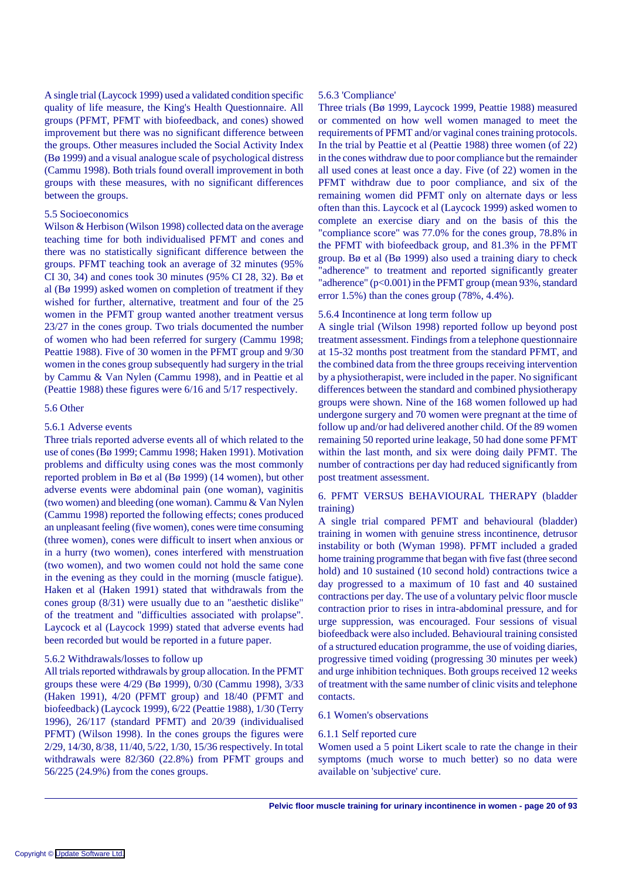A single trial (Laycock 1999) used a validated condition specific quality of life measure, the King's Health Questionnaire. All groups (PFMT, PFMT with biofeedback, and cones) showed improvement but there was no significant difference between the groups. Other measures included the Social Activity Index (Bø 1999) and a visual analogue scale of psychological distress (Cammu 1998). Both trials found overall improvement in both groups with these measures, with no significant differences between the groups.

### 5.5 Socioeconomics

Wilson & Herbison (Wilson 1998) collected data on the average teaching time for both individualised PFMT and cones and there was no statistically significant difference between the groups. PFMT teaching took an average of 32 minutes (95% CI 30, 34) and cones took 30 minutes (95% CI 28, 32). Bø et al (Bø 1999) asked women on completion of treatment if they wished for further, alternative, treatment and four of the 25 women in the PFMT group wanted another treatment versus 23/27 in the cones group. Two trials documented the number of women who had been referred for surgery (Cammu 1998; Peattie 1988). Five of 30 women in the PFMT group and 9/30 women in the cones group subsequently had surgery in the trial by Cammu & Van Nylen (Cammu 1998), and in Peattie et al (Peattie 1988) these figures were 6/16 and 5/17 respectively.

### 5.6 Other

#### 5.6.1 Adverse events

Three trials reported adverse events all of which related to the use of cones (Bø 1999; Cammu 1998; Haken 1991). Motivation problems and difficulty using cones was the most commonly reported problem in Bø et al (Bø 1999) (14 women), but other adverse events were abdominal pain (one woman), vaginitis (two women) and bleeding (one woman). Cammu & Van Nylen (Cammu 1998) reported the following effects; cones produced an unpleasant feeling (five women), cones were time consuming (three women), cones were difficult to insert when anxious or in a hurry (two women), cones interfered with menstruation (two women), and two women could not hold the same cone in the evening as they could in the morning (muscle fatigue). Haken et al (Haken 1991) stated that withdrawals from the cones group (8/31) were usually due to an "aesthetic dislike" of the treatment and "difficulties associated with prolapse". Laycock et al (Laycock 1999) stated that adverse events had been recorded but would be reported in a future paper.

#### 5.6.2 Withdrawals/losses to follow up

All trials reported withdrawals by group allocation. In the PFMT groups these were 4/29 (Bø 1999), 0/30 (Cammu 1998), 3/33 (Haken 1991), 4/20 (PFMT group) and 18/40 (PFMT and biofeedback) (Laycock 1999), 6/22 (Peattie 1988), 1/30 (Terry 1996), 26/117 (standard PFMT) and 20/39 (individualised PFMT) (Wilson 1998). In the cones groups the figures were 2/29, 14/30, 8/38, 11/40, 5/22, 1/30, 15/36 respectively. In total withdrawals were 82/360 (22.8%) from PFMT groups and 56/225 (24.9%) from the cones groups.

#### 5.6.3 'Compliance'

Three trials (Bø 1999, Laycock 1999, Peattie 1988) measured or commented on how well women managed to meet the requirements of PFMT and/or vaginal cones training protocols. In the trial by Peattie et al (Peattie 1988) three women (of 22) in the cones withdraw due to poor compliance but the remainder all used cones at least once a day. Five (of 22) women in the PFMT withdraw due to poor compliance, and six of the remaining women did PFMT only on alternate days or less often than this. Laycock et al (Laycock 1999) asked women to complete an exercise diary and on the basis of this the "compliance score" was 77.0% for the cones group, 78.8% in the PFMT with biofeedback group, and 81.3% in the PFMT group. Bø et al (Bø 1999) also used a training diary to check "adherence" to treatment and reported significantly greater "adherence" ($p<0.001$) in the PFMT group (mean 93%, standard error 1.5%) than the cones group (78%, 4.4%).

#### 5.6.4 Incontinence at long term follow up

A single trial (Wilson 1998) reported follow up beyond post treatment assessment. Findings from a telephone questionnaire at 15-32 months post treatment from the standard PFMT, and the combined data from the three groups receiving intervention by a physiotherapist, were included in the paper. No significant differences between the standard and combined physiotherapy groups were shown. Nine of the 168 women followed up had undergone surgery and 70 women were pregnant at the time of follow up and/or had delivered another child. Of the 89 women remaining 50 reported urine leakage, 50 had done some PFMT within the last month, and six were doing daily PFMT. The number of contractions per day had reduced significantly from post treatment assessment.

## 6. PFMT VERSUS BEHAVIOURAL THERAPY (bladder training)

A single trial compared PFMT and behavioural (bladder) training in women with genuine stress incontinence, detrusor instability or both (Wyman 1998). PFMT included a graded home training programme that began with five fast (three second hold) and 10 sustained (10 second hold) contractions twice a day progressed to a maximum of 10 fast and 40 sustained contractions per day. The use of a voluntary pelvic floor muscle contraction prior to rises in intra-abdominal pressure, and for urge suppression, was encouraged. Four sessions of visual biofeedback were also included. Behavioural training consisted of a structured education programme, the use of voiding diaries, progressive timed voiding (progressing 30 minutes per week) and urge inhibition techniques. Both groups received 12 weeks of treatment with the same number of clinic visits and telephone contacts.

### 6.1 Women's observations

#### 6.1.1 Self reported cure

Women used a 5 point Likert scale to rate the change in their symptoms (much worse to much better) so no data were available on 'subjective' cure.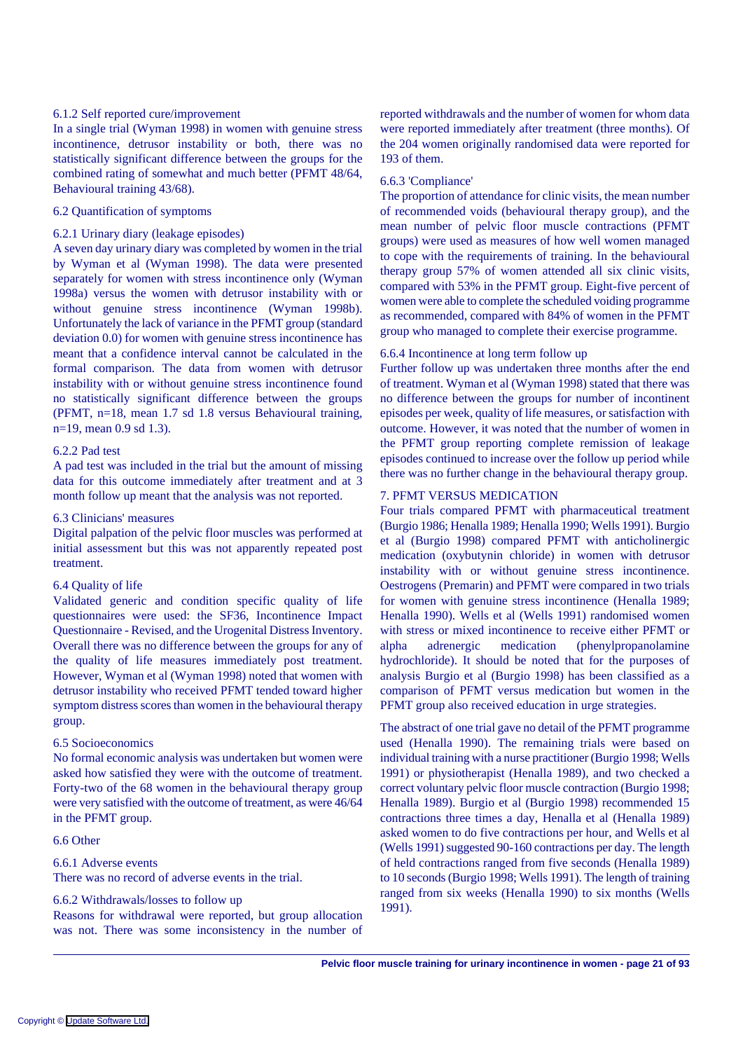6.1.2 Self reported cure/improvement

In a single trial (Wyman 1998) in women with genuine stress incontinence, detrusor instability or both, there was no statistically significant difference between the groups for the combined rating of somewhat and much better (PFMT 48/64, Behavioural training 43/68).

6.2 Quantification of symptoms

6.2.1 Urinary diary (leakage episodes)

A seven day urinary diary was completed by women in the trial by Wyman et al (Wyman 1998). The data were presented separately for women with stress incontinence only (Wyman 1998a) versus the women with detrusor instability with or without genuine stress incontinence (Wyman 1998b). Unfortunately the lack of variance in the PFMT group (standard deviation 0.0) for women with genuine stress incontinence has meant that a confidence interval cannot be calculated in the formal comparison. The data from women with detrusor instability with or without genuine stress incontinence found no statistically significant difference between the groups (PFMT, n=18, mean 1.7 sd 1.8 versus Behavioural training, n=19, mean 0.9 sd 1.3).

6.2.2 Pad test

A pad test was included in the trial but the amount of missing data for this outcome immediately after treatment and at 3 month follow up meant that the analysis was not reported.

6.3 Clinicians' measures

Digital palpation of the pelvic floor muscles was performed at initial assessment but this was not apparently repeated post treatment.

6.4 Quality of life

Validated generic and condition specific quality of life questionnaires were used: the SF36, Incontinence Impact Questionnaire - Revised, and the Urogenital Distress Inventory. Overall there was no difference between the groups for any of the quality of life measures immediately post treatment. However, Wyman et al (Wyman 1998) noted that women with detrusor instability who received PFMT tended toward higher symptom distress scores than women in the behavioural therapy group.

6.5 Socioeconomics

No formal economic analysis was undertaken but women were asked how satisfied they were with the outcome of treatment. Forty-two of the 68 women in the behavioural therapy group were very satisfied with the outcome of treatment, as were 46/64 in the PFMT group.

6.6 Other

6.6.1 Adverse events

There was no record of adverse events in the trial.

6.6.2 Withdrawals/losses to follow up

Reasons for withdrawal were reported, but group allocation was not. There was some inconsistency in the number of reported withdrawals and the number of women for whom data were reported immediately after treatment (three months). Of the 204 women originally randomised data were reported for 193 of them.

6.6.3 'Compliance'

The proportion of attendance for clinic visits, the mean number of recommended voids (behavioural therapy group), and the mean number of pelvic floor muscle contractions (PFMT groups) were used as measures of how well women managed to cope with the requirements of training. In the behavioural therapy group 57% of women attended all six clinic visits, compared with 53% in the PFMT group. Eight-five percent of women were able to complete the scheduled voiding programme as recommended, compared with 84% of women in the PFMT group who managed to complete their exercise programme.

6.6.4 Incontinence at long term follow up

Further follow up was undertaken three months after the end of treatment. Wyman et al (Wyman 1998) stated that there was no difference between the groups for number of incontinent episodes per week, quality of life measures, or satisfaction with outcome. However, it was noted that the number of women in the PFMT group reporting complete remission of leakage episodes continued to increase over the follow up period while there was no further change in the behavioural therapy group.

7. PFMT VERSUS MEDICATION

Four trials compared PFMT with pharmaceutical treatment (Burgio 1986; Henalla 1989; Henalla 1990; Wells 1991). Burgio et al (Burgio 1998) compared PFMT with anticholinergic medication (oxybutynin chloride) in women with detrusor instability with or without genuine stress incontinence. Oestrogens (Premarin) and PFMT were compared in two trials for women with genuine stress incontinence (Henalla 1989; Henalla 1990). Wells et al (Wells 1991) randomised women with stress or mixed incontinence to receive either PFMT or alpha adrenergic medication (phenylpropanolamine hydrochloride). It should be noted that for the purposes of analysis Burgio et al (Burgio 1998) has been classified as a comparison of PFMT versus medication but women in the PFMT group also received education in urge strategies.

The abstract of one trial gave no detail of the PFMT programme used (Henalla 1990). The remaining trials were based on individual training with a nurse practitioner (Burgio 1998; Wells 1991) or physiotherapist (Henalla 1989), and two checked a correct voluntary pelvic floor muscle contraction (Burgio 1998; Henalla 1989). Burgio et al (Burgio 1998) recommended 15 contractions three times a day, Henalla et al (Henalla 1989) asked women to do five contractions per hour, and Wells et al (Wells 1991) suggested 90-160 contractions per day. The length of held contractions ranged from five seconds (Henalla 1989) to 10 seconds (Burgio 1998; Wells 1991). The length of training ranged from six weeks (Henalla 1990) to six months (Wells 1991).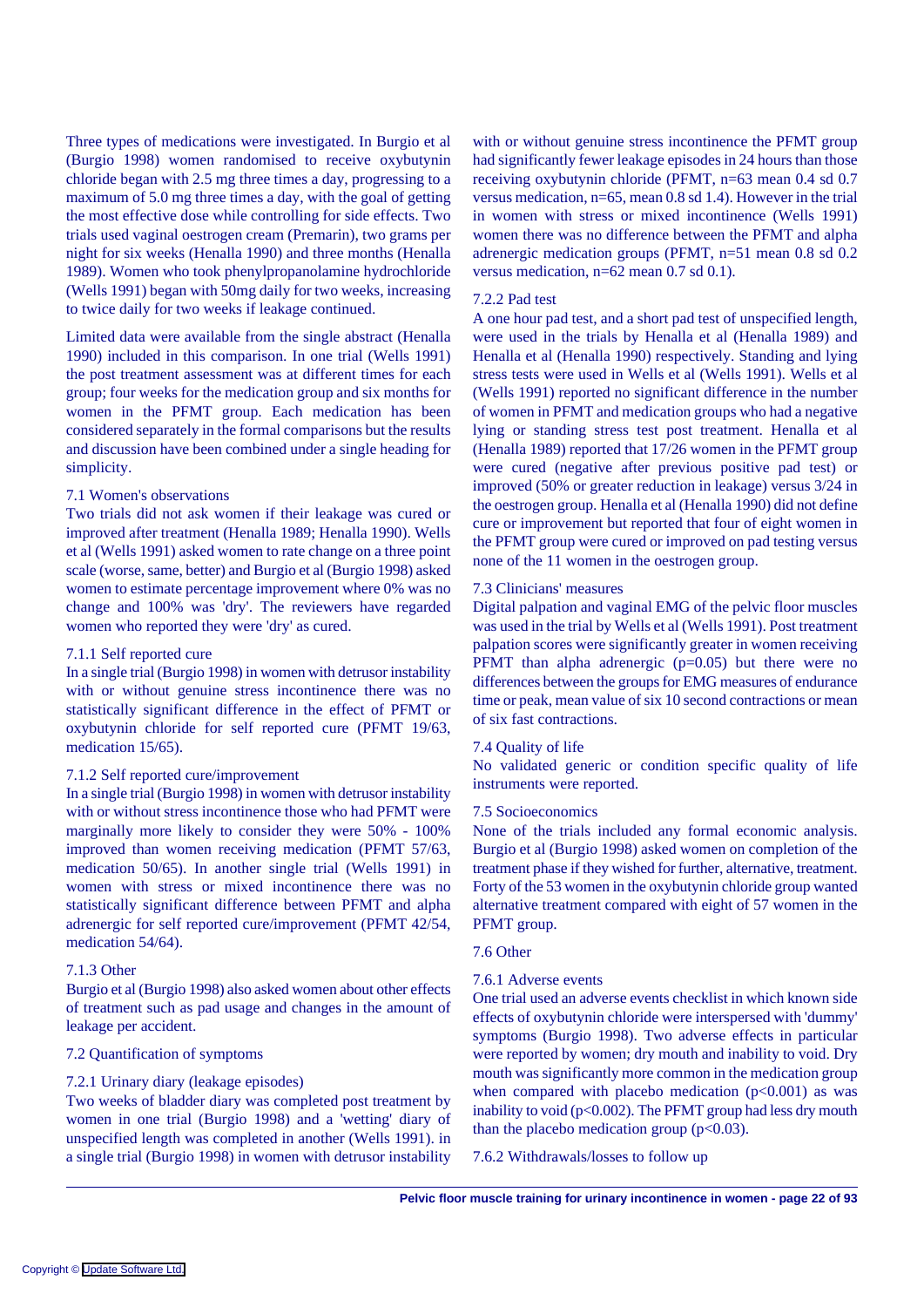Three types of medications were investigated. In Burgio et al (Burgio 1998) women randomised to receive oxybutynin chloride began with 2.5 mg three times a day, progressing to a maximum of 5.0 mg three times a day, with the goal of getting the most effective dose while controlling for side effects. Two trials used vaginal oestrogen cream (Premarin), two grams per night for six weeks (Henalla 1990) and three months (Henalla 1989). Women who took phenylpropanolamine hydrochloride (Wells 1991) began with 50mg daily for two weeks, increasing to twice daily for two weeks if leakage continued.

Limited data were available from the single abstract (Henalla 1990) included in this comparison. In one trial (Wells 1991) the post treatment assessment was at different times for each group; four weeks for the medication group and six months for women in the PFMT group. Each medication has been considered separately in the formal comparisons but the results and discussion have been combined under a single heading for simplicity.

7.1 Women's observations

Two trials did not ask women if their leakage was cured or improved after treatment (Henalla 1989; Henalla 1990). Wells et al (Wells 1991) asked women to rate change on a three point scale (worse, same, better) and Burgio et al (Burgio 1998) asked women to estimate percentage improvement where 0% was no change and 100% was 'dry'. The reviewers have regarded women who reported they were 'dry' as cured.

7.1.1 Self reported cure

In a single trial (Burgio 1998) in women with detrusor instability with or without genuine stress incontinence there was no statistically significant difference in the effect of PFMT or oxybutynin chloride for self reported cure (PFMT 19/63, medication 15/65).

7.1.2 Self reported cure/improvement

In a single trial (Burgio 1998) in women with detrusor instability with or without stress incontinence those who had PFMT were marginally more likely to consider they were 50% - 100% improved than women receiving medication (PFMT 57/63, medication 50/65). In another single trial (Wells 1991) in women with stress or mixed incontinence there was no statistically significant difference between PFMT and alpha adrenergic for self reported cure/improvement (PFMT 42/54, medication 54/64).

7.1.3 Other

Burgio et al (Burgio 1998) also asked women about other effects of treatment such as pad usage and changes in the amount of leakage per accident.

7.2 Quantification of symptoms

7.2.1 Urinary diary (leakage episodes)

Two weeks of bladder diary was completed post treatment by women in one trial (Burgio 1998) and a 'wetting' diary of unspecified length was completed in another (Wells 1991). in a single trial (Burgio 1998) in women with detrusor instability with or without genuine stress incontinence the PFMT group had significantly fewer leakage episodes in 24 hours than those receiving oxybutynin chloride (PFMT, n=63 mean 0.4 sd 0.7 versus medication, n=65, mean 0.8 sd 1.4). However in the trial in women with stress or mixed incontinence (Wells 1991) women there was no difference between the PFMT and alpha adrenergic medication groups (PFMT, n=51 mean 0.8 sd 0.2 versus medication, n=62 mean 0.7 sd 0.1).

7.2.2 Pad test

A one hour pad test, and a short pad test of unspecified length, were used in the trials by Henalla et al (Henalla 1989) and Henalla et al (Henalla 1990) respectively. Standing and lying stress tests were used in Wells et al (Wells 1991). Wells et al (Wells 1991) reported no significant difference in the number of women in PFMT and medication groups who had a negative lying or standing stress test post treatment. Henalla et al (Henalla 1989) reported that 17/26 women in the PFMT group were cured (negative after previous positive pad test) or improved (50% or greater reduction in leakage) versus 3/24 in the oestrogen group. Henalla et al (Henalla 1990) did not define cure or improvement but reported that four of eight women in the PFMT group were cured or improved on pad testing versus none of the 11 women in the oestrogen group.

7.3 Clinicians' measures

Digital palpation and vaginal EMG of the pelvic floor muscles was used in the trial by Wells et al (Wells 1991). Post treatment palpation scores were significantly greater in women receiving PFMT than alpha adrenergic ($p=0.05$) but there were no differences between the groups for EMG measures of endurance time or peak, mean value of six 10 second contractions or mean of six fast contractions.

7.4 Quality of life

No validated generic or condition specific quality of life instruments were reported.

7.5 Socioeconomics

None of the trials included any formal economic analysis. Burgio et al (Burgio 1998) asked women on completion of the treatment phase if they wished for further, alternative, treatment. Forty of the 53 women in the oxybutynin chloride group wanted alternative treatment compared with eight of 57 women in the PFMT group.

7.6 Other

7.6.1 Adverse events

One trial used an adverse events checklist in which known side effects of oxybutynin chloride were interspersed with 'dummy' symptoms (Burgio 1998). Two adverse effects in particular were reported by women; dry mouth and inability to void. Dry mouth was significantly more common in the medication group when compared with placebo medication ($p<0.001$) as was inability to void ($p<0.002$). The PFMT group had less dry mouth than the placebo medication group ($p<0.03$).

7.6.2 Withdrawals/losses to follow up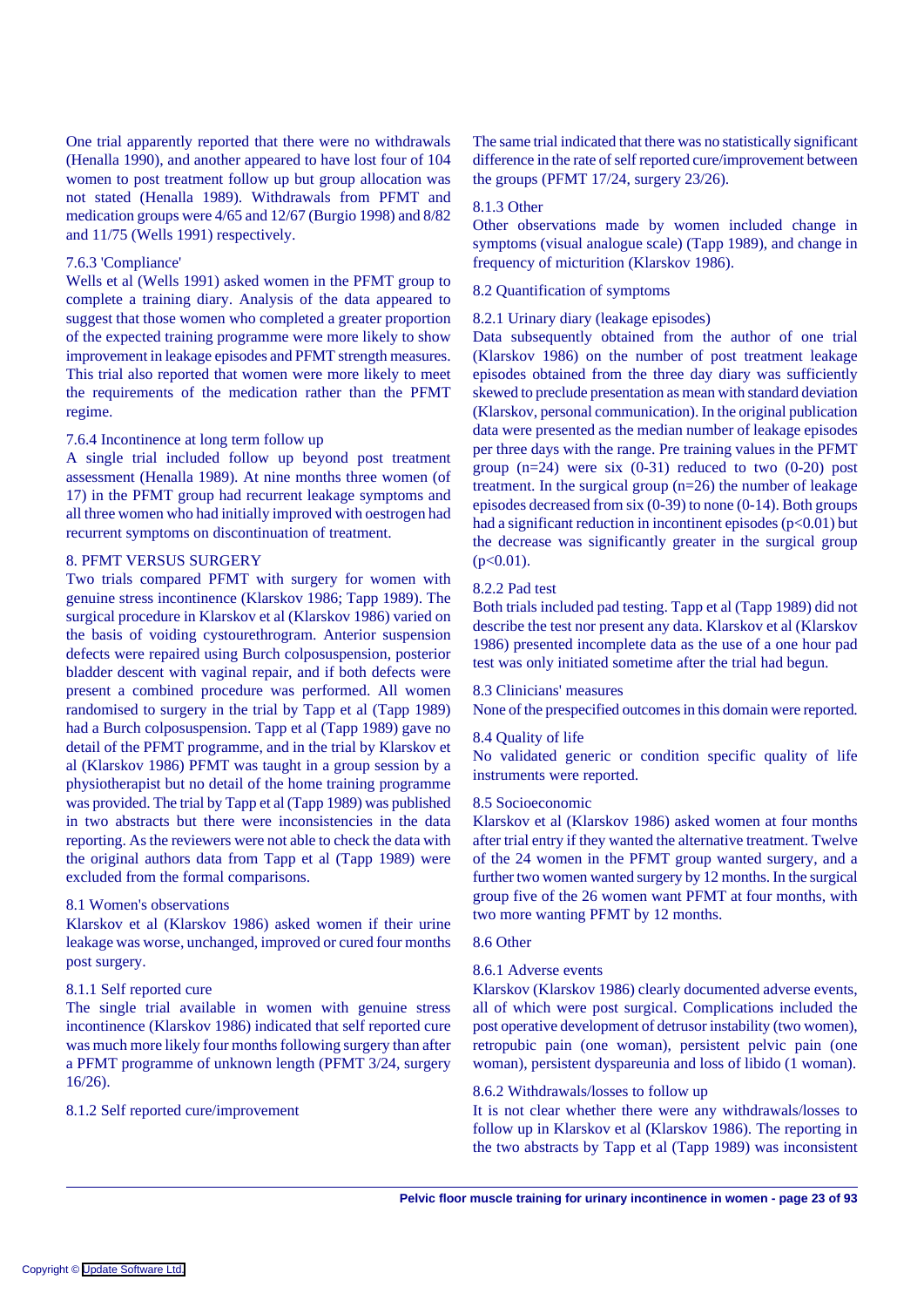One trial apparently reported that there were no withdrawals (Henalla 1990), and another appeared to have lost four of 104 women to post treatment follow up but group allocation was not stated (Henalla 1989). Withdrawals from PFMT and medication groups were 4/65 and 12/67 (Burgio 1998) and 8/82 and 11/75 (Wells 1991) respectively.

### 7.6.3 'Compliance'

Wells et al (Wells 1991) asked women in the PFMT group to complete a training diary. Analysis of the data appeared to suggest that those women who completed a greater proportion of the expected training programme were more likely to show improvement in leakage episodes and PFMT strength measures. This trial also reported that women were more likely to meet the requirements of the medication rather than the PFMT regime.

### 7.6.4 Incontinence at long term follow up

A single trial included follow up beyond post treatment assessment (Henalla 1989). At nine months three women (of 17) in the PFMT group had recurrent leakage symptoms and all three women who had initially improved with oestrogen had recurrent symptoms on discontinuation of treatment.

## 8. PFMT VERSUS SURGERY

Two trials compared PFMT with surgery for women with genuine stress incontinence (Klarskov 1986; Tapp 1989). The surgical procedure in Klarskov et al (Klarskov 1986) varied on the basis of voiding cystourethrogram. Anterior suspension defects were repaired using Burch colposuspension, posterior bladder descent with vaginal repair, and if both defects were present a combined procedure was performed. All women randomised to surgery in the trial by Tapp et al (Tapp 1989) had a Burch colposuspension. Tapp et al (Tapp 1989) gave no detail of the PFMT programme, and in the trial by Klarskov et al (Klarskov 1986) PFMT was taught in a group session by a physiotherapist but no detail of the home training programme was provided. The trial by Tapp et al (Tapp 1989) was published in two abstracts but there were inconsistencies in the data reporting. As the reviewers were not able to check the data with the original authors data from Tapp et al (Tapp 1989) were excluded from the formal comparisons.

### 8.1 Women's observations

Klarskov et al (Klarskov 1986) asked women if their urine leakage was worse, unchanged, improved or cured four months post surgery.

### 8.1.1 Self reported cure

The single trial available in women with genuine stress incontinence (Klarskov 1986) indicated that self reported cure was much more likely four months following surgery than after a PFMT programme of unknown length (PFMT 3/24, surgery 16/26).

### 8.1.2 Self reported cure/improvement

The same trial indicated that there was no statistically significant difference in the rate of self reported cure/improvement between the groups (PFMT 17/24, surgery 23/26).

### 8.1.3 Other

Other observations made by women included change in symptoms (visual analogue scale) (Tapp 1989), and change in frequency of micturition (Klarskov 1986).

### 8.2 Quantification of symptoms

### 8.2.1 Urinary diary (leakage episodes)

Data subsequently obtained from the author of one trial (Klarskov 1986) on the number of post treatment leakage episodes obtained from the three day diary was sufficiently skewed to preclude presentation as mean with standard deviation (Klarskov, personal communication). In the original publication data were presented as the median number of leakage episodes per three days with the range. Pre training values in the PFMT group (n=24) were six (0-31) reduced to two (0-20) post treatment. In the surgical group (n=26) the number of leakage episodes decreased from six (0-39) to none (0-14). Both groups had a significant reduction in incontinent episodes ($p<0.01$) but the decrease was significantly greater in the surgical group ($p<0.01$).

### 8.2.2 Pad test

Both trials included pad testing. Tapp et al (Tapp 1989) did not describe the test nor present any data. Klarskov et al (Klarskov 1986) presented incomplete data as the use of a one hour pad test was only initiated sometime after the trial had begun.

### 8.3 Clinicians' measures

None of the prespecified outcomes in this domain were reported.

### 8.4 Quality of life

No validated generic or condition specific quality of life instruments were reported.

### 8.5 Socioeconomic

Klarskov et al (Klarskov 1986) asked women at four months after trial entry if they wanted the alternative treatment. Twelve of the 24 women in the PFMT group wanted surgery, and a further two women wanted surgery by 12 months. In the surgical group five of the 26 women want PFMT at four months, with two more wanting PFMT by 12 months.

### 8.6 Other

### 8.6.1 Adverse events

Klarskov (Klarskov 1986) clearly documented adverse events, all of which were post surgical. Complications included the post operative development of detrusor instability (two women), retropubic pain (one woman), persistent pelvic pain (one woman), persistent dyspareunia and loss of libido (1 woman).

### 8.6.2 Withdrawals/losses to follow up

It is not clear whether there were any withdrawals/losses to follow up in Klarskov et al (Klarskov 1986). The reporting in the two abstracts by Tapp et al (Tapp 1989) was inconsistent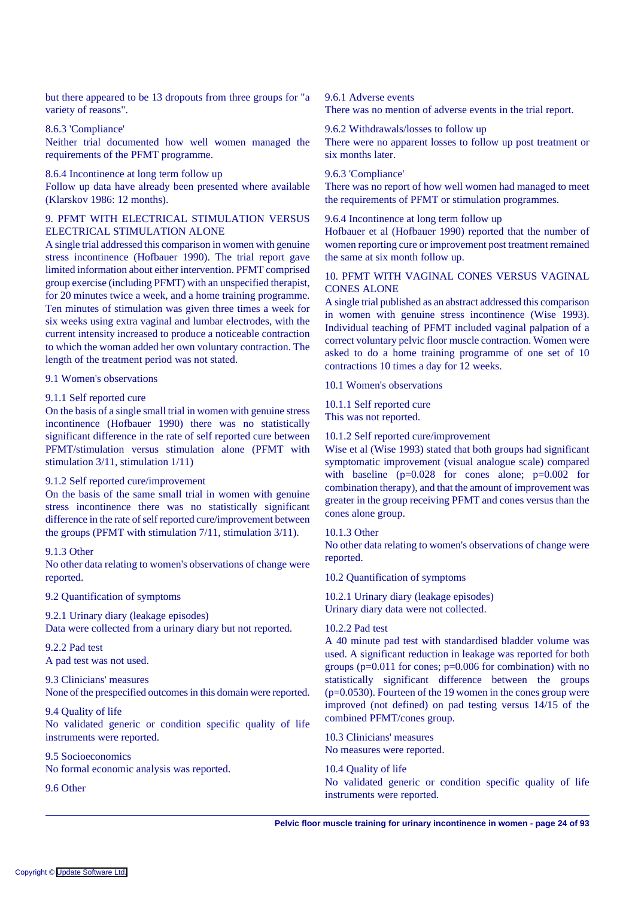but there appeared to be 13 dropouts from three groups for "a variety of reasons".

8.6.3 'Compliance'
Neither trial documented how well women managed the requirements of the PFMT programme.

8.6.4 Incontinence at long term follow up
Follow up data have already been presented where available (Klarskov 1986: 12 months).

## 9. PFMT WITH ELECTRICAL STIMULATION VERSUS ELECTRICAL STIMULATION ALONE

A single trial addressed this comparison in women with genuine stress incontinence (Hofbauer 1990). The trial report gave limited information about either intervention. PFMT comprised group exercise (including PFMT) with an unspecified therapist, for 20 minutes twice a week, and a home training programme. Ten minutes of stimulation was given three times a week for six weeks using extra vaginal and lumbar electrodes, with the current intensity increased to produce a noticeable contraction to which the woman added her own voluntary contraction. The length of the treatment period was not stated.

9.1 Women's observations

9.1.1 Self reported cure
On the basis of a single small trial in women with genuine stress incontinence (Hofbauer 1990) there was no statistically significant difference in the rate of self reported cure between PFMT/stimulation versus stimulation alone (PFMT with stimulation 3/11, stimulation 1/11)

9.1.2 Self reported cure/improvement
On the basis of the same small trial in women with genuine stress incontinence there was no statistically significant difference in the rate of self reported cure/improvement between the groups (PFMT with stimulation 7/11, stimulation 3/11).

9.1.3 Other
No other data relating to women's observations of change were reported.

9.2 Quantification of symptoms

9.2.1 Urinary diary (leakage episodes)
Data were collected from a urinary diary but not reported.

9.2.2 Pad test
A pad test was not used.

9.3 Clinicians' measures
None of the prespecified outcomes in this domain were reported.

9.4 Quality of life
No validated generic or condition specific quality of life instruments were reported.

9.5 Socioeconomics
No formal economic analysis was reported.

9.6 Other

9.6.1 Adverse events
There was no mention of adverse events in the trial report.

9.6.2 Withdrawals/losses to follow up
There were no apparent losses to follow up post treatment or six months later.

9.6.3 'Compliance'
There was no report of how well women had managed to meet the requirements of PFMT or stimulation programmes.

9.6.4 Incontinence at long term follow up
Hofbauer et al (Hofbauer 1990) reported that the number of women reporting cure or improvement post treatment remained the same at six month follow up.

## 10. PFMT WITH VAGINAL CONES VERSUS VAGINAL CONES ALONE

A single trial published as an abstract addressed this comparison in women with genuine stress incontinence (Wise 1993). Individual teaching of PFMT included vaginal palpation of a correct voluntary pelvic floor muscle contraction. Women were asked to do a home training programme of one set of 10 contractions 10 times a day for 12 weeks.

10.1 Women's observations

10.1.1 Self reported cure
This was not reported.

10.1.2 Self reported cure/improvement
Wise et al (Wise 1993) stated that both groups had significant symptomatic improvement (visual analogue scale) compared with baseline ($p=0.028$ for cones alone; $p=0.002$ for combination therapy), and that the amount of improvement was greater in the group receiving PFMT and cones versus than the cones alone group.

10.1.3 Other
No other data relating to women's observations of change were reported.

10.2 Quantification of symptoms

10.2.1 Urinary diary (leakage episodes)
Urinary diary data were not collected.

10.2.2 Pad test
A 40 minute pad test with standardised bladder volume was used. A significant reduction in leakage was reported for both groups ($p=0.011$ for cones; $p=0.006$ for combination) with no statistically significant difference between the groups ($p=0.0530$). Fourteen of the 19 women in the cones group were improved (not defined) on pad testing versus 14/15 of the combined PFMT/cones group.

10.3 Clinicians' measures
No measures were reported.

10.4 Quality of life
No validated generic or condition specific quality of life instruments were reported.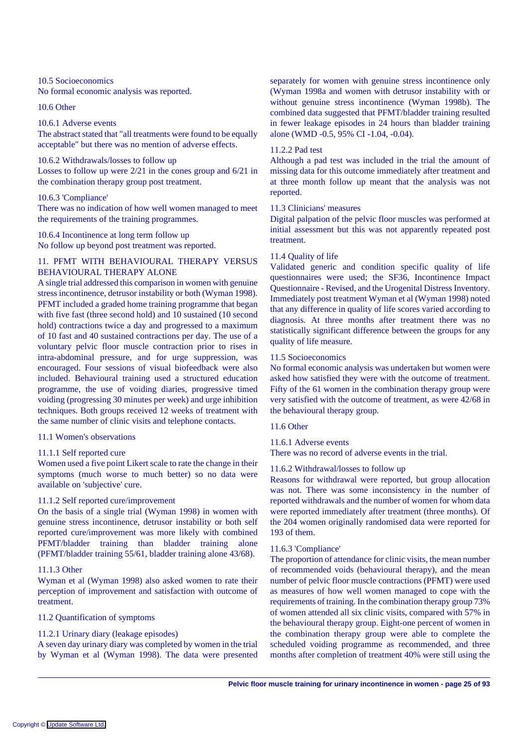### 10.5 Socioeconomics

No formal economic analysis was reported.

### 10.6 Other

#### 10.6.1 Adverse events

The abstract stated that "all treatments were found to be equally acceptable" but there was no mention of adverse effects.

#### 10.6.2 Withdrawals/losses to follow up

Losses to follow up were 2/21 in the cones group and 6/21 in the combination therapy group post treatment.

#### 10.6.3 'Compliance'

There was no indication of how well women managed to meet the requirements of the training programmes.

#### 10.6.4 Incontinence at long term follow up

No follow up beyond post treatment was reported.

## 11. PFMT WITH BEHAVIOURAL THERAPY VERSUS BEHAVIOURAL THERAPY ALONE

A single trial addressed this comparison in women with genuine stress incontinence, detrusor instability or both (Wyman 1998). PFMT included a graded home training programme that began with five fast (three second hold) and 10 sustained (10 second hold) contractions twice a day and progressed to a maximum of 10 fast and 40 sustained contractions per day. The use of a voluntary pelvic floor muscle contraction prior to rises in intra-abdominal pressure, and for urge suppression, was encouraged. Four sessions of visual biofeedback were also included. Behavioural training used a structured education programme, the use of voiding diaries, progressive timed voiding (progressing 30 minutes per week) and urge inhibition techniques. Both groups received 12 weeks of treatment with the same number of clinic visits and telephone contacts.

### 11.1 Women's observations

#### 11.1.1 Self reported cure

Women used a five point Likert scale to rate the change in their symptoms (much worse to much better) so no data were available on 'subjective' cure.

#### 11.1.2 Self reported cure/improvement

On the basis of a single trial (Wyman 1998) in women with genuine stress incontinence, detrusor instability or both self reported cure/improvement was more likely with combined PFMT/bladder training than bladder training alone (PFMT/bladder training 55/61, bladder training alone 43/68).

#### 11.1.3 Other

Wyman et al (Wyman 1998) also asked women to rate their perception of improvement and satisfaction with outcome of treatment.

### 11.2 Quantification of symptoms

#### 11.2.1 Urinary diary (leakage episodes)

A seven day urinary diary was completed by women in the trial by Wyman et al (Wyman 1998). The data were presented separately for women with genuine stress incontinence only (Wyman 1998a and women with detrusor instability with or without genuine stress incontinence (Wyman 1998b). The combined data suggested that PFMT/bladder training resulted in fewer leakage episodes in 24 hours than bladder training alone (WMD -0.5, 95% CI -1.04, -0.04).

#### 11.2.2 Pad test

Although a pad test was included in the trial the amount of missing data for this outcome immediately after treatment and at three month follow up meant that the analysis was not reported.

### 11.3 Clinicians' measures

Digital palpation of the pelvic floor muscles was performed at initial assessment but this was not apparently repeated post treatment.

### 11.4 Quality of life

Validated generic and condition specific quality of life questionnaires were used; the SF36, Incontinence Impact Questionnaire - Revised, and the Urogenital Distress Inventory. Immediately post treatment Wyman et al (Wyman 1998) noted that any difference in quality of life scores varied according to diagnosis. At three months after treatment there was no statistically significant difference between the groups for any quality of life measure.

### 11.5 Socioeconomics

No formal economic analysis was undertaken but women were asked how satisfied they were with the outcome of treatment. Fifty of the 61 women in the combination therapy group were very satisfied with the outcome of treatment, as were 42/68 in the behavioural therapy group.

### 11.6 Other

#### 11.6.1 Adverse events

There was no record of adverse events in the trial.

#### 11.6.2 Withdrawal/losses to follow up

Reasons for withdrawal were reported, but group allocation was not. There was some inconsistency in the number of reported withdrawals and the number of women for whom data were reported immediately after treatment (three months). Of the 204 women originally randomised data were reported for 193 of them.

#### 11.6.3 'Compliance'

The proportion of attendance for clinic visits, the mean number of recommended voids (behavioural therapy), and the mean number of pelvic floor muscle contractions (PFMT) were used as measures of how well women managed to cope with the requirements of training. In the combination therapy group 73% of women attended all six clinic visits, compared with 57% in the behavioural therapy group. Eight-one percent of women in the combination therapy group were able to complete the scheduled voiding programme as recommended, and three months after completion of treatment 40% were still using the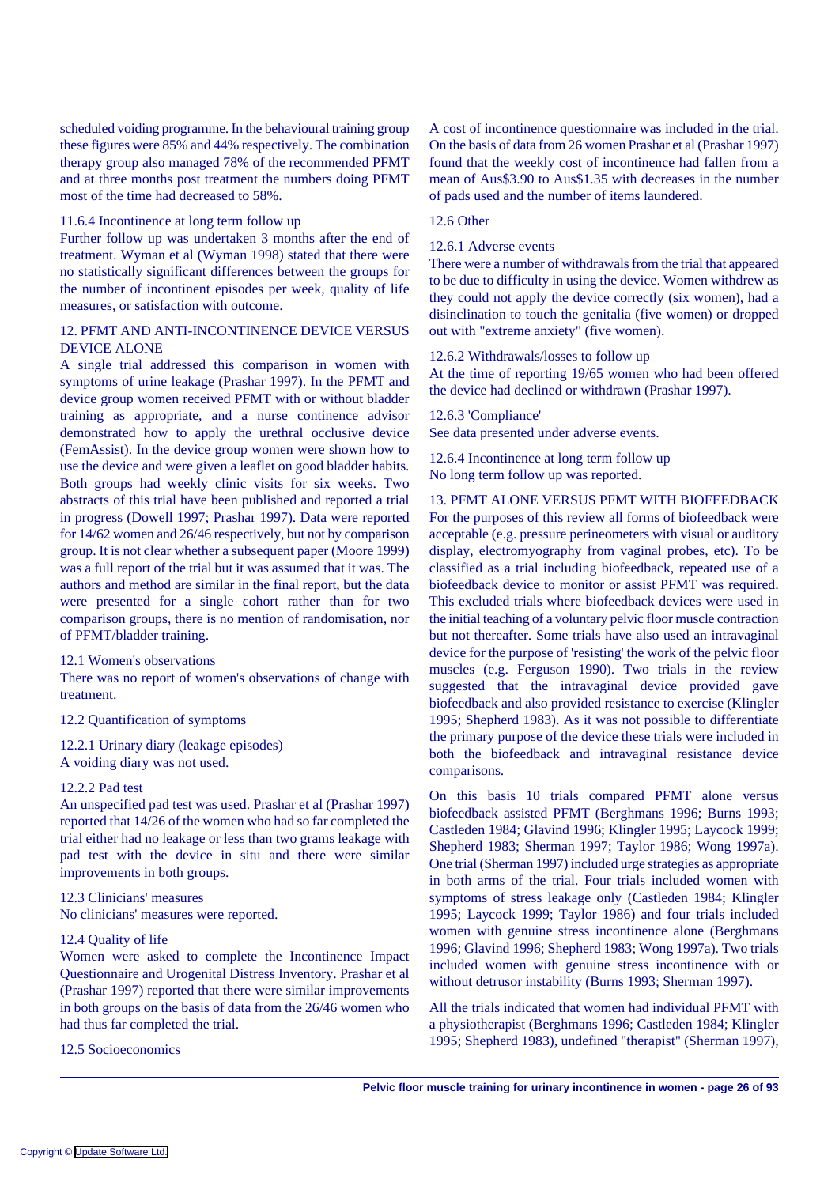scheduled voiding programme. In the behavioural training group these figures were 85% and 44% respectively. The combination therapy group also managed 78% of the recommended PFMT and at three months post treatment the numbers doing PFMT most of the time had decreased to 58%.

### 11.6.4 Incontinence at long term follow up

Further follow up was undertaken 3 months after the end of treatment. Wyman et al (Wyman 1998) stated that there were no statistically significant differences between the groups for the number of incontinent episodes per week, quality of life measures, or satisfaction with outcome.

## 12. PFMT AND ANTI-INCONTINENCE DEVICE VERSUS DEVICE ALONE

A single trial addressed this comparison in women with symptoms of urine leakage (Prashar 1997). In the PFMT and device group women received PFMT with or without bladder training as appropriate, and a nurse continence advisor demonstrated how to apply the urethral occlusive device (FemAssist). In the device group women were shown how to use the device and were given a leaflet on good bladder habits. Both groups had weekly clinic visits for six weeks. Two abstracts of this trial have been published and reported a trial in progress (Dowell 1997; Prashar 1997). Data were reported for 14/62 women and 26/46 respectively, but not by comparison group. It is not clear whether a subsequent paper (Moore 1999) was a full report of the trial but it was assumed that it was. The authors and method are similar in the final report, but the data were presented for a single cohort rather than for two comparison groups, there is no mention of randomisation, nor of PFMT/bladder training.

### 12.1 Women's observations

There was no report of women's observations of change with treatment.

### 12.2 Quantification of symptoms

#### 12.2.1 Urinary diary (leakage episodes)

A voiding diary was not used.

#### 12.2.2 Pad test

An unspecified pad test was used. Prashar et al (Prashar 1997) reported that 14/26 of the women who had so far completed the trial either had no leakage or less than two grams leakage with pad test with the device in situ and there were similar improvements in both groups.

### 12.3 Clinicians' measures

No clinicians' measures were reported.

### 12.4 Quality of life

Women were asked to complete the Incontinence Impact Questionnaire and Urogenital Distress Inventory. Prashar et al (Prashar 1997) reported that there were similar improvements in both groups on the basis of data from the 26/46 women who had thus far completed the trial.

### 12.5 Socioeconomics

A cost of incontinence questionnaire was included in the trial. On the basis of data from 26 women Prashar et al (Prashar 1997) found that the weekly cost of incontinence had fallen from a mean of Aus$3.90 to Aus$1.35 with decreases in the number of pads used and the number of items laundered.

### 12.6 Other

#### 12.6.1 Adverse events

There were a number of withdrawals from the trial that appeared to be due to difficulty in using the device. Women withdrew as they could not apply the device correctly (six women), had a disinclination to touch the genitalia (five women) or dropped out with "extreme anxiety" (five women).

#### 12.6.2 Withdrawals/losses to follow up

At the time of reporting 19/65 women who had been offered the device had declined or withdrawn (Prashar 1997).

#### 12.6.3 'Compliance'

See data presented under adverse events.

#### 12.6.4 Incontinence at long term follow up

No long term follow up was reported.

## 13. PFMT ALONE VERSUS PFMT WITH BIOFEEDBACK

For the purposes of this review all forms of biofeedback were acceptable (e.g. pressure perineometers with visual or auditory display, electromyography from vaginal probes, etc). To be classified as a trial including biofeedback, repeated use of a biofeedback device to monitor or assist PFMT was required. This excluded trials where biofeedback devices were used in the initial teaching of a voluntary pelvic floor muscle contraction but not thereafter. Some trials have also used an intravaginal device for the purpose of 'resisting' the work of the pelvic floor muscles (e.g. Ferguson 1990). Two trials in the review suggested that the intravaginal device provided gave biofeedback and also provided resistance to exercise (Klingler 1995; Shepherd 1983). As it was not possible to differentiate the primary purpose of the device these trials were included in both the biofeedback and intravaginal resistance device comparisons.

On this basis 10 trials compared PFMT alone versus biofeedback assisted PFMT (Berghmans 1996; Burns 1993; Castleden 1984; Glavind 1996; Klingler 1995; Laycock 1999; Shepherd 1983; Sherman 1997; Taylor 1986; Wong 1997a). One trial (Sherman 1997) included urge strategies as appropriate in both arms of the trial. Four trials included women with symptoms of stress leakage only (Castleden 1984; Klingler 1995; Laycock 1999; Taylor 1986) and four trials included women with genuine stress incontinence alone (Berghmans 1996; Glavind 1996; Shepherd 1983; Wong 1997a). Two trials included women with genuine stress incontinence with or without detrusor instability (Burns 1993; Sherman 1997).

All the trials indicated that women had individual PFMT with a physiotherapist (Berghmans 1996; Castleden 1984; Klingler 1995; Shepherd 1983), undefined "therapist" (Sherman 1997),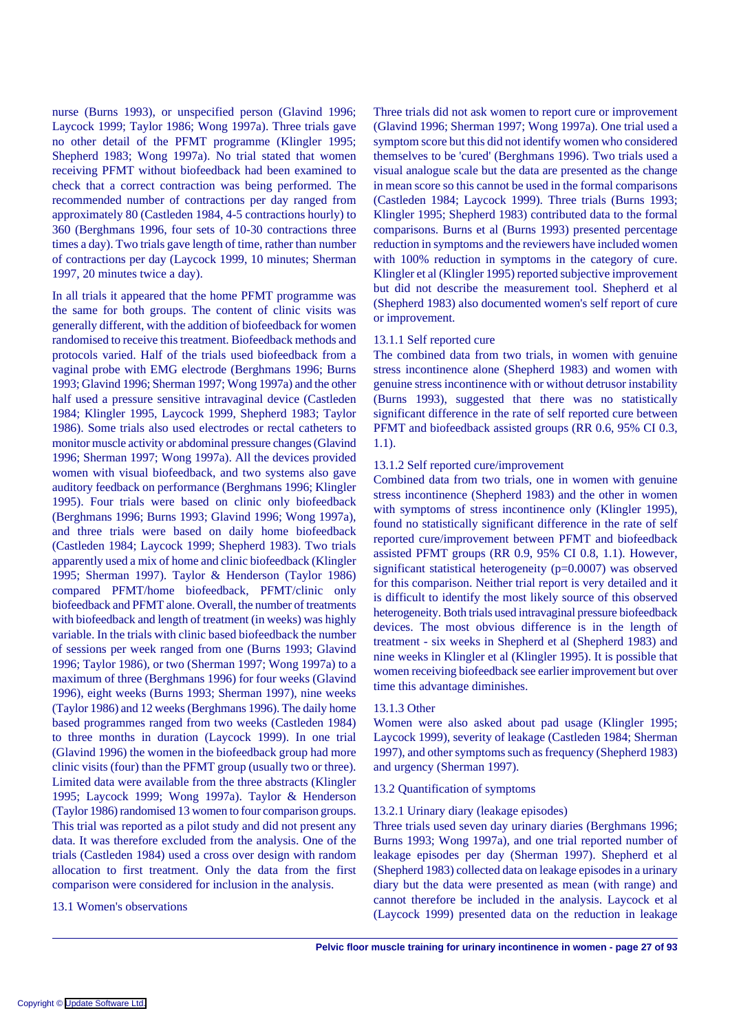nurse (Burns 1993), or unspecified person (Glavind 1996; Laycock 1999; Taylor 1986; Wong 1997a). Three trials gave no other detail of the PFMT programme (Klingler 1995; Shepherd 1983; Wong 1997a). No trial stated that women receiving PFMT without biofeedback had been examined to check that a correct contraction was being performed. The recommended number of contractions per day ranged from approximately 80 (Castleden 1984, 4-5 contractions hourly) to 360 (Berghmans 1996, four sets of 10-30 contractions three times a day). Two trials gave length of time, rather than number of contractions per day (Laycock 1999, 10 minutes; Sherman 1997, 20 minutes twice a day).

In all trials it appeared that the home PFMT programme was the same for both groups. The content of clinic visits was generally different, with the addition of biofeedback for women randomised to receive this treatment. Biofeedback methods and protocols varied. Half of the trials used biofeedback from a vaginal probe with EMG electrode (Berghmans 1996; Burns 1993; Glavind 1996; Sherman 1997; Wong 1997a) and the other half used a pressure sensitive intravaginal device (Castleden 1984; Klingler 1995, Laycock 1999, Shepherd 1983; Taylor 1986). Some trials also used electrodes or rectal catheters to monitor muscle activity or abdominal pressure changes (Glavind 1996; Sherman 1997; Wong 1997a). All the devices provided women with visual biofeedback, and two systems also gave auditory feedback on performance (Berghmans 1996; Klingler 1995). Four trials were based on clinic only biofeedback (Berghmans 1996; Burns 1993; Glavind 1996; Wong 1997a), and three trials were based on daily home biofeedback (Castleden 1984; Laycock 1999; Shepherd 1983). Two trials apparently used a mix of home and clinic biofeedback (Klingler 1995; Sherman 1997). Taylor & Henderson (Taylor 1986) compared PFMT/home biofeedback, PFMT/clinic only biofeedback and PFMT alone. Overall, the number of treatments with biofeedback and length of treatment (in weeks) was highly variable. In the trials with clinic based biofeedback the number of sessions per week ranged from one (Burns 1993; Glavind 1996; Taylor 1986), or two (Sherman 1997; Wong 1997a) to a maximum of three (Berghmans 1996) for four weeks (Glavind 1996), eight weeks (Burns 1993; Sherman 1997), nine weeks (Taylor 1986) and 12 weeks (Berghmans 1996). The daily home based programmes ranged from two weeks (Castleden 1984) to three months in duration (Laycock 1999). In one trial (Glavind 1996) the women in the biofeedback group had more clinic visits (four) than the PFMT group (usually two or three). Limited data were available from the three abstracts (Klingler 1995; Laycock 1999; Wong 1997a). Taylor & Henderson (Taylor 1986) randomised 13 women to four comparison groups. This trial was reported as a pilot study and did not present any data. It was therefore excluded from the analysis. One of the trials (Castleden 1984) used a cross over design with random allocation to first treatment. Only the data from the first comparison were considered for inclusion in the analysis.

## 13.1 Women's observations

Three trials did not ask women to report cure or improvement (Glavind 1996; Sherman 1997; Wong 1997a). One trial used a symptom score but this did not identify women who considered themselves to be 'cured' (Berghmans 1996). Two trials used a visual analogue scale but the data are presented as the change in mean score so this cannot be used in the formal comparisons (Castleden 1984; Laycock 1999). Three trials (Burns 1993; Klingler 1995; Shepherd 1983) contributed data to the formal comparisons. Burns et al (Burns 1993) presented percentage reduction in symptoms and the reviewers have included women with 100% reduction in symptoms in the category of cure. Klingler et al (Klingler 1995) reported subjective improvement but did not describe the measurement tool. Shepherd et al (Shepherd 1983) also documented women's self report of cure or improvement.

### 13.1.1 Self reported cure

The combined data from two trials, in women with genuine stress incontinence alone (Shepherd 1983) and women with genuine stress incontinence with or without detrusor instability (Burns 1993), suggested that there was no statistically significant difference in the rate of self reported cure between PFMT and biofeedback assisted groups (RR 0.6, 95% CI 0.3, 1.1).

### 13.1.2 Self reported cure/improvement

Combined data from two trials, one in women with genuine stress incontinence (Shepherd 1983) and the other in women with symptoms of stress incontinence only (Klingler 1995), found no statistically significant difference in the rate of self reported cure/improvement between PFMT and biofeedback assisted PFMT groups (RR 0.9, 95% CI 0.8, 1.1). However, significant statistical heterogeneity ($p=0.0007$) was observed for this comparison. Neither trial report is very detailed and it is difficult to identify the most likely source of this observed heterogeneity. Both trials used intravaginal pressure biofeedback devices. The most obvious difference is in the length of treatment - six weeks in Shepherd et al (Shepherd 1983) and nine weeks in Klingler et al (Klingler 1995). It is possible that women receiving biofeedback see earlier improvement but over time this advantage diminishes.

### 13.1.3 Other

Women were also asked about pad usage (Klingler 1995; Laycock 1999), severity of leakage (Castleden 1984; Sherman 1997), and other symptoms such as frequency (Shepherd 1983) and urgency (Sherman 1997).

## 13.2 Quantification of symptoms

### 13.2.1 Urinary diary (leakage episodes)

Three trials used seven day urinary diaries (Berghmans 1996; Burns 1993; Wong 1997a), and one trial reported number of leakage episodes per day (Sherman 1997). Shepherd et al (Shepherd 1983) collected data on leakage episodes in a urinary diary but the data were presented as mean (with range) and cannot therefore be included in the analysis. Laycock et al (Laycock 1999) presented data on the reduction in leakage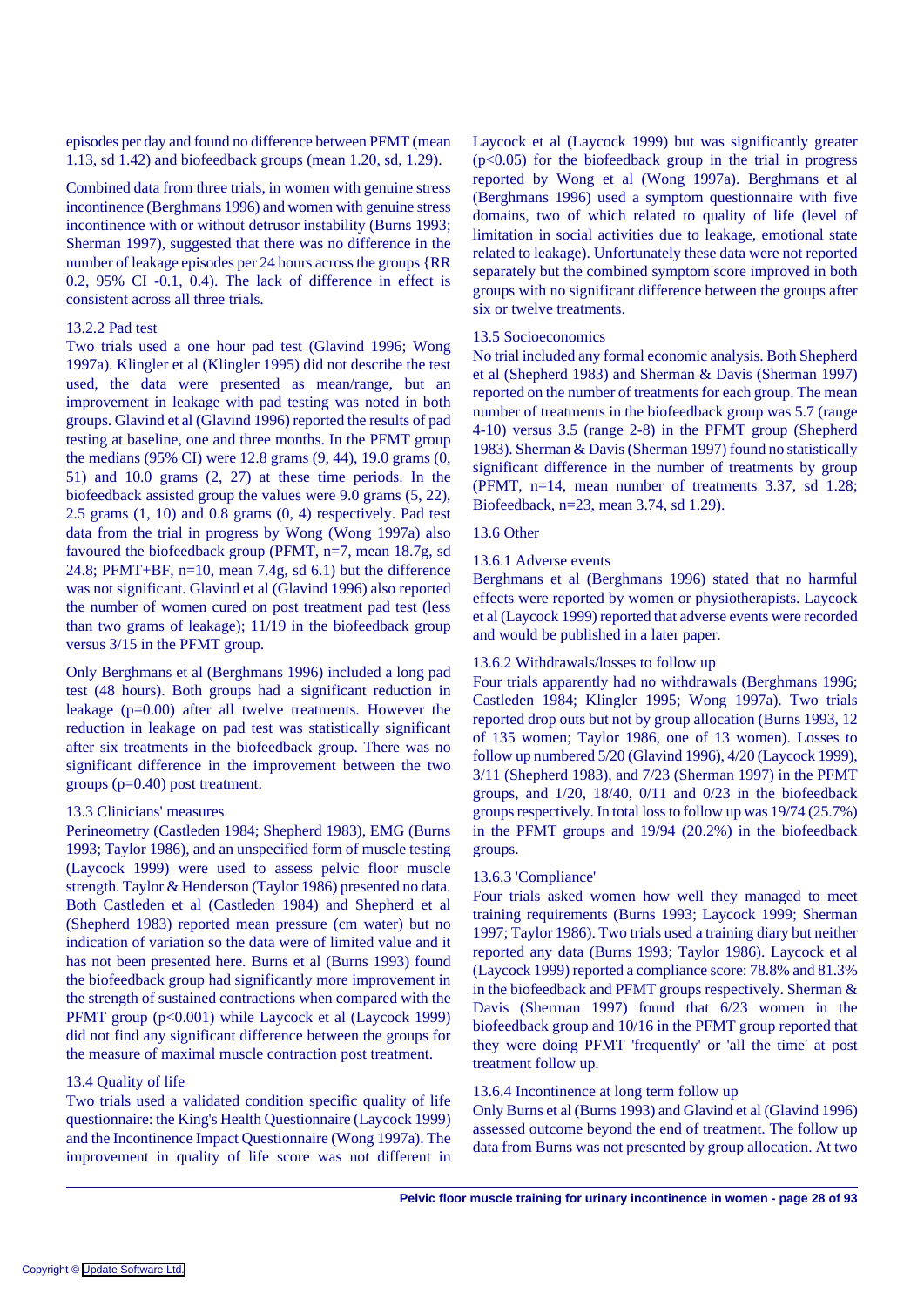episodes per day and found no difference between PFMT (mean 1.13, sd 1.42) and biofeedback groups (mean 1.20, sd, 1.29).

Combined data from three trials, in women with genuine stress incontinence (Berghmans 1996) and women with genuine stress incontinence with or without detrusor instability (Burns 1993; Sherman 1997), suggested that there was no difference in the number of leakage episodes per 24 hours across the groups {RR 0.2, 95% CI -0.1, 0.4). The lack of difference in effect is consistent across all three trials.

### 13.2.2 Pad test

Two trials used a one hour pad test (Glavind 1996; Wong 1997a). Klingler et al (Klingler 1995) did not describe the test used, the data were presented as mean/range, but an improvement in leakage with pad testing was noted in both groups. Glavind et al (Glavind 1996) reported the results of pad testing at baseline, one and three months. In the PFMT group the medians (95% CI) were 12.8 grams (9, 44), 19.0 grams (0, 51) and 10.0 grams (2, 27) at these time periods. In the biofeedback assisted group the values were 9.0 grams (5, 22), 2.5 grams (1, 10) and 0.8 grams (0, 4) respectively. Pad test data from the trial in progress by Wong (Wong 1997a) also favoured the biofeedback group (PFMT, n=7, mean 18.7g, sd 24.8; PFMT+BF, n=10, mean 7.4g, sd 6.1) but the difference was not significant. Glavind et al (Glavind 1996) also reported the number of women cured on post treatment pad test (less than two grams of leakage); 11/19 in the biofeedback group versus 3/15 in the PFMT group.

Only Berghmans et al (Berghmans 1996) included a long pad test (48 hours). Both groups had a significant reduction in leakage (p=0.00) after all twelve treatments. However the reduction in leakage on pad test was statistically significant after six treatments in the biofeedback group. There was no significant difference in the improvement between the two groups (p=0.40) post treatment.

### 13.3 Clinicians' measures

Perineometry (Castleden 1984; Shepherd 1983), EMG (Burns 1993; Taylor 1986), and an unspecified form of muscle testing (Laycock 1999) were used to assess pelvic floor muscle strength. Taylor & Henderson (Taylor 1986) presented no data. Both Castleden et al (Castleden 1984) and Shepherd et al (Shepherd 1983) reported mean pressure (cm water) but no indication of variation so the data were of limited value and it has not been presented here. Burns et al (Burns 1993) found the biofeedback group had significantly more improvement in the strength of sustained contractions when compared with the PFMT group (p<0.001) while Laycock et al (Laycock 1999) did not find any significant difference between the groups for the measure of maximal muscle contraction post treatment.

### 13.4 Quality of life

Two trials used a validated condition specific quality of life questionnaire: the King's Health Questionnaire (Laycock 1999) and the Incontinence Impact Questionnaire (Wong 1997a). The improvement in quality of life score was not different in Laycock et al (Laycock 1999) but was significantly greater (p<0.05) for the biofeedback group in the trial in progress reported by Wong et al (Wong 1997a). Berghmans et al (Berghmans 1996) used a symptom questionnaire with five domains, two of which related to quality of life (level of limitation in social activities due to leakage, emotional state related to leakage). Unfortunately these data were not reported separately but the combined symptom score improved in both groups with no significant difference between the groups after six or twelve treatments.

### 13.5 Socioeconomics

No trial included any formal economic analysis. Both Shepherd et al (Shepherd 1983) and Sherman & Davis (Sherman 1997) reported on the number of treatments for each group. The mean number of treatments in the biofeedback group was 5.7 (range 4-10) versus 3.5 (range 2-8) in the PFMT group (Shepherd 1983). Sherman & Davis (Sherman 1997) found no statistically significant difference in the number of treatments by group (PFMT, n=14, mean number of treatments 3.37, sd 1.28; Biofeedback, n=23, mean 3.74, sd 1.29).

### 13.6 Other

#### 13.6.1 Adverse events

Berghmans et al (Berghmans 1996) stated that no harmful effects were reported by women or physiotherapists. Laycock et al (Laycock 1999) reported that adverse events were recorded and would be published in a later paper.

#### 13.6.2 Withdrawals/losses to follow up

Four trials apparently had no withdrawals (Berghmans 1996; Castleden 1984; Klingler 1995; Wong 1997a). Two trials reported drop outs but not by group allocation (Burns 1993, 12 of 135 women; Taylor 1986, one of 13 women). Losses to follow up numbered 5/20 (Glavind 1996), 4/20 (Laycock 1999), 3/11 (Shepherd 1983), and 7/23 (Sherman 1997) in the PFMT groups, and 1/20, 18/40, 0/11 and 0/23 in the biofeedback groups respectively. In total loss to follow up was 19/74 (25.7%) in the PFMT groups and 19/94 (20.2%) in the biofeedback groups.

#### 13.6.3 'Compliance'

Four trials asked women how well they managed to meet training requirements (Burns 1993; Laycock 1999; Sherman 1997; Taylor 1986). Two trials used a training diary but neither reported any data (Burns 1993; Taylor 1986). Laycock et al (Laycock 1999) reported a compliance score: 78.8% and 81.3% in the biofeedback and PFMT groups respectively. Sherman & Davis (Sherman 1997) found that 6/23 women in the biofeedback group and 10/16 in the PFMT group reported that they were doing PFMT 'frequently' or 'all the time' at post treatment follow up.

#### 13.6.4 Incontinence at long term follow up

Only Burns et al (Burns 1993) and Glavind et al (Glavind 1996) assessed outcome beyond the end of treatment. The follow up data from Burns was not presented by group allocation. At two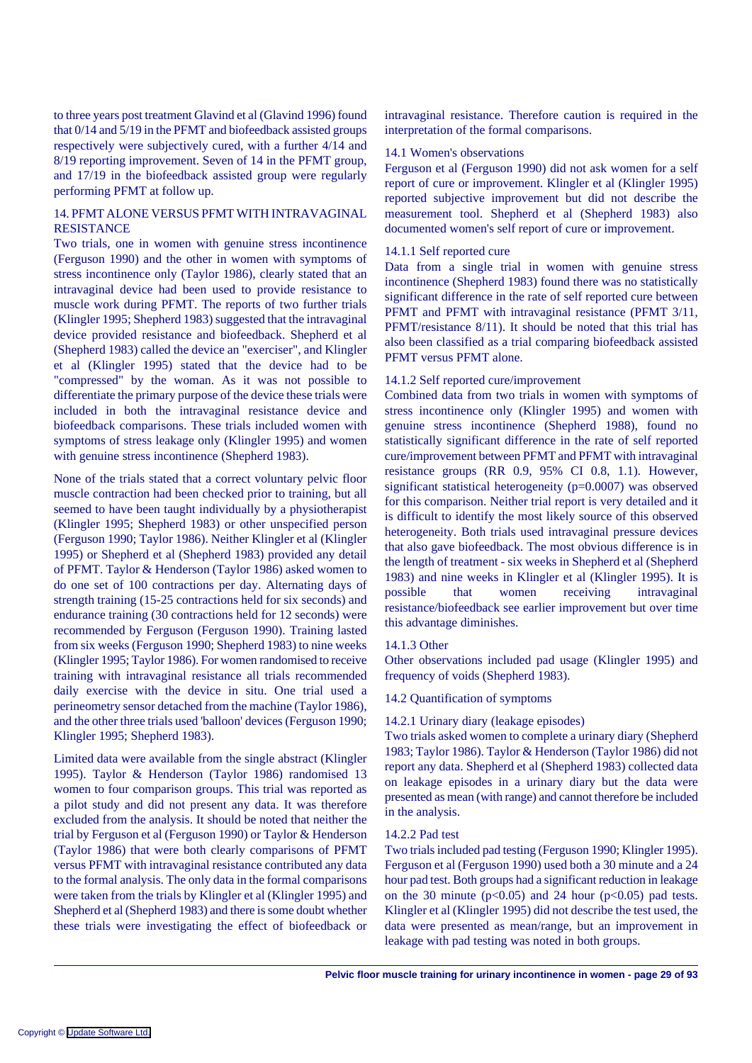to three years post treatment Glavind et al (Glavind 1996) found that 0/14 and 5/19 in the PFMT and biofeedback assisted groups respectively were subjectively cured, with a further 4/14 and 8/19 reporting improvement. Seven of 14 in the PFMT group, and 17/19 in the biofeedback assisted group were regularly performing PFMT at follow up.

## 14. PFMT ALONE VERSUS PFMT WITH INTRAVAGINAL RESISTANCE

Two trials, one in women with genuine stress incontinence (Ferguson 1990) and the other in women with symptoms of stress incontinence only (Taylor 1986), clearly stated that an intravaginal device had been used to provide resistance to muscle work during PFMT. The reports of two further trials (Klingler 1995; Shepherd 1983) suggested that the intravaginal device provided resistance and biofeedback. Shepherd et al (Shepherd 1983) called the device an "exerciser", and Klingler et al (Klingler 1995) stated that the device had to be "compressed" by the woman. As it was not possible to differentiate the primary purpose of the device these trials were included in both the intravaginal resistance device and biofeedback comparisons. These trials included women with symptoms of stress leakage only (Klingler 1995) and women with genuine stress incontinence (Shepherd 1983).

None of the trials stated that a correct voluntary pelvic floor muscle contraction had been checked prior to training, but all seemed to have been taught individually by a physiotherapist (Klingler 1995; Shepherd 1983) or other unspecified person (Ferguson 1990; Taylor 1986). Neither Klingler et al (Klingler 1995) or Shepherd et al (Shepherd 1983) provided any detail of PFMT. Taylor & Henderson (Taylor 1986) asked women to do one set of 100 contractions per day. Alternating days of strength training (15-25 contractions held for six seconds) and endurance training (30 contractions held for 12 seconds) were recommended by Ferguson (Ferguson 1990). Training lasted from six weeks (Ferguson 1990; Shepherd 1983) to nine weeks (Klingler 1995; Taylor 1986). For women randomised to receive training with intravaginal resistance all trials recommended daily exercise with the device in situ. One trial used a perineometry sensor detached from the machine (Taylor 1986), and the other three trials used 'balloon' devices (Ferguson 1990; Klingler 1995; Shepherd 1983).

Limited data were available from the single abstract (Klingler 1995). Taylor & Henderson (Taylor 1986) randomised 13 women to four comparison groups. This trial was reported as a pilot study and did not present any data. It was therefore excluded from the analysis. It should be noted that neither the trial by Ferguson et al (Ferguson 1990) or Taylor & Henderson (Taylor 1986) that were both clearly comparisons of PFMT versus PFMT with intravaginal resistance contributed any data to the formal analysis. The only data in the formal comparisons were taken from the trials by Klingler et al (Klingler 1995) and Shepherd et al (Shepherd 1983) and there is some doubt whether these trials were investigating the effect of biofeedback or intravaginal resistance. Therefore caution is required in the interpretation of the formal comparisons.

### 14.1 Women's observations

Ferguson et al (Ferguson 1990) did not ask women for a self report of cure or improvement. Klingler et al (Klingler 1995) reported subjective improvement but did not describe the measurement tool. Shepherd et al (Shepherd 1983) also documented women's self report of cure or improvement.

#### 14.1.1 Self reported cure

Data from a single trial in women with genuine stress incontinence (Shepherd 1983) found there was no statistically significant difference in the rate of self reported cure between PFMT and PFMT with intravaginal resistance (PFMT 3/11, PFMT/resistance 8/11). It should be noted that this trial has also been classified as a trial comparing biofeedback assisted PFMT versus PFMT alone.

#### 14.1.2 Self reported cure/improvement

Combined data from two trials in women with symptoms of stress incontinence only (Klingler 1995) and women with genuine stress incontinence (Shepherd 1988), found no statistically significant difference in the rate of self reported cure/improvement between PFMT and PFMT with intravaginal resistance groups (RR 0.9, 95% CI 0.8, 1.1). However, significant statistical heterogeneity ($p=0.0007$) was observed for this comparison. Neither trial report is very detailed and it is difficult to identify the most likely source of this observed heterogeneity. Both trials used intravaginal pressure devices that also gave biofeedback. The most obvious difference is in the length of treatment - six weeks in Shepherd et al (Shepherd 1983) and nine weeks in Klingler et al (Klingler 1995). It is possible that women receiving intravaginal resistance/biofeedback see earlier improvement but over time this advantage diminishes.

#### 14.1.3 Other

Other observations included pad usage (Klingler 1995) and frequency of voids (Shepherd 1983).

### 14.2 Quantification of symptoms

#### 14.2.1 Urinary diary (leakage episodes)

Two trials asked women to complete a urinary diary (Shepherd 1983; Taylor 1986). Taylor & Henderson (Taylor 1986) did not report any data. Shepherd et al (Shepherd 1983) collected data on leakage episodes in a urinary diary but the data were presented as mean (with range) and cannot therefore be included in the analysis.

#### 14.2.2 Pad test

Two trials included pad testing (Ferguson 1990; Klingler 1995). Ferguson et al (Ferguson 1990) used both a 30 minute and a 24 hour pad test. Both groups had a significant reduction in leakage on the 30 minute ($p<0.05$) and 24 hour ($p<0.05$) pad tests. Klingler et al (Klingler 1995) did not describe the test used, the data were presented as mean/range, but an improvement in leakage with pad testing was noted in both groups.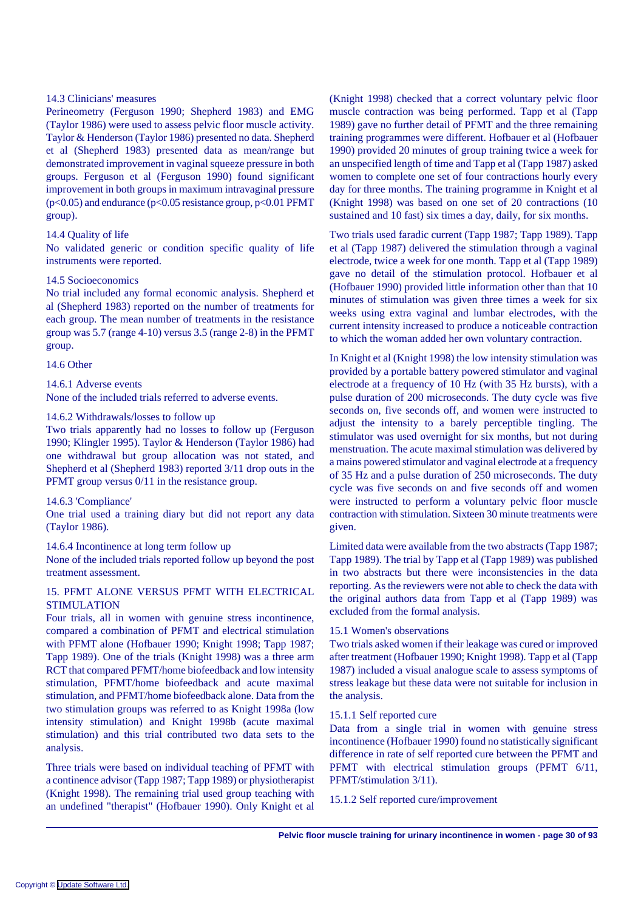### 14.3 Clinicians' measures

Perineometry (Ferguson 1990; Shepherd 1983) and EMG (Taylor 1986) were used to assess pelvic floor muscle activity. Taylor & Henderson (Taylor 1986) presented no data. Shepherd et al (Shepherd 1983) presented data as mean/range but demonstrated improvement in vaginal squeeze pressure in both groups. Ferguson et al (Ferguson 1990) found significant improvement in both groups in maximum intravaginal pressure ($p<0.05$) and endurance ($p<0.05$ resistance group, $p<0.01$ PFMT group).

### 14.4 Quality of life

No validated generic or condition specific quality of life instruments were reported.

### 14.5 Socioeconomics

No trial included any formal economic analysis. Shepherd et al (Shepherd 1983) reported on the number of treatments for each group. The mean number of treatments in the resistance group was 5.7 (range 4-10) versus 3.5 (range 2-8) in the PFMT group.

### 14.6 Other

#### 14.6.1 Adverse events

None of the included trials referred to adverse events.

#### 14.6.2 Withdrawals/losses to follow up

Two trials apparently had no losses to follow up (Ferguson 1990; Klingler 1995). Taylor & Henderson (Taylor 1986) had one withdrawal but group allocation was not stated, and Shepherd et al (Shepherd 1983) reported 3/11 drop outs in the PFMT group versus 0/11 in the resistance group.

#### 14.6.3 'Compliance'

One trial used a training diary but did not report any data (Taylor 1986).

#### 14.6.4 Incontinence at long term follow up

None of the included trials reported follow up beyond the post treatment assessment.

## 15. PFMT ALONE VERSUS PFMT WITH ELECTRICAL STIMULATION

Four trials, all in women with genuine stress incontinence, compared a combination of PFMT and electrical stimulation with PFMT alone (Hofbauer 1990; Knight 1998; Tapp 1987; Tapp 1989). One of the trials (Knight 1998) was a three arm RCT that compared PFMT/home biofeedback and low intensity stimulation, PFMT/home biofeedback and acute maximal stimulation, and PFMT/home biofeedback alone. Data from the two stimulation groups was referred to as Knight 1998a (low intensity stimulation) and Knight 1998b (acute maximal stimulation) and this trial contributed two data sets to the analysis.

Three trials were based on individual teaching of PFMT with a continence advisor (Tapp 1987; Tapp 1989) or physiotherapist (Knight 1998). The remaining trial used group teaching with an undefined "therapist" (Hofbauer 1990). Only Knight et al (Knight 1998) checked that a correct voluntary pelvic floor muscle contraction was being performed. Tapp et al (Tapp 1989) gave no further detail of PFMT and the three remaining training programmes were different. Hofbauer et al (Hofbauer 1990) provided 20 minutes of group training twice a week for an unspecified length of time and Tapp et al (Tapp 1987) asked women to complete one set of four contractions hourly every day for three months. The training programme in Knight et al (Knight 1998) was based on one set of 20 contractions (10 sustained and 10 fast) six times a day, daily, for six months.

Two trials used faradic current (Tapp 1987; Tapp 1989). Tapp et al (Tapp 1987) delivered the stimulation through a vaginal electrode, twice a week for one month. Tapp et al (Tapp 1989) gave no detail of the stimulation protocol. Hofbauer et al (Hofbauer 1990) provided little information other than that 10 minutes of stimulation was given three times a week for six weeks using extra vaginal and lumbar electrodes, with the current intensity increased to produce a noticeable contraction to which the woman added her own voluntary contraction.

In Knight et al (Knight 1998) the low intensity stimulation was provided by a portable battery powered stimulator and vaginal electrode at a frequency of 10 Hz (with 35 Hz bursts), with a pulse duration of 200 microseconds. The duty cycle was five seconds on, five seconds off, and women were instructed to adjust the intensity to a barely perceptible tingling. The stimulator was used overnight for six months, but not during menstruation. The acute maximal stimulation was delivered by a mains powered stimulator and vaginal electrode at a frequency of 35 Hz and a pulse duration of 250 microseconds. The duty cycle was five seconds on and five seconds off and women were instructed to perform a voluntary pelvic floor muscle contraction with stimulation. Sixteen 30 minute treatments were given.

Limited data were available from the two abstracts (Tapp 1987; Tapp 1989). The trial by Tapp et al (Tapp 1989) was published in two abstracts but there were inconsistencies in the data reporting. As the reviewers were not able to check the data with the original authors data from Tapp et al (Tapp 1989) was excluded from the formal analysis.

### 15.1 Women's observations

Two trials asked women if their leakage was cured or improved after treatment (Hofbauer 1990; Knight 1998). Tapp et al (Tapp 1987) included a visual analogue scale to assess symptoms of stress leakage but these data were not suitable for inclusion in the analysis.

#### 15.1.1 Self reported cure

Data from a single trial in women with genuine stress incontinence (Hofbauer 1990) found no statistically significant difference in rate of self reported cure between the PFMT and PFMT with electrical stimulation groups (PFMT 6/11, PFMT/stimulation 3/11).

#### 15.1.2 Self reported cure/improvement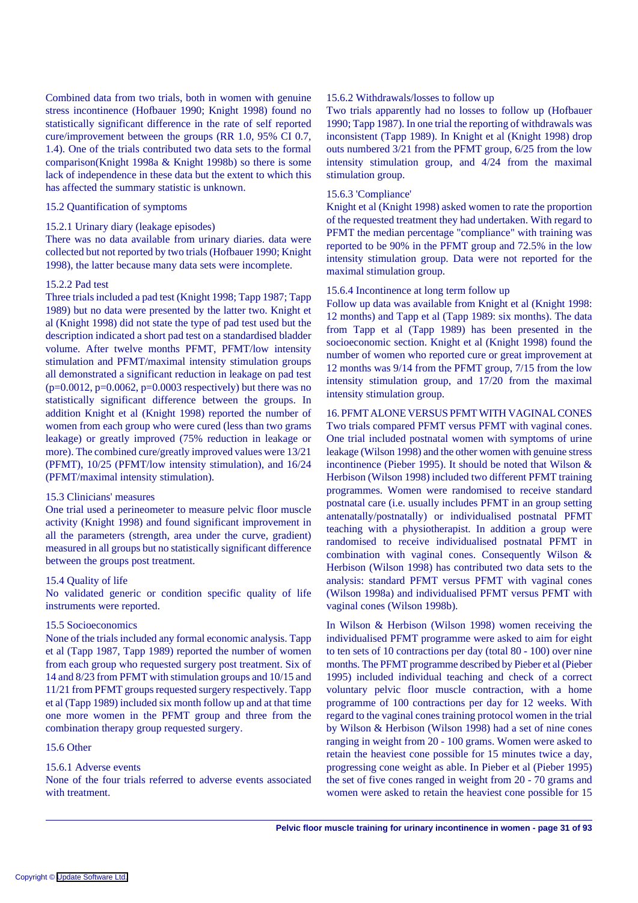Combined data from two trials, both in women with genuine stress incontinence (Hofbauer 1990; Knight 1998) found no statistically significant difference in the rate of self reported cure/improvement between the groups (RR 1.0, 95% CI 0.7, 1.4). One of the trials contributed two data sets to the formal comparison(Knight 1998a & Knight 1998b) so there is some lack of independence in these data but the extent to which this has affected the summary statistic is unknown.

### 15.2 Quantification of symptoms

#### 15.2.1 Urinary diary (leakage episodes)

There was no data available from urinary diaries. data were collected but not reported by two trials (Hofbauer 1990; Knight 1998), the latter because many data sets were incomplete.

#### 15.2.2 Pad test

Three trials included a pad test (Knight 1998; Tapp 1987; Tapp 1989) but no data were presented by the latter two. Knight et al (Knight 1998) did not state the type of pad test used but the description indicated a short pad test on a standardised bladder volume. After twelve months PFMT, PFMT/low intensity stimulation and PFMT/maximal intensity stimulation groups all demonstrated a significant reduction in leakage on pad test ($p=0.0012$, $p=0.0062$, $p=0.0003$ respectively) but there was no statistically significant difference between the groups. In addition Knight et al (Knight 1998) reported the number of women from each group who were cured (less than two grams leakage) or greatly improved (75% reduction in leakage or more). The combined cure/greatly improved values were 13/21 (PFMT), 10/25 (PFMT/low intensity stimulation), and 16/24 (PFMT/maximal intensity stimulation).

### 15.3 Clinicians' measures

One trial used a perineometer to measure pelvic floor muscle activity (Knight 1998) and found significant improvement in all the parameters (strength, area under the curve, gradient) measured in all groups but no statistically significant difference between the groups post treatment.

### 15.4 Quality of life

No validated generic or condition specific quality of life instruments were reported.

### 15.5 Socioeconomics

None of the trials included any formal economic analysis. Tapp et al (Tapp 1987, Tapp 1989) reported the number of women from each group who requested surgery post treatment. Six of 14 and 8/23 from PFMT with stimulation groups and 10/15 and 11/21 from PFMT groups requested surgery respectively. Tapp et al (Tapp 1989) included six month follow up and at that time one more women in the PFMT group and three from the combination therapy group requested surgery.

### 15.6 Other

#### 15.6.1 Adverse events

None of the four trials referred to adverse events associated with treatment.

#### 15.6.2 Withdrawals/losses to follow up

Two trials apparently had no losses to follow up (Hofbauer 1990; Tapp 1987). In one trial the reporting of withdrawals was inconsistent (Tapp 1989). In Knight et al (Knight 1998) drop outs numbered 3/21 from the PFMT group, 6/25 from the low intensity stimulation group, and 4/24 from the maximal stimulation group.

#### 15.6.3 'Compliance'

Knight et al (Knight 1998) asked women to rate the proportion of the requested treatment they had undertaken. With regard to PFMT the median percentage "compliance" with training was reported to be 90% in the PFMT group and 72.5% in the low intensity stimulation group. Data were not reported for the maximal stimulation group.

#### 15.6.4 Incontinence at long term follow up

Follow up data was available from Knight et al (Knight 1998: 12 months) and Tapp et al (Tapp 1989: six months). The data from Tapp et al (Tapp 1989) has been presented in the socioeconomic section. Knight et al (Knight 1998) found the number of women who reported cure or great improvement at 12 months was 9/14 from the PFMT group, 7/15 from the low intensity stimulation group, and 17/20 from the maximal intensity stimulation group.

## 16. PFMT ALONE VERSUS PFMT WITH VAGINAL CONES

Two trials compared PFMT versus PFMT with vaginal cones. One trial included postnatal women with symptoms of urine leakage (Wilson 1998) and the other women with genuine stress incontinence (Pieber 1995). It should be noted that Wilson & Herbison (Wilson 1998) included two different PFMT training programmes. Women were randomised to receive standard postnatal care (i.e. usually includes PFMT in an group setting antenatally/postnatally) or individualised postnatal PFMT teaching with a physiotherapist. In addition a group were randomised to receive individualised postnatal PFMT in combination with vaginal cones. Consequently Wilson & Herbison (Wilson 1998) has contributed two data sets to the analysis: standard PFMT versus PFMT with vaginal cones (Wilson 1998a) and individualised PFMT versus PFMT with vaginal cones (Wilson 1998b).

In Wilson & Herbison (Wilson 1998) women receiving the individualised PFMT programme were asked to aim for eight to ten sets of 10 contractions per day (total 80 - 100) over nine months. The PFMT programme described by Pieber et al (Pieber 1995) included individual teaching and check of a correct voluntary pelvic floor muscle contraction, with a home programme of 100 contractions per day for 12 weeks. With regard to the vaginal cones training protocol women in the trial by Wilson & Herbison (Wilson 1998) had a set of nine cones ranging in weight from 20 - 100 grams. Women were asked to retain the heaviest cone possible for 15 minutes twice a day, progressing cone weight as able. In Pieber et al (Pieber 1995) the set of five cones ranged in weight from 20 - 70 grams and women were asked to retain the heaviest cone possible for 15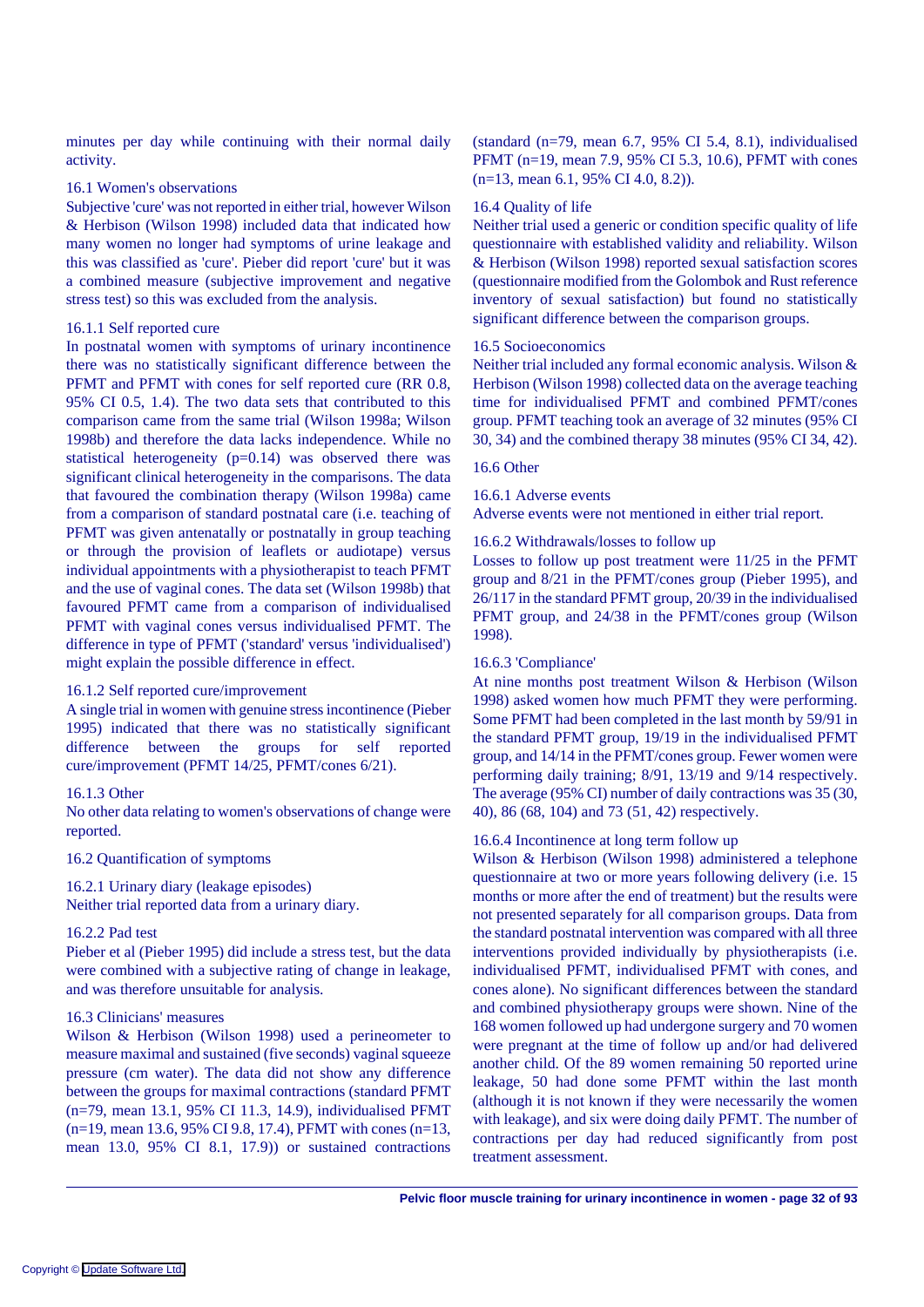minutes per day while continuing with their normal daily activity.

### 16.1 Women's observations

Subjective 'cure' was not reported in either trial, however Wilson & Herbison (Wilson 1998) included data that indicated how many women no longer had symptoms of urine leakage and this was classified as 'cure'. Pieber did report 'cure' but it was a combined measure (subjective improvement and negative stress test) so this was excluded from the analysis.

#### 16.1.1 Self reported cure

In postnatal women with symptoms of urinary incontinence there was no statistically significant difference between the PFMT and PFMT with cones for self reported cure (RR 0.8, 95% CI 0.5, 1.4). The two data sets that contributed to this comparison came from the same trial (Wilson 1998a; Wilson 1998b) and therefore the data lacks independence. While no statistical heterogeneity (p=0.14) was observed there was significant clinical heterogeneity in the comparisons. The data that favoured the combination therapy (Wilson 1998a) came from a comparison of standard postnatal care (i.e. teaching of PFMT was given antenatally or postnatally in group teaching or through the provision of leaflets or audiotape) versus individual appointments with a physiotherapist to teach PFMT and the use of vaginal cones. The data set (Wilson 1998b) that favoured PFMT came from a comparison of individualised PFMT with vaginal cones versus individualised PFMT. The difference in type of PFMT ('standard' versus 'individualised') might explain the possible difference in effect.

#### 16.1.2 Self reported cure/improvement

A single trial in women with genuine stress incontinence (Pieber 1995) indicated that there was no statistically significant difference between the groups for self reported cure/improvement (PFMT 14/25, PFMT/cones 6/21).

#### 16.1.3 Other

No other data relating to women's observations of change were reported.

### 16.2 Quantification of symptoms

#### 16.2.1 Urinary diary (leakage episodes)

Neither trial reported data from a urinary diary.

#### 16.2.2 Pad test

Pieber et al (Pieber 1995) did include a stress test, but the data were combined with a subjective rating of change in leakage, and was therefore unsuitable for analysis.

### 16.3 Clinicians' measures

Wilson & Herbison (Wilson 1998) used a perineometer to measure maximal and sustained (five seconds) vaginal squeeze pressure (cm water). The data did not show any difference between the groups for maximal contractions (standard PFMT (n=79, mean 13.1, 95% CI 11.3, 14.9), individualised PFMT (n=19, mean 13.6, 95% CI 9.8, 17.4), PFMT with cones (n=13, mean 13.0, 95% CI 8.1, 17.9)) or sustained contractions (standard (n=79, mean 6.7, 95% CI 5.4, 8.1), individualised PFMT (n=19, mean 7.9, 95% CI 5.3, 10.6), PFMT with cones (n=13, mean 6.1, 95% CI 4.0, 8.2)).

### 16.4 Quality of life

Neither trial used a generic or condition specific quality of life questionnaire with established validity and reliability. Wilson & Herbison (Wilson 1998) reported sexual satisfaction scores (questionnaire modified from the Golombok and Rust reference inventory of sexual satisfaction) but found no statistically significant difference between the comparison groups.

### 16.5 Socioeconomics

Neither trial included any formal economic analysis. Wilson & Herbison (Wilson 1998) collected data on the average teaching time for individualised PFMT and combined PFMT/cones group. PFMT teaching took an average of 32 minutes (95% CI 30, 34) and the combined therapy 38 minutes (95% CI 34, 42).

### 16.6 Other

#### 16.6.1 Adverse events

Adverse events were not mentioned in either trial report.

#### 16.6.2 Withdrawals/losses to follow up

Losses to follow up post treatment were 11/25 in the PFMT group and 8/21 in the PFMT/cones group (Pieber 1995), and 26/117 in the standard PFMT group, 20/39 in the individualised PFMT group, and 24/38 in the PFMT/cones group (Wilson 1998).

#### 16.6.3 'Compliance'

At nine months post treatment Wilson & Herbison (Wilson 1998) asked women how much PFMT they were performing. Some PFMT had been completed in the last month by 59/91 in the standard PFMT group, 19/19 in the individualised PFMT group, and 14/14 in the PFMT/cones group. Fewer women were performing daily training; 8/91, 13/19 and 9/14 respectively. The average (95% CI) number of daily contractions was 35 (30, 40), 86 (68, 104) and 73 (51, 42) respectively.

#### 16.6.4 Incontinence at long term follow up

Wilson & Herbison (Wilson 1998) administered a telephone questionnaire at two or more years following delivery (i.e. 15 months or more after the end of treatment) but the results were not presented separately for all comparison groups. Data from the standard postnatal intervention was compared with all three interventions provided individually by physiotherapists (i.e. individualised PFMT, individualised PFMT with cones, and cones alone). No significant differences between the standard and combined physiotherapy groups were shown. Nine of the 168 women followed up had undergone surgery and 70 women were pregnant at the time of follow up and/or had delivered another child. Of the 89 women remaining 50 reported urine leakage, 50 had done some PFMT within the last month (although it is not known if they were necessarily the women with leakage), and six were doing daily PFMT. The number of contractions per day had reduced significantly from post treatment assessment.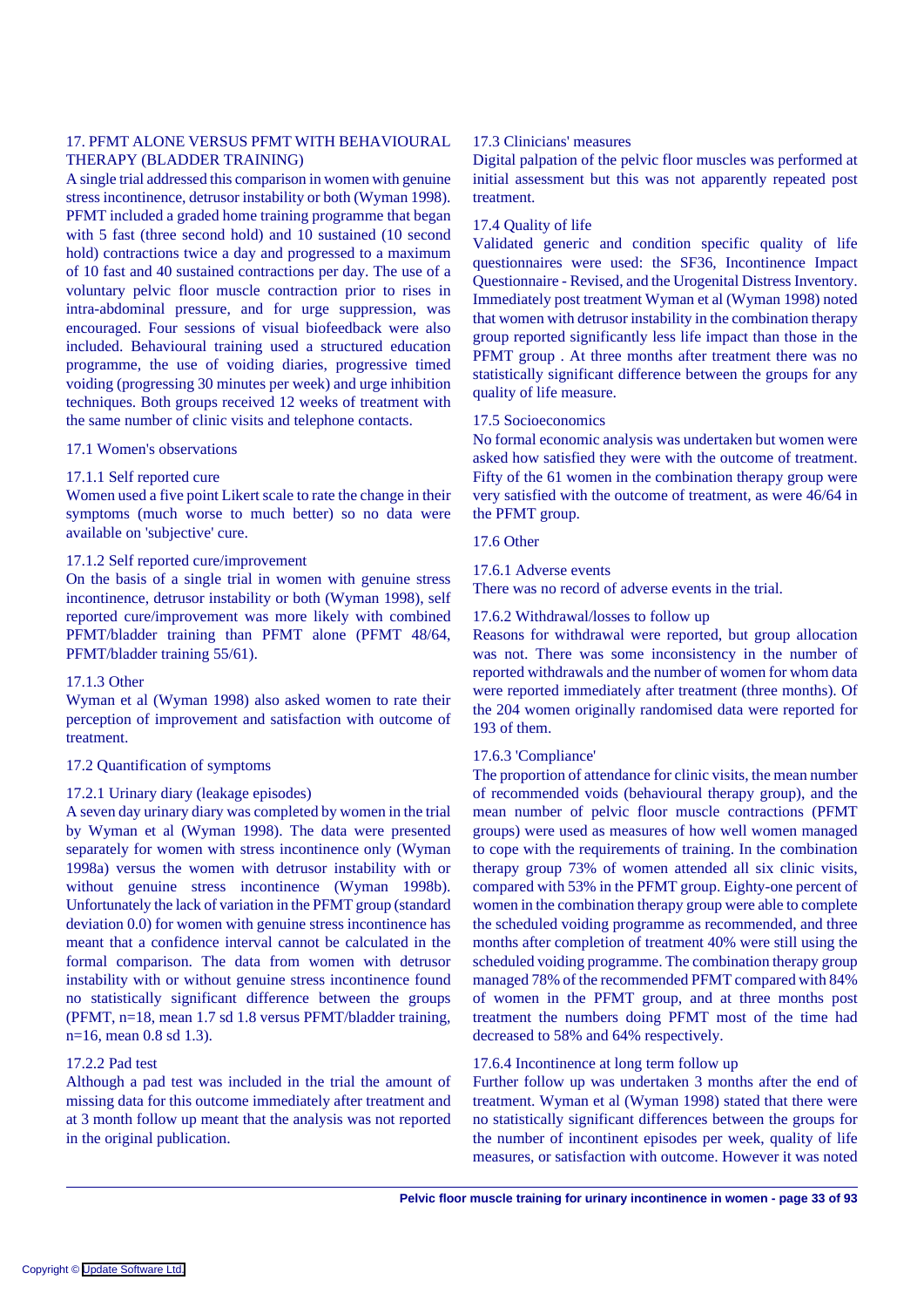## 17. PFMT ALONE VERSUS PFMT WITH BEHAVIOURAL THERAPY (BLADDER TRAINING)

A single trial addressed this comparison in women with genuine stress incontinence, detrusor instability or both (Wyman 1998). PFMT included a graded home training programme that began with 5 fast (three second hold) and 10 sustained (10 second hold) contractions twice a day and progressed to a maximum of 10 fast and 40 sustained contractions per day. The use of a voluntary pelvic floor muscle contraction prior to rises in intra-abdominal pressure, and for urge suppression, was encouraged. Four sessions of visual biofeedback were also included. Behavioural training used a structured education programme, the use of voiding diaries, progressive timed voiding (progressing 30 minutes per week) and urge inhibition techniques. Both groups received 12 weeks of treatment with the same number of clinic visits and telephone contacts.

### 17.1 Women's observations

#### 17.1.1 Self reported cure

Women used a five point Likert scale to rate the change in their symptoms (much worse to much better) so no data were available on 'subjective' cure.

#### 17.1.2 Self reported cure/improvement

On the basis of a single trial in women with genuine stress incontinence, detrusor instability or both (Wyman 1998), self reported cure/improvement was more likely with combined PFMT/bladder training than PFMT alone (PFMT 48/64, PFMT/bladder training 55/61).

#### 17.1.3 Other

Wyman et al (Wyman 1998) also asked women to rate their perception of improvement and satisfaction with outcome of treatment.

### 17.2 Quantification of symptoms

#### 17.2.1 Urinary diary (leakage episodes)

A seven day urinary diary was completed by women in the trial by Wyman et al (Wyman 1998). The data were presented separately for women with stress incontinence only (Wyman 1998a) versus the women with detrusor instability with or without genuine stress incontinence (Wyman 1998b). Unfortunately the lack of variation in the PFMT group (standard deviation 0.0) for women with genuine stress incontinence has meant that a confidence interval cannot be calculated in the formal comparison. The data from women with detrusor instability with or without genuine stress incontinence found no statistically significant difference between the groups (PFMT, n=18, mean 1.7 sd 1.8 versus PFMT/bladder training, n=16, mean 0.8 sd 1.3).

#### 17.2.2 Pad test

Although a pad test was included in the trial the amount of missing data for this outcome immediately after treatment and at 3 month follow up meant that the analysis was not reported in the original publication.

### 17.3 Clinicians' measures

Digital palpation of the pelvic floor muscles was performed at initial assessment but this was not apparently repeated post treatment.

### 17.4 Quality of life

Validated generic and condition specific quality of life questionnaires were used: the SF36, Incontinence Impact Questionnaire - Revised, and the Urogenital Distress Inventory. Immediately post treatment Wyman et al (Wyman 1998) noted that women with detrusor instability in the combination therapy group reported significantly less life impact than those in the PFMT group . At three months after treatment there was no statistically significant difference between the groups for any quality of life measure.

### 17.5 Socioeconomics

No formal economic analysis was undertaken but women were asked how satisfied they were with the outcome of treatment. Fifty of the 61 women in the combination therapy group were very satisfied with the outcome of treatment, as were 46/64 in the PFMT group.

### 17.6 Other

#### 17.6.1 Adverse events

There was no record of adverse events in the trial.

#### 17.6.2 Withdrawal/losses to follow up

Reasons for withdrawal were reported, but group allocation was not. There was some inconsistency in the number of reported withdrawals and the number of women for whom data were reported immediately after treatment (three months). Of the 204 women originally randomised data were reported for 193 of them.

#### 17.6.3 'Compliance'

The proportion of attendance for clinic visits, the mean number of recommended voids (behavioural therapy group), and the mean number of pelvic floor muscle contractions (PFMT groups) were used as measures of how well women managed to cope with the requirements of training. In the combination therapy group 73% of women attended all six clinic visits, compared with 53% in the PFMT group. Eighty-one percent of women in the combination therapy group were able to complete the scheduled voiding programme as recommended, and three months after completion of treatment 40% were still using the scheduled voiding programme. The combination therapy group managed 78% of the recommended PFMT compared with 84% of women in the PFMT group, and at three months post treatment the numbers doing PFMT most of the time had decreased to 58% and 64% respectively.

#### 17.6.4 Incontinence at long term follow up

Further follow up was undertaken 3 months after the end of treatment. Wyman et al (Wyman 1998) stated that there were no statistically significant differences between the groups for the number of incontinent episodes per week, quality of life measures, or satisfaction with outcome. However it was noted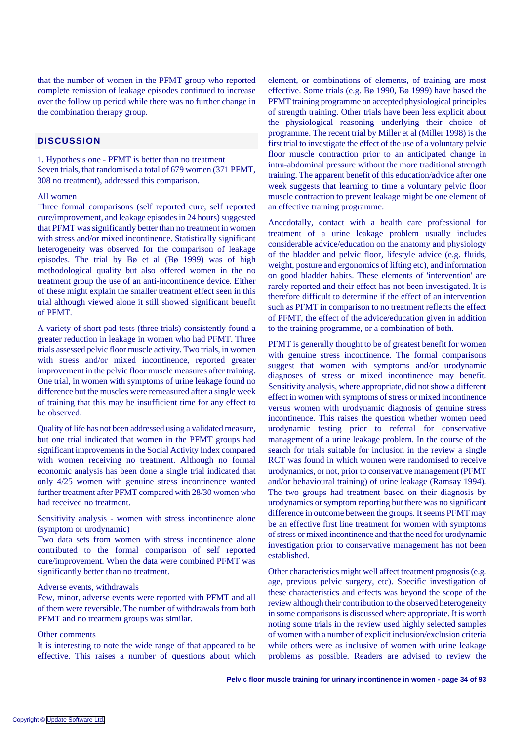that the number of women in the PFMT group who reported complete remission of leakage episodes continued to increase over the follow up period while there was no further change in the combination therapy group.

## DISCUSSION

1. Hypothesis one - PFMT is better than no treatment
Seven trials, that randomised a total of 679 women (371 PFMT, 308 no treatment), addressed this comparison.

All women
Three formal comparisons (self reported cure, self reported cure/improvement, and leakage episodes in 24 hours) suggested that PFMT was significantly better than no treatment in women with stress and/or mixed incontinence. Statistically significant heterogeneity was observed for the comparison of leakage episodes. The trial by Bø et al (Bø 1999) was of high methodological quality but also offered women in the no treatment group the use of an anti-incontinence device. Either of these might explain the smaller treatment effect seen in this trial although viewed alone it still showed significant benefit of PFMT.

A variety of short pad tests (three trials) consistently found a greater reduction in leakage in women who had PFMT. Three trials assessed pelvic floor muscle activity. Two trials, in women with stress and/or mixed incontinence, reported greater improvement in the pelvic floor muscle measures after training. One trial, in women with symptoms of urine leakage found no difference but the muscles were remeasured after a single week of training that this may be insufficient time for any effect to be observed.

Quality of life has not been addressed using a validated measure, but one trial indicated that women in the PFMT groups had significant improvements in the Social Activity Index compared with women receiving no treatment. Although no formal economic analysis has been done a single trial indicated that only 4/25 women with genuine stress incontinence wanted further treatment after PFMT compared with 28/30 women who had received no treatment.

Sensitivity analysis - women with stress incontinence alone (symptom or urodynamic)
Two data sets from women with stress incontinence alone contributed to the formal comparison of self reported cure/improvement. When the data were combined PFMT was significantly better than no treatment.

Adverse events, withdrawals
Few, minor, adverse events were reported with PFMT and all of them were reversible. The number of withdrawals from both PFMT and no treatment groups was similar.

Other comments
It is interesting to note the wide range of that appeared to be effective. This raises a number of questions about which element, or combinations of elements, of training are most effective. Some trials (e.g. Bø 1990, Bø 1999) have based the PFMT training programme on accepted physiological principles of strength training. Other trials have been less explicit about the physiological reasoning underlying their choice of programme. The recent trial by Miller et al (Miller 1998) is the first trial to investigate the effect of the use of a voluntary pelvic floor muscle contraction prior to an anticipated change in intra-abdominal pressure without the more traditional strength training. The apparent benefit of this education/advice after one week suggests that learning to time a voluntary pelvic floor muscle contraction to prevent leakage might be one element of an effective training programme.

Anecdotally, contact with a health care professional for treatment of a urine leakage problem usually includes considerable advice/education on the anatomy and physiology of the bladder and pelvic floor, lifestyle advice (e.g. fluids, weight, posture and ergonomics of lifting etc), and information on good bladder habits. These elements of 'intervention' are rarely reported and their effect has not been investigated. It is therefore difficult to determine if the effect of an intervention such as PFMT in comparison to no treatment reflects the effect of PFMT, the effect of the advice/education given in addition to the training programme, or a combination of both.

PFMT is generally thought to be of greatest benefit for women with genuine stress incontinence. The formal comparisons suggest that women with symptoms and/or urodynamic diagnoses of stress or mixed incontinence may benefit. Sensitivity analysis, where appropriate, did not show a different effect in women with symptoms of stress or mixed incontinence versus women with urodynamic diagnosis of genuine stress incontinence. This raises the question whether women need urodynamic testing prior to referral for conservative management of a urine leakage problem. In the course of the search for trials suitable for inclusion in the review a single RCT was found in which women were randomised to receive urodynamics, or not, prior to conservative management (PFMT and/or behavioural training) of urine leakage (Ramsay 1994). The two groups had treatment based on their diagnosis by urodynamics or symptom reporting but there was no significant difference in outcome between the groups. It seems PFMT may be an effective first line treatment for women with symptoms of stress or mixed incontinence and that the need for urodynamic investigation prior to conservative management has not been established.

Other characteristics might well affect treatment prognosis (e.g. age, previous pelvic surgery, etc). Specific investigation of these characteristics and effects was beyond the scope of the review although their contribution to the observed heterogeneity in some comparisons is discussed where appropriate. It is worth noting some trials in the review used highly selected samples of women with a number of explicit inclusion/exclusion criteria while others were as inclusive of women with urine leakage problems as possible. Readers are advised to review the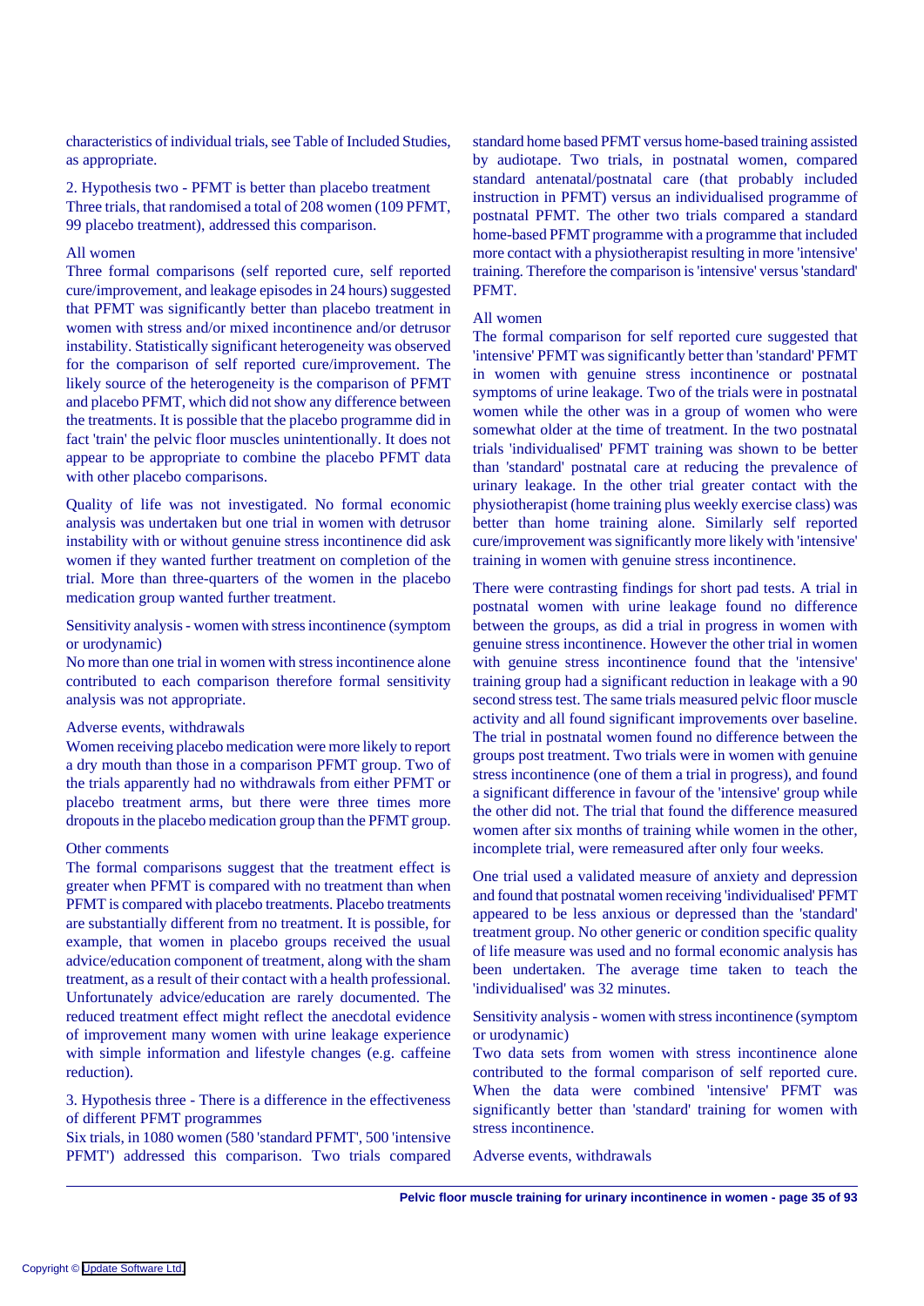characteristics of individual trials, see Table of Included Studies, as appropriate.

2. Hypothesis two - PFMT is better than placebo treatment
Three trials, that randomised a total of 208 women (109 PFMT, 99 placebo treatment), addressed this comparison.

All women
Three formal comparisons (self reported cure, self reported cure/improvement, and leakage episodes in 24 hours) suggested that PFMT was significantly better than placebo treatment in women with stress and/or mixed incontinence and/or detrusor instability. Statistically significant heterogeneity was observed for the comparison of self reported cure/improvement. The likely source of the heterogeneity is the comparison of PFMT and placebo PFMT, which did not show any difference between the treatments. It is possible that the placebo programme did in fact 'train' the pelvic floor muscles unintentionally. It does not appear to be appropriate to combine the placebo PFMT data with other placebo comparisons.

Quality of life was not investigated. No formal economic analysis was undertaken but one trial in women with detrusor instability with or without genuine stress incontinence did ask women if they wanted further treatment on completion of the trial. More than three-quarters of the women in the placebo medication group wanted further treatment.

Sensitivity analysis - women with stress incontinence (symptom or urodynamic)
No more than one trial in women with stress incontinence alone contributed to each comparison therefore formal sensitivity analysis was not appropriate.

Adverse events, withdrawals
Women receiving placebo medication were more likely to report a dry mouth than those in a comparison PFMT group. Two of the trials apparently had no withdrawals from either PFMT or placebo treatment arms, but there were three times more dropouts in the placebo medication group than the PFMT group.

Other comments
The formal comparisons suggest that the treatment effect is greater when PFMT is compared with no treatment than when PFMT is compared with placebo treatments. Placebo treatments are substantially different from no treatment. It is possible, for example, that women in placebo groups received the usual advice/education component of treatment, along with the sham treatment, as a result of their contact with a health professional. Unfortunately advice/education are rarely documented. The reduced treatment effect might reflect the anecdotal evidence of improvement many women with urine leakage experience with simple information and lifestyle changes (e.g. caffeine reduction).

3. Hypothesis three - There is a difference in the effectiveness of different PFMT programmes
Six trials, in 1080 women (580 'standard PFMT', 500 'intensive PFMT') addressed this comparison. Two trials compared standard home based PFMT versus home-based training assisted by audiotape. Two trials, in postnatal women, compared standard antenatal/postnatal care (that probably included instruction in PFMT) versus an individualised programme of postnatal PFMT. The other two trials compared a standard home-based PFMT programme with a programme that included more contact with a physiotherapist resulting in more 'intensive' training. Therefore the comparison is 'intensive' versus 'standard' PFMT.

All women
The formal comparison for self reported cure suggested that 'intensive' PFMT was significantly better than 'standard' PFMT in women with genuine stress incontinence or postnatal symptoms of urine leakage. Two of the trials were in postnatal women while the other was in a group of women who were somewhat older at the time of treatment. In the two postnatal trials 'individualised' PFMT training was shown to be better than 'standard' postnatal care at reducing the prevalence of urinary leakage. In the other trial greater contact with the physiotherapist (home training plus weekly exercise class) was better than home training alone. Similarly self reported cure/improvement was significantly more likely with 'intensive' training in women with genuine stress incontinence.

There were contrasting findings for short pad tests. A trial in postnatal women with urine leakage found no difference between the groups, as did a trial in progress in women with genuine stress incontinence. However the other trial in women with genuine stress incontinence found that the 'intensive' training group had a significant reduction in leakage with a 90 second stress test. The same trials measured pelvic floor muscle activity and all found significant improvements over baseline. The trial in postnatal women found no difference between the groups post treatment. Two trials were in women with genuine stress incontinence (one of them a trial in progress), and found a significant difference in favour of the 'intensive' group while the other did not. The trial that found the difference measured women after six months of training while women in the other, incomplete trial, were remeasured after only four weeks.

One trial used a validated measure of anxiety and depression and found that postnatal women receiving 'individualised' PFMT appeared to be less anxious or depressed than the 'standard' treatment group. No other generic or condition specific quality of life measure was used and no formal economic analysis has been undertaken. The average time taken to teach the 'individualised' was 32 minutes.

Sensitivity analysis - women with stress incontinence (symptom or urodynamic)
Two data sets from women with stress incontinence alone contributed to the formal comparison of self reported cure. When the data were combined 'intensive' PFMT was significantly better than 'standard' training for women with stress incontinence.

Adverse events, withdrawals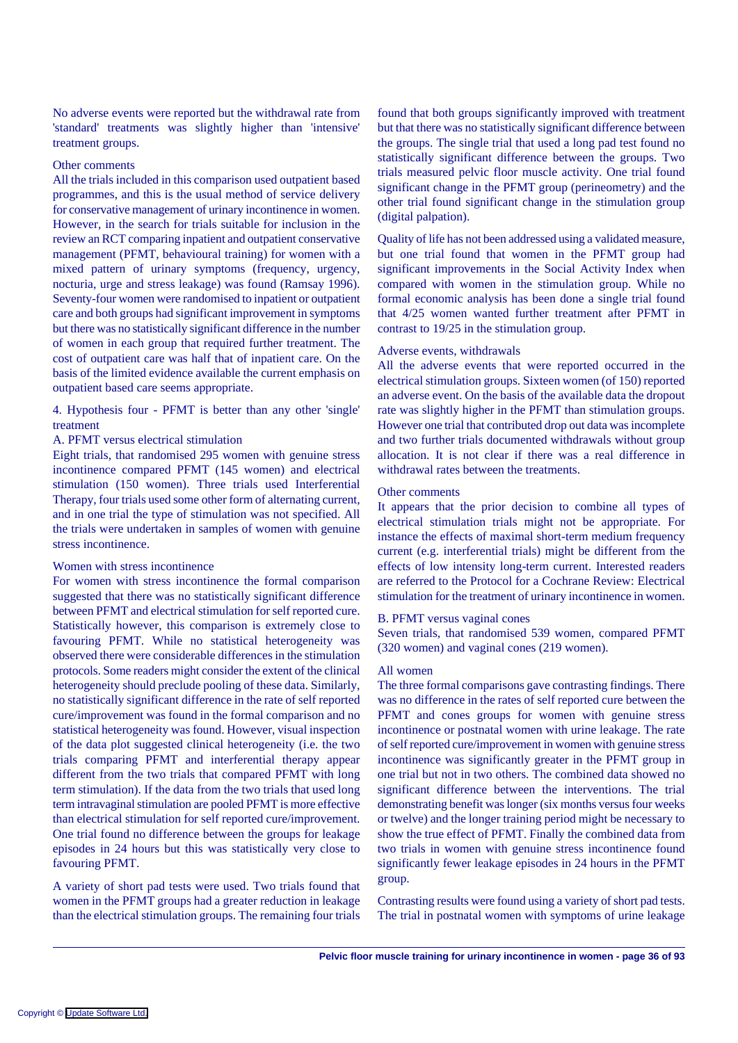No adverse events were reported but the withdrawal rate from 'standard' treatments was slightly higher than 'intensive' treatment groups.

Other comments

All the trials included in this comparison used outpatient based programmes, and this is the usual method of service delivery for conservative management of urinary incontinence in women. However, in the search for trials suitable for inclusion in the review an RCT comparing inpatient and outpatient conservative management (PFMT, behavioural training) for women with a mixed pattern of urinary symptoms (frequency, urgency, nocturia, urge and stress leakage) was found (Ramsay 1996). Seventy-four women were randomised to inpatient or outpatient care and both groups had significant improvement in symptoms but there was no statistically significant difference in the number of women in each group that required further treatment. The cost of outpatient care was half that of inpatient care. On the basis of the limited evidence available the current emphasis on outpatient based care seems appropriate.

4. Hypothesis four - PFMT is better than any other 'single' treatment

A. PFMT versus electrical stimulation

Eight trials, that randomised 295 women with genuine stress incontinence compared PFMT (145 women) and electrical stimulation (150 women). Three trials used Interferential Therapy, four trials used some other form of alternating current, and in one trial the type of stimulation was not specified. All the trials were undertaken in samples of women with genuine stress incontinence.

Women with stress incontinence

For women with stress incontinence the formal comparison suggested that there was no statistically significant difference between PFMT and electrical stimulation for self reported cure. Statistically however, this comparison is extremely close to favouring PFMT. While no statistical heterogeneity was observed there were considerable differences in the stimulation protocols. Some readers might consider the extent of the clinical heterogeneity should preclude pooling of these data. Similarly, no statistically significant difference in the rate of self reported cure/improvement was found in the formal comparison and no statistical heterogeneity was found. However, visual inspection of the data plot suggested clinical heterogeneity (i.e. the two trials comparing PFMT and interferential therapy appear different from the two trials that compared PFMT with long term stimulation). If the data from the two trials that used long term intravaginal stimulation are pooled PFMT is more effective than electrical stimulation for self reported cure/improvement. One trial found no difference between the groups for leakage episodes in 24 hours but this was statistically very close to favouring PFMT.

A variety of short pad tests were used. Two trials found that women in the PFMT groups had a greater reduction in leakage than the electrical stimulation groups. The remaining four trials found that both groups significantly improved with treatment but that there was no statistically significant difference between the groups. The single trial that used a long pad test found no statistically significant difference between the groups. Two trials measured pelvic floor muscle activity. One trial found significant change in the PFMT group (perineometry) and the other trial found significant change in the stimulation group (digital palpation).

Quality of life has not been addressed using a validated measure, but one trial found that women in the PFMT group had significant improvements in the Social Activity Index when compared with women in the stimulation group. While no formal economic analysis has been done a single trial found that 4/25 women wanted further treatment after PFMT in contrast to 19/25 in the stimulation group.

Adverse events, withdrawals

All the adverse events that were reported occurred in the electrical stimulation groups. Sixteen women (of 150) reported an adverse event. On the basis of the available data the dropout rate was slightly higher in the PFMT than stimulation groups. However one trial that contributed drop out data was incomplete and two further trials documented withdrawals without group allocation. It is not clear if there was a real difference in withdrawal rates between the treatments.

Other comments

It appears that the prior decision to combine all types of electrical stimulation trials might not be appropriate. For instance the effects of maximal short-term medium frequency current (e.g. interferential trials) might be different from the effects of low intensity long-term current. Interested readers are referred to the Protocol for a Cochrane Review: Electrical stimulation for the treatment of urinary incontinence in women.

B. PFMT versus vaginal cones

Seven trials, that randomised 539 women, compared PFMT (320 women) and vaginal cones (219 women).

All women

The three formal comparisons gave contrasting findings. There was no difference in the rates of self reported cure between the PFMT and cones groups for women with genuine stress incontinence or postnatal women with urine leakage. The rate of self reported cure/improvement in women with genuine stress incontinence was significantly greater in the PFMT group in one trial but not in two others. The combined data showed no significant difference between the interventions. The trial demonstrating benefit was longer (six months versus four weeks or twelve) and the longer training period might be necessary to show the true effect of PFMT. Finally the combined data from two trials in women with genuine stress incontinence found significantly fewer leakage episodes in 24 hours in the PFMT group.

Contrasting results were found using a variety of short pad tests. The trial in postnatal women with symptoms of urine leakage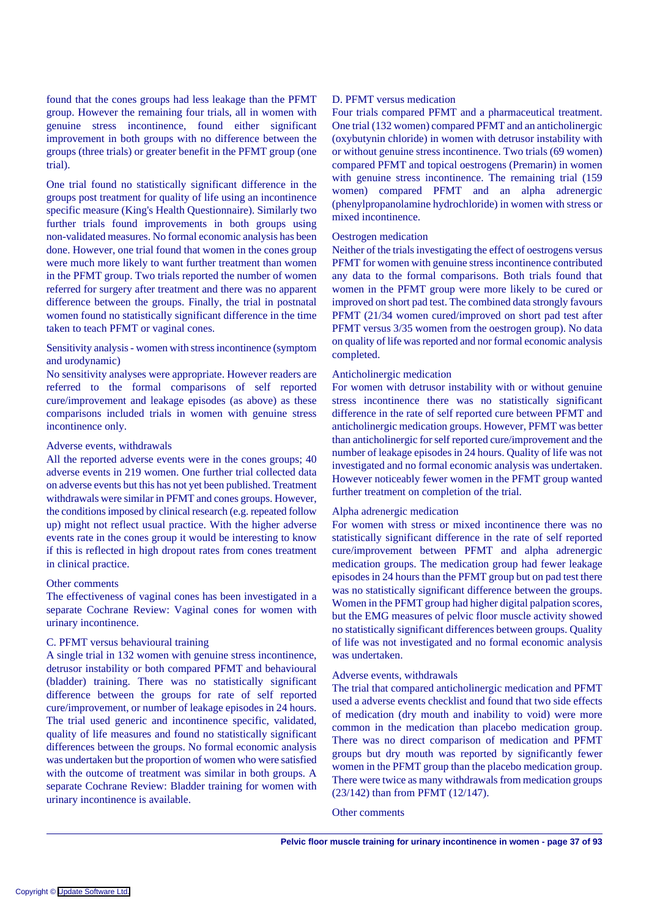found that the cones groups had less leakage than the PFMT group. However the remaining four trials, all in women with genuine stress incontinence, found either significant improvement in both groups with no difference between the groups (three trials) or greater benefit in the PFMT group (one trial).

One trial found no statistically significant difference in the groups post treatment for quality of life using an incontinence specific measure (King's Health Questionnaire). Similarly two further trials found improvements in both groups using non-validated measures. No formal economic analysis has been done. However, one trial found that women in the cones group were much more likely to want further treatment than women in the PFMT group. Two trials reported the number of women referred for surgery after treatment and there was no apparent difference between the groups. Finally, the trial in postnatal women found no statistically significant difference in the time taken to teach PFMT or vaginal cones.

Sensitivity analysis - women with stress incontinence (symptom and urodynamic)

No sensitivity analyses were appropriate. However readers are referred to the formal comparisons of self reported cure/improvement and leakage episodes (as above) as these comparisons included trials in women with genuine stress incontinence only.

Adverse events, withdrawals

All the reported adverse events were in the cones groups; 40 adverse events in 219 women. One further trial collected data on adverse events but this has not yet been published. Treatment withdrawals were similar in PFMT and cones groups. However, the conditions imposed by clinical research (e.g. repeated follow up) might not reflect usual practice. With the higher adverse events rate in the cones group it would be interesting to know if this is reflected in high dropout rates from cones treatment in clinical practice.

Other comments

The effectiveness of vaginal cones has been investigated in a separate Cochrane Review: Vaginal cones for women with urinary incontinence.

C. PFMT versus behavioural training

A single trial in 132 women with genuine stress incontinence, detrusor instability or both compared PFMT and behavioural (bladder) training. There was no statistically significant difference between the groups for rate of self reported cure/improvement, or number of leakage episodes in 24 hours. The trial used generic and incontinence specific, validated, quality of life measures and found no statistically significant differences between the groups. No formal economic analysis was undertaken but the proportion of women who were satisfied with the outcome of treatment was similar in both groups. A separate Cochrane Review: Bladder training for women with urinary incontinence is available.

D. PFMT versus medication

Four trials compared PFMT and a pharmaceutical treatment. One trial (132 women) compared PFMT and an anticholinergic (oxybutynin chloride) in women with detrusor instability with or without genuine stress incontinence. Two trials (69 women) compared PFMT and topical oestrogens (Premarin) in women with genuine stress incontinence. The remaining trial (159 women) compared PFMT and an alpha adrenergic (phenylpropanolamine hydrochloride) in women with stress or mixed incontinence.

Oestrogen medication

Neither of the trials investigating the effect of oestrogens versus PFMT for women with genuine stress incontinence contributed any data to the formal comparisons. Both trials found that women in the PFMT group were more likely to be cured or improved on short pad test. The combined data strongly favours PFMT (21/34 women cured/improved on short pad test after PFMT versus 3/35 women from the oestrogen group). No data on quality of life was reported and nor formal economic analysis completed.

Anticholinergic medication

For women with detrusor instability with or without genuine stress incontinence there was no statistically significant difference in the rate of self reported cure between PFMT and anticholinergic medication groups. However, PFMT was better than anticholinergic for self reported cure/improvement and the number of leakage episodes in 24 hours. Quality of life was not investigated and no formal economic analysis was undertaken. However noticeably fewer women in the PFMT group wanted further treatment on completion of the trial.

Alpha adrenergic medication

For women with stress or mixed incontinence there was no statistically significant difference in the rate of self reported cure/improvement between PFMT and alpha adrenergic medication groups. The medication group had fewer leakage episodes in 24 hours than the PFMT group but on pad test there was no statistically significant difference between the groups. Women in the PFMT group had higher digital palpation scores, but the EMG measures of pelvic floor muscle activity showed no statistically significant differences between groups. Quality of life was not investigated and no formal economic analysis was undertaken.

Adverse events, withdrawals

The trial that compared anticholinergic medication and PFMT used a adverse events checklist and found that two side effects of medication (dry mouth and inability to void) were more common in the medication than placebo medication group. There was no direct comparison of medication and PFMT groups but dry mouth was reported by significantly fewer women in the PFMT group than the placebo medication group. There were twice as many withdrawals from medication groups (23/142) than from PFMT (12/147).

Other comments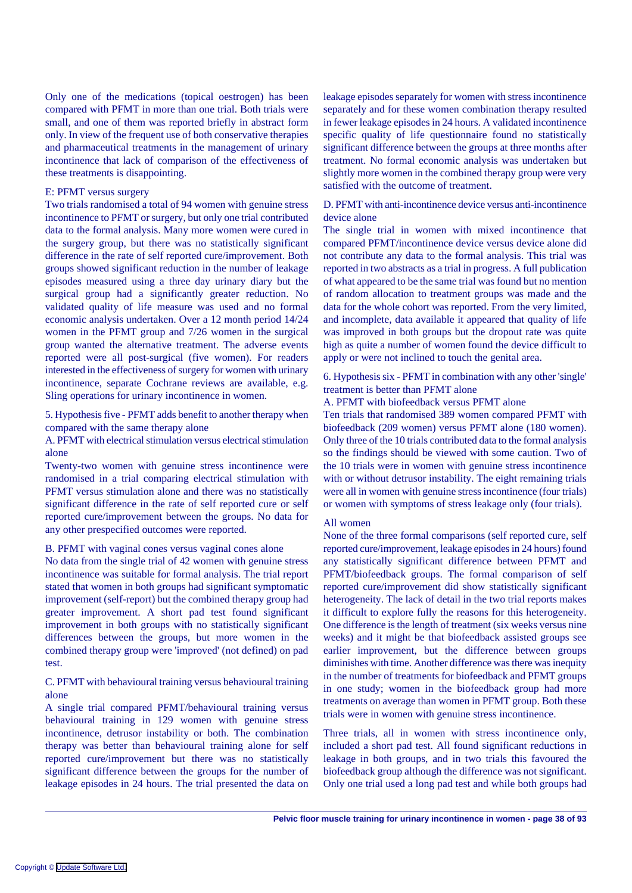Only one of the medications (topical oestrogen) has been compared with PFMT in more than one trial. Both trials were small, and one of them was reported briefly in abstract form only. In view of the frequent use of both conservative therapies and pharmaceutical treatments in the management of urinary incontinence that lack of comparison of the effectiveness of these treatments is disappointing.

E: PFMT versus surgery

Two trials randomised a total of 94 women with genuine stress incontinence to PFMT or surgery, but only one trial contributed data to the formal analysis. Many more women were cured in the surgery group, but there was no statistically significant difference in the rate of self reported cure/improvement. Both groups showed significant reduction in the number of leakage episodes measured using a three day urinary diary but the surgical group had a significantly greater reduction. No validated quality of life measure was used and no formal economic analysis undertaken. Over a 12 month period 14/24 women in the PFMT group and 7/26 women in the surgical group wanted the alternative treatment. The adverse events reported were all post-surgical (five women). For readers interested in the effectiveness of surgery for women with urinary incontinence, separate Cochrane reviews are available, e.g. Sling operations for urinary incontinence in women.

5. Hypothesis five - PFMT adds benefit to another therapy when compared with the same therapy alone

A. PFMT with electrical stimulation versus electrical stimulation alone

Twenty-two women with genuine stress incontinence were randomised in a trial comparing electrical stimulation with PFMT versus stimulation alone and there was no statistically significant difference in the rate of self reported cure or self reported cure/improvement between the groups. No data for any other prespecified outcomes were reported.

B. PFMT with vaginal cones versus vaginal cones alone

No data from the single trial of 42 women with genuine stress incontinence was suitable for formal analysis. The trial report stated that women in both groups had significant symptomatic improvement (self-report) but the combined therapy group had greater improvement. A short pad test found significant improvement in both groups with no statistically significant differences between the groups, but more women in the combined therapy group were 'improved' (not defined) on pad test.

C. PFMT with behavioural training versus behavioural training alone

A single trial compared PFMT/behavioural training versus behavioural training in 129 women with genuine stress incontinence, detrusor instability or both. The combination therapy was better than behavioural training alone for self reported cure/improvement but there was no statistically significant difference between the groups for the number of leakage episodes in 24 hours. The trial presented the data on leakage episodes separately for women with stress incontinence separately and for these women combination therapy resulted in fewer leakage episodes in 24 hours. A validated incontinence specific quality of life questionnaire found no statistically significant difference between the groups at three months after treatment. No formal economic analysis was undertaken but slightly more women in the combined therapy group were very satisfied with the outcome of treatment.

D. PFMT with anti-incontinence device versus anti-incontinence device alone

The single trial in women with mixed incontinence that compared PFMT/incontinence device versus device alone did not contribute any data to the formal analysis. This trial was reported in two abstracts as a trial in progress. A full publication of what appeared to be the same trial was found but no mention of random allocation to treatment groups was made and the data for the whole cohort was reported. From the very limited, and incomplete, data available it appeared that quality of life was improved in both groups but the dropout rate was quite high as quite a number of women found the device difficult to apply or were not inclined to touch the genital area.

6. Hypothesis six - PFMT in combination with any other 'single' treatment is better than PFMT alone

A. PFMT with biofeedback versus PFMT alone

Ten trials that randomised 389 women compared PFMT with biofeedback (209 women) versus PFMT alone (180 women). Only three of the 10 trials contributed data to the formal analysis so the findings should be viewed with some caution. Two of the 10 trials were in women with genuine stress incontinence with or without detrusor instability. The eight remaining trials were all in women with genuine stress incontinence (four trials) or women with symptoms of stress leakage only (four trials).

All women

None of the three formal comparisons (self reported cure, self reported cure/improvement, leakage episodes in 24 hours) found any statistically significant difference between PFMT and PFMT/biofeedback groups. The formal comparison of self reported cure/improvement did show statistically significant heterogeneity. The lack of detail in the two trial reports makes it difficult to explore fully the reasons for this heterogeneity. One difference is the length of treatment (six weeks versus nine weeks) and it might be that biofeedback assisted groups see earlier improvement, but the difference between groups diminishes with time. Another difference was there was inequity in the number of treatments for biofeedback and PFMT groups in one study; women in the biofeedback group had more treatments on average than women in PFMT group. Both these trials were in women with genuine stress incontinence.

Three trials, all in women with stress incontinence only, included a short pad test. All found significant reductions in leakage in both groups, and in two trials this favoured the biofeedback group although the difference was not significant. Only one trial used a long pad test and while both groups had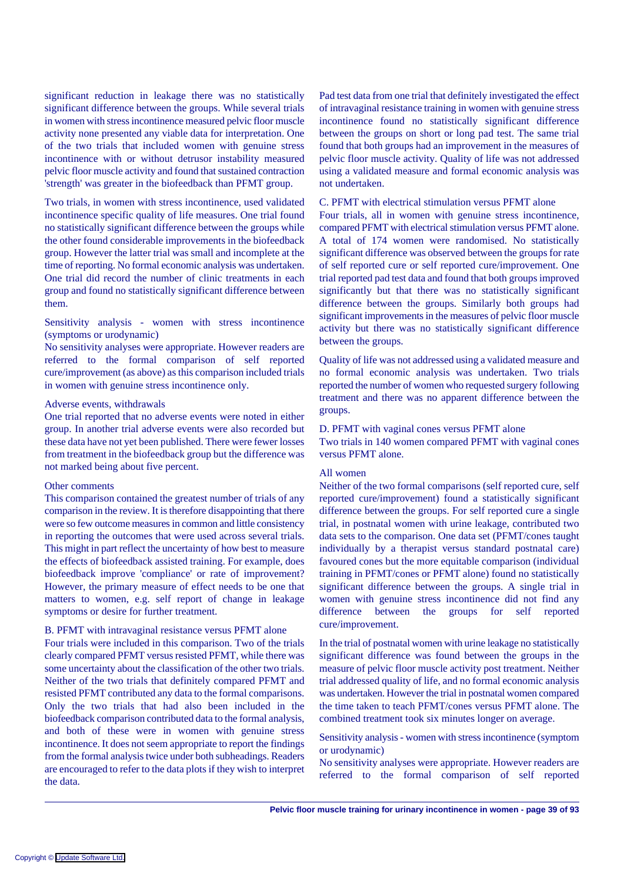significant reduction in leakage there was no statistically significant difference between the groups. While several trials in women with stress incontinence measured pelvic floor muscle activity none presented any viable data for interpretation. One of the two trials that included women with genuine stress incontinence with or without detrusor instability measured pelvic floor muscle activity and found that sustained contraction 'strength' was greater in the biofeedback than PFMT group.

Two trials, in women with stress incontinence, used validated incontinence specific quality of life measures. One trial found no statistically significant difference between the groups while the other found considerable improvements in the biofeedback group. However the latter trial was small and incomplete at the time of reporting. No formal economic analysis was undertaken. One trial did record the number of clinic treatments in each group and found no statistically significant difference between them.

Sensitivity analysis - women with stress incontinence (symptoms or urodynamic)

No sensitivity analyses were appropriate. However readers are referred to the formal comparison of self reported cure/improvement (as above) as this comparison included trials in women with genuine stress incontinence only.

Adverse events, withdrawals

One trial reported that no adverse events were noted in either group. In another trial adverse events were also recorded but these data have not yet been published. There were fewer losses from treatment in the biofeedback group but the difference was not marked being about five percent.

Other comments

This comparison contained the greatest number of trials of any comparison in the review. It is therefore disappointing that there were so few outcome measures in common and little consistency in reporting the outcomes that were used across several trials. This might in part reflect the uncertainty of how best to measure the effects of biofeedback assisted training. For example, does biofeedback improve 'compliance' or rate of improvement? However, the primary measure of effect needs to be one that matters to women, e.g. self report of change in leakage symptoms or desire for further treatment.

B. PFMT with intravaginal resistance versus PFMT alone

Four trials were included in this comparison. Two of the trials clearly compared PFMT versus resisted PFMT, while there was some uncertainty about the classification of the other two trials. Neither of the two trials that definitely compared PFMT and resisted PFMT contributed any data to the formal comparisons. Only the two trials that had also been included in the biofeedback comparison contributed data to the formal analysis, and both of these were in women with genuine stress incontinence. It does not seem appropriate to report the findings from the formal analysis twice under both subheadings. Readers are encouraged to refer to the data plots if they wish to interpret the data.

Pad test data from one trial that definitely investigated the effect of intravaginal resistance training in women with genuine stress incontinence found no statistically significant difference between the groups on short or long pad test. The same trial found that both groups had an improvement in the measures of pelvic floor muscle activity. Quality of life was not addressed using a validated measure and formal economic analysis was not undertaken.

C. PFMT with electrical stimulation versus PFMT alone

Four trials, all in women with genuine stress incontinence, compared PFMT with electrical stimulation versus PFMT alone. A total of 174 women were randomised. No statistically significant difference was observed between the groups for rate of self reported cure or self reported cure/improvement. One trial reported pad test data and found that both groups improved significantly but that there was no statistically significant difference between the groups. Similarly both groups had significant improvements in the measures of pelvic floor muscle activity but there was no statistically significant difference between the groups.

Quality of life was not addressed using a validated measure and no formal economic analysis was undertaken. Two trials reported the number of women who requested surgery following treatment and there was no apparent difference between the groups.

D. PFMT with vaginal cones versus PFMT alone

Two trials in 140 women compared PFMT with vaginal cones versus PFMT alone.

All women

Neither of the two formal comparisons (self reported cure, self reported cure/improvement) found a statistically significant difference between the groups. For self reported cure a single trial, in postnatal women with urine leakage, contributed two data sets to the comparison. One data set (PFMT/cones taught individually by a therapist versus standard postnatal care) favoured cones but the more equitable comparison (individual training in PFMT/cones or PFMT alone) found no statistically significant difference between the groups. A single trial in women with genuine stress incontinence did not find any difference between the groups for self reported cure/improvement.

In the trial of postnatal women with urine leakage no statistically significant difference was found between the groups in the measure of pelvic floor muscle activity post treatment. Neither trial addressed quality of life, and no formal economic analysis was undertaken. However the trial in postnatal women compared the time taken to teach PFMT/cones versus PFMT alone. The combined treatment took six minutes longer on average.

Sensitivity analysis - women with stress incontinence (symptom or urodynamic)

No sensitivity analyses were appropriate. However readers are referred to the formal comparison of self reported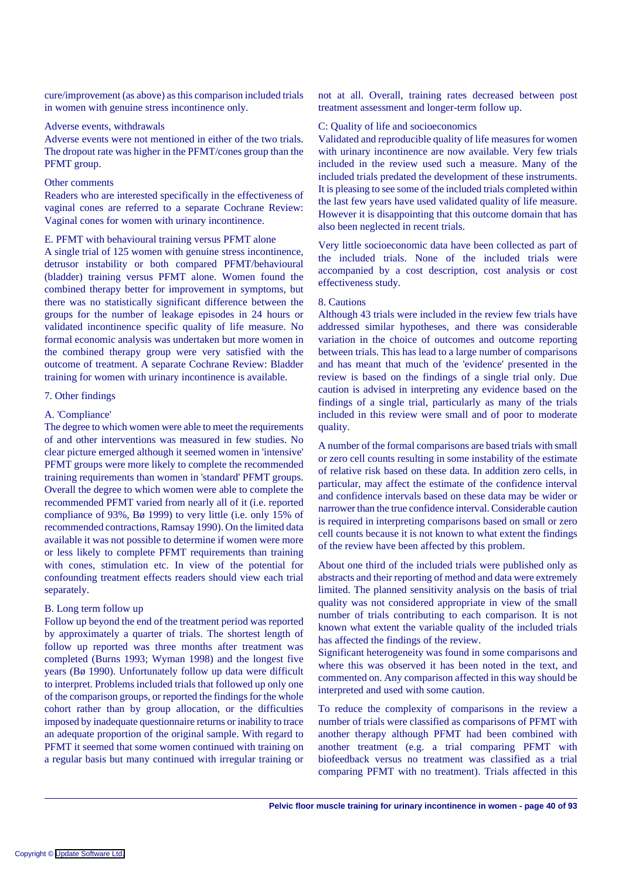cure/improvement (as above) as this comparison included trials in women with genuine stress incontinence only.

Adverse events, withdrawals

Adverse events were not mentioned in either of the two trials. The dropout rate was higher in the PFMT/cones group than the PFMT group.

Other comments

Readers who are interested specifically in the effectiveness of vaginal cones are referred to a separate Cochrane Review: Vaginal cones for women with urinary incontinence.

E. PFMT with behavioural training versus PFMT alone

A single trial of 125 women with genuine stress incontinence, detrusor instability or both compared PFMT/behavioural (bladder) training versus PFMT alone. Women found the combined therapy better for improvement in symptoms, but there was no statistically significant difference between the groups for the number of leakage episodes in 24 hours or validated incontinence specific quality of life measure. No formal economic analysis was undertaken but more women in the combined therapy group were very satisfied with the outcome of treatment. A separate Cochrane Review: Bladder training for women with urinary incontinence is available.

7. Other findings

A. 'Compliance'

The degree to which women were able to meet the requirements of and other interventions was measured in few studies. No clear picture emerged although it seemed women in 'intensive' PFMT groups were more likely to complete the recommended training requirements than women in 'standard' PFMT groups. Overall the degree to which women were able to complete the recommended PFMT varied from nearly all of it (i.e. reported compliance of 93%, Bø 1999) to very little (i.e. only 15% of recommended contractions, Ramsay 1990). On the limited data available it was not possible to determine if women were more or less likely to complete PFMT requirements than training with cones, stimulation etc. In view of the potential for confounding treatment effects readers should view each trial separately.

B. Long term follow up

Follow up beyond the end of the treatment period was reported by approximately a quarter of trials. The shortest length of follow up reported was three months after treatment was completed (Burns 1993; Wyman 1998) and the longest five years (Bø 1990). Unfortunately follow up data were difficult to interpret. Problems included trials that followed up only one of the comparison groups, or reported the findings for the whole cohort rather than by group allocation, or the difficulties imposed by inadequate questionnaire returns or inability to trace an adequate proportion of the original sample. With regard to PFMT it seemed that some women continued with training on a regular basis but many continued with irregular training or not at all. Overall, training rates decreased between post treatment assessment and longer-term follow up.

C: Quality of life and socioeconomics

Validated and reproducible quality of life measures for women with urinary incontinence are now available. Very few trials included in the review used such a measure. Many of the included trials predated the development of these instruments. It is pleasing to see some of the included trials completed within the last few years have used validated quality of life measure. However it is disappointing that this outcome domain that has also been neglected in recent trials.

Very little socioeconomic data have been collected as part of the included trials. None of the included trials were accompanied by a cost description, cost analysis or cost effectiveness study.

8. Cautions

Although 43 trials were included in the review few trials have addressed similar hypotheses, and there was considerable variation in the choice of outcomes and outcome reporting between trials. This has lead to a large number of comparisons and has meant that much of the 'evidence' presented in the review is based on the findings of a single trial only. Due caution is advised in interpreting any evidence based on the findings of a single trial, particularly as many of the trials included in this review were small and of poor to moderate quality.

A number of the formal comparisons are based trials with small or zero cell counts resulting in some instability of the estimate of relative risk based on these data. In addition zero cells, in particular, may affect the estimate of the confidence interval and confidence intervals based on these data may be wider or narrower than the true confidence interval. Considerable caution is required in interpreting comparisons based on small or zero cell counts because it is not known to what extent the findings of the review have been affected by this problem.

About one third of the included trials were published only as abstracts and their reporting of method and data were extremely limited. The planned sensitivity analysis on the basis of trial quality was not considered appropriate in view of the small number of trials contributing to each comparison. It is not known what extent the variable quality of the included trials has affected the findings of the review.

Significant heterogeneity was found in some comparisons and where this was observed it has been noted in the text, and commented on. Any comparison affected in this way should be interpreted and used with some caution.

To reduce the complexity of comparisons in the review a number of trials were classified as comparisons of PFMT with another therapy although PFMT had been combined with another treatment (e.g. a trial comparing PFMT with biofeedback versus no treatment was classified as a trial comparing PFMT with no treatment). Trials affected in this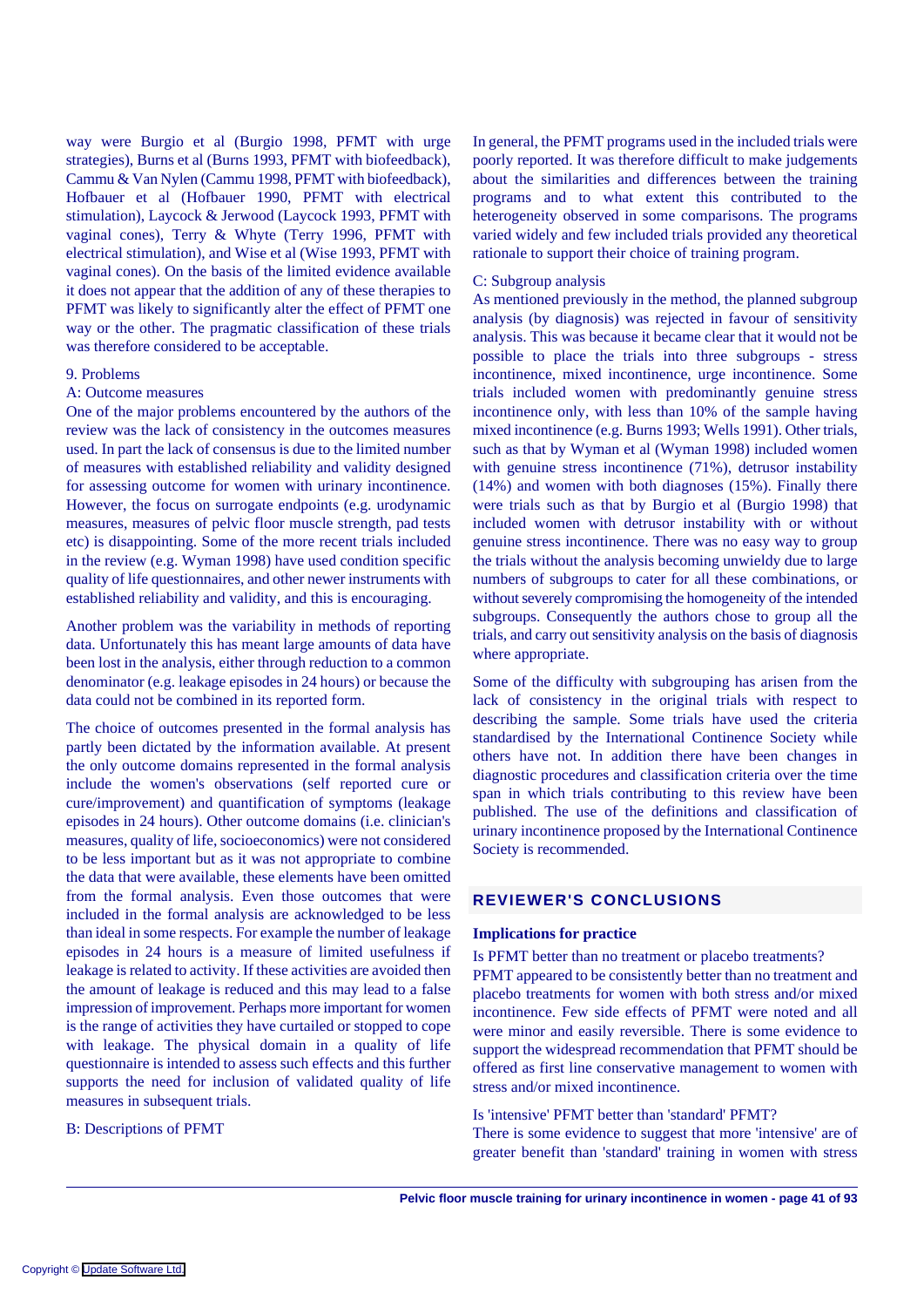way were Burgio et al (Burgio 1998, PFMT with urge strategies), Burns et al (Burns 1993, PFMT with biofeedback), Cammu & Van Nylen (Cammu 1998, PFMT with biofeedback), Hofbauer et al (Hofbauer 1990, PFMT with electrical stimulation), Laycock & Jerwood (Laycock 1993, PFMT with vaginal cones), Terry & Whyte (Terry 1996, PFMT with electrical stimulation), and Wise et al (Wise 1993, PFMT with vaginal cones). On the basis of the limited evidence available it does not appear that the addition of any of these therapies to PFMT was likely to significantly alter the effect of PFMT one way or the other. The pragmatic classification of these trials was therefore considered to be acceptable.

9. Problems

A: Outcome measures

One of the major problems encountered by the authors of the review was the lack of consistency in the outcomes measures used. In part the lack of consensus is due to the limited number of measures with established reliability and validity designed for assessing outcome for women with urinary incontinence. However, the focus on surrogate endpoints (e.g. urodynamic measures, measures of pelvic floor muscle strength, pad tests etc) is disappointing. Some of the more recent trials included in the review (e.g. Wyman 1998) have used condition specific quality of life questionnaires, and other newer instruments with established reliability and validity, and this is encouraging.

Another problem was the variability in methods of reporting data. Unfortunately this has meant large amounts of data have been lost in the analysis, either through reduction to a common denominator (e.g. leakage episodes in 24 hours) or because the data could not be combined in its reported form.

The choice of outcomes presented in the formal analysis has partly been dictated by the information available. At present the only outcome domains represented in the formal analysis include the women's observations (self reported cure or cure/improvement) and quantification of symptoms (leakage episodes in 24 hours). Other outcome domains (i.e. clinician's measures, quality of life, socioeconomics) were not considered to be less important but as it was not appropriate to combine the data that were available, these elements have been omitted from the formal analysis. Even those outcomes that were included in the formal analysis are acknowledged to be less than ideal in some respects. For example the number of leakage episodes in 24 hours is a measure of limited usefulness if leakage is related to activity. If these activities are avoided then the amount of leakage is reduced and this may lead to a false impression of improvement. Perhaps more important for women is the range of activities they have curtailed or stopped to cope with leakage. The physical domain in a quality of life questionnaire is intended to assess such effects and this further supports the need for inclusion of validated quality of life measures in subsequent trials.

B: Descriptions of PFMT

In general, the PFMT programs used in the included trials were poorly reported. It was therefore difficult to make judgements about the similarities and differences between the training programs and to what extent this contributed to the heterogeneity observed in some comparisons. The programs varied widely and few included trials provided any theoretical rationale to support their choice of training program.

C: Subgroup analysis

As mentioned previously in the method, the planned subgroup analysis (by diagnosis) was rejected in favour of sensitivity analysis. This was because it became clear that it would not be possible to place the trials into three subgroups - stress incontinence, mixed incontinence, urge incontinence. Some trials included women with predominantly genuine stress incontinence only, with less than 10% of the sample having mixed incontinence (e.g. Burns 1993; Wells 1991). Other trials, such as that by Wyman et al (Wyman 1998) included women with genuine stress incontinence (71%), detrusor instability (14%) and women with both diagnoses (15%). Finally there were trials such as that by Burgio et al (Burgio 1998) that included women with detrusor instability with or without genuine stress incontinence. There was no easy way to group the trials without the analysis becoming unwieldy due to large numbers of subgroups to cater for all these combinations, or without severely compromising the homogeneity of the intended subgroups. Consequently the authors chose to group all the trials, and carry out sensitivity analysis on the basis of diagnosis where appropriate.

Some of the difficulty with subgrouping has arisen from the lack of consistency in the original trials with respect to describing the sample. Some trials have used the criteria standardised by the International Continence Society while others have not. In addition there have been changes in diagnostic procedures and classification criteria over the time span in which trials contributing to this review have been published. The use of the definitions and classification of urinary incontinence proposed by the International Continence Society is recommended.

## REVIEWER'S CONCLUSIONS

### Implications for practice

Is PFMT better than no treatment or placebo treatments?
PFMT appeared to be consistently better than no treatment and placebo treatments for women with both stress and/or mixed incontinence. Few side effects of PFMT were noted and all were minor and easily reversible. There is some evidence to support the widespread recommendation that PFMT should be offered as first line conservative management to women with stress and/or mixed incontinence.

Is 'intensive' PFMT better than 'standard' PFMT?
There is some evidence to suggest that more 'intensive' are of greater benefit than 'standard' training in women with stress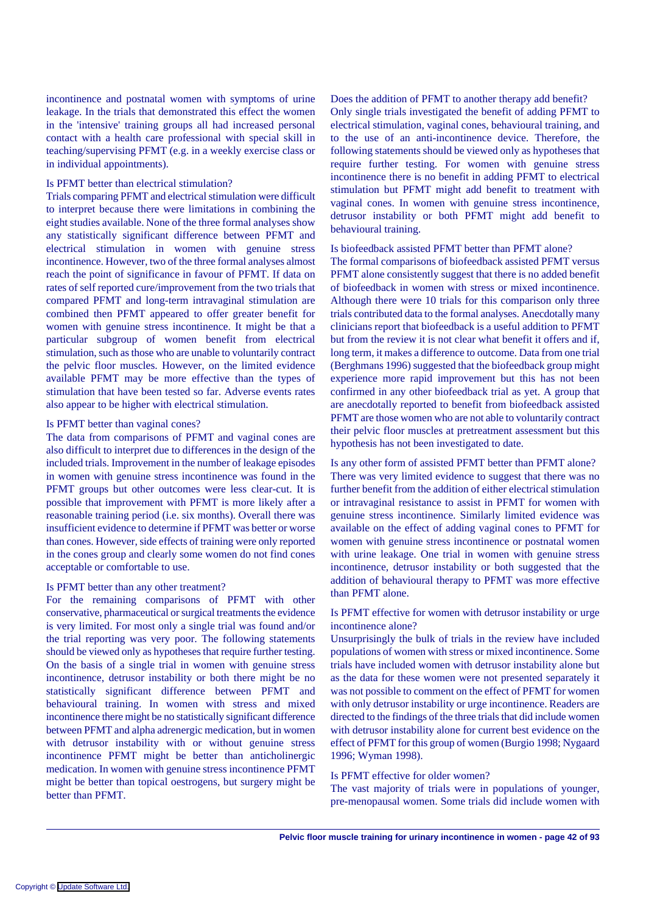incontinence and postnatal women with symptoms of urine leakage. In the trials that demonstrated this effect the women in the 'intensive' training groups all had increased personal contact with a health care professional with special skill in teaching/supervising PFMT (e.g. in a weekly exercise class or in individual appointments).

Is PFMT better than electrical stimulation?

Trials comparing PFMT and electrical stimulation were difficult to interpret because there were limitations in combining the eight studies available. None of the three formal analyses show any statistically significant difference between PFMT and electrical stimulation in women with genuine stress incontinence. However, two of the three formal analyses almost reach the point of significance in favour of PFMT. If data on rates of self reported cure/improvement from the two trials that compared PFMT and long-term intravaginal stimulation are combined then PFMT appeared to offer greater benefit for women with genuine stress incontinence. It might be that a particular subgroup of women benefit from electrical stimulation, such as those who are unable to voluntarily contract the pelvic floor muscles. However, on the limited evidence available PFMT may be more effective than the types of stimulation that have been tested so far. Adverse events rates also appear to be higher with electrical stimulation.

Is PFMT better than vaginal cones?

The data from comparisons of PFMT and vaginal cones are also difficult to interpret due to differences in the design of the included trials. Improvement in the number of leakage episodes in women with genuine stress incontinence was found in the PFMT groups but other outcomes were less clear-cut. It is possible that improvement with PFMT is more likely after a reasonable training period (i.e. six months). Overall there was insufficient evidence to determine if PFMT was better or worse than cones. However, side effects of training were only reported in the cones group and clearly some women do not find cones acceptable or comfortable to use.

Is PFMT better than any other treatment?

For the remaining comparisons of PFMT with other conservative, pharmaceutical or surgical treatments the evidence is very limited. For most only a single trial was found and/or the trial reporting was very poor. The following statements should be viewed only as hypotheses that require further testing. On the basis of a single trial in women with genuine stress incontinence, detrusor instability or both there might be no statistically significant difference between PFMT and behavioural training. In women with stress and mixed incontinence there might be no statistically significant difference between PFMT and alpha adrenergic medication, but in women with detrusor instability with or without genuine stress incontinence PFMT might be better than anticholinergic medication. In women with genuine stress incontinence PFMT might be better than topical oestrogens, but surgery might be better than PFMT.

Does the addition of PFMT to another therapy add benefit?

Only single trials investigated the benefit of adding PFMT to electrical stimulation, vaginal cones, behavioural training, and to the use of an anti-incontinence device. Therefore, the following statements should be viewed only as hypotheses that require further testing. For women with genuine stress incontinence there is no benefit in adding PFMT to electrical stimulation but PFMT might add benefit to treatment with vaginal cones. In women with genuine stress incontinence, detrusor instability or both PFMT might add benefit to behavioural training.

Is biofeedback assisted PFMT better than PFMT alone?

The formal comparisons of biofeedback assisted PFMT versus PFMT alone consistently suggest that there is no added benefit of biofeedback in women with stress or mixed incontinence. Although there were 10 trials for this comparison only three trials contributed data to the formal analyses. Anecdotally many clinicians report that biofeedback is a useful addition to PFMT but from the review it is not clear what benefit it offers and if, long term, it makes a difference to outcome. Data from one trial (Berghmans 1996) suggested that the biofeedback group might experience more rapid improvement but this has not been confirmed in any other biofeedback trial as yet. A group that are anecdotally reported to benefit from biofeedback assisted PFMT are those women who are not able to voluntarily contract their pelvic floor muscles at pretreatment assessment but this hypothesis has not been investigated to date.

Is any other form of assisted PFMT better than PFMT alone?

There was very limited evidence to suggest that there was no further benefit from the addition of either electrical stimulation or intravaginal resistance to assist in PFMT for women with genuine stress incontinence. Similarly limited evidence was available on the effect of adding vaginal cones to PFMT for women with genuine stress incontinence or postnatal women with urine leakage. One trial in women with genuine stress incontinence, detrusor instability or both suggested that the addition of behavioural therapy to PFMT was more effective than PFMT alone.

Is PFMT effective for women with detrusor instability or urge incontinence alone?

Unsurprisingly the bulk of trials in the review have included populations of women with stress or mixed incontinence. Some trials have included women with detrusor instability alone but as the data for these women were not presented separately it was not possible to comment on the effect of PFMT for women with only detrusor instability or urge incontinence. Readers are directed to the findings of the three trials that did include women with detrusor instability alone for current best evidence on the effect of PFMT for this group of women (Burgio 1998; Nygaard 1996; Wyman 1998).

Is PFMT effective for older women?

The vast majority of trials were in populations of younger, pre-menopausal women. Some trials did include women with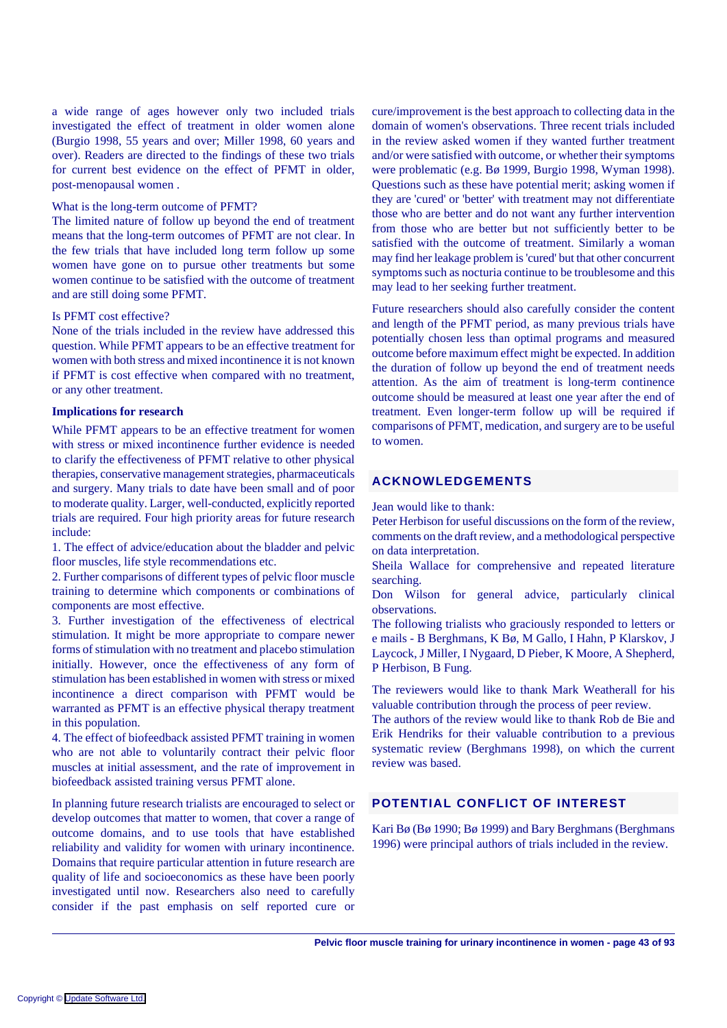a wide range of ages however only two included trials investigated the effect of treatment in older women alone (Burgio 1998, 55 years and over; Miller 1998, 60 years and over). Readers are directed to the findings of these two trials for current best evidence on the effect of PFMT in older, post-menopausal women .

What is the long-term outcome of PFMT?
The limited nature of follow up beyond the end of treatment means that the long-term outcomes of PFMT are not clear. In the few trials that have included long term follow up some women have gone on to pursue other treatments but some women continue to be satisfied with the outcome of treatment and are still doing some PFMT.

Is PFMT cost effective?
None of the trials included in the review have addressed this question. While PFMT appears to be an effective treatment for women with both stress and mixed incontinence it is not known if PFMT is cost effective when compared with no treatment, or any other treatment.

**Implications for research**

While PFMT appears to be an effective treatment for women with stress or mixed incontinence further evidence is needed to clarify the effectiveness of PFMT relative to other physical therapies, conservative management strategies, pharmaceuticals and surgery. Many trials to date have been small and of poor to moderate quality. Larger, well-conducted, explicitly reported trials are required. Four high priority areas for future research include:

1. The effect of advice/education about the bladder and pelvic floor muscles, life style recommendations etc.
2. Further comparisons of different types of pelvic floor muscle training to determine which components or combinations of components are most effective.
3. Further investigation of the effectiveness of electrical stimulation. It might be more appropriate to compare newer forms of stimulation with no treatment and placebo stimulation initially. However, once the effectiveness of any form of stimulation has been established in women with stress or mixed incontinence a direct comparison with PFMT would be warranted as PFMT is an effective physical therapy treatment in this population.
4. The effect of biofeedback assisted PFMT training in women who are not able to voluntarily contract their pelvic floor muscles at initial assessment, and the rate of improvement in biofeedback assisted training versus PFMT alone.

In planning future research trialists are encouraged to select or develop outcomes that matter to women, that cover a range of outcome domains, and to use tools that have established reliability and validity for women with urinary incontinence. Domains that require particular attention in future research are quality of life and socioeconomics as these have been poorly investigated until now. Researchers also need to carefully consider if the past emphasis on self reported cure or cure/improvement is the best approach to collecting data in the domain of women's observations. Three recent trials included in the review asked women if they wanted further treatment and/or were satisfied with outcome, or whether their symptoms were problematic (e.g. Bø 1999, Burgio 1998, Wyman 1998). Questions such as these have potential merit; asking women if they are 'cured' or 'better' with treatment may not differentiate those who are better and do not want any further intervention from those who are better but not sufficiently better to be satisfied with the outcome of treatment. Similarly a woman may find her leakage problem is 'cured' but that other concurrent symptoms such as nocturia continue to be troublesome and this may lead to her seeking further treatment.

Future researchers should also carefully consider the content and length of the PFMT period, as many previous trials have potentially chosen less than optimal programs and measured outcome before maximum effect might be expected. In addition the duration of follow up beyond the end of treatment needs attention. As the aim of treatment is long-term continence outcome should be measured at least one year after the end of treatment. Even longer-term follow up will be required if comparisons of PFMT, medication, and surgery are to be useful to women.

## ACKNOWLEDGEMENTS

Jean would like to thank:
Peter Herbison for useful discussions on the form of the review, comments on the draft review, and a methodological perspective on data interpretation.
Sheila Wallace for comprehensive and repeated literature searching.
Don Wilson for general advice, particularly clinical observations.
The following trialists who graciously responded to letters or e mails - B Berghmans, K Bø, M Gallo, I Hahn, P Klarskov, J Laycock, J Miller, I Nygaard, D Pieber, K Moore, A Shepherd, P Herbison, B Fung.

The reviewers would like to thank Mark Weatherall for his valuable contribution through the process of peer review.
The authors of the review would like to thank Rob de Bie and Erik Hendriks for their valuable contribution to a previous systematic review (Berghmans 1998), on which the current review was based.

## POTENTIAL CONFLICT OF INTEREST

Kari Bø (Bø 1990; Bø 1999) and Bary Berghmans (Berghmans 1996) were principal authors of trials included in the review.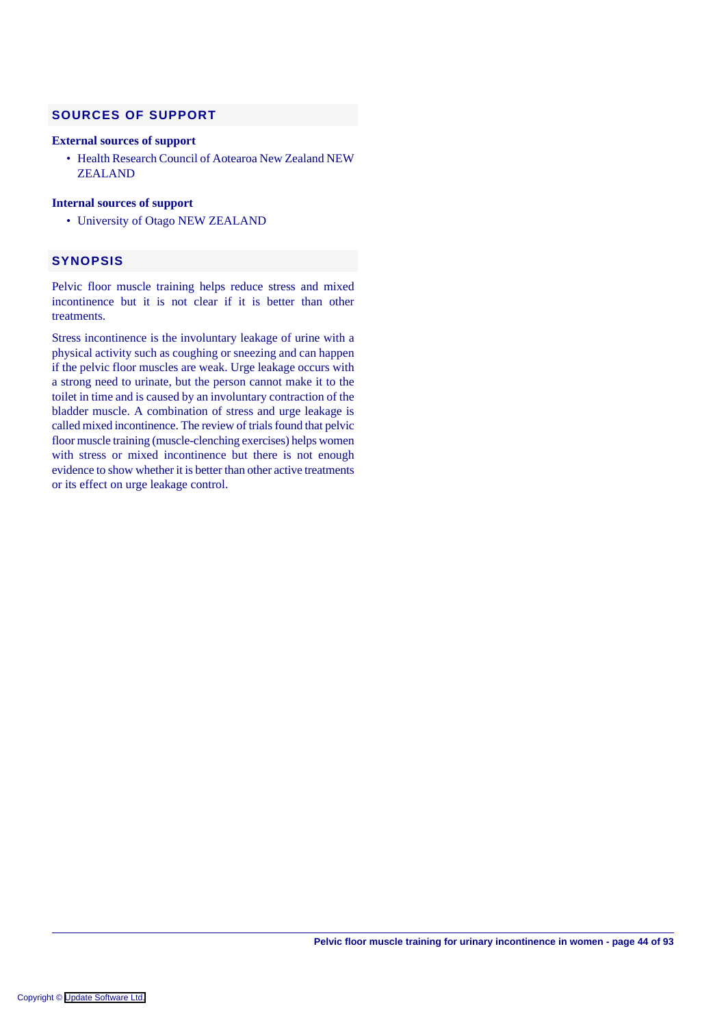## SOURCES OF SUPPORT

### External sources of support

- Health Research Council of Aotearoa New Zealand NEW ZEALAND

### Internal sources of support

- University of Otago NEW ZEALAND

## SYNOPSIS

Pelvic floor muscle training helps reduce stress and mixed incontinence but it is not clear if it is better than other treatments.

Stress incontinence is the involuntary leakage of urine with a physical activity such as coughing or sneezing and can happen if the pelvic floor muscles are weak. Urge leakage occurs with a strong need to urinate, but the person cannot make it to the toilet in time and is caused by an involuntary contraction of the bladder muscle. A combination of stress and urge leakage is called mixed incontinence. The review of trials found that pelvic floor muscle training (muscle-clenching exercises) helps women with stress or mixed incontinence but there is not enough evidence to show whether it is better than other active treatments or its effect on urge leakage control.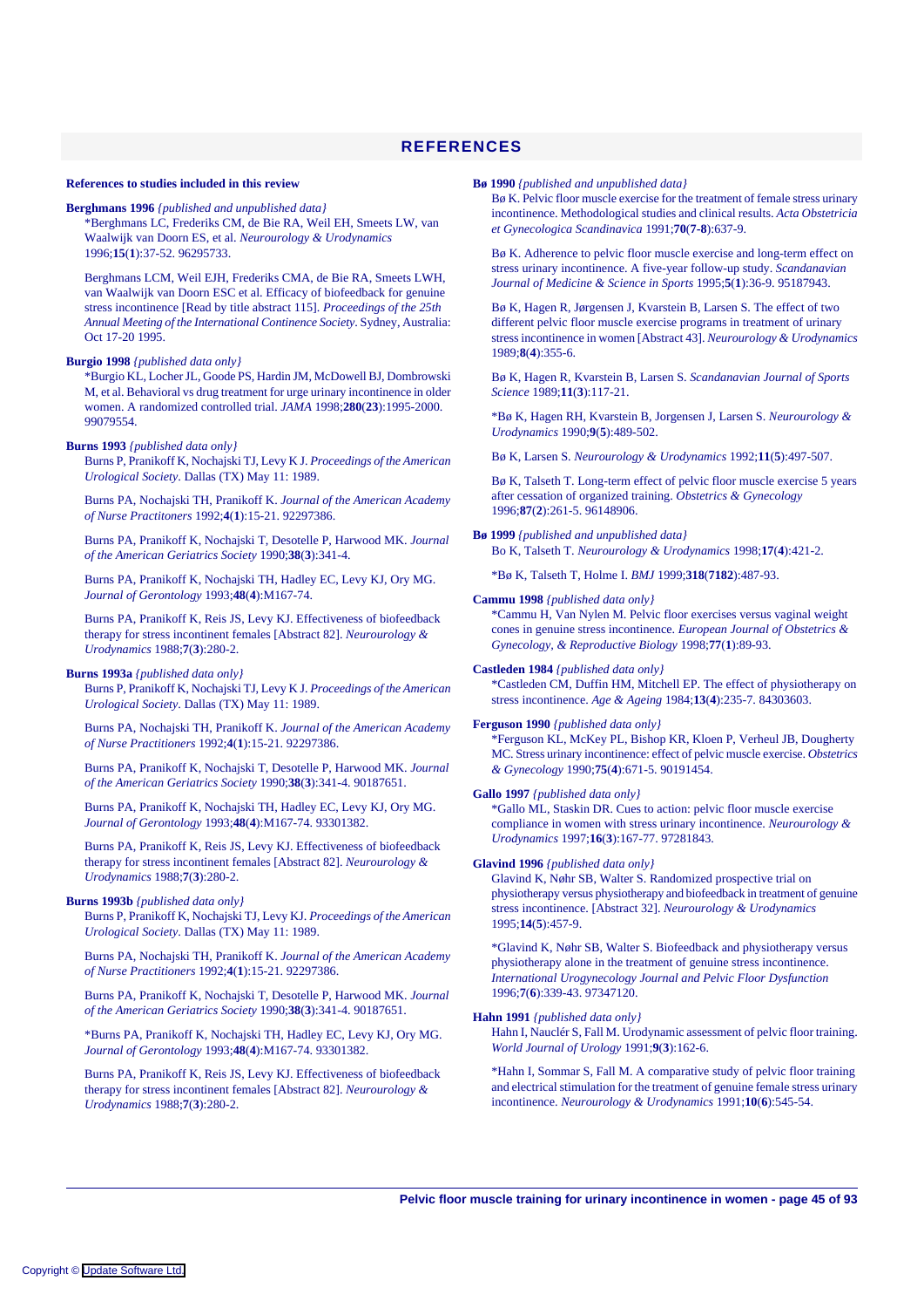## REFERENCES

**References to studies included in this review**

**Berghmans 1996** *{published and unpublished data}*

*Berghmans LC, Frederiks CM, de Bie RA, Weil EH, Smeets LW, van Waalwijk van Doorn ES, et al. *Neurourology & Urodynamics* 1996;**15**(**1**):37-52. 96295733.

Berghmans LCM, Weil EJH, Frederiks CMA, de Bie RA, Smeets LWH, van Waalwijk van Doorn ESC et al. Efficacy of biofeedback for genuine stress incontinence [Read by title abstract 115]. *Proceedings of the 25th Annual Meeting of the International Continence Society*. Sydney, Australia: Oct 17-20 1995.

**Burgio 1998** *{published data only}*

*Burgio KL, Locher JL, Goode PS, Hardin JM, McDowell BJ, Dombrowski M, et al. Behavioral vs drug treatment for urge urinary incontinence in older women. A randomized controlled trial. *JAMA* 1998;**280**(**23**):1995-2000. 99079554.

**Burns 1993** *{published data only}*

Burns P, Pranikoff K, Nochajski TJ, Levy K J. *Proceedings of the American Urological Society*. Dallas (TX) May 11: 1989.

Burns PA, Nochajski TH, Pranikoff K. *Journal of the American Academy of Nurse Practitioners* 1992;**4**(**1**):15-21. 92297386.

Burns PA, Pranikoff K, Nochajski T, Desotelle P, Harwood MK. *Journal of the American Geriatrics Society* 1990;**38**(**3**):341-4.

Burns PA, Pranikoff K, Nochajski TH, Hadley EC, Levy KJ, Ory MG. *Journal of Gerontology* 1993;**48**(**4**):M167-74.

Burns PA, Pranikoff K, Reis JS, Levy KJ. Effectiveness of biofeedback therapy for stress incontinent females [Abstract 82]. *Neurourology & Urodynamics* 1988;**7**(**3**):280-2.

**Burns 1993a** *{published data only}*

Burns P, Pranikoff K, Nochajski TJ, Levy K J. *Proceedings of the American Urological Society*. Dallas (TX) May 11: 1989.

Burns PA, Nochajski TH, Pranikoff K. *Journal of the American Academy of Nurse Practitioners* 1992;**4**(**1**):15-21. 92297386.

Burns PA, Pranikoff K, Nochajski T, Desotelle P, Harwood MK. *Journal of the American Geriatrics Society* 1990;**38**(**3**):341-4. 90187651.

Burns PA, Pranikoff K, Nochajski TH, Hadley EC, Levy KJ, Ory MG. *Journal of Gerontology* 1993;**48**(**4**):M167-74. 93301382.

Burns PA, Pranikoff K, Reis JS, Levy KJ. Effectiveness of biofeedback therapy for stress incontinent females [Abstract 82]. *Neurourology & Urodynamics* 1988;**7**(**3**):280-2.

**Burns 1993b** *{published data only}*

Burns P, Pranikoff K, Nochajski TJ, Levy KJ. *Proceedings of the American Urological Society*. Dallas (TX) May 11: 1989.

Burns PA, Nochajski TH, Pranikoff K. *Journal of the American Academy of Nurse Practitioners* 1992;**4**(**1**):15-21. 92297386.

Burns PA, Pranikoff K, Nochajski T, Desotelle P, Harwood MK. *Journal of the American Geriatrics Society* 1990;**38**(**3**):341-4. 90187651.

*Burns PA, Pranikoff K, Nochajski TH, Hadley EC, Levy KJ, Ory MG. *Journal of Gerontology* 1993;**48**(**4**):M167-74. 93301382.

Burns PA, Pranikoff K, Reis JS, Levy KJ. Effectiveness of biofeedback therapy for stress incontinent females [Abstract 82]. *Neurourology & Urodynamics* 1988;**7**(**3**):280-2.

**Bø 1990** *{published and unpublished data}*

Bø K. Pelvic floor muscle exercise for the treatment of female stress urinary incontinence. Methodological studies and clinical results. *Acta Obstetricia et Gynecologica Scandinavica* 1991;**70**(**7-8**):637-9.

Bø K. Adherence to pelvic floor muscle exercise and long-term effect on stress urinary incontinence. A five-year follow-up study. *Scandanavian Journal of Medicine & Science in Sports* 1995;**5**(**1**):36-9. 95187943.

Bø K, Hagen R, Jørgensen J, Kvarstein B, Larsen S. The effect of two different pelvic floor muscle exercise programs in treatment of urinary stress incontinence in women [Abstract 43]. *Neurourology & Urodynamics* 1989;**8**(**4**):355-6.

Bø K, Hagen R, Kvarstein B, Larsen S. *Scandanavian Journal of Sports Science* 1989;**11**(**3**):117-21.

*Bø K, Hagen RH, Kvarstein B, Jorgensen J, Larsen S. *Neurourology & Urodynamics* 1990;**9**(**5**):489-502.

Bø K, Larsen S. *Neurourology & Urodynamics* 1992;**11**(**5**):497-507.

Bø K, Talseth T. Long-term effect of pelvic floor muscle exercise 5 years after cessation of organized training. *Obstetrics & Gynecology* 1996;**87**(**2**):261-5. 96148906.

**Bø 1999** *{published and unpublished data}*

Bo K, Talseth T. *Neurourology & Urodynamics* 1998;**17**(**4**):421-2.

*Bø K, Talseth T, Holme I. *BMJ* 1999;**318**(**7182**):487-93.

**Cammu 1998** *{published data only}*

*Cammu H, Van Nylen M. Pelvic floor exercises versus vaginal weight cones in genuine stress incontinence. *European Journal of Obstetrics & Gynecology, & Reproductive Biology* 1998;**77**(**1**):89-93.

**Castleden 1984** *{published data only}*

*Castleden CM, Duffin HM, Mitchell EP. The effect of physiotherapy on stress incontinence. *Age & Ageing* 1984;**13**(**4**):235-7. 84303603.

**Ferguson 1990** *{published data only}*

*Ferguson KL, McKey PL, Bishop KR, Kloen P, Verheul JB, Dougherty MC. Stress urinary incontinence: effect of pelvic muscle exercise. *Obstetrics & Gynecology* 1990;**75**(**4**):671-5. 90191454.

**Gallo 1997** *{published data only}*

*Gallo ML, Staskin DR. Cues to action: pelvic floor muscle exercise compliance in women with stress urinary incontinence. *Neurourology & Urodynamics* 1997;**16**(**3**):167-77. 97281843.

**Glavind 1996** *{published data only}*

Glavind K, Nøhr SB, Walter S. Randomized prospective trial on physiotherapy versus physiotherapy and biofeedback in treatment of genuine stress incontinence. [Abstract 32]. *Neurourology & Urodynamics* 1995;**14**(**5**):457-9.

*Glavind K, Nøhr SB, Walter S. Biofeedback and physiotherapy versus physiotherapy alone in the treatment of genuine stress incontinence. *International Urogynecology Journal and Pelvic Floor Dysfunction* 1996;**7**(**6**):339-43. 97347120.

**Hahn 1991** *{published data only}*

Hahn I, Nauclér S, Fall M. Urodynamic assessment of pelvic floor training. *World Journal of Urology* 1991;**9**(**3**):162-6.

*Hahn I, Sommar S, Fall M. A comparative study of pelvic floor training and electrical stimulation for the treatment of genuine female stress urinary incontinence. *Neurourology & Urodynamics* 1991;**10**(**6**):545-54.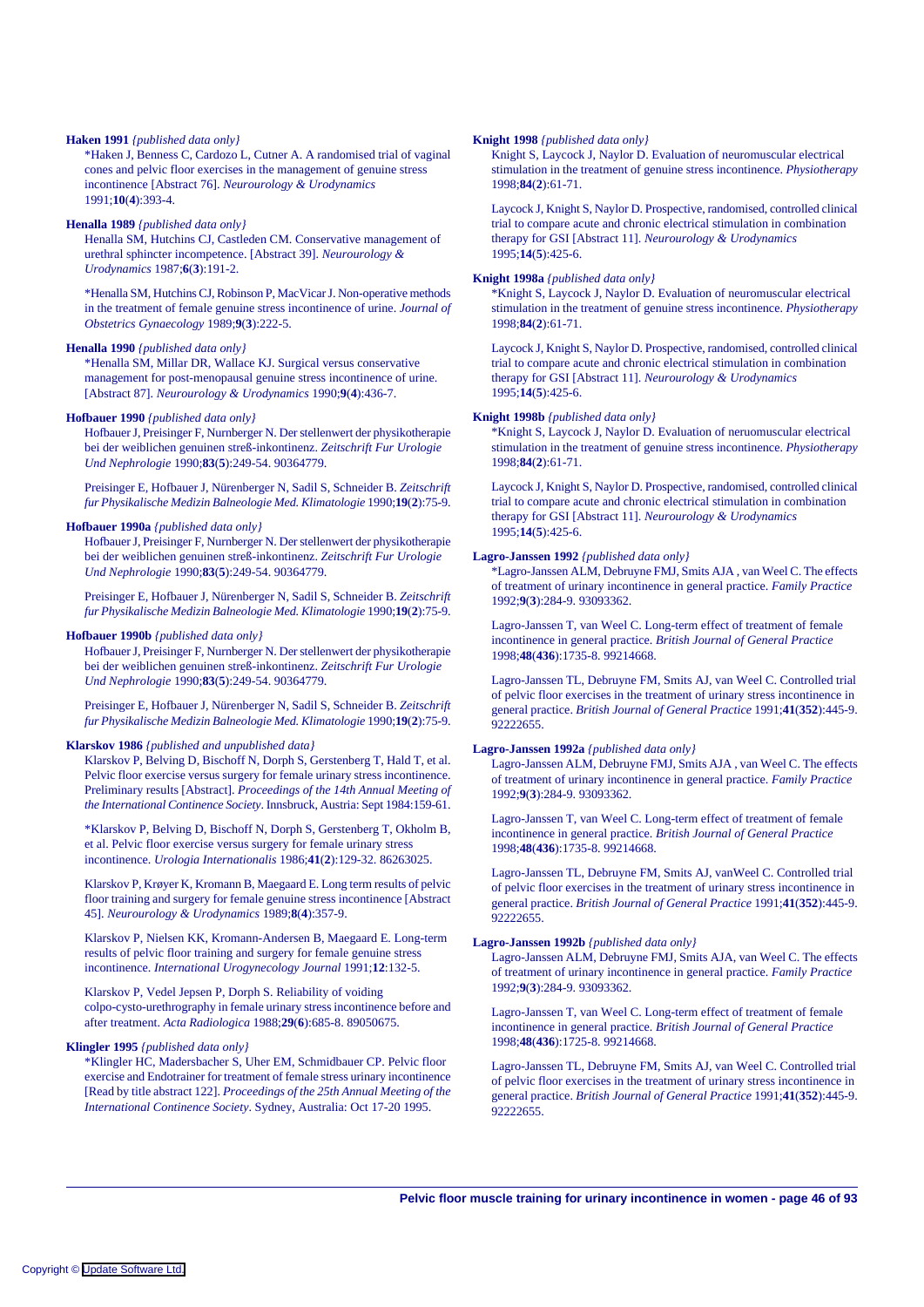**Haken 1991** *{published data only}*

*Haken J, Benness C, Cardozo L, Cutner A. A randomised trial of vaginal cones and pelvic floor exercises in the management of genuine stress incontinence [Abstract 76]. *Neurourology & Urodynamics* 1991;**10**(**4**):393-4.

**Henalla 1989** *{published data only}*

Henalla SM, Hutchins CJ, Castleden CM. Conservative management of urethral sphincter incompetence. [Abstract 39]. *Neurourology & Urodynamics* 1987;**6**(**3**):191-2.

*Henalla SM, Hutchins CJ, Robinson P, MacVicar J. Non-operative methods in the treatment of female genuine stress incontinence of urine. *Journal of Obstetrics Gynaecology* 1989;**9**(**3**):222-5.

**Henalla 1990** *{published data only}*

*Henalla SM, Millar DR, Wallace KJ. Surgical versus conservative management for post-menopausal genuine stress incontinence of urine. [Abstract 87]. *Neurourology & Urodynamics* 1990;**9**(**4**):436-7.

**Hofbauer 1990** *{published data only}*

Hofbauer J, Preisinger F, Nurnberger N. Der stellenwert der physikotherapie bei der weiblichen genuinen streß-inkontinenz. *Zeitschrift Fur Urologie Und Nephrologie* 1990;**83**(**5**):249-54. 90364779.

Preisinger E, Hofbauer J, Nürenberger N, Sadil S, Schneider B. *Zeitschrift fur Physikalische Medizin Balneologie Med. Klimatologie* 1990;**19**(**2**):75-9.

**Hofbauer 1990a** *{published data only}*

Hofbauer J, Preisinger F, Nurnberger N. Der stellenwert der physikotherapie bei der weiblichen genuinen streß-inkontinenz. *Zeitschrift Fur Urologie Und Nephrologie* 1990;**83**(**5**):249-54. 90364779.

Preisinger E, Hofbauer J, Nürenberger N, Sadil S, Schneider B. *Zeitschrift fur Physikalische Medizin Balneologie Med. Klimatologie* 1990;**19**(**2**):75-9.

**Hofbauer 1990b** *{published data only}*

Hofbauer J, Preisinger F, Nurnberger N. Der stellenwert der physikotherapie bei der weiblichen genuinen streß-inkontinenz. *Zeitschrift Fur Urologie Und Nephrologie* 1990;**83**(**5**):249-54. 90364779.

Preisinger E, Hofbauer J, Nürenberger N, Sadil S, Schneider B. *Zeitschrift fur Physikalische Medizin Balneologie Med. Klimatologie* 1990;**19**(**2**):75-9.

**Klarskov 1986** *{published and unpublished data}*

Klarskov P, Belving D, Bischoff N, Dorph S, Gerstenberg T, Hald T, et al. Pelvic floor exercise versus surgery for female urinary stress incontinence. Preliminary results [Abstract]. *Proceedings of the 14th Annual Meeting of the International Continence Society*. Innsbruck, Austria: Sept 1984:159-61.

*Klarskov P, Belving D, Bischoff N, Dorph S, Gerstenberg T, Okholm B, et al. Pelvic floor exercise versus surgery for female urinary stress incontinence. *Urologia Internationalis* 1986;**41**(**2**):129-32. 86263025.

Klarskov P, Krøyer K, Kromann B, Maegaard E. Long term results of pelvic floor training and surgery for female genuine stress incontinence [Abstract 45]. *Neurourology & Urodynamics* 1989;**8**(**4**):357-9.

Klarskov P, Nielsen KK, Kromann-Andersen B, Maegaard E. Long-term results of pelvic floor training and surgery for female genuine stress incontinence. *International Urogynecology Journal* 1991;**12**:132-5.

Klarskov P, Vedel Jepsen P, Dorph S. Reliability of voiding colpo-cysto-urethrography in female urinary stress incontinence before and after treatment. *Acta Radiologica* 1988;**29**(**6**):685-8. 89050675.

**Klingler 1995** *{published data only}*

*Klingler HC, Madersbacher S, Uher EM, Schmidbauer CP. Pelvic floor exercise and Endotrainer for treatment of female stress urinary incontinence [Read by title abstract 122]. *Proceedings of the 25th Annual Meeting of the International Continence Society*. Sydney, Australia: Oct 17-20 1995.

**Knight 1998** *{published data only}*

Knight S, Laycock J, Naylor D. Evaluation of neuromuscular electrical stimulation in the treatment of genuine stress incontinence. *Physiotherapy* 1998;**84**(**2**):61-71.

Laycock J, Knight S, Naylor D. Prospective, randomised, controlled clinical trial to compare acute and chronic electrical stimulation in combination therapy for GSI [Abstract 11]. *Neurourology & Urodynamics* 1995;**14**(**5**):425-6.

**Knight 1998a** *{published data only}*

*Knight S, Laycock J, Naylor D. Evaluation of neuromuscular electrical stimulation in the treatment of genuine stress incontinence. *Physiotherapy* 1998;**84**(**2**):61-71.

Laycock J, Knight S, Naylor D. Prospective, randomised, controlled clinical trial to compare acute and chronic electrical stimulation in combination therapy for GSI [Abstract 11]. *Neurourology & Urodynamics* 1995;**14**(**5**):425-6.

**Knight 1998b** *{published data only}*

*Knight S, Laycock J, Naylor D. Evaluation of neruomuscular electrical stimulation in the treatment of genuine stress incontinence. *Physiotherapy* 1998;**84**(**2**):61-71.

Laycock J, Knight S, Naylor D. Prospective, randomised, controlled clinical trial to compare acute and chronic electrical stimulation in combination therapy for GSI [Abstract 11]. *Neurourology & Urodynamics* 1995;**14**(**5**):425-6.

**Lagro-Janssen 1992** *{published data only}*

*Lagro-Janssen ALM, Debruyne FMJ, Smits AJA , van Weel C. The effects of treatment of urinary incontinence in general practice. *Family Practice* 1992;**9**(**3**):284-9. 93093362.

Lagro-Janssen T, van Weel C. Long-term effect of treatment of female incontinence in general practice. *British Journal of General Practice* 1998;**48**(**436**):1735-8. 99214668.

Lagro-Janssen TL, Debruyne FM, Smits AJ, van Weel C. Controlled trial of pelvic floor exercises in the treatment of urinary stress incontinence in general practice. *British Journal of General Practice* 1991;**41**(**352**):445-9. 92222655.

**Lagro-Janssen 1992a** *{published data only}*

Lagro-Janssen ALM, Debruyne FMJ, Smits AJA , van Weel C. The effects of treatment of urinary incontinence in general practice. *Family Practice* 1992;**9**(**3**):284-9. 93093362.

Lagro-Janssen T, van Weel C. Long-term effect of treatment of female incontinence in general practice. *British Journal of General Practice* 1998;**48**(**436**):1735-8. 99214668.

Lagro-Janssen TL, Debruyne FM, Smits AJ, vanWeel C. Controlled trial of pelvic floor exercises in the treatment of urinary stress incontinence in general practice. *British Journal of General Practice* 1991;**41**(**352**):445-9. 92222655.

**Lagro-Janssen 1992b** *{published data only}*

Lagro-Janssen ALM, Debruyne FMJ, Smits AJA, van Weel C. The effects of treatment of urinary incontinence in general practice. *Family Practice* 1992;**9**(**3**):284-9. 93093362.

Lagro-Janssen T, van Weel C. Long-term effect of treatment of female incontinence in general practice. *British Journal of General Practice* 1998;**48**(**436**):1725-8. 99214668.

Lagro-Janssen TL, Debruyne FM, Smits AJ, van Weel C. Controlled trial of pelvic floor exercises in the treatment of urinary stress incontinence in general practice. *British Journal of General Practice* 1991;**41**(**352**):445-9. 92222655.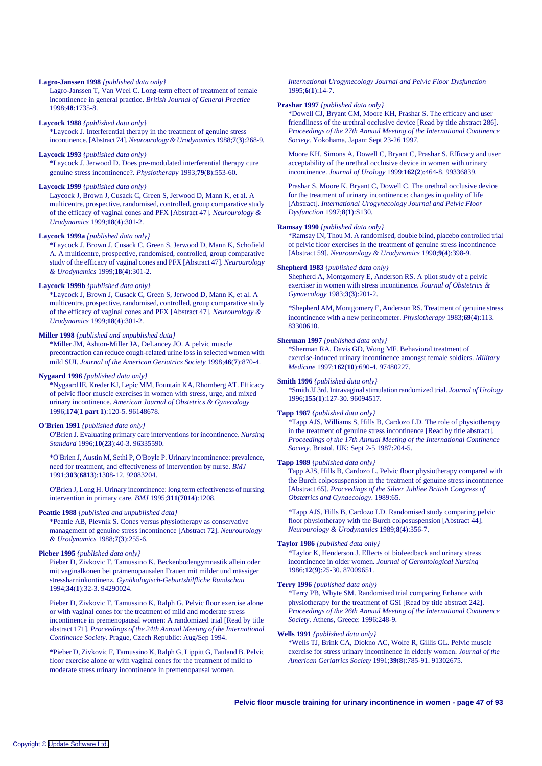**Lagro-Janssen 1998** *{published data only}*

Lagro-Janssen T, Van Weel C. Long-term effect of treatment of female incontinence in general practice. *British Journal of General Practice* 1998;**48**:1735-8.

**Laycock 1988** *{published data only}*

*Laycock J. Interferential therapy in the treatment of genuine stress incontinence. [Abstract 74]. *Neurourology & Urodynamics* 1988;**7**(**3**):268-9.

**Laycock 1993** *{published data only}*

*Laycock J, Jerwood D. Does pre-modulated interferential therapy cure genuine stress incontinence?. *Physiotherapy* 1993;**79**(**8**):553-60.

**Laycock 1999** *{published data only}*

Laycock J, Brown J, Cusack C, Green S, Jerwood D, Mann K, et al. A multicentre, prospective, randomised, controlled, group comparative study of the efficacy of vaginal cones and PFX [Abstract 47]. *Neurourology & Urodynamics* 1999;**18**(**4**):301-2.

**Laycock 1999a** *{published data only}*

*Laycock J, Brown J, Cusack C, Green S, Jerwood D, Mann K, Schofield A. A multicentre, prospective, randomised, controlled, group comparative study of the efficacy of vaginal cones and PFX [Abstract 47]. *Neurourology & Urodynamics* 1999;**18**(**4**):301-2.

**Laycock 1999b** *{published data only}*

*Laycock J, Brown J, Cusack C, Green S, Jerwood D, Mann K, et al. A multicentre, prospective, randomised, controlled, group comparative study of the efficacy of vaginal cones and PFX [Abstract 47]. *Neurourology & Urodynamics* 1999;**18**(**4**):301-2.

**Miller 1998** *{published and unpublished data}*

*Miller JM, Ashton-Miller JA, DeLancey JO. A pelvic muscle precontraction can reduce cough-related urine loss in selected women with mild SUI. *Journal of the American Geriatrics Society* 1998;**46**(**7**):870-4.

**Nygaard 1996** *{published data only}*

*Nygaard IE, Kreder KJ, Lepic MM, Fountain KA, Rhomberg AT. Efficacy of pelvic floor muscle exercises in women with stress, urge, and mixed urinary incontinence. *American Journal of Obstetrics & Gynecology* 1996;**174**(**1 part 1**):120-5. 96148678.

**O'Brien 1991** *{published data only}*

O'Brien J. Evaluating primary care interventions for incontinence. *Nursing Standard* 1996;**10**(**23**):40-3. 96335590.

*O'Brien J, Austin M, Sethi P, O'Boyle P. Urinary incontinence: prevalence, need for treatment, and effectiveness of intervention by nurse. *BMJ* 1991;**303**(**6813**):1308-12. 92083204.

O'Brien J, Long H. Urinary incontinence: long term effectiveness of nursing intervention in primary care. *BMJ* 1995;**311**(**7014**):1208.

**Peattie 1988** *{published and unpublished data}*

*Peattie AB, Plevnik S. Cones versus physiotherapy as conservative management of genuine stress incontinence [Abstract 72]. *Neurourology & Urodynamics* 1988;**7**(**3**):255-6.

**Pieber 1995** *{published data only}*

Pieber D, Zivkovic F, Tamussino K. Beckenbodengymnastik allein oder mit vaginalkonen bei prämenopausalen Frauen mit milder und mässiger stressharninkontinenz. *Gynäkologisch-Geburtshilfliche Rundschau* 1994;**34**(**1**):32-3. 94290024.

Pieber D, Zivkovic F, Tamussino K, Ralph G. Pelvic floor exercise alone or with vaginal cones for the treatment of mild and moderate stress incontinence in premenopausal women: A randomized trial [Read by title abstract 171]. *Proceedings of the 24th Annual Meeting of the International Continence Society*. Prague, Czech Republic: Aug/Sep 1994.

*Pieber D, Zivkovic F, Tamussino K, Ralph G, Lippitt G, Fauland B. Pelvic floor exercise alone or with vaginal cones for the treatment of mild to moderate stress urinary incontinence in premenopausal women. *International Urogynecology Journal and Pelvic Floor Dysfunction* 1995;**6**(**1**):14-7.

**Prashar 1997** *{published data only}*

*Dowell CJ, Bryant CM, Moore KH, Prashar S. The efficacy and user friendliness of the urethral occlusive device [Read by title abstract 286]. *Proceedings of the 27th Annual Meeting of the International Continence Society*. Yokohama, Japan: Sept 23-26 1997.

Moore KH, Simons A, Dowell C, Bryant C, Prashar S. Efficacy and user acceptability of the urethral occlusive device in women with urinary incontinence. *Journal of Urology* 1999;**162**(**2**):464-8. 99336839.

Prashar S, Moore K, Bryant C, Dowell C. The urethral occlusive device for the treatment of urinary incontinence: changes in quality of life [Abstract]. *International Urogynecology Journal and Pelvic Floor Dysfunction* 1997;**8**(**1**):S130.

**Ramsay 1990** *{published data only}*

*Ramsay IN, Thou M. A randomised, double blind, placebo controlled trial of pelvic floor exercises in the treatment of genuine stress incontinence [Abstract 59]. *Neurourology & Urodynamics* 1990;**9**(**4**):398-9.

**Shepherd 1983** *{published data only}*

Shepherd A, Montgomery E, Anderson RS. A pilot study of a pelvic exerciser in women with stress incontinence. *Journal of Obstetrics & Gynaecology* 1983;**3**(**3**):201-2.

*Shepherd AM, Montgomery E, Anderson RS. Treatment of genuine stress incontinence with a new perineometer. *Physiotherapy* 1983;**69**(**4**):113. 83300610.

**Sherman 1997** *{published data only}*

*Sherman RA, Davis GD, Wong MF. Behavioral treatment of exercise-induced urinary incontinence amongst female soldiers. *Military Medicine* 1997;**162**(**10**):690-4. 97480227.

**Smith 1996** *{published data only}*

*Smith JJ 3rd. Intravaginal stimulation randomized trial. *Journal of Urology* 1996;**155**(**1**):127-30. 96094517.

**Tapp 1987** *{published data only}*

*Tapp AJS, Williams S, Hills B, Cardozo LD. The role of physiotherapy in the treatment of genuine stress incontinence [Read by title abstract]. *Proceedings of the 17th Annual Meeting of the International Continence Society*. Bristol, UK: Sept 2-5 1987:204-5.

**Tapp 1989** *{published data only}*

Tapp AJS, Hills B, Cardozo L. Pelvic floor physiotherapy compared with the Burch colposuspension in the treatment of genuine stress incontinence [Abstract 65]. *Proceedings of the Silver Jubliee British Congress of Obstetrics and Gynaecology*. 1989:65.

*Tapp AJS, Hills B, Cardozo LD. Randomised study comparing pelvic floor physiotherapy with the Burch colposuspension [Abstract 44]. *Neurourology & Urodynamics* 1989;**8**(**4**):356-7.

**Taylor 1986** *{published data only}*

*Taylor K, Henderson J. Effects of biofeedback and urinary stress incontinence in older women. *Journal of Gerontological Nursing* 1986;**12**(**9**):25-30. 87009651.

**Terry 1996** *{published data only}*

*Terry PB, Whyte SM. Randomised trial comparing Enhance with physiotherapy for the treatment of GSI [Read by title abstract 242]. *Proceedings of the 26th Annual Meeting of the International Continence Society*. Athens, Greece: 1996:248-9.

**Wells 1991** *{published data only}*

*Wells TJ, Brink CA, Diokno AC, Wolfe R, Gillis GL. Pelvic muscle exercise for stress urinary incontinence in elderly women. *Journal of the American Geriatrics Society* 1991;**39**(**8**):785-91. 91302675.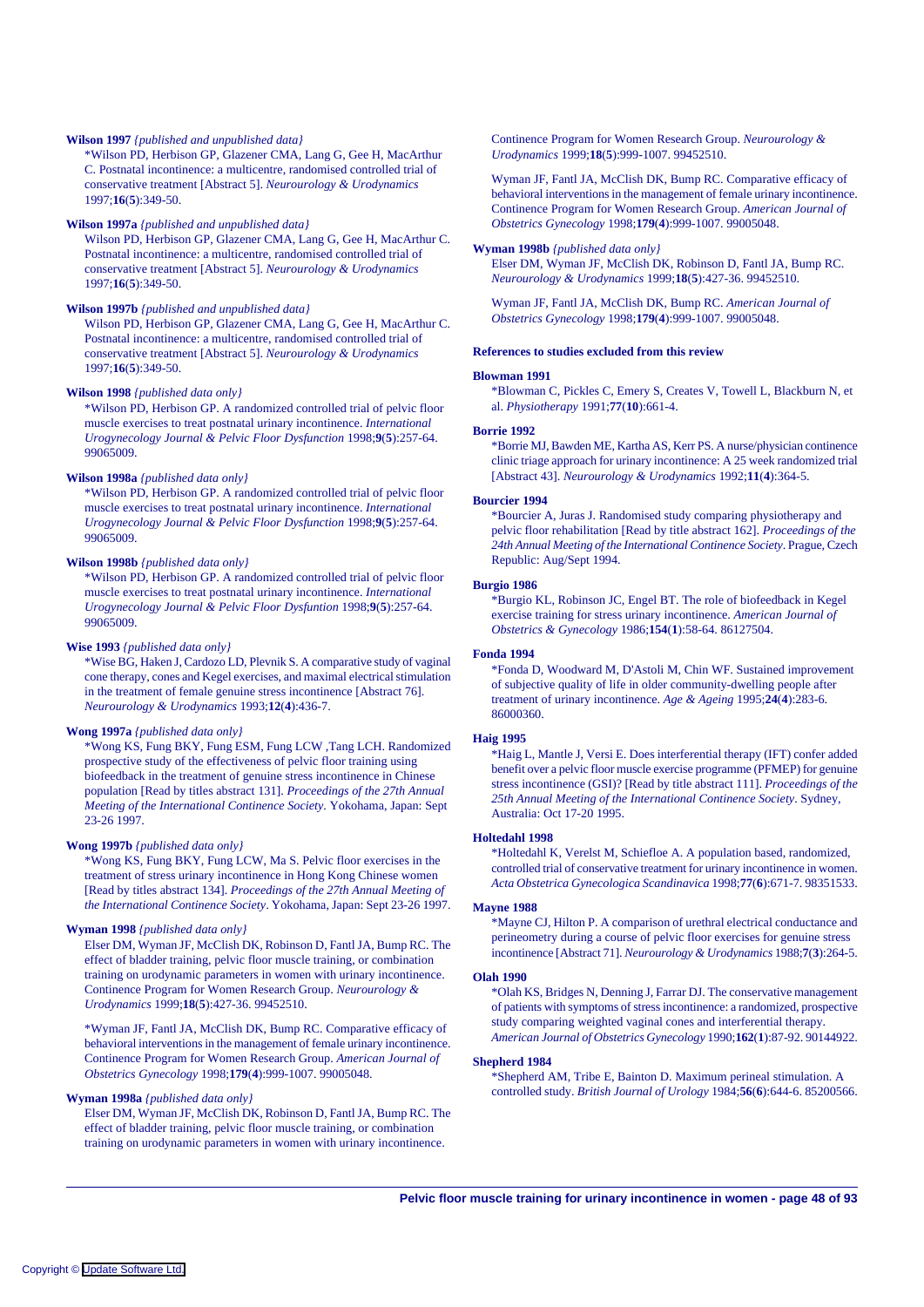**Wilson 1997** *{published and unpublished data}*

*Wilson PD, Herbison GP, Glazener CMA, Lang G, Gee H, MacArthur C. Postnatal incontinence: a multicentre, randomised controlled trial of conservative treatment [Abstract 5]. *Neurourology & Urodynamics* 1997;**16**(**5**):349-50.

**Wilson 1997a** *{published and unpublished data}*

Wilson PD, Herbison GP, Glazener CMA, Lang G, Gee H, MacArthur C. Postnatal incontinence: a multicentre, randomised controlled trial of conservative treatment [Abstract 5]. *Neurourology & Urodynamics* 1997;**16**(**5**):349-50.

**Wilson 1997b** *{published and unpublished data}*

Wilson PD, Herbison GP, Glazener CMA, Lang G, Gee H, MacArthur C. Postnatal incontinence: a multicentre, randomised controlled trial of conservative treatment [Abstract 5]. *Neurourology & Urodynamics* 1997;**16**(**5**):349-50.

**Wilson 1998** *{published data only}*

*Wilson PD, Herbison GP. A randomized controlled trial of pelvic floor muscle exercises to treat postnatal urinary incontinence. *International Urogynecology Journal & Pelvic Floor Dysfunction* 1998;**9**(**5**):257-64. 99065009.

**Wilson 1998a** *{published data only}*

*Wilson PD, Herbison GP. A randomized controlled trial of pelvic floor muscle exercises to treat postnatal urinary incontinence. *International Urogynecology Journal & Pelvic Floor Dysfunction* 1998;**9**(**5**):257-64. 99065009.

**Wilson 1998b** *{published data only}*

*Wilson PD, Herbison GP. A randomized controlled trial of pelvic floor muscle exercises to treat postnatal urinary incontinence. *International Urogynecology Journal & Pelvic Floor Dysfuntion* 1998;**9**(**5**):257-64. 99065009.

**Wise 1993** *{published data only}*

*Wise BG, Haken J, Cardozo LD, Plevnik S. A comparative study of vaginal cone therapy, cones and Kegel exercises, and maximal electrical stimulation in the treatment of female genuine stress incontinence [Abstract 76]. *Neurourology & Urodynamics* 1993;**12**(**4**):436-7.

**Wong 1997a** *{published data only}*

*Wong KS, Fung BKY, Fung ESM, Fung LCW ,Tang LCH. Randomized prospective study of the effectiveness of pelvic floor training using biofeedback in the treatment of genuine stress incontinence in Chinese population [Read by titles abstract 131]. *Proceedings of the 27th Annual Meeting of the International Continence Society*. Yokohama, Japan: Sept 23-26 1997.

**Wong 1997b** *{published data only}*

*Wong KS, Fung BKY, Fung LCW, Ma S. Pelvic floor exercises in the treatment of stress urinary incontinence in Hong Kong Chinese women [Read by titles abstract 134]. *Proceedings of the 27th Annual Meeting of the International Continence Society*. Yokohama, Japan: Sept 23-26 1997.

**Wyman 1998** *{published data only}*

Elser DM, Wyman JF, McClish DK, Robinson D, Fantl JA, Bump RC. The effect of bladder training, pelvic floor muscle training, or combination training on urodynamic parameters in women with urinary incontinence. Continence Program for Women Research Group. *Neurourology & Urodynamics* 1999;**18**(**5**):427-36. 99452510.

*Wyman JF, Fantl JA, McClish DK, Bump RC. Comparative efficacy of behavioral interventions in the management of female urinary incontinence. Continence Program for Women Research Group. *American Journal of Obstetrics Gynecology* 1998;**179**(**4**):999-1007. 99005048.

**Wyman 1998a** *{published data only}*

Elser DM, Wyman JF, McClish DK, Robinson D, Fantl JA, Bump RC. The effect of bladder training, pelvic floor muscle training, or combination training on urodynamic parameters in women with urinary incontinence. Continence Program for Women Research Group. *Neurourology & Urodynamics* 1999;**18**(**5**):999-1007. 99452510.

Wyman JF, Fantl JA, McClish DK, Bump RC. Comparative efficacy of behavioral interventions in the management of female urinary incontinence. Continence Program for Women Research Group. *American Journal of Obstetrics Gynecology* 1998;**179**(**4**):999-1007. 99005048.

**Wyman 1998b** *{published data only}*

Elser DM, Wyman JF, McClish DK, Robinson D, Fantl JA, Bump RC. *Neurourology & Urodynamics* 1999;**18**(**5**):427-36. 99452510.

Wyman JF, Fantl JA, McClish DK, Bump RC. *American Journal of Obstetrics Gynecology* 1998;**179**(**4**):999-1007. 99005048.

## References to studies excluded from this review

**Blowman 1991**

*Blowman C, Pickles C, Emery S, Creates V, Towell L, Blackburn N, et al. *Physiotherapy* 1991;**77**(**10**):661-4.

**Borrie 1992**

*Borrie MJ, Bawden ME, Kartha AS, Kerr PS. A nurse/physician continence clinic triage approach for urinary incontinence: A 25 week randomized trial [Abstract 43]. *Neurourology & Urodynamics* 1992;**11**(**4**):364-5.

**Bourcier 1994**

*Bourcier A, Juras J. Randomised study comparing physiotherapy and pelvic floor rehabilitation [Read by title abstract 162]. *Proceedings of the 24th Annual Meeting of the International Continence Society*. Prague, Czech Republic: Aug/Sept 1994.

**Burgio 1986**

*Burgio KL, Robinson JC, Engel BT. The role of biofeedback in Kegel exercise training for stress urinary incontinence. *American Journal of Obstetrics & Gynecology* 1986;**154**(**1**):58-64. 86127504.

**Fonda 1994**

*Fonda D, Woodward M, D'Astoli M, Chin WF. Sustained improvement of subjective quality of life in older community-dwelling people after treatment of urinary incontinence. *Age & Ageing* 1995;**24**(**4**):283-6. 86000360.

**Haig 1995**

*Haig L, Mantle J, Versi E. Does interferential therapy (IFT) confer added benefit over a pelvic floor muscle exercise programme (PFMEP) for genuine stress incontinence (GSI)? [Read by title abstract 111]. *Proceedings of the 25th Annual Meeting of the International Continence Society*. Sydney, Australia: Oct 17-20 1995.

**Holtedahl 1998**

*Holtedahl K, Verelst M, Schiefloe A. A population based, randomized, controlled trial of conservative treatment for urinary incontinence in women. *Acta Obstetrica Gynecologica Scandinavica* 1998;**77**(**6**):671-7. 98351533.

**Mayne 1988**

*Mayne CJ, Hilton P. A comparison of urethral electrical conductance and perineometry during a course of pelvic floor exercises for genuine stress incontinence [Abstract 71]. *Neurourology & Urodynamics* 1988;**7**(**3**):264-5.

**Olah 1990**

*Olah KS, Bridges N, Denning J, Farrar DJ. The conservative management of patients with symptoms of stress incontinence: a randomized, prospective study comparing weighted vaginal cones and interferential therapy. *American Journal of Obstetrics Gynecology* 1990;**162**(**1**):87-92. 90144922.

**Shepherd 1984**

*Shepherd AM, Tribe E, Bainton D. Maximum perineal stimulation. A controlled study. *British Journal of Urology* 1984;**56**(**6**):644-6. 85200566.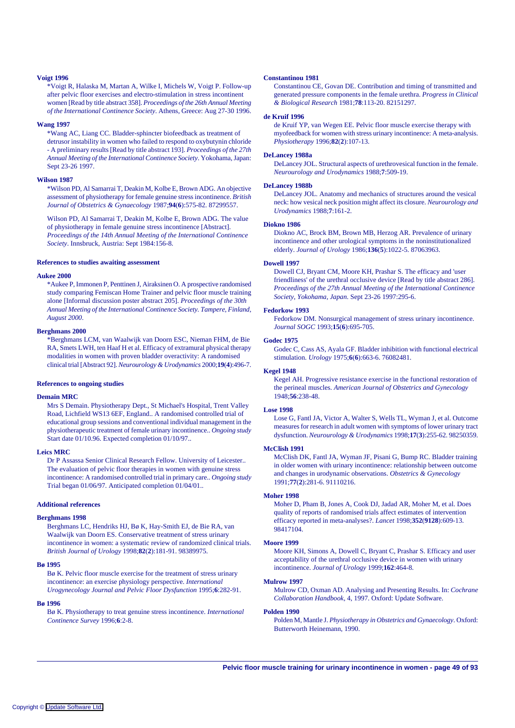**Voigt 1996**

*Voigt R, Halaska M, Martan A, Wilke I, Michels W, Voigt P. Follow-up after pelvic floor exercises and electro-stimulation in stress incontinent women [Read by title abstract 358]. *Proceedings of the 26th Annual Meeting of the International Continence Society*. Athens, Greece: Aug 27-30 1996.

**Wang 1997**

*Wang AC, Liang CC. Bladder-sphincter biofeedback as treatment of detrusor instability in women who failed to respond to oxybutynin chloride - A preliminary results [Read by title abstract 193]. *Proceedings of the 27th Annual Meeting of the International Continence Society*. Yokohama, Japan: Sept 23-26 1997.

**Wilson 1987**

*Wilson PD, Al Samarrai T, Deakin M, Kolbe E, Brown ADG. An objective assessment of physiotherapy for female genuine stress incontinence. *British Journal of Obstetrics & Gynaecology* 1987;**94**(**6**):575-82. 87299557.

Wilson PD, Al Samarrai T, Deakin M, Kolbe E, Brown ADG. The value of physiotherapy in female genuine stress incontinence [Abstract]. *Proceedings of the 14th Annual Meeting of the International Continence Society*. Innsbruck, Austria: Sept 1984:156-8.

### References to studies awaiting assessment

**Aukee 2000**

*Aukee P, Immonen P, Penttinen J, Airaksinen O. A prospective randomised study comparing Femiscan Home Trainer and pelvic floor muscle training alone [Informal discussion poster abstract 205]. *Proceedings of the 30th Annual Meeting of the International Continence Society. Tampere, Finland, August 2000*.

**Berghmans 2000**

*Berghmans LCM, van Waalwijk van Doorn ESC, Nieman FHM, de Bie RA, Smets LWH, ten Haaf H et al. Efficacy of extramural physical therapy modalities in women with proven bladder overactivity: A randomised clinical trial [Abstract 92]. *Neurourology & Urodynamics* 2000;**19**(**4**):496-7.

### References to ongoing studies

**Demain MRC**

Mrs S Demain. Physiotherapy Dept., St Michael's Hospital, Trent Valley Road, Lichfield WS13 6EF, England.. A randomised controlled trial of educational group sessions and conventional individual management in the physiotherapeutic treatment of female urinary incontinence.. *Ongoing study* Start date 01/10.96. Expected completion 01/10/97..

**Leics MRC**

Dr P Assassa Senior Clinical Research Fellow. University of Leicester.. The evaluation of pelvic floor therapies in women with genuine stress incontinence: A randomised controlled trial in primary care.. *Ongoing study* Trial began 01/06/97. Anticipated completion 01/04/01..

### Additional references

**Berghmans 1998**

Berghmans LC, Hendriks HJ, Bø K, Hay-Smith EJ, de Bie RA, van Waalwijk van Doorn ES. Conservative treatment of stress urinary incontinence in women: a systematic review of randomized clinical trials. *British Journal of Urology* 1998;**82**(**2**):181-91. 98389975.

**Bø 1995**

Bø K. Pelvic floor muscle exercise for the treatment of stress urinary incontinence: an exercise physiology perspective. *International Urogynecology Journal and Pelvic Floor Dysfunction* 1995;**6**:282-91.

**Bø 1996**

Bø K. Physiotherapy to treat genuine stress incontinence. *International Continence Survey* 1996;**6**:2-8.

**Constantinou 1981**

Constantinou CE, Govan DE. Contribution and timing of transmitted and generated pressure components in the female urethra. *Progress in Clinical & Biological Research* 1981;**78**:113-20. 82151297.

**de Kruif 1996**

de Kruif YP, van Wegen EE. Pelvic floor muscle exercise therapy with myofeedback for women with stress urinary incontinence: A meta-analysis. *Physiotherapy* 1996;**82**(**2**):107-13.

**DeLancey 1988a**

DeLancey JOL. Structural aspects of urethrovesical function in the female. *Neurourology and Urodynamics* 1988;**7**:509-19.

**DeLancey 1988b**

DeLancey JOL. Anatomy and mechanics of structures around the vesical neck: how vesical neck position might affect its closure. *Neurourology and Urodynamics* 1988;**7**:161-2.

**Diokno 1986**

Diokno AC, Brock BM, Brown MB, Herzog AR. Prevalence of urinary incontinence and other urological symptoms in the noninstitutionalized elderly. *Journal of Urology* 1986;**136**(**5**):1022-5. 87063963.

**Dowell 1997**

Dowell CJ, Bryant CM, Moore KH, Prashar S. The efficacy and 'user friendliness' of the urethral occlusive device [Read by title abstract 286]. *Proceedings of the 27th Annual Meeting of the International Continence Society, Yokohama, Japan*. Sept 23-26 1997:295-6.

**Fedorkow 1993**

Fedorkow DM. Nonsurgical management of stress urinary incontinence. *Journal SOGC* 1993;**15**(**6**):695-705.

**Godec 1975**

Godec C, Cass AS, Ayala GF. Bladder inhibition with functional electrical stimulation. *Urology* 1975;**6**(**6**):663-6. 76082481.

**Kegel 1948**

Kegel AH. Progressive resistance exercise in the functional restoration of the perineal muscles. *American Journal of Obstetrics and Gynecology* 1948;**56**:238-48.

**Lose 1998**

Lose G, Fantl JA, Victor A, Walter S, Wells TL, Wyman J, et al. Outcome measures for research in adult women with symptoms of lower urinary tract dysfunction. *Neurourology & Urodynamics* 1998;**17**(**3**):255-62. 98250359.

**McClish 1991**

McClish DK, Fantl JA, Wyman JF, Pisani G, Bump RC. Bladder training in older women with urinary incontinence: relationship between outcome and changes in urodynamic observations. *Obstetrics & Gynecology* 1991;**77**(**2**):281-6. 91110216.

**Moher 1998**

Moher D, Pham B, Jones A, Cook DJ, Jadad AR, Moher M, et al. Does quality of reports of randomised trials affect estimates of intervention efficacy reported in meta-analyses?. *Lancet* 1998;**352**(**9128**):609-13. 98417104.

**Moore 1999**

Moore KH, Simons A, Dowell C, Bryant C, Prashar S. Efficacy and user acceptability of the urethral occlusive device in women with urinary incontinence. *Journal of Urology* 1999;**162**:464-8.

**Mulrow 1997**

Mulrow CD, Oxman AD. Analysing and Presenting Results. In: *Cochrane Collaboration Handbook*, 4, 1997. Oxford: Update Software.

**Polden 1990**

Polden M, Mantle J. *Physiotherapy in Obstetrics and Gynaecology*. Oxford: Butterworth Heinemann, 1990.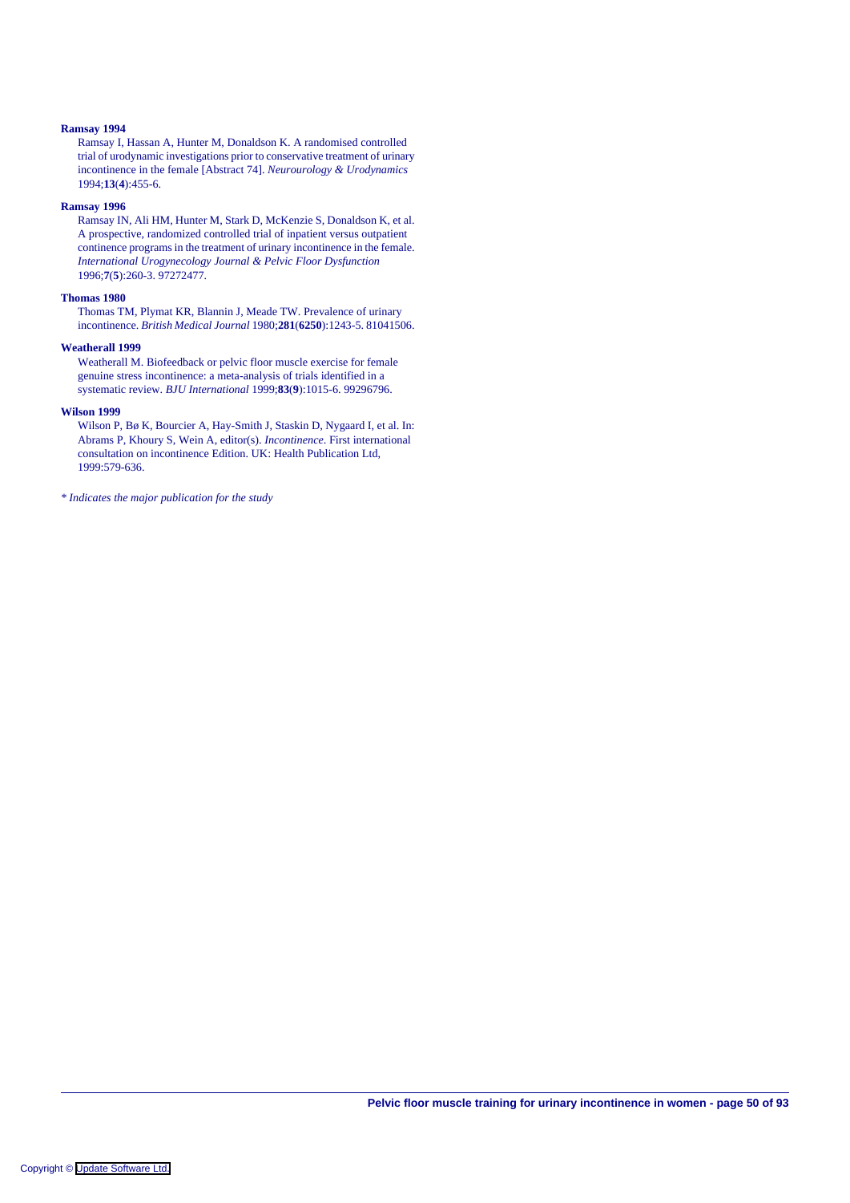**Ramsay 1994**

Ramsay I, Hassan A, Hunter M, Donaldson K. A randomised controlled trial of urodynamic investigations prior to conservative treatment of urinary incontinence in the female [Abstract 74]. *Neurourology & Urodynamics* 1994;**13**(**4**):455-6.

**Ramsay 1996**

Ramsay IN, Ali HM, Hunter M, Stark D, McKenzie S, Donaldson K, et al. A prospective, randomized controlled trial of inpatient versus outpatient continence programs in the treatment of urinary incontinence in the female. *International Urogynecology Journal & Pelvic Floor Dysfunction* 1996;**7**(**5**):260-3. 97272477.

**Thomas 1980**

Thomas TM, Plymat KR, Blannin J, Meade TW. Prevalence of urinary incontinence. *British Medical Journal* 1980;**281**(**6250**):1243-5. 81041506.

**Weatherall 1999**

Weatherall M. Biofeedback or pelvic floor muscle exercise for female genuine stress incontinence: a meta-analysis of trials identified in a systematic review. *BJU International* 1999;**83**(**9**):1015-6. 99296796.

**Wilson 1999**

Wilson P, Bø K, Bourcier A, Hay-Smith J, Staskin D, Nygaard I, et al. In: Abrams P, Khoury S, Wein A, editor(s). *Incontinence*. First international consultation on incontinence Edition. UK: Health Publication Ltd, 1999:579-636.

*\* Indicates the major publication for the study*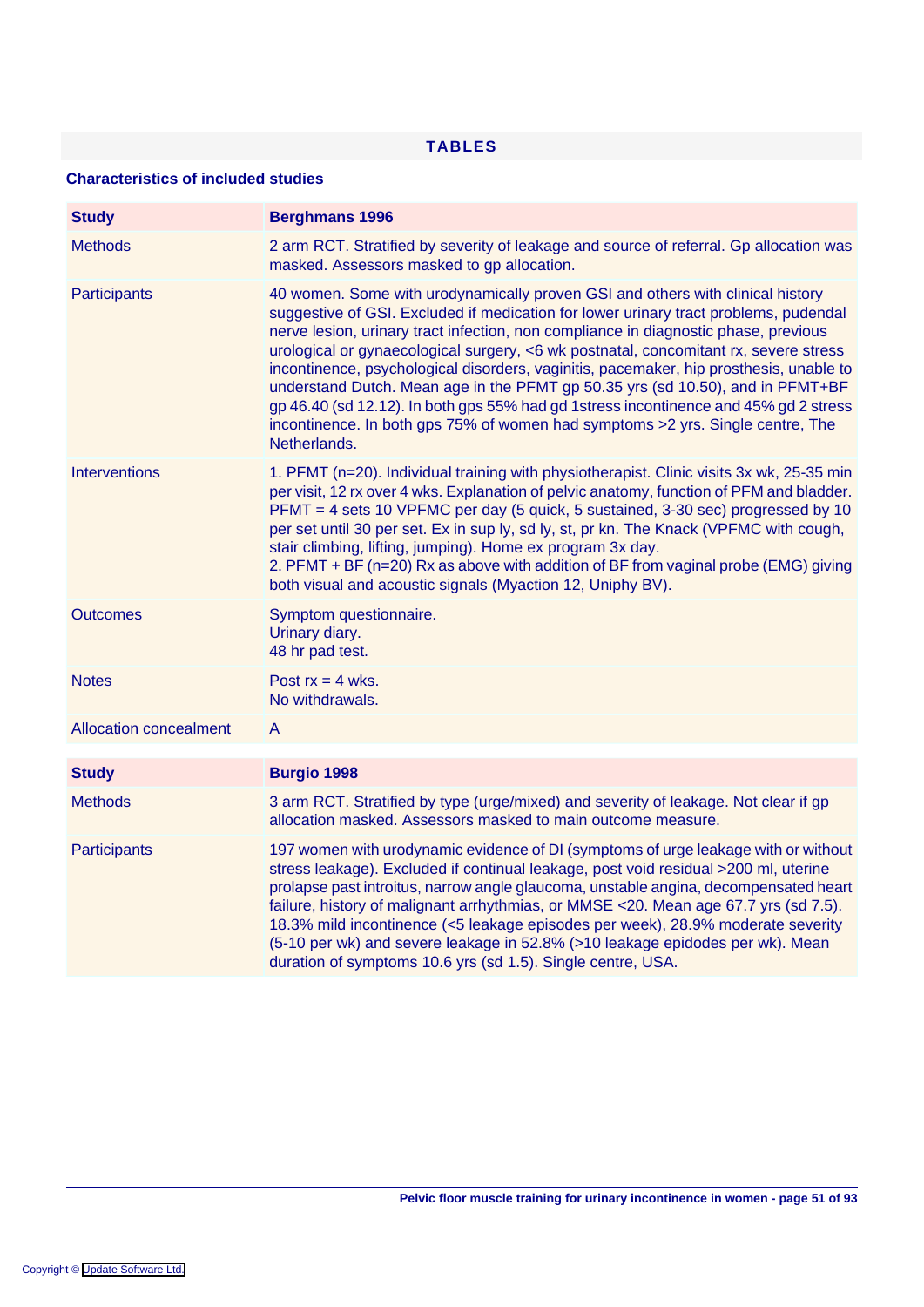## TABLES

### Characteristics of included studies

| Study | Berghmans 1996 |
|---|---|
| Methods | 2 arm RCT. Stratified by severity of leakage and source of referral. Gp allocation was masked. Assessors masked to gp allocation. |
| Participants | 40 women. Some with urodynamically proven GSI and others with clinical history suggestive of GSI. Excluded if medication for lower urinary tract problems, pudendal nerve lesion, urinary tract infection, non compliance in diagnostic phase, previous urological or gynaecological surgery, <6 wk postnatal, concomitant rx, severe stress incontinence, psychological disorders, vaginitis, pacemaker, hip prosthesis, unable to understand Dutch. Mean age in the PFMT gp 50.35 yrs (sd 10.50), and in PFMT+BF gp 46.40 (sd 12.12). In both gps 55% had gd 1stress incontinence and 45% gd 2 stress incontinence. In both gps 75% of women had symptoms >2 yrs. Single centre, The Netherlands. |
| Interventions | 1. PFMT (n=20). Individual training with physiotherapist. Clinic visits 3x wk, 25-35 min per visit, 12 rx over 4 wks. Explanation of pelvic anatomy, function of PFM and bladder. PFMT = 4 sets 10 VPFMC per day (5 quick, 5 sustained, 3-30 sec) progressed by 10 per set until 30 per set. Ex in sup ly, sd ly, st, pr kn. The Knack (VPFMC with cough, stair climbing, lifting, jumping). Home ex program 3x day.<br>2. PFMT + BF (n=20) Rx as above with addition of BF from vaginal probe (EMG) giving both visual and acoustic signals (Myaction 12, Uniphy BV). |
| Outcomes | Symptom questionnaire.<br>Urinary diary.<br>48 hr pad test. |
| Notes | Post rx = 4 wks.<br>No withdrawals. |
| Allocation concealment | A |

| Study | Burgio 1998 |
|---|---|
| Methods | 3 arm RCT. Stratified by type (urge/mixed) and severity of leakage. Not clear if gp allocation masked. Assessors masked to main outcome measure. |
| Participants | 197 women with urodynamic evidence of DI (symptoms of urge leakage with or without stress leakage). Excluded if continual leakage, post void residual >200 ml, uterine prolapse past introitus, narrow angle glaucoma, unstable angina, decompensated heart failure, history of malignant arrhythmias, or MMSE <20. Mean age 67.7 yrs (sd 7.5). 18.3% mild incontinence (<5 leakage episodes per week), 28.9% moderate severity (5-10 per wk) and severe leakage in 52.8% (>10 leakage epidodes per wk). Mean duration of symptoms 10.6 yrs (sd 1.5). Single centre, USA. |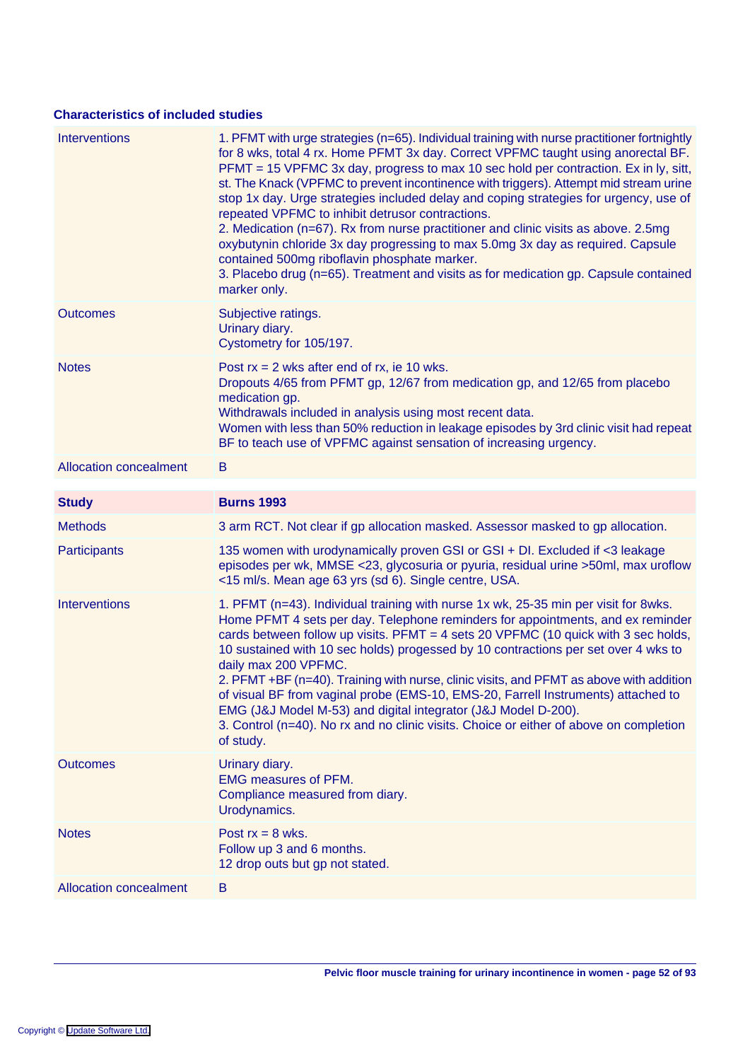### Characteristics of included studies

| | |
|---|---|
| Interventions | 1. PFMT with urge strategies (n=65). Individual training with nurse practitioner fortnightly for 8 wks, total 4 rx. Home PFMT 3x day. Correct VPFMC taught using anorectal BF. PFMT = 15 VPFMC 3x day, progress to max 10 sec hold per contraction. Ex in ly, sitt, st. The Knack (VPFMC to prevent incontinence with triggers). Attempt mid stream urine stop 1x day. Urge strategies included delay and coping strategies for urgency, use of repeated VPFMC to inhibit detrusor contractions.<br>2. Medication (n=67). Rx from nurse practitioner and clinic visits as above. 2.5mg oxybutynin chloride 3x day progressing to max 5.0mg 3x day as required. Capsule contained 500mg riboflavin phosphate marker.<br>3. Placebo drug (n=65). Treatment and visits as for medication gp. Capsule contained marker only. |
| Outcomes | Subjective ratings.<br>Urinary diary.<br>Cystometry for 105/197. |
| Notes | Post rx = 2 wks after end of rx, ie 10 wks.<br>Dropouts 4/65 from PFMT gp, 12/67 from medication gp, and 12/65 from placebo medication gp.<br>Withdrawals included in analysis using most recent data.<br>Women with less than 50% reduction in leakage episodes by 3rd clinic visit had repeat BF to teach use of VPFMC against sensation of increasing urgency. |
| Allocation concealment | B |

| Study | Burns 1993 |
|---|---|
| Methods | 3 arm RCT. Not clear if gp allocation masked. Assessor masked to gp allocation. |
| Participants | 135 women with urodynamically proven GSI or GSI + DI. Excluded if <3 leakage episodes per wk, MMSE <23, glycosuria or pyuria, residual urine >50ml, max uroflow <15 ml/s. Mean age 63 yrs (sd 6). Single centre, USA. |
| Interventions | 1. PFMT (n=43). Individual training with nurse 1x wk, 25-35 min per visit for 8wks. Home PFMT 4 sets per day. Telephone reminders for appointments, and ex reminder cards between follow up visits. PFMT = 4 sets 20 VPFMC (10 quick with 3 sec holds, 10 sustained with 10 sec holds) progessed by 10 contractions per set over 4 wks to daily max 200 VPFMC.<br>2. PFMT +BF (n=40). Training with nurse, clinic visits, and PFMT as above with addition of visual BF from vaginal probe (EMS-10, EMS-20, Farrell Instruments) attached to EMG (J&J Model M-53) and digital integrator (J&J Model D-200).<br>3. Control (n=40). No rx and no clinic visits. Choice or either of above on completion of study. |
| Outcomes | Urinary diary.<br>EMG measures of PFM.<br>Compliance measured from diary.<br>Urodynamics. |
| Notes | Post rx = 8 wks.<br>Follow up 3 and 6 months.<br>12 drop outs but gp not stated. |
| Allocation concealment | B |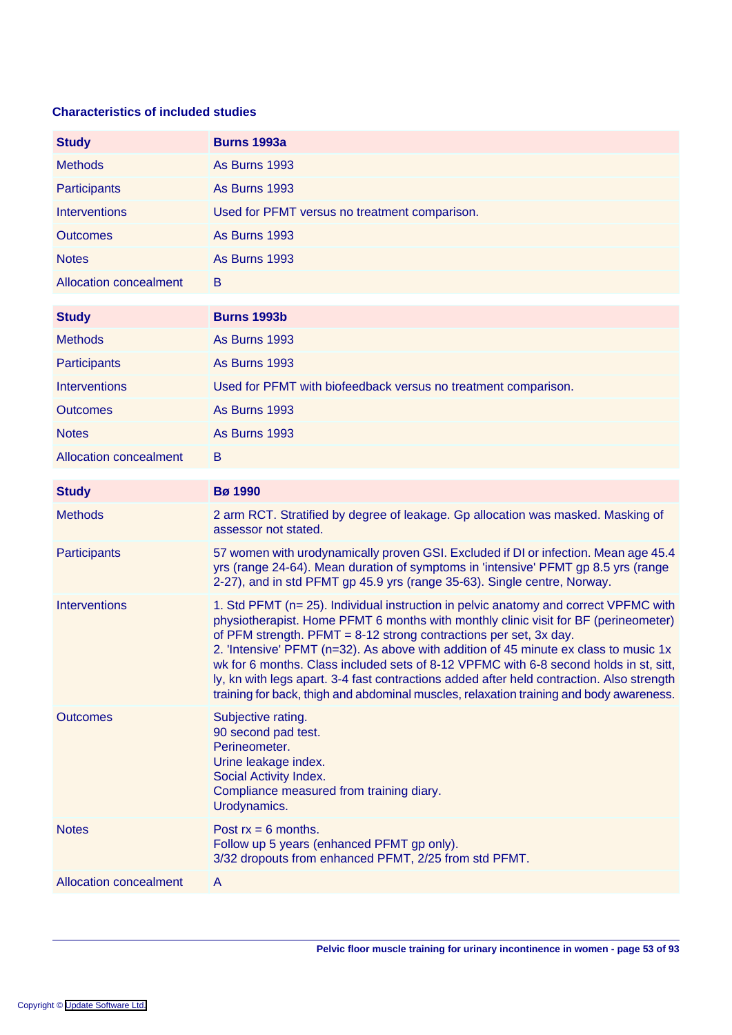### Characteristics of included studies

| Study | Burns 1993a |
|---|---|
| Methods | As Burns 1993 |
| Participants | As Burns 1993 |
| Interventions | Used for PFMT versus no treatment comparison. |
| Outcomes | As Burns 1993 |
| Notes | As Burns 1993 |
| Allocation concealment | B |

| Study | Burns 1993b |
|---|---|
| Methods | As Burns 1993 |
| Participants | As Burns 1993 |
| Interventions | Used for PFMT with biofeedback versus no treatment comparison. |
| Outcomes | As Burns 1993 |
| Notes | As Burns 1993 |
| Allocation concealment | B |

| Study | Bø 1990 |
|---|---|
| Methods | 2 arm RCT. Stratified by degree of leakage. Gp allocation was masked. Masking of assessor not stated. |
| Participants | 57 women with urodynamically proven GSI. Excluded if DI or infection. Mean age 45.4 yrs (range 24-64). Mean duration of symptoms in 'intensive' PFMT gp 8.5 yrs (range 2-27), and in std PFMT gp 45.9 yrs (range 35-63). Single centre, Norway. |
| Interventions | 1. Std PFMT (n= 25). Individual instruction in pelvic anatomy and correct VPFMC with physiotherapist. Home PFMT 6 months with monthly clinic visit for BF (perineometer) of PFM strength. PFMT = 8-12 strong contractions per set, 3x day.<br>2. 'Intensive' PFMT (n=32). As above with addition of 45 minute ex class to music 1x wk for 6 months. Class included sets of 8-12 VPFMC with 6-8 second holds in st, sitt, ly, kn with legs apart. 3-4 fast contractions added after held contraction. Also strength training for back, thigh and abdominal muscles, relaxation training and body awareness. |
| Outcomes | Subjective rating.<br>90 second pad test.<br>Perineometer.<br>Urine leakage index.<br>Social Activity Index.<br>Compliance measured from training diary.<br>Urodynamics. |
| Notes | Post rx = 6 months.<br>Follow up 5 years (enhanced PFMT gp only).<br>3/32 dropouts from enhanced PFMT, 2/25 from std PFMT. |
| Allocation concealment | A |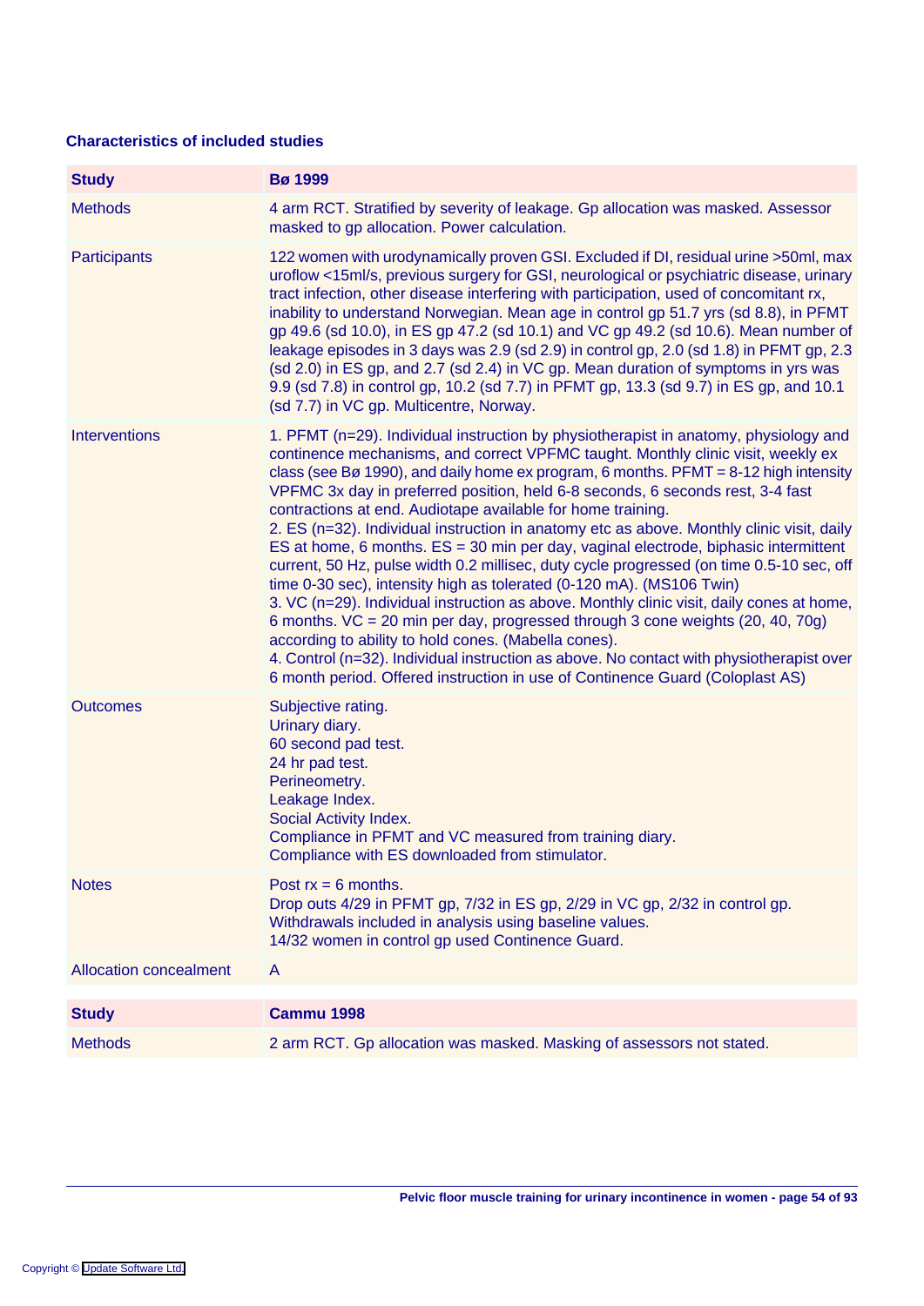### Characteristics of included studies

| Study | Bø 1999 |
|---|---|
| Methods | 4 arm RCT. Stratified by severity of leakage. Gp allocation was masked. Assessor masked to gp allocation. Power calculation. |
| Participants | 122 women with urodynamically proven GSI. Excluded if DI, residual urine >50ml, max uroflow <15ml/s, previous surgery for GSI, neurological or psychiatric disease, urinary tract infection, other disease interfering with participation, used of concomitant rx, inability to understand Norwegian. Mean age in control gp 51.7 yrs (sd 8.8), in PFMT gp 49.6 (sd 10.0), in ES gp 47.2 (sd 10.1) and VC gp 49.2 (sd 10.6). Mean number of leakage episodes in 3 days was 2.9 (sd 2.9) in control gp, 2.0 (sd 1.8) in PFMT gp, 2.3 (sd 2.0) in ES gp, and 2.7 (sd 2.4) in VC gp. Mean duration of symptoms in yrs was 9.9 (sd 7.8) in control gp, 10.2 (sd 7.7) in PFMT gp, 13.3 (sd 9.7) in ES gp, and 10.1 (sd 7.7) in VC gp. Multicentre, Norway. |
| Interventions | 1. PFMT (n=29). Individual instruction by physiotherapist in anatomy, physiology and continence mechanisms, and correct VPFMC taught. Monthly clinic visit, weekly ex class (see Bø 1990), and daily home ex program, 6 months. PFMT = 8-12 high intensity VPFMC 3x day in preferred position, held 6-8 seconds, 6 seconds rest, 3-4 fast contractions at end. Audiotape available for home training.<br>2. ES (n=32). Individual instruction in anatomy etc as above. Monthly clinic visit, daily ES at home, 6 months. ES = 30 min per day, vaginal electrode, biphasic intermittent current, 50 Hz, pulse width 0.2 millisec, duty cycle progressed (on time 0.5-10 sec, off time 0-30 sec), intensity high as tolerated (0-120 mA). (MS106 Twin)<br>3. VC (n=29). Individual instruction as above. Monthly clinic visit, daily cones at home, 6 months. VC = 20 min per day, progressed through 3 cone weights (20, 40, 70g) according to ability to hold cones. (Mabella cones).<br>4. Control (n=32). Individual instruction as above. No contact with physiotherapist over 6 month period. Offered instruction in use of Continence Guard (Coloplast AS) |
| Outcomes | Subjective rating.<br>Urinary diary.<br>60 second pad test.<br>24 hr pad test.<br>Perineometry.<br>Leakage Index.<br>Social Activity Index.<br>Compliance in PFMT and VC measured from training diary.<br>Compliance with ES downloaded from stimulator. |
| Notes | Post rx = 6 months.<br>Drop outs 4/29 in PFMT gp, 7/32 in ES gp, 2/29 in VC gp, 2/32 in control gp.<br>Withdrawals included in analysis using baseline values.<br>14/32 women in control gp used Continence Guard. |
| Allocation concealment | A |

| Study | Cammu 1998 |
|---|---|
| Methods | 2 arm RCT. Gp allocation was masked. Masking of assessors not stated. |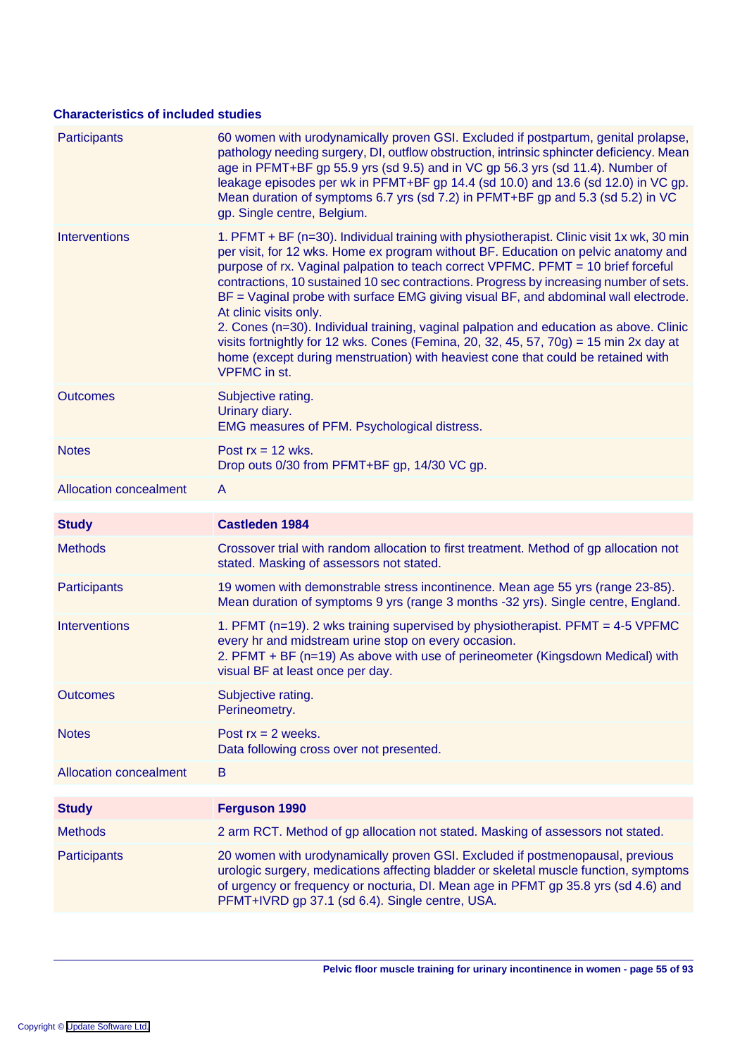## Characteristics of included studies

| | |
|---|---|
| Participants | 60 women with urodynamically proven GSI. Excluded if postpartum, genital prolapse, pathology needing surgery, DI, outflow obstruction, intrinsic sphincter deficiency. Mean age in PFMT+BF gp 55.9 yrs (sd 9.5) and in VC gp 56.3 yrs (sd 11.4). Number of leakage episodes per wk in PFMT+BF gp 14.4 (sd 10.0) and 13.6 (sd 12.0) in VC gp. Mean duration of symptoms 6.7 yrs (sd 7.2) in PFMT+BF gp and 5.3 (sd 5.2) in VC gp. Single centre, Belgium. |
| Interventions | 1. PFMT + BF (n=30). Individual training with physiotherapist. Clinic visit 1x wk, 30 min per visit, for 12 wks. Home ex program without BF. Education on pelvic anatomy and purpose of rx. Vaginal palpation to teach correct VPFMC. PFMT = 10 brief forceful contractions, 10 sustained 10 sec contractions. Progress by increasing number of sets. BF = Vaginal probe with surface EMG giving visual BF, and abdominal wall electrode. At clinic visits only.<br>2. Cones (n=30). Individual training, vaginal palpation and education as above. Clinic visits fortnightly for 12 wks. Cones (Femina, 20, 32, 45, 57, 70g) = 15 min 2x day at home (except during menstruation) with heaviest cone that could be retained with VPFMC in st. |
| Outcomes | Subjective rating.<br>Urinary diary.<br>EMG measures of PFM. Psychological distress. |
| Notes | Post rx = 12 wks.<br>Drop outs 0/30 from PFMT+BF gp, 14/30 VC gp. |
| Allocation concealment | A |

| Study | Castleden 1984 |
|---|---|
| Methods | Crossover trial with random allocation to first treatment. Method of gp allocation not stated. Masking of assessors not stated. |
| Participants | 19 women with demonstrable stress incontinence. Mean age 55 yrs (range 23-85). Mean duration of symptoms 9 yrs (range 3 months -32 yrs). Single centre, England. |
| Interventions | 1. PFMT (n=19). 2 wks training supervised by physiotherapist. PFMT = 4-5 VPFMC every hr and midstream urine stop on every occasion.<br>2. PFMT + BF (n=19) As above with use of perineometer (Kingsdown Medical) with visual BF at least once per day. |
| Outcomes | Subjective rating.<br>Perineometry. |
| Notes | Post rx = 2 weeks.<br>Data following cross over not presented. |
| Allocation concealment | B |

| Study | Ferguson 1990 |
|---|---|
| Methods | 2 arm RCT. Method of gp allocation not stated. Masking of assessors not stated. |
| Participants | 20 women with urodynamically proven GSI. Excluded if postmenopausal, previous urologic surgery, medications affecting bladder or skeletal muscle function, symptoms of urgency or frequency or nocturia, DI. Mean age in PFMT gp 35.8 yrs (sd 4.6) and PFMT+IVRD gp 37.1 (sd 6.4). Single centre, USA. |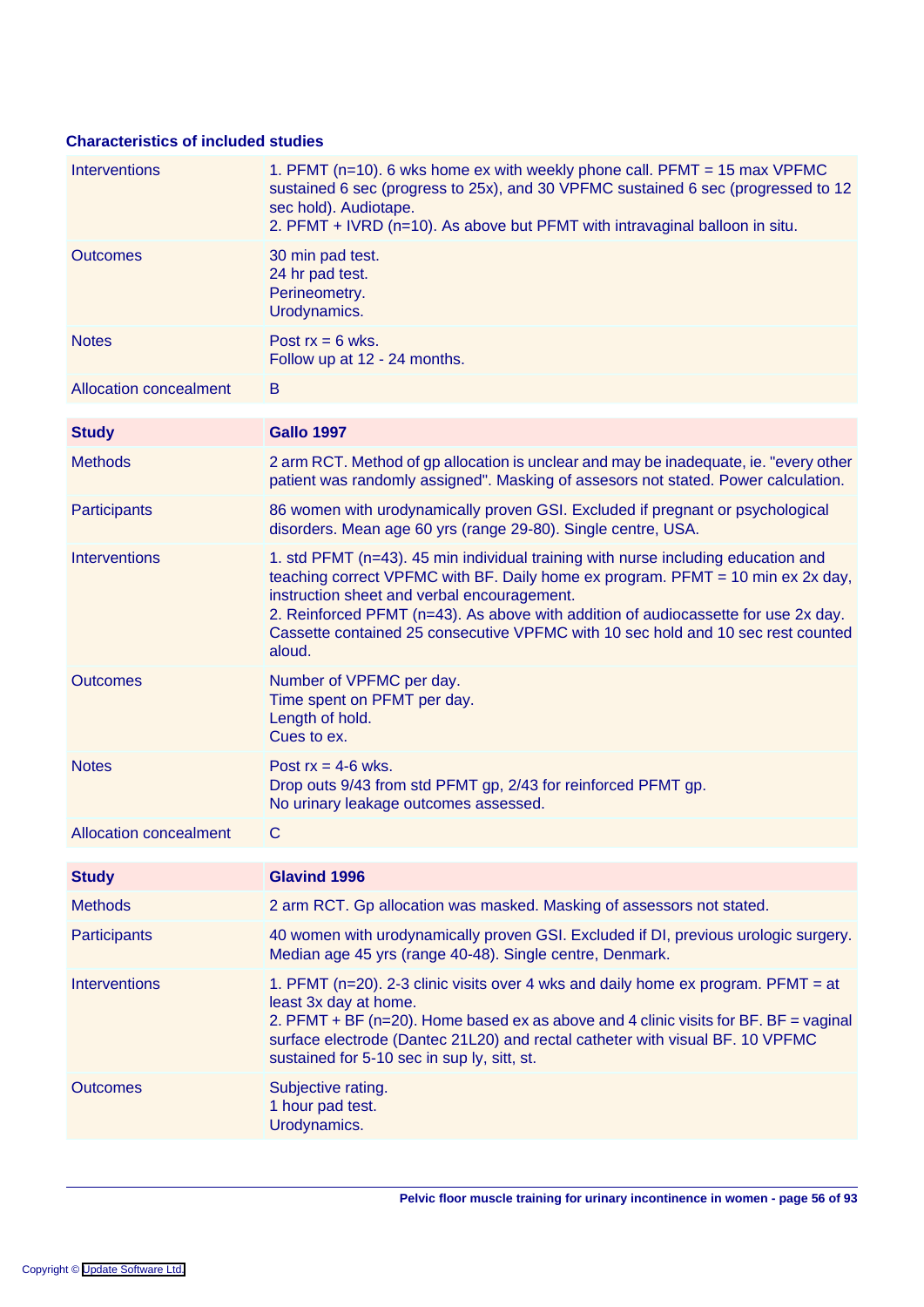### Characteristics of included studies

| | |
|---|---|
| Interventions | 1. PFMT (n=10). 6 wks home ex with weekly phone call. PFMT = 15 max VPFMC sustained 6 sec (progress to 25x), and 30 VPFMC sustained 6 sec (progressed to 12 sec hold). Audiotape.<br>2. PFMT + IVRD (n=10). As above but PFMT with intravaginal balloon in situ. |
| Outcomes | 30 min pad test.<br>24 hr pad test.<br>Perineometry.<br>Urodynamics. |
| Notes | Post rx = 6 wks.<br>Follow up at 12 - 24 months. |
| Allocation concealment | B |

| **Study** | **Gallo 1997** |
|---|---|
| Methods | 2 arm RCT. Method of gp allocation is unclear and may be inadequate, ie. "every other patient was randomly assigned". Masking of assesors not stated. Power calculation. |
| Participants | 86 women with urodynamically proven GSI. Excluded if pregnant or psychological disorders. Mean age 60 yrs (range 29-80). Single centre, USA. |
| Interventions | 1. std PFMT (n=43). 45 min individual training with nurse including education and teaching correct VPFMC with BF. Daily home ex program. PFMT = 10 min ex 2x day, instruction sheet and verbal encouragement.<br>2. Reinforced PFMT (n=43). As above with addition of audiocassette for use 2x day. Cassette contained 25 consecutive VPFMC with 10 sec hold and 10 sec rest counted aloud. |
| Outcomes | Number of VPFMC per day.<br>Time spent on PFMT per day.<br>Length of hold.<br>Cues to ex. |
| Notes | Post rx = 4-6 wks.<br>Drop outs 9/43 from std PFMT gp, 2/43 for reinforced PFMT gp.<br>No urinary leakage outcomes assessed. |
| Allocation concealment | C |

| **Study** | **Glavind 1996** |
|---|---|
| Methods | 2 arm RCT. Gp allocation was masked. Masking of assessors not stated. |
| Participants | 40 women with urodynamically proven GSI. Excluded if DI, previous urologic surgery. Median age 45 yrs (range 40-48). Single centre, Denmark. |
| Interventions | 1. PFMT (n=20). 2-3 clinic visits over 4 wks and daily home ex program. PFMT = at least 3x day at home.<br>2. PFMT + BF (n=20). Home based ex as above and 4 clinic visits for BF. BF = vaginal surface electrode (Dantec 21L20) and rectal catheter with visual BF. 10 VPFMC sustained for 5-10 sec in sup ly, sitt, st. |
| Outcomes | Subjective rating.<br>1 hour pad test.<br>Urodynamics. |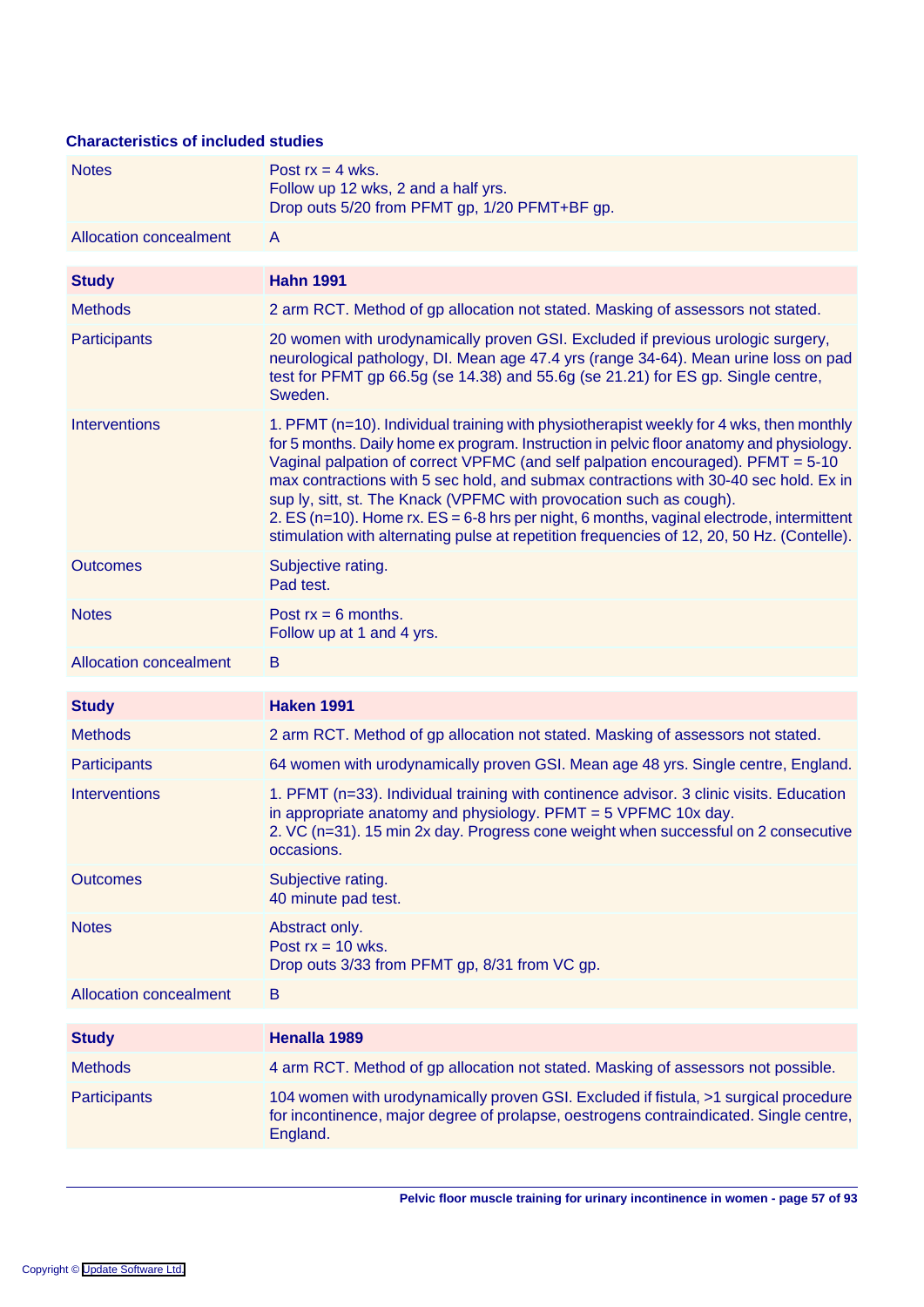## Characteristics of included studies

| | |
|---|---|
| Notes | Post rx = 4 wks.<br>Follow up 12 wks, 2 and a half yrs.<br>Drop outs 5/20 from PFMT gp, 1/20 PFMT+BF gp. |
| Allocation concealment | A |

| Study | Hahn 1991 |
|---|---|
| Methods | 2 arm RCT. Method of gp allocation not stated. Masking of assessors not stated. |
| Participants | 20 women with urodynamically proven GSI. Excluded if previous urologic surgery, neurological pathology, DI. Mean age 47.4 yrs (range 34-64). Mean urine loss on pad test for PFMT gp 66.5g (se 14.38) and 55.6g (se 21.21) for ES gp. Single centre, Sweden. |
| Interventions | 1. PFMT (n=10). Individual training with physiotherapist weekly for 4 wks, then monthly for 5 months. Daily home ex program. Instruction in pelvic floor anatomy and physiology. Vaginal palpation of correct VPFMC (and self palpation encouraged). PFMT = 5-10 max contractions with 5 sec hold, and submax contractions with 30-40 sec hold. Ex in sup ly, sitt, st. The Knack (VPFMC with provocation such as cough).<br>2. ES (n=10). Home rx. ES = 6-8 hrs per night, 6 months, vaginal electrode, intermittent stimulation with alternating pulse at repetition frequencies of 12, 20, 50 Hz. (Contelle). |
| Outcomes | Subjective rating.<br>Pad test. |
| Notes | Post rx = 6 months.<br>Follow up at 1 and 4 yrs. |
| Allocation concealment | B |

| Study | Haken 1991 |
|---|---|
| Methods | 2 arm RCT. Method of gp allocation not stated. Masking of assessors not stated. |
| Participants | 64 women with urodynamically proven GSI. Mean age 48 yrs. Single centre, England. |
| Interventions | 1. PFMT (n=33). Individual training with continence advisor. 3 clinic visits. Education in appropriate anatomy and physiology. PFMT = 5 VPFMC 10x day.<br>2. VC (n=31). 15 min 2x day. Progress cone weight when successful on 2 consecutive occasions. |
| Outcomes | Subjective rating.<br>40 minute pad test. |
| Notes | Abstract only.<br>Post rx = 10 wks.<br>Drop outs 3/33 from PFMT gp, 8/31 from VC gp. |
| Allocation concealment | B |

| Study | Henalla 1989 |
|---|---|
| Methods | 4 arm RCT. Method of gp allocation not stated. Masking of assessors not possible. |
| Participants | 104 women with urodynamically proven GSI. Excluded if fistula, >1 surgical procedure for incontinence, major degree of prolapse, oestrogens contraindicated. Single centre, England. |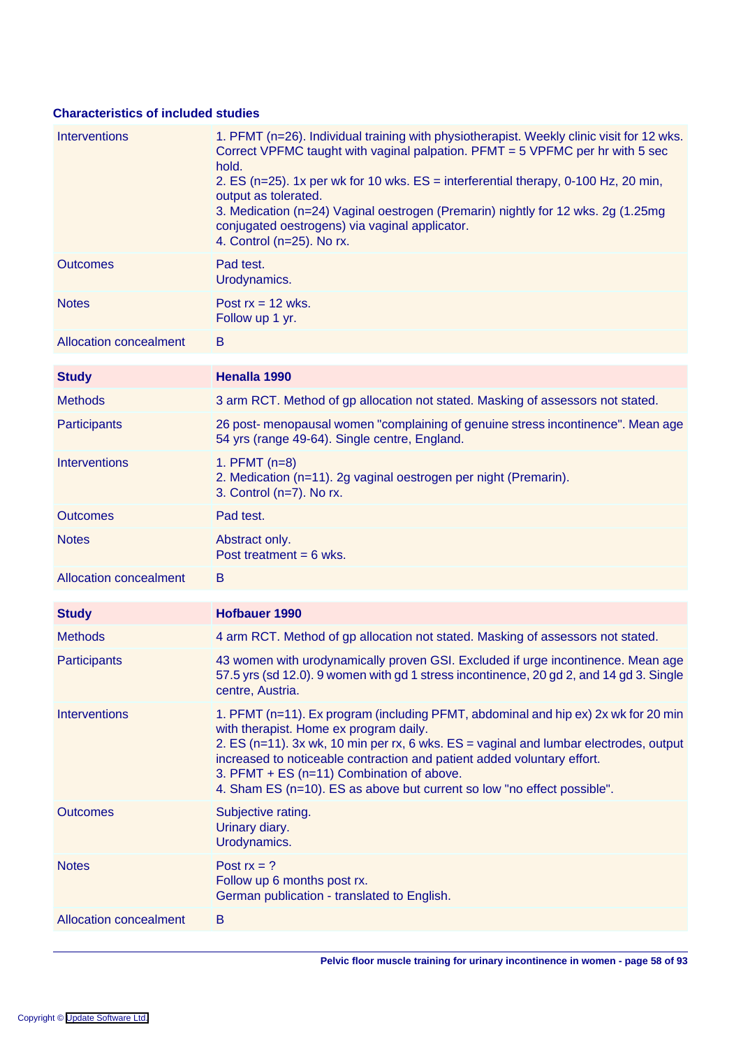## Characteristics of included studies

| | |
|---|---|
| Interventions | 1. PFMT (n=26). Individual training with physiotherapist. Weekly clinic visit for 12 wks. Correct VPFMC taught with vaginal palpation. PFMT = 5 VPFMC per hr with 5 sec hold.<br>2. ES (n=25). 1x per wk for 10 wks. ES = interferential therapy, 0-100 Hz, 20 min, output as tolerated.<br>3. Medication (n=24) Vaginal oestrogen (Premarin) nightly for 12 wks. 2g (1.25mg conjugated oestrogens) via vaginal applicator.<br>4. Control (n=25). No rx. |
| Outcomes | Pad test.<br>Urodynamics. |
| Notes | Post rx = 12 wks.<br>Follow up 1 yr. |
| Allocation concealment | B |

| Study | Henalla 1990 |
|---|---|
| Methods | 3 arm RCT. Method of gp allocation not stated. Masking of assessors not stated. |
| Participants | 26 post- menopausal women "complaining of genuine stress incontinence". Mean age 54 yrs (range 49-64). Single centre, England. |
| Interventions | 1. PFMT (n=8)<br>2. Medication (n=11). 2g vaginal oestrogen per night (Premarin).<br>3. Control (n=7). No rx. |
| Outcomes | Pad test. |
| Notes | Abstract only.<br>Post treatment = 6 wks. |
| Allocation concealment | B |

| Study | Hofbauer 1990 |
|---|---|
| Methods | 4 arm RCT. Method of gp allocation not stated. Masking of assessors not stated. |
| Participants | 43 women with urodynamically proven GSI. Excluded if urge incontinence. Mean age 57.5 yrs (sd 12.0). 9 women with gd 1 stress incontinence, 20 gd 2, and 14 gd 3. Single centre, Austria. |
| Interventions | 1. PFMT (n=11). Ex program (including PFMT, abdominal and hip ex) 2x wk for 20 min with therapist. Home ex program daily.<br>2. ES (n=11). 3x wk, 10 min per rx, 6 wks. ES = vaginal and lumbar electrodes, output increased to noticeable contraction and patient added voluntary effort.<br>3. PFMT + ES (n=11) Combination of above.<br>4. Sham ES (n=10). ES as above but current so low "no effect possible". |
| Outcomes | Subjective rating.<br>Urinary diary.<br>Urodynamics. |
| Notes | Post rx = ?<br>Follow up 6 months post rx.<br>German publication - translated to English. |
| Allocation concealment | B |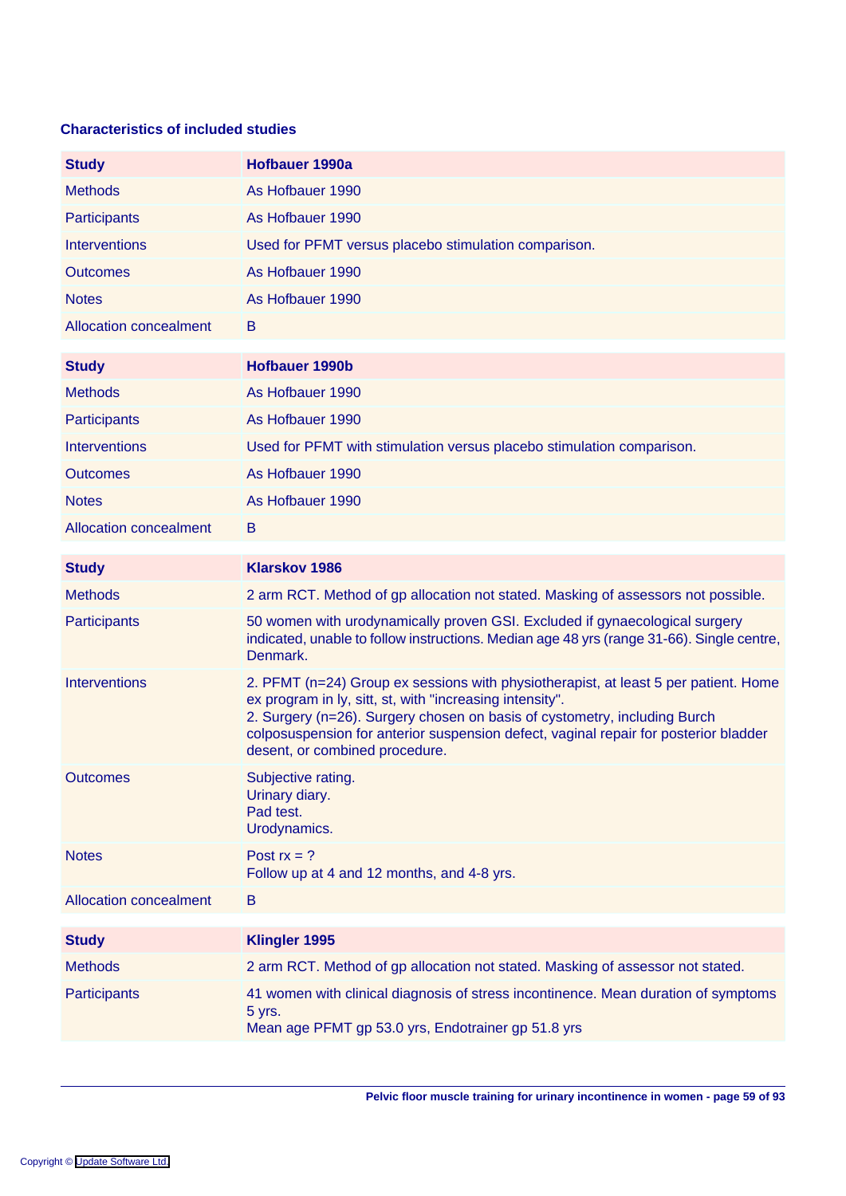### Characteristics of included studies

| Study | Hofbauer 1990a |
|---|---|
| Methods | As Hofbauer 1990 |
| Participants | As Hofbauer 1990 |
| Interventions | Used for PFMT versus placebo stimulation comparison. |
| Outcomes | As Hofbauer 1990 |
| Notes | As Hofbauer 1990 |
| Allocation concealment | B |

| Study | Hofbauer 1990b |
|---|---|
| Methods | As Hofbauer 1990 |
| Participants | As Hofbauer 1990 |
| Interventions | Used for PFMT with stimulation versus placebo stimulation comparison. |
| Outcomes | As Hofbauer 1990 |
| Notes | As Hofbauer 1990 |
| Allocation concealment | B |

| Study | Klarskov 1986 |
|---|---|
| Methods | 2 arm RCT. Method of gp allocation not stated. Masking of assessors not possible. |
| Participants | 50 women with urodynamically proven GSI. Excluded if gynaecological surgery indicated, unable to follow instructions. Median age 48 yrs (range 31-66). Single centre, Denmark. |
| Interventions | 2. PFMT (n=24) Group ex sessions with physiotherapist, at least 5 per patient. Home ex program in ly, sitt, st, with "increasing intensity".<br>2. Surgery (n=26). Surgery chosen on basis of cystometry, including Burch colposuspension for anterior suspension defect, vaginal repair for posterior bladder desent, or combined procedure. |
| Outcomes | Subjective rating.<br>Urinary diary.<br>Pad test.<br>Urodynamics. |
| Notes | Post rx = ?<br>Follow up at 4 and 12 months, and 4-8 yrs. |
| Allocation concealment | B |

| Study | Klingler 1995 |
|---|---|
| Methods | 2 arm RCT. Method of gp allocation not stated. Masking of assessor not stated. |
| Participants | 41 women with clinical diagnosis of stress incontinence. Mean duration of symptoms 5 yrs.<br>Mean age PFMT gp 53.0 yrs, Endotrainer gp 51.8 yrs |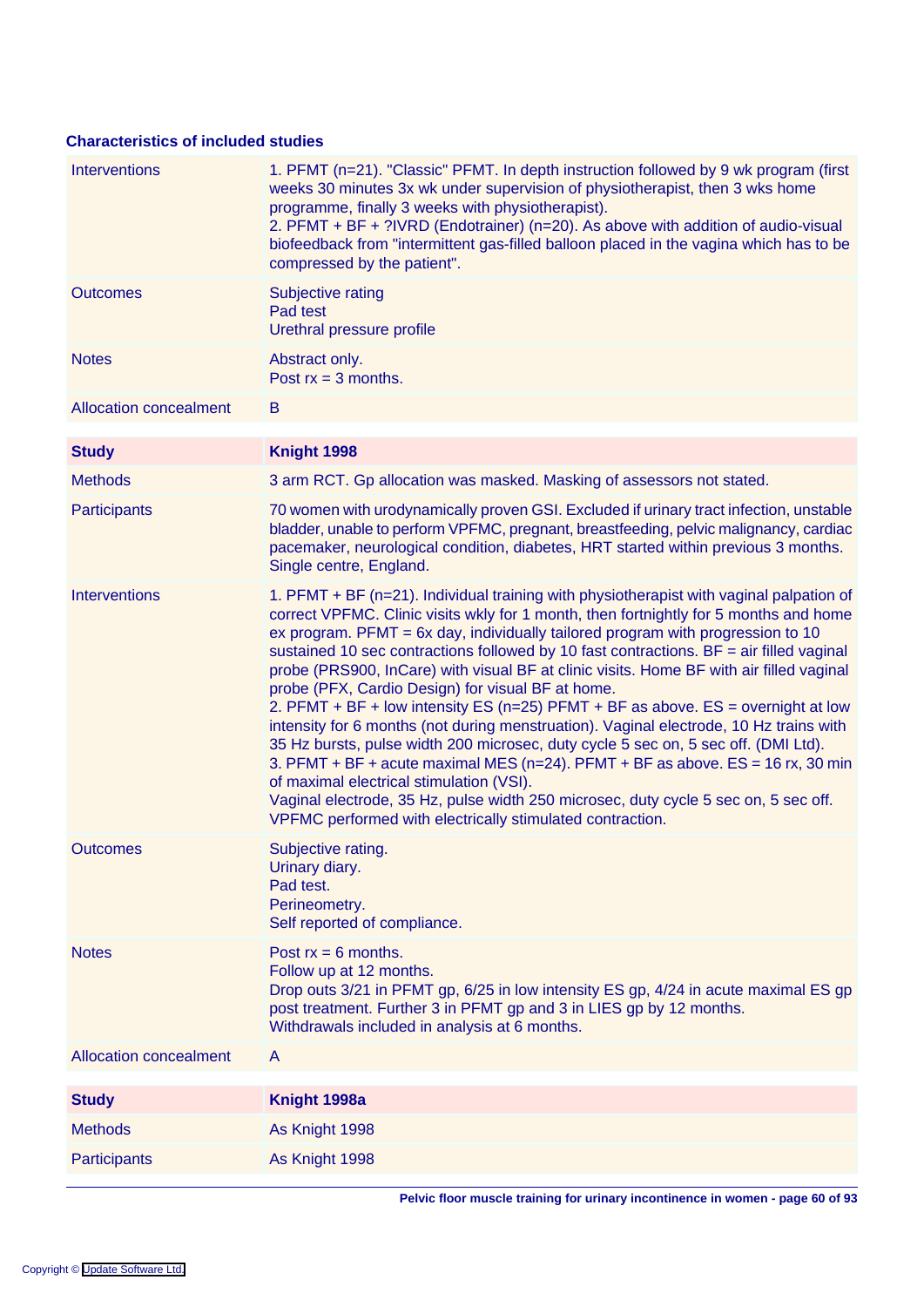### Characteristics of included studies

| | |
|---|---|
| Interventions | 1. PFMT (n=21). "Classic" PFMT. In depth instruction followed by 9 wk program (first weeks 30 minutes 3x wk under supervision of physiotherapist, then 3 wks home programme, finally 3 weeks with physiotherapist).<br>2. PFMT + BF + ?IVRD (Endotrainer) (n=20). As above with addition of audio-visual biofeedback from "intermittent gas-filled balloon placed in the vagina which has to be compressed by the patient". |
| Outcomes | Subjective rating<br>Pad test<br>Urethral pressure profile |
| Notes | Abstract only.<br>Post rx = 3 months. |
| Allocation concealment | B |

| **Study** | **Knight 1998** |
|---|---|
| Methods | 3 arm RCT. Gp allocation was masked. Masking of assessors not stated. |
| Participants | 70 women with urodynamically proven GSI. Excluded if urinary tract infection, unstable bladder, unable to perform VPFMC, pregnant, breastfeeding, pelvic malignancy, cardiac pacemaker, neurological condition, diabetes, HRT started within previous 3 months. Single centre, England. |
| Interventions | 1. PFMT + BF (n=21). Individual training with physiotherapist with vaginal palpation of correct VPFMC. Clinic visits wkly for 1 month, then fortnightly for 5 months and home ex program. PFMT = 6x day, individually tailored program with progression to 10 sustained 10 sec contractions followed by 10 fast contractions. BF = air filled vaginal probe (PRS900, InCare) with visual BF at clinic visits. Home BF with air filled vaginal probe (PFX, Cardio Design) for visual BF at home.<br>2. PFMT + BF + low intensity ES (n=25) PFMT + BF as above. ES = overnight at low intensity for 6 months (not during menstruation). Vaginal electrode, 10 Hz trains with 35 Hz bursts, pulse width 200 microsec, duty cycle 5 sec on, 5 sec off. (DMI Ltd).<br>3. PFMT + BF + acute maximal MES (n=24). PFMT + BF as above. ES = 16 rx, 30 min of maximal electrical stimulation (VSI).<br>Vaginal electrode, 35 Hz, pulse width 250 microsec, duty cycle 5 sec on, 5 sec off. VPFMC performed with electrically stimulated contraction. |
| Outcomes | Subjective rating.<br>Urinary diary.<br>Pad test.<br>Perineometry.<br>Self reported of compliance. |
| Notes | Post rx = 6 months.<br>Follow up at 12 months.<br>Drop outs 3/21 in PFMT gp, 6/25 in low intensity ES gp, 4/24 in acute maximal ES gp post treatment. Further 3 in PFMT gp and 3 in LIES gp by 12 months.<br>Withdrawals included in analysis at 6 months. |
| Allocation concealment | A |

| **Study** | **Knight 1998a** |
|---|---|
| Methods | As Knight 1998 |
| Participants | As Knight 1998 |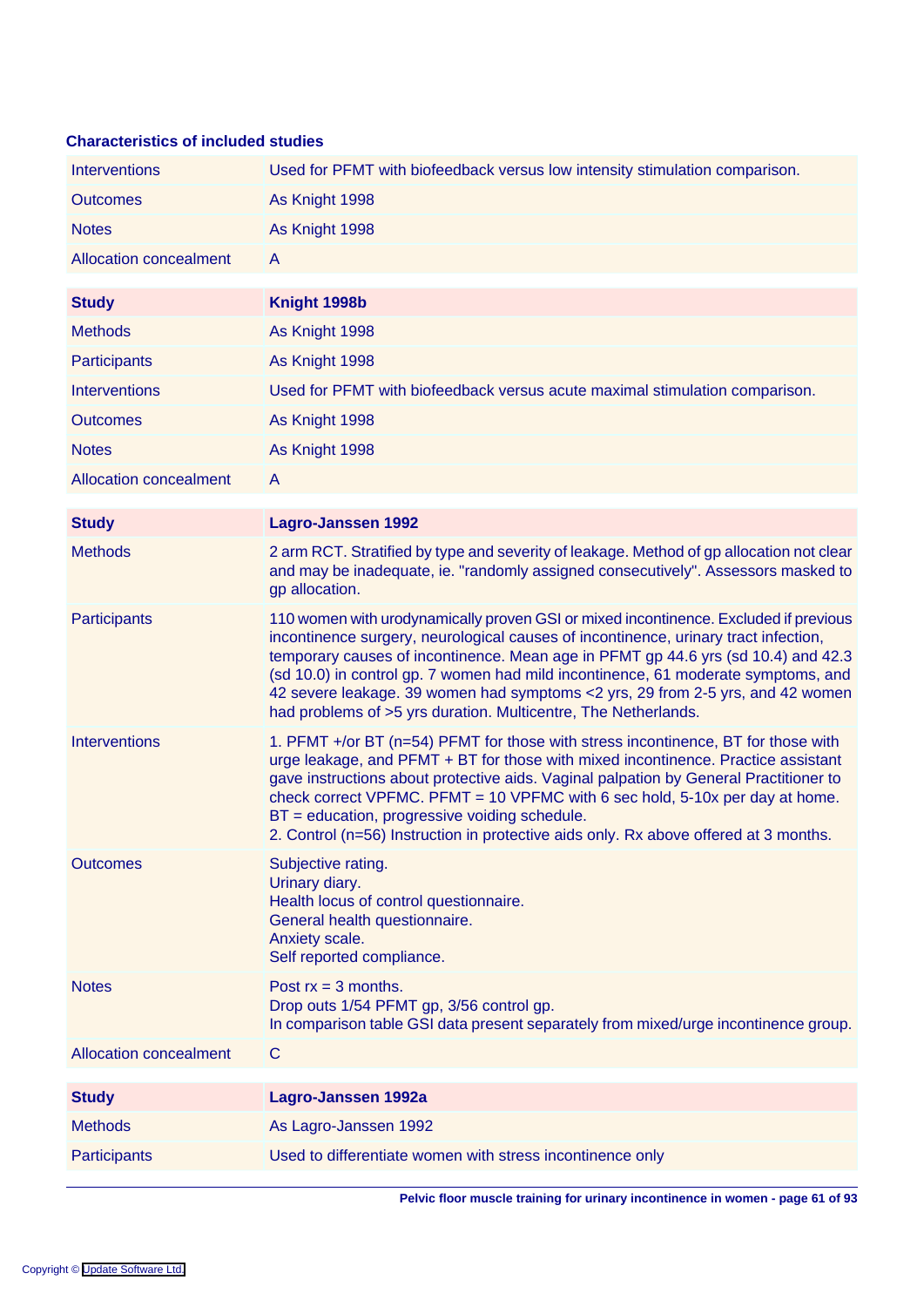## Characteristics of included studies

| | |
|---|---|
| Interventions | Used for PFMT with biofeedback versus low intensity stimulation comparison. |
| Outcomes | As Knight 1998 |
| Notes | As Knight 1998 |
| Allocation concealment | A |

| **Study** | **Knight 1998b** |
|---|---|
| Methods | As Knight 1998 |
| Participants | As Knight 1998 |
| Interventions | Used for PFMT with biofeedback versus acute maximal stimulation comparison. |
| Outcomes | As Knight 1998 |
| Notes | As Knight 1998 |
| Allocation concealment | A |

| **Study** | **Lagro-Janssen 1992** |
|---|---|
| Methods | 2 arm RCT. Stratified by type and severity of leakage. Method of gp allocation not clear and may be inadequate, ie. "randomly assigned consecutively". Assessors masked to gp allocation. |
| Participants | 110 women with urodynamically proven GSI or mixed incontinence. Excluded if previous incontinence surgery, neurological causes of incontinence, urinary tract infection, temporary causes of incontinence. Mean age in PFMT gp 44.6 yrs (sd 10.4) and 42.3 (sd 10.0) in control gp. 7 women had mild incontinence, 61 moderate symptoms, and 42 severe leakage. 39 women had symptoms <2 yrs, 29 from 2-5 yrs, and 42 women had problems of >5 yrs duration. Multicentre, The Netherlands. |
| Interventions | 1. PFMT +/or BT (n=54) PFMT for those with stress incontinence, BT for those with urge leakage, and PFMT + BT for those with mixed incontinence. Practice assistant gave instructions about protective aids. Vaginal palpation by General Practitioner to check correct VPFMC. PFMT = 10 VPFMC with 6 sec hold, 5-10x per day at home. BT = education, progressive voiding schedule.<br>2. Control (n=56) Instruction in protective aids only. Rx above offered at 3 months. |
| Outcomes | Subjective rating.<br>Urinary diary.<br>Health locus of control questionnaire.<br>General health questionnaire.<br>Anxiety scale.<br>Self reported compliance. |
| Notes | Post rx = 3 months.<br>Drop outs 1/54 PFMT gp, 3/56 control gp.<br>In comparison table GSI data present separately from mixed/urge incontinence group. |
| Allocation concealment | C |

| **Study** | **Lagro-Janssen 1992a** |
|---|---|
| Methods | As Lagro-Janssen 1992 |
| Participants | Used to differentiate women with stress incontinence only |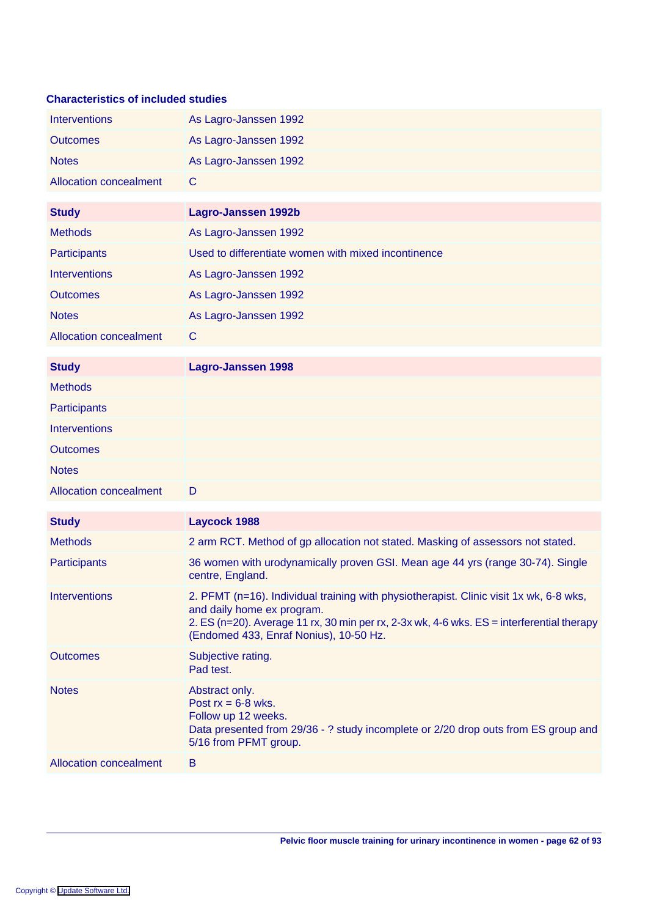### Characteristics of included studies

| | |
|---|---|
| Interventions | As Lagro-Janssen 1992 |
| Outcomes | As Lagro-Janssen 1992 |
| Notes | As Lagro-Janssen 1992 |
| Allocation concealment | C |

| **Study** | **Lagro-Janssen 1992b** |
|---|---|
| Methods | As Lagro-Janssen 1992 |
| Participants | Used to differentiate women with mixed incontinence |
| Interventions | As Lagro-Janssen 1992 |
| Outcomes | As Lagro-Janssen 1992 |
| Notes | As Lagro-Janssen 1992 |
| Allocation concealment | C |

| **Study** | **Lagro-Janssen 1998** |
|---|---|
| Methods | |
| Participants | |
| Interventions | |
| Outcomes | |
| Notes | |
| Allocation concealment | D |

| **Study** | **Laycock 1988** |
|---|---|
| Methods | 2 arm RCT. Method of gp allocation not stated. Masking of assessors not stated. |
| Participants | 36 women with urodynamically proven GSI. Mean age 44 yrs (range 30-74). Single centre, England. |
| Interventions | 2. PFMT (n=16). Individual training with physiotherapist. Clinic visit 1x wk, 6-8 wks, and daily home ex program.<br>2. ES (n=20). Average 11 rx, 30 min per rx, 2-3x wk, 4-6 wks. ES = interferential therapy (Endomed 433, Enraf Nonius), 10-50 Hz. |
| Outcomes | Subjective rating.<br>Pad test. |
| Notes | Abstract only.<br>Post rx = 6-8 wks.<br>Follow up 12 weeks.<br>Data presented from 29/36 - ? study incomplete or 2/20 drop outs from ES group and 5/16 from PFMT group. |
| Allocation concealment | B |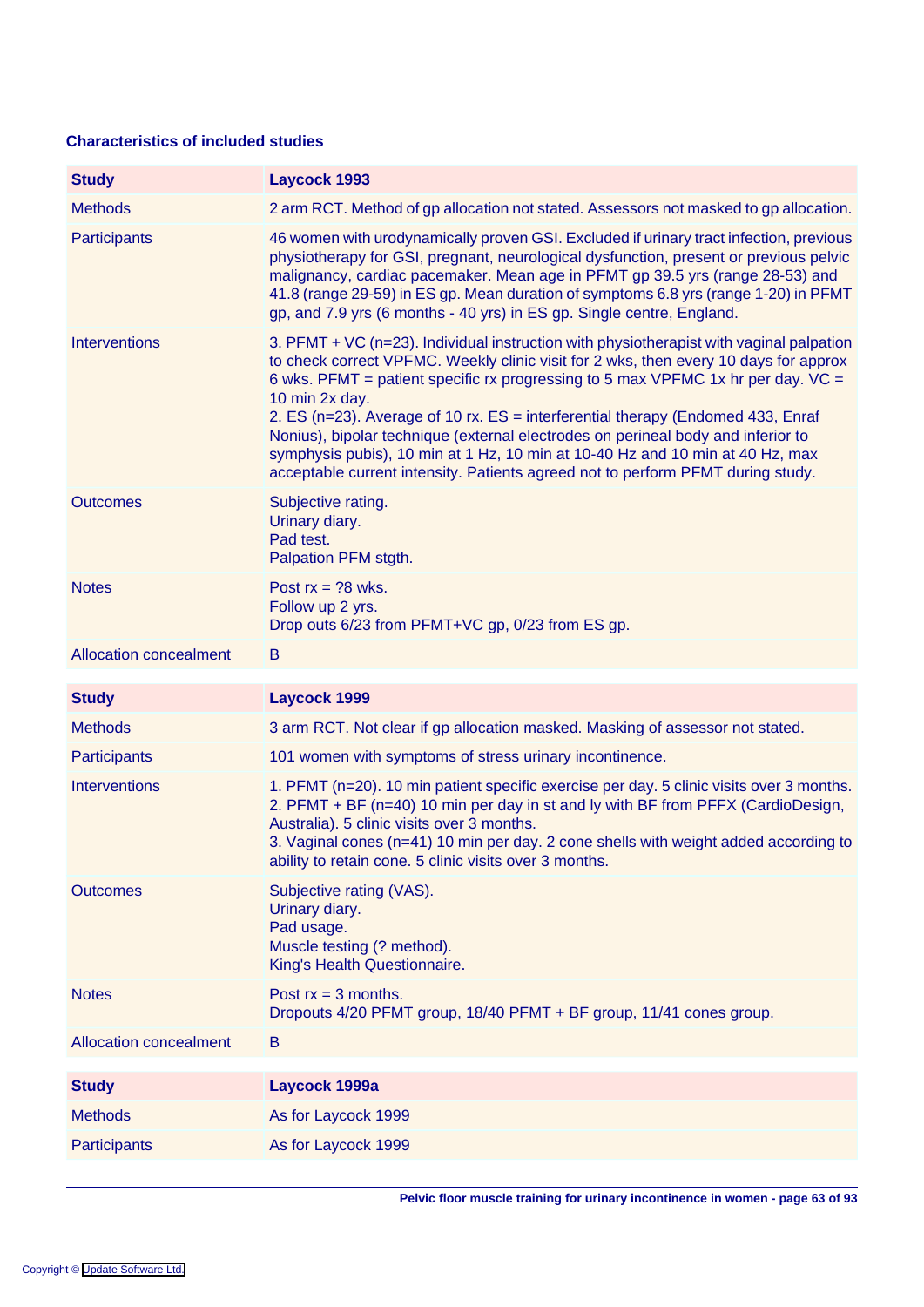## Characteristics of included studies

| Study | Laycock 1993 |
|---|---|
| Methods | 2 arm RCT. Method of gp allocation not stated. Assessors not masked to gp allocation. |
| Participants | 46 women with urodynamically proven GSI. Excluded if urinary tract infection, previous physiotherapy for GSI, pregnant, neurological dysfunction, present or previous pelvic malignancy, cardiac pacemaker. Mean age in PFMT gp 39.5 yrs (range 28-53) and 41.8 (range 29-59) in ES gp. Mean duration of symptoms 6.8 yrs (range 1-20) in PFMT gp, and 7.9 yrs (6 months - 40 yrs) in ES gp. Single centre, England. |
| Interventions | 3. PFMT + VC (n=23). Individual instruction with physiotherapist with vaginal palpation to check correct VPFMC. Weekly clinic visit for 2 wks, then every 10 days for approx 6 wks. PFMT = patient specific rx progressing to 5 max VPFMC 1x hr per day. VC = 10 min 2x day.<br>2. ES (n=23). Average of 10 rx. ES = interferential therapy (Endomed 433, Enraf Nonius), bipolar technique (external electrodes on perineal body and inferior to symphysis pubis), 10 min at 1 Hz, 10 min at 10-40 Hz and 10 min at 40 Hz, max acceptable current intensity. Patients agreed not to perform PFMT during study. |
| Outcomes | Subjective rating.<br>Urinary diary.<br>Pad test.<br>Palpation PFM stgth. |
| Notes | Post rx = ?8 wks.<br>Follow up 2 yrs.<br>Drop outs 6/23 from PFMT+VC gp, 0/23 from ES gp. |
| Allocation concealment | B |

| Study | Laycock 1999 |
|---|---|
| Methods | 3 arm RCT. Not clear if gp allocation masked. Masking of assessor not stated. |
| Participants | 101 women with symptoms of stress urinary incontinence. |
| Interventions | 1. PFMT (n=20). 10 min patient specific exercise per day. 5 clinic visits over 3 months.<br>2. PFMT + BF (n=40) 10 min per day in st and ly with BF from PFFX (CardioDesign, Australia). 5 clinic visits over 3 months.<br>3. Vaginal cones (n=41) 10 min per day. 2 cone shells with weight added according to ability to retain cone. 5 clinic visits over 3 months. |
| Outcomes | Subjective rating (VAS).<br>Urinary diary.<br>Pad usage.<br>Muscle testing (? method).<br>King's Health Questionnaire. |
| Notes | Post rx = 3 months.<br>Dropouts 4/20 PFMT group, 18/40 PFMT + BF group, 11/41 cones group. |
| Allocation concealment | B |

| Study | Laycock 1999a |
|---|---|
| Methods | As for Laycock 1999 |
| Participants | As for Laycock 1999 |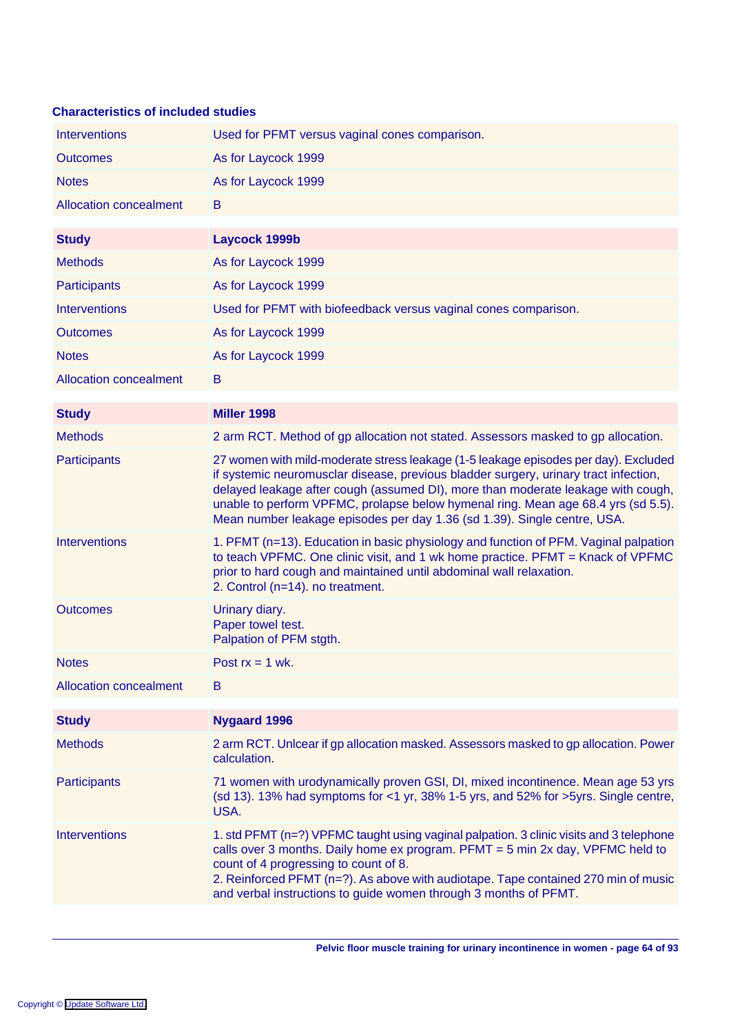### Characteristics of included studies

| | |
|---|---|
| Interventions | Used for PFMT versus vaginal cones comparison. |
| Outcomes | As for Laycock 1999 |
| Notes | As for Laycock 1999 |
| Allocation concealment | B |

| **Study** | **Laycock 1999b** |
|---|---|
| Methods | As for Laycock 1999 |
| Participants | As for Laycock 1999 |
| Interventions | Used for PFMT with biofeedback versus vaginal cones comparison. |
| Outcomes | As for Laycock 1999 |
| Notes | As for Laycock 1999 |
| Allocation concealment | B |

| **Study** | **Miller 1998** |
|---|---|
| Methods | 2 arm RCT. Method of gp allocation not stated. Assessors masked to gp allocation. |
| Participants | 27 women with mild-moderate stress leakage (1-5 leakage episodes per day). Excluded if systemic neuromuscular disease, previous bladder surgery, urinary tract infection, delayed leakage after cough (assumed DI), more than moderate leakage with cough, unable to perform VPFMC, prolapse below hymenal ring. Mean age 68.4 yrs (sd 5.5). Mean number leakage episodes per day 1.36 (sd 1.39). Single centre, USA. |
| Interventions | 1. PFMT (n=13). Education in basic physiology and function of PFM. Vaginal palpation to teach VPFMC. One clinic visit, and 1 wk home practice. PFMT = Knack of VPFMC prior to hard cough and maintained until abdominal wall relaxation.<br>2. Control (n=14). no treatment. |
| Outcomes | Urinary diary.<br>Paper towel test.<br>Palpation of PFM stgth. |
| Notes | Post rx = 1 wk. |
| Allocation concealment | B |

| **Study** | **Nygaard 1996** |
|---|---|
| Methods | 2 arm RCT. Unlcear if gp allocation masked. Assessors masked to gp allocation. Power calculation. |
| Participants | 71 women with urodynamically proven GSI, DI, mixed incontinence. Mean age 53 yrs (sd 13). 13% had symptoms for <1 yr, 38% 1-5 yrs, and 52% for >5yrs. Single centre, USA. |
| Interventions | 1. std PFMT (n=?) VPFMC taught using vaginal palpation. 3 clinic visits and 3 telephone calls over 3 months. Daily home ex program. PFMT = 5 min 2x day, VPFMC held to count of 4 progressing to count of 8.<br>2. Reinforced PFMT (n=?). As above with audiotape. Tape contained 270 min of music and verbal instructions to guide women through 3 months of PFMT. |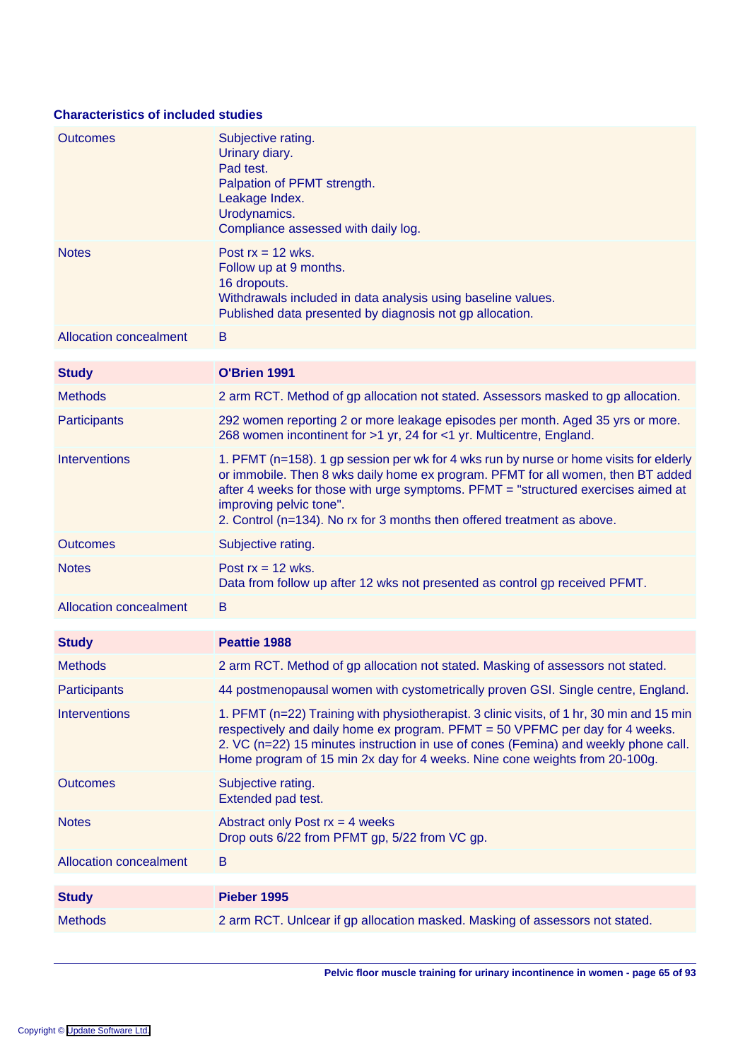## Characteristics of included studies

| | |
|---|---|
| Outcomes | Subjective rating.<br>Urinary diary.<br>Pad test.<br>Palpation of PFMT strength.<br>Leakage Index.<br>Urodynamics.<br>Compliance assessed with daily log. |
| Notes | Post rx = 12 wks.<br>Follow up at 9 months.<br>16 dropouts.<br>Withdrawals included in data analysis using baseline values.<br>Published data presented by diagnosis not gp allocation. |
| Allocation concealment | B |

| **Study** | **O'Brien 1991** |
|---|---|
| Methods | 2 arm RCT. Method of gp allocation not stated. Assessors masked to gp allocation. |
| Participants | 292 women reporting 2 or more leakage episodes per month. Aged 35 yrs or more. 268 women incontinent for >1 yr, 24 for <1 yr. Multicentre, England. |
| Interventions | 1. PFMT (n=158). 1 gp session per wk for 4 wks run by nurse or home visits for elderly or immobile. Then 8 wks daily home ex program. PFMT for all women, then BT added after 4 weeks for those with urge symptoms. PFMT = "structured exercises aimed at improving pelvic tone".<br>2. Control (n=134). No rx for 3 months then offered treatment as above. |
| Outcomes | Subjective rating. |
| Notes | Post rx = 12 wks.<br>Data from follow up after 12 wks not presented as control gp received PFMT. |
| Allocation concealment | B |

| **Study** | **Peattie 1988** |
|---|---|
| Methods | 2 arm RCT. Method of gp allocation not stated. Masking of assessors not stated. |
| Participants | 44 postmenopausal women with cystometrically proven GSI. Single centre, England. |
| Interventions | 1. PFMT (n=22) Training with physiotherapist. 3 clinic visits, of 1 hr, 30 min and 15 min respectively and daily home ex program. PFMT = 50 VPFMC per day for 4 weeks.<br>2. VC (n=22) 15 minutes instruction in use of cones (Femina) and weekly phone call. Home program of 15 min 2x day for 4 weeks. Nine cone weights from 20-100g. |
| Outcomes | Subjective rating.<br>Extended pad test. |
| Notes | Abstract only Post rx = 4 weeks<br>Drop outs 6/22 from PFMT gp, 5/22 from VC gp. |
| Allocation concealment | B |

| **Study** | **Pieber 1995** |
|---|---|
| Methods | 2 arm RCT. Unlcear if gp allocation masked. Masking of assessors not stated. |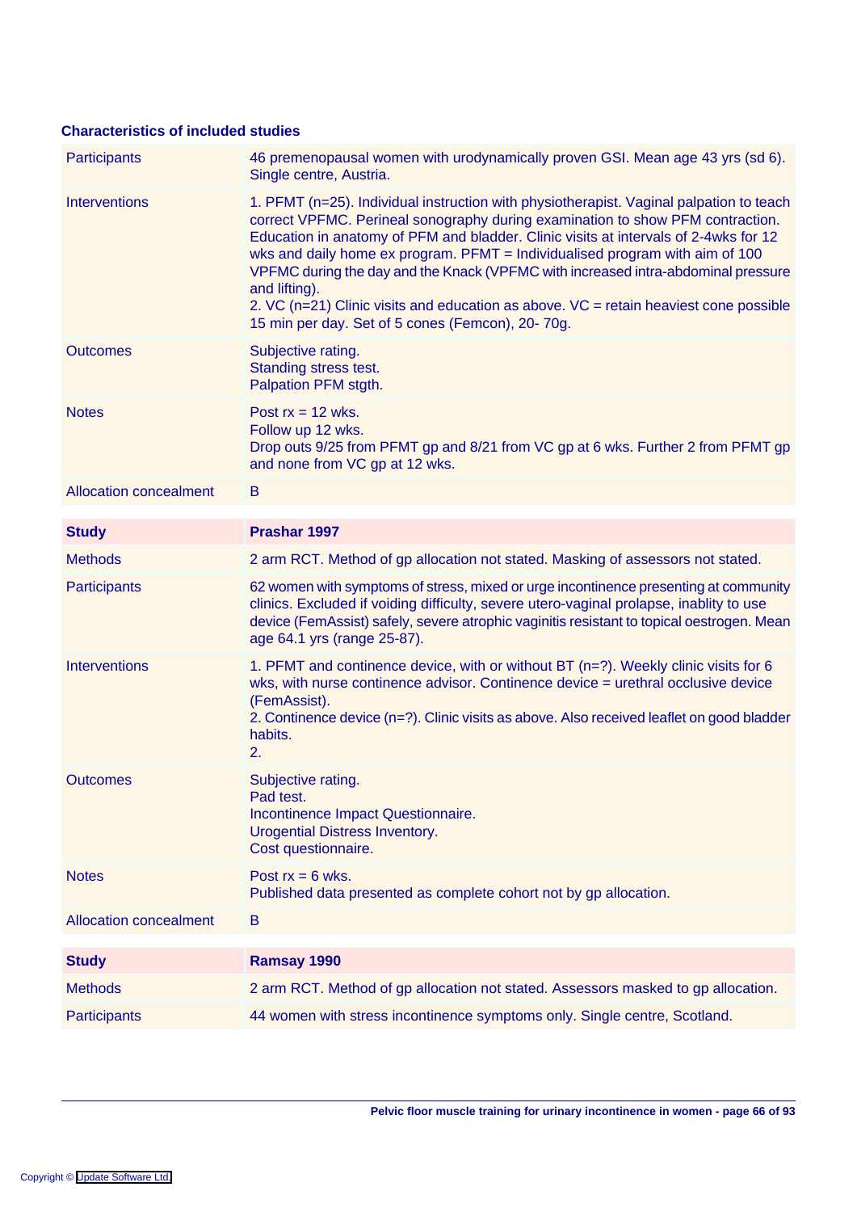### Characteristics of included studies

| | |
|---|---|
| Participants | 46 premenopausal women with urodynamically proven GSI. Mean age 43 yrs (sd 6). Single centre, Austria. |
| Interventions | 1. PFMT (n=25). Individual instruction with physiotherapist. Vaginal palpation to teach correct VPFMC. Perineal sonography during examination to show PFM contraction. Education in anatomy of PFM and bladder. Clinic visits at intervals of 2-4wks for 12 wks and daily home ex program. PFMT = Individualised program with aim of 100 VPFMC during the day and the Knack (VPFMC with increased intra-abdominal pressure and lifting).<br>2. VC (n=21) Clinic visits and education as above. VC = retain heaviest cone possible 15 min per day. Set of 5 cones (Femcon), 20- 70g. |
| Outcomes | Subjective rating.<br>Standing stress test.<br>Palpation PFM stgth. |
| Notes | Post rx = 12 wks.<br>Follow up 12 wks.<br>Drop outs 9/25 from PFMT gp and 8/21 from VC gp at 6 wks. Further 2 from PFMT gp and none from VC gp at 12 wks. |
| Allocation concealment | B |

| **Study** | **Prashar 1997** |
|---|---|
| Methods | 2 arm RCT. Method of gp allocation not stated. Masking of assessors not stated. |
| Participants | 62 women with symptoms of stress, mixed or urge incontinence presenting at community clinics. Excluded if voiding difficulty, severe utero-vaginal prolapse, inablity to use device (FemAssist) safely, severe atrophic vaginitis resistant to topical oestrogen. Mean age 64.1 yrs (range 25-87). |
| Interventions | 1. PFMT and continence device, with or without BT (n=?). Weekly clinic visits for 6 wks, with nurse continence advisor. Continence device = urethral occlusive device (FemAssist).<br>2. Continence device (n=?). Clinic visits as above. Also received leaflet on good bladder habits.<br>2. |
| Outcomes | Subjective rating.<br>Pad test.<br>Incontinence Impact Questionnaire.<br>Urogential Distress Inventory.<br>Cost questionnaire. |
| Notes | Post rx = 6 wks.<br>Published data presented as complete cohort not by gp allocation. |
| Allocation concealment | B |

| **Study** | **Ramsay 1990** |
|---|---|
| Methods | 2 arm RCT. Method of gp allocation not stated. Assessors masked to gp allocation. |
| Participants | 44 women with stress incontinence symptoms only. Single centre, Scotland. |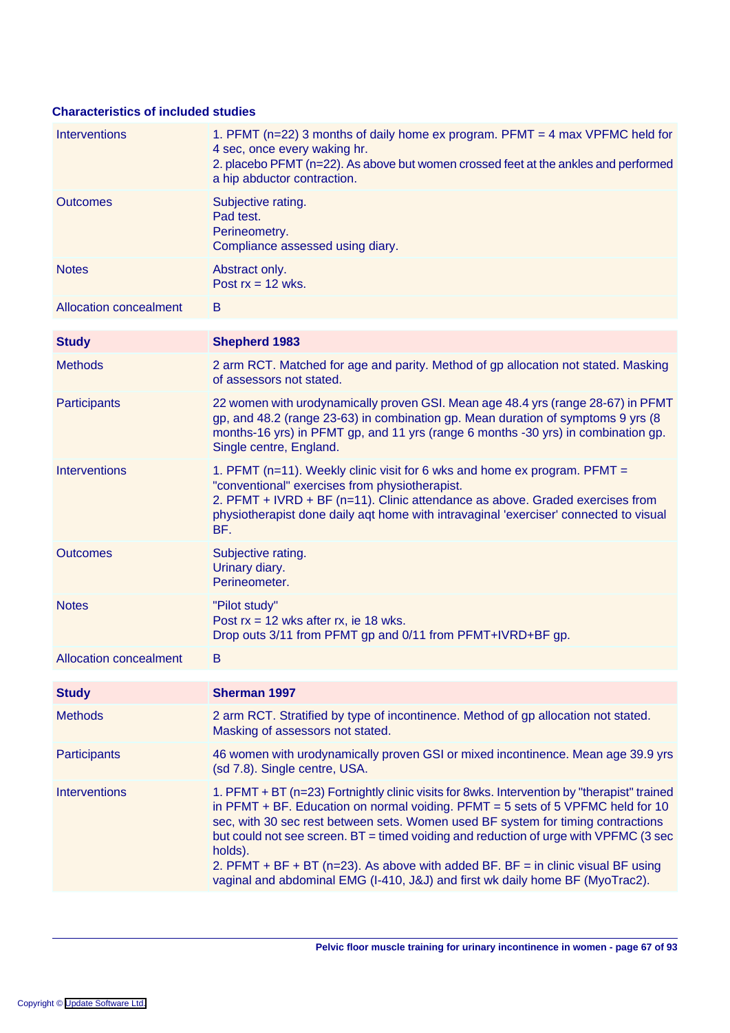### Characteristics of included studies

| | |
|---|---|
| Interventions | 1. PFMT (n=22) 3 months of daily home ex program. PFMT = 4 max VPFMC held for 4 sec, once every waking hr.<br>2. placebo PFMT (n=22). As above but women crossed feet at the ankles and performed a hip abductor contraction. |
| Outcomes | Subjective rating.<br>Pad test.<br>Perineometry.<br>Compliance assessed using diary. |
| Notes | Abstract only.<br>Post rx = 12 wks. |
| Allocation concealment | B |

| **Study** | **Shepherd 1983** |
|---|---|
| Methods | 2 arm RCT. Matched for age and parity. Method of gp allocation not stated. Masking of assessors not stated. |
| Participants | 22 women with urodynamically proven GSI. Mean age 48.4 yrs (range 28-67) in PFMT gp, and 48.2 (range 23-63) in combination gp. Mean duration of symptoms 9 yrs (8 months-16 yrs) in PFMT gp, and 11 yrs (range 6 months -30 yrs) in combination gp. Single centre, England. |
| Interventions | 1. PFMT (n=11). Weekly clinic visit for 6 wks and home ex program. PFMT = "conventional" exercises from physiotherapist.<br>2. PFMT + IVRD + BF (n=11). Clinic attendance as above. Graded exercises from physiotherapist done daily aqt home with intravaginal 'exerciser' connected to visual BF. |
| Outcomes | Subjective rating.<br>Urinary diary.<br>Perineometer. |
| Notes | "Pilot study"<br>Post rx = 12 wks after rx, ie 18 wks.<br>Drop outs 3/11 from PFMT gp and 0/11 from PFMT+IVRD+BF gp. |
| Allocation concealment | B |

| **Study** | **Sherman 1997** |
|---|---|
| Methods | 2 arm RCT. Stratified by type of incontinence. Method of gp allocation not stated. Masking of assessors not stated. |
| Participants | 46 women with urodynamically proven GSI or mixed incontinence. Mean age 39.9 yrs (sd 7.8). Single centre, USA. |
| Interventions | 1. PFMT + BT (n=23) Fortnightly clinic visits for 8wks. Intervention by "therapist" trained in PFMT + BF. Education on normal voiding. PFMT = 5 sets of 5 VPFMC held for 10 sec, with 30 sec rest between sets. Women used BF system for timing contractions but could not see screen. BT = timed voiding and reduction of urge with VPFMC (3 sec holds).<br>2. PFMT + BF + BT (n=23). As above with added BF. BF = in clinic visual BF using vaginal and abdominal EMG (I-410, J&J) and first wk daily home BF (MyoTrac2). |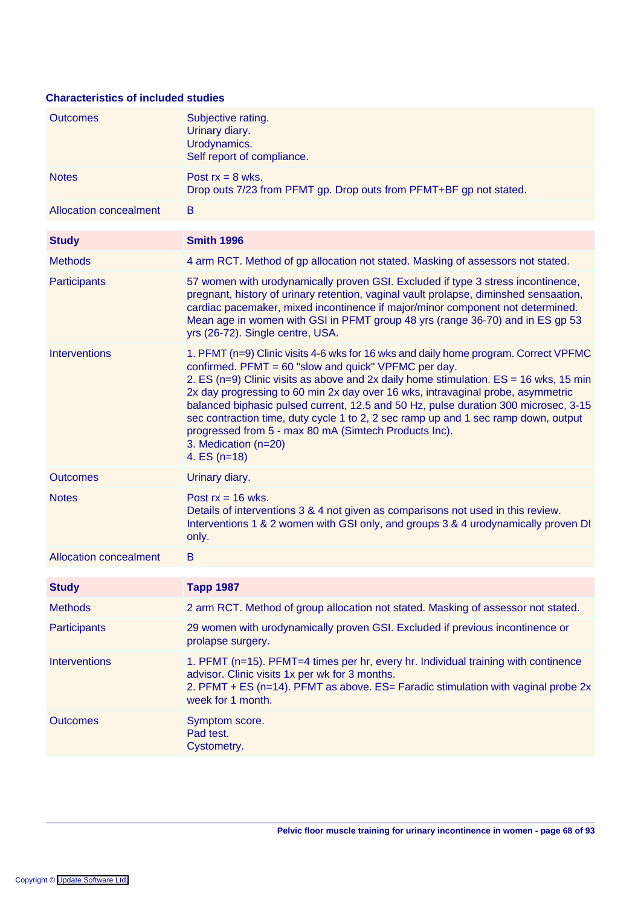**Characteristics of included studies**

| | |
|---|---|
| Outcomes | Subjective rating.<br>Urinary diary.<br>Urodynamics.<br>Self report of compliance. |
| Notes | Post rx = 8 wks.<br>Drop outs 7/23 from PFMT gp. Drop outs from PFMT+BF gp not stated. |
| Allocation concealment | B |

| **Study** | **Smith 1996** |
|---|---|
| Methods | 4 arm RCT. Method of gp allocation not stated. Masking of assessors not stated. |
| Participants | 57 women with urodynamically proven GSI. Excluded if type 3 stress incontinence, pregnant, history of urinary retention, vaginal vault prolapse, diminshed sensaation, cardiac pacemaker, mixed incontinence if major/minor component not determined. Mean age in women with GSI in PFMT group 48 yrs (range 36-70) and in ES gp 53 yrs (26-72). Single centre, USA. |
| Interventions | 1. PFMT (n=9) Clinic visits 4-6 wks for 16 wks and daily home program. Correct VPFMC confirmed. PFMT = 60 "slow and quick" VPFMC per day.<br>2. ES (n=9) Clinic visits as above and 2x daily home stimulation. ES = 16 wks, 15 min 2x day progressing to 60 min 2x day over 16 wks, intravaginal probe, asymmetric balanced biphasic pulsed current, 12.5 and 50 Hz, pulse duration 300 microsec, 3-15 sec contraction time, duty cycle 1 to 2, 2 sec ramp up and 1 sec ramp down, output progressed from 5 - max 80 mA (Simtech Products Inc).<br>3. Medication (n=20)<br>4. ES (n=18) |
| Outcomes | Urinary diary. |
| Notes | Post rx = 16 wks.<br>Details of interventions 3 & 4 not given as comparisons not used in this review.<br>Interventions 1 & 2 women with GSI only, and groups 3 & 4 urodynamically proven DI only. |
| Allocation concealment | B |

| **Study** | **Tapp 1987** |
|---|---|
| Methods | 2 arm RCT. Method of group allocation not stated. Masking of assessor not stated. |
| Participants | 29 women with urodynamically proven GSI. Excluded if previous incontinence or prolapse surgery. |
| Interventions | 1. PFMT (n=15). PFMT=4 times per hr, every hr. Individual training with continence advisor. Clinic visits 1x per wk for 3 months.<br>2. PFMT + ES (n=14). PFMT as above. ES= Faradic stimulation with vaginal probe 2x week for 1 month. |
| Outcomes | Symptom score.<br>Pad test.<br>Cystometry. |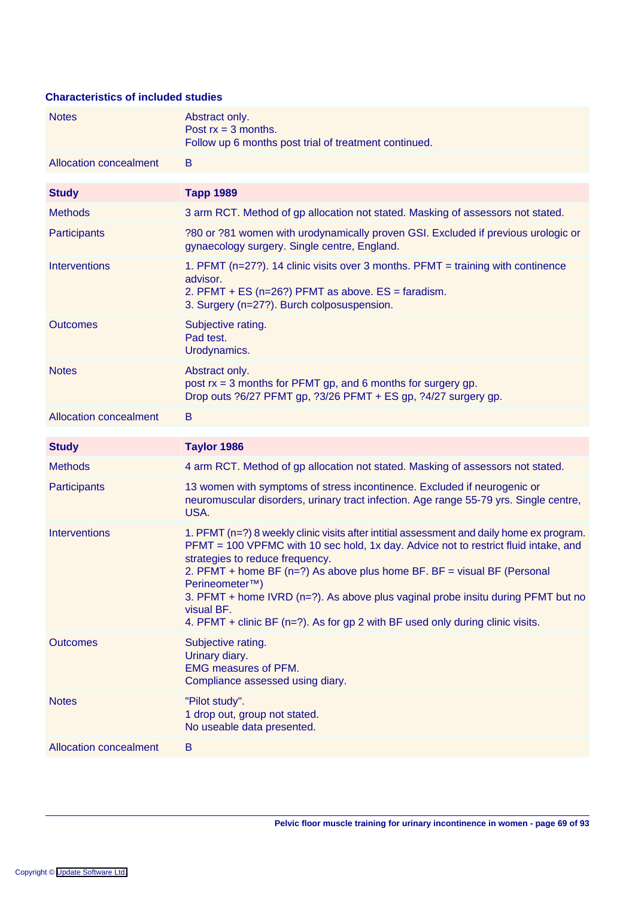## Characteristics of included studies

| | |
|---|---|
| Notes | Abstract only.<br>Post rx = 3 months.<br>Follow up 6 months post trial of treatment continued. |
| Allocation concealment | B |

| **Study** | **Tapp 1989** |
|---|---|
| Methods | 3 arm RCT. Method of gp allocation not stated. Masking of assessors not stated. |
| Participants | ?80 or ?81 women with urodynamically proven GSI. Excluded if previous urologic or gynaecology surgery. Single centre, England. |
| Interventions | 1. PFMT (n=27?). 14 clinic visits over 3 months. PFMT = training with continence advisor.<br>2. PFMT + ES (n=26?) PFMT as above. ES = faradism.<br>3. Surgery (n=27?). Burch colposuspension. |
| Outcomes | Subjective rating.<br>Pad test.<br>Urodynamics. |
| Notes | Abstract only.<br>post rx = 3 months for PFMT gp, and 6 months for surgery gp.<br>Drop outs ?6/27 PFMT gp, ?3/26 PFMT + ES gp, ?4/27 surgery gp. |
| Allocation concealment | B |

| **Study** | **Taylor 1986** |
|---|---|
| Methods | 4 arm RCT. Method of gp allocation not stated. Masking of assessors not stated. |
| Participants | 13 women with symptoms of stress incontinence. Excluded if neurogenic or neuromuscular disorders, urinary tract infection. Age range 55-79 yrs. Single centre, USA. |
| Interventions | 1. PFMT (n=?) 8 weekly clinic visits after intitial assessment and daily home ex program. PFMT = 100 VPFMC with 10 sec hold, 1x day. Advice not to restrict fluid intake, and strategies to reduce frequency.<br>2. PFMT + home BF (n=?) As above plus home BF. BF = visual BF (Personal Perineometer™)<br>3. PFMT + home IVRD (n=?). As above plus vaginal probe insitu during PFMT but no visual BF.<br>4. PFMT + clinic BF (n=?). As for gp 2 with BF used only during clinic visits. |
| Outcomes | Subjective rating.<br>Urinary diary.<br>EMG measures of PFM.<br>Compliance assessed using diary. |
| Notes | "Pilot study".<br>1 drop out, group not stated.<br>No useable data presented. |
| Allocation concealment | B |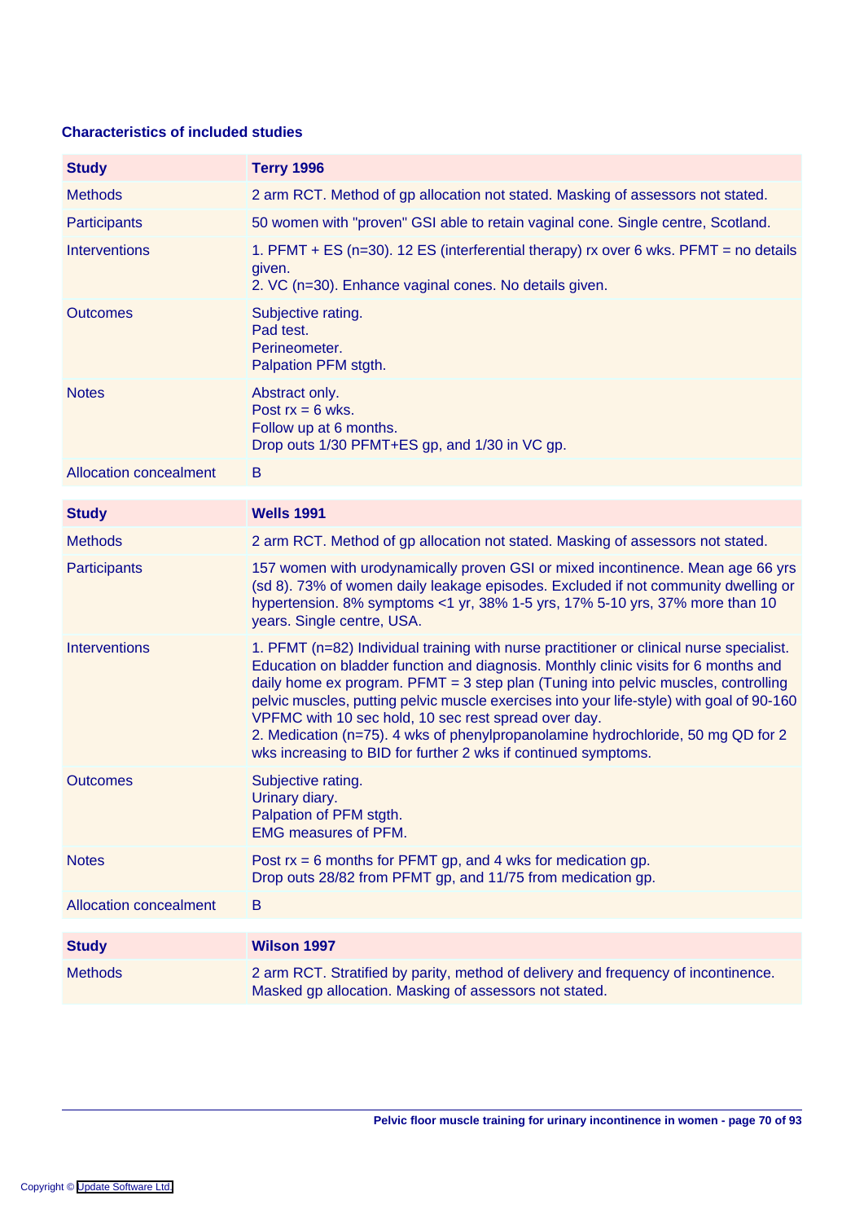### Characteristics of included studies

| **Study** | **Terry 1996** |
|---|---|
| Methods | 2 arm RCT. Method of gp allocation not stated. Masking of assessors not stated. |
| Participants | 50 women with "proven" GSI able to retain vaginal cone. Single centre, Scotland. |
| Interventions | 1. PFMT + ES (n=30). 12 ES (interferential therapy) rx over 6 wks. PFMT = no details given.<br>2. VC (n=30). Enhance vaginal cones. No details given. |
| Outcomes | Subjective rating.<br>Pad test.<br>Perineometer.<br>Palpation PFM stgth. |
| Notes | Abstract only.<br>Post rx = 6 wks.<br>Follow up at 6 months.<br>Drop outs 1/30 PFMT+ES gp, and 1/30 in VC gp. |
| Allocation concealment | B |

| **Study** | **Wells 1991** |
|---|---|
| Methods | 2 arm RCT. Method of gp allocation not stated. Masking of assessors not stated. |
| Participants | 157 women with urodynamically proven GSI or mixed incontinence. Mean age 66 yrs (sd 8). 73% of women daily leakage episodes. Excluded if not community dwelling or hypertension. 8% symptoms <1 yr, 38% 1-5 yrs, 17% 5-10 yrs, 37% more than 10 years. Single centre, USA. |
| Interventions | 1. PFMT (n=82) Individual training with nurse practitioner or clinical nurse specialist. Education on bladder function and diagnosis. Monthly clinic visits for 6 months and daily home ex program. PFMT = 3 step plan (Tuning into pelvic muscles, controlling pelvic muscles, putting pelvic muscle exercises into your life-style) with goal of 90-160 VPFMC with 10 sec hold, 10 sec rest spread over day.<br>2. Medication (n=75). 4 wks of phenylpropanolamine hydrochloride, 50 mg QD for 2 wks increasing to BID for further 2 wks if continued symptoms. |
| Outcomes | Subjective rating.<br>Urinary diary.<br>Palpation of PFM stgth.<br>EMG measures of PFM. |
| Notes | Post rx = 6 months for PFMT gp, and 4 wks for medication gp.<br>Drop outs 28/82 from PFMT gp, and 11/75 from medication gp. |
| Allocation concealment | B |

| **Study** | **Wilson 1997** |
|---|---|
| Methods | 2 arm RCT. Stratified by parity, method of delivery and frequency of incontinence. Masked gp allocation. Masking of assessors not stated. |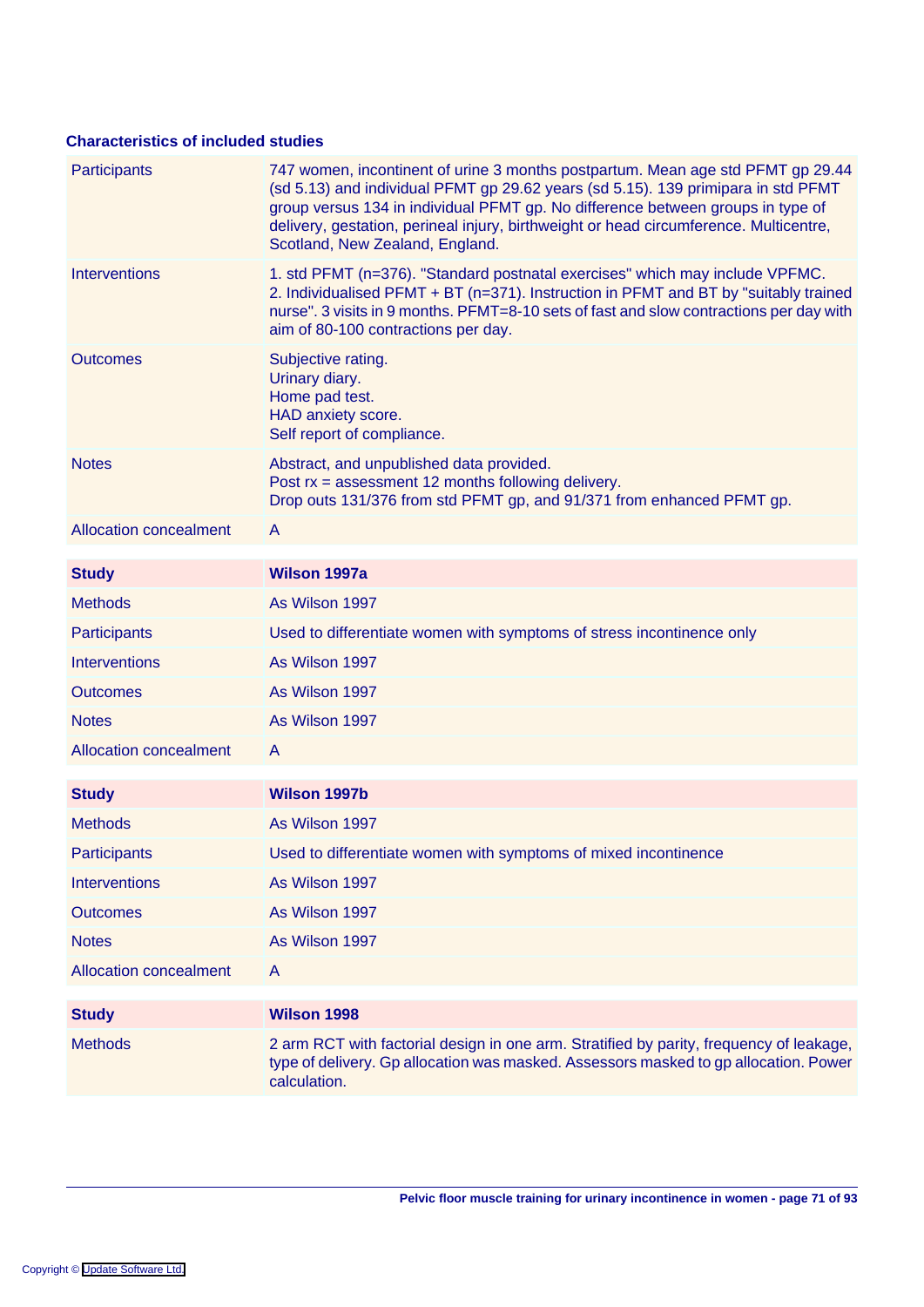**Characteristics of included studies**

| | |
|---|---|
| Participants | 747 women, incontinent of urine 3 months postpartum. Mean age std PFMT gp 29.44 (sd 5.13) and individual PFMT gp 29.62 years (sd 5.15). 139 primipara in std PFMT group versus 134 in individual PFMT gp. No difference between groups in type of delivery, gestation, perineal injury, birthweight or head circumference. Multicentre, Scotland, New Zealand, England. |
| Interventions | 1. std PFMT (n=376). "Standard postnatal exercises" which may include VPFMC.<br>2. Individualised PFMT + BT (n=371). Instruction in PFMT and BT by "suitably trained nurse". 3 visits in 9 months. PFMT=8-10 sets of fast and slow contractions per day with aim of 80-100 contractions per day. |
| Outcomes | Subjective rating.<br>Urinary diary.<br>Home pad test.<br>HAD anxiety score.<br>Self report of compliance. |
| Notes | Abstract, and unpublished data provided.<br>Post rx = assessment 12 months following delivery.<br>Drop outs 131/376 from std PFMT gp, and 91/371 from enhanced PFMT gp. |
| Allocation concealment | A |

| **Study** | **Wilson 1997a** |
|---|---|
| Methods | As Wilson 1997 |
| Participants | Used to differentiate women with symptoms of stress incontinence only |
| Interventions | As Wilson 1997 |
| Outcomes | As Wilson 1997 |
| Notes | As Wilson 1997 |
| Allocation concealment | A |

| **Study** | **Wilson 1997b** |
|---|---|
| Methods | As Wilson 1997 |
| Participants | Used to differentiate women with symptoms of mixed incontinence |
| Interventions | As Wilson 1997 |
| Outcomes | As Wilson 1997 |
| Notes | As Wilson 1997 |
| Allocation concealment | A |

| **Study** | **Wilson 1998** |
|---|---|
| Methods | 2 arm RCT with factorial design in one arm. Stratified by parity, frequency of leakage, type of delivery. Gp allocation was masked. Assessors masked to gp allocation. Power calculation. |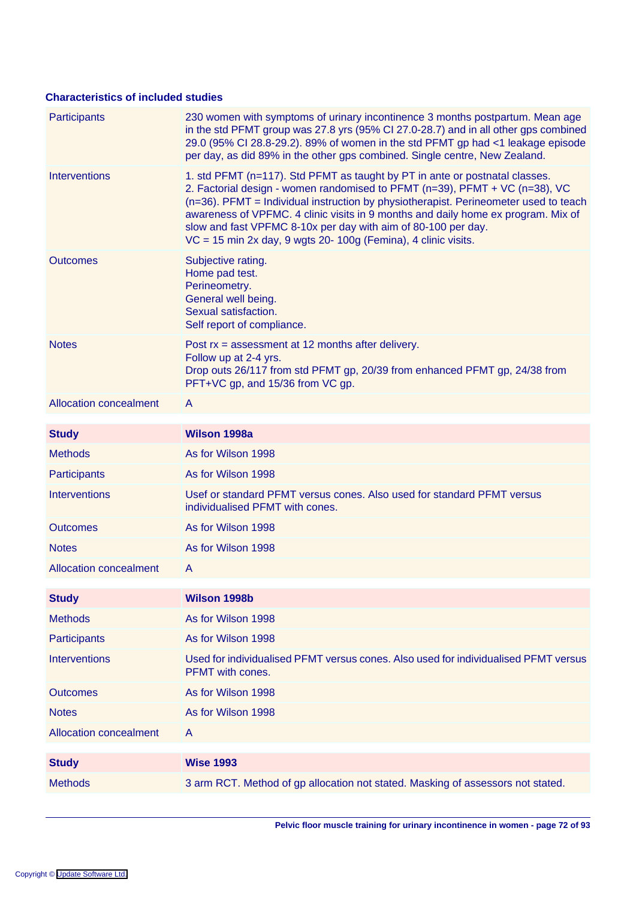### Characteristics of included studies

| | |
|---|---|
| Participants | 230 women with symptoms of urinary incontinence 3 months postpartum. Mean age in the std PFMT group was 27.8 yrs (95% CI 27.0-28.7) and in all other gps combined 29.0 (95% CI 28.8-29.2). 89% of women in the std PFMT gp had <1 leakage episode per day, as did 89% in the other gps combined. Single centre, New Zealand. |
| Interventions | 1. std PFMT (n=117). Std PFMT as taught by PT in ante or postnatal classes.<br>2. Factorial design - women randomised to PFMT (n=39), PFMT + VC (n=38), VC (n=36). PFMT = Individual instruction by physiotherapist. Perineometer used to teach awareness of VPFMC. 4 clinic visits in 9 months and daily home ex program. Mix of slow and fast VPFMC 8-10x per day with aim of 80-100 per day.<br>VC = 15 min 2x day, 9 wgts 20- 100g (Femina), 4 clinic visits. |
| Outcomes | Subjective rating.<br>Home pad test.<br>Perineometry.<br>General well being.<br>Sexual satisfaction.<br>Self report of compliance. |
| Notes | Post rx = assessment at 12 months after delivery.<br>Follow up at 2-4 yrs.<br>Drop outs 26/117 from std PFMT gp, 20/39 from enhanced PFMT gp, 24/38 from PFT+VC gp, and 15/36 from VC gp. |
| Allocation concealment | A |

| **Study** | **Wilson 1998a** |
|---|---|
| Methods | As for Wilson 1998 |
| Participants | As for Wilson 1998 |
| Interventions | Usef or standard PFMT versus cones. Also used for standard PFMT versus individualised PFMT with cones. |
| Outcomes | As for Wilson 1998 |
| Notes | As for Wilson 1998 |
| Allocation concealment | A |

| **Study** | **Wilson 1998b** |
|---|---|
| Methods | As for Wilson 1998 |
| Participants | As for Wilson 1998 |
| Interventions | Used for individualised PFMT versus cones. Also used for individualised PFMT versus PFMT with cones. |
| Outcomes | As for Wilson 1998 |
| Notes | As for Wilson 1998 |
| Allocation concealment | A |

| **Study** | **Wise 1993** |
|---|---|
| Methods | 3 arm RCT. Method of gp allocation not stated. Masking of assessors not stated. |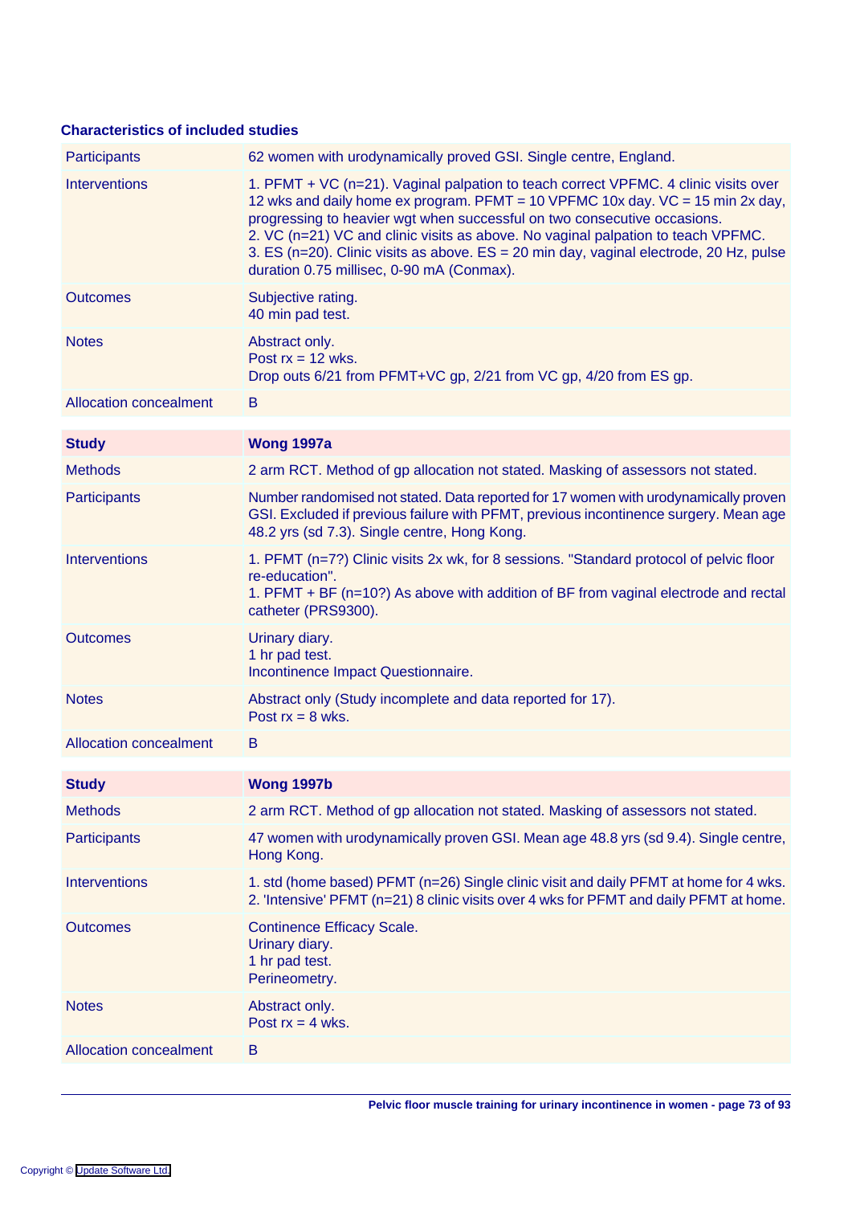## Characteristics of included studies

| | |
|---|---|
| Participants | 62 women with urodynamically proved GSI. Single centre, England. |
| Interventions | 1. PFMT + VC (n=21). Vaginal palpation to teach correct VPFMC. 4 clinic visits over 12 wks and daily home ex program. PFMT = 10 VPFMC 10x day. VC = 15 min 2x day, progressing to heavier wgt when successful on two consecutive occasions.<br>2. VC (n=21) VC and clinic visits as above. No vaginal palpation to teach VPFMC.<br>3. ES (n=20). Clinic visits as above. ES = 20 min day, vaginal electrode, 20 Hz, pulse duration 0.75 millisec, 0-90 mA (Conmax). |
| Outcomes | Subjective rating.<br>40 min pad test. |
| Notes | Abstract only.<br>Post rx = 12 wks.<br>Drop outs 6/21 from PFMT+VC gp, 2/21 from VC gp, 4/20 from ES gp. |
| Allocation concealment | B |

| **Study** | **Wong 1997a** |
|---|---|
| Methods | 2 arm RCT. Method of gp allocation not stated. Masking of assessors not stated. |
| Participants | Number randomised not stated. Data reported for 17 women with urodynamically proven GSI. Excluded if previous failure with PFMT, previous incontinence surgery. Mean age 48.2 yrs (sd 7.3). Single centre, Hong Kong. |
| Interventions | 1. PFMT (n=7?) Clinic visits 2x wk, for 8 sessions. "Standard protocol of pelvic floor re-education".<br>1. PFMT + BF (n=10?) As above with addition of BF from vaginal electrode and rectal catheter (PRS9300). |
| Outcomes | Urinary diary.<br>1 hr pad test.<br>Incontinence Impact Questionnaire. |
| Notes | Abstract only (Study incomplete and data reported for 17).<br>Post rx = 8 wks. |
| Allocation concealment | B |

| **Study** | **Wong 1997b** |
|---|---|
| Methods | 2 arm RCT. Method of gp allocation not stated. Masking of assessors not stated. |
| Participants | 47 women with urodynamically proven GSI. Mean age 48.8 yrs (sd 9.4). Single centre, Hong Kong. |
| Interventions | 1. std (home based) PFMT (n=26) Single clinic visit and daily PFMT at home for 4 wks.<br>2. 'Intensive' PFMT (n=21) 8 clinic visits over 4 wks for PFMT and daily PFMT at home. |
| Outcomes | Continence Efficacy Scale.<br>Urinary diary.<br>1 hr pad test.<br>Perineometry. |
| Notes | Abstract only.<br>Post rx = 4 wks. |
| Allocation concealment | B |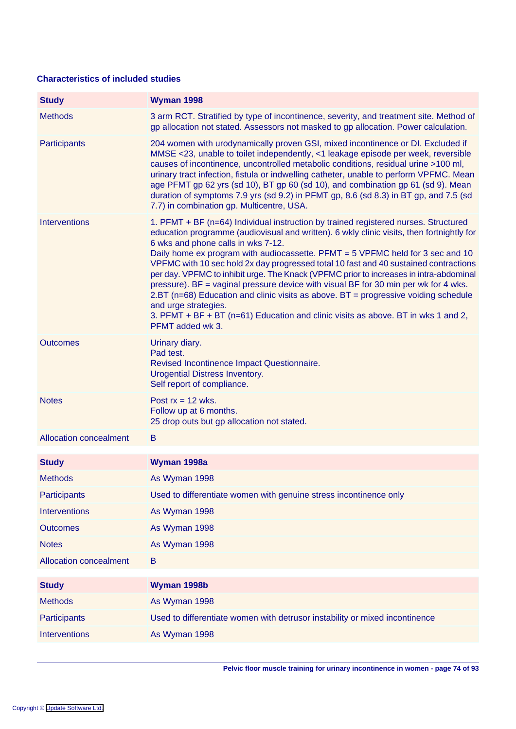### Characteristics of included studies

| **Study** | **Wyman 1998** |
|---|---|
| Methods | 3 arm RCT. Stratified by type of incontinence, severity, and treatment site. Method of gp allocation not stated. Assessors not masked to gp allocation. Power calculation. |
| Participants | 204 women with urodynamically proven GSI, mixed incontinence or DI. Excluded if MMSE <23, unable to toilet independently, <1 leakage episode per week, reversible causes of incontinence, uncontrolled metabolic conditions, residual urine >100 ml, urinary tract infection, fistula or indwelling catheter, unable to perform VPFMC. Mean age PFMT gp 62 yrs (sd 10), BT gp 60 (sd 10), and combination gp 61 (sd 9). Mean duration of symptoms 7.9 yrs (sd 9.2) in PFMT gp, 8.6 (sd 8.3) in BT gp, and 7.5 (sd 7.7) in combination gp. Multicentre, USA. |
| Interventions | 1. PFMT + BF (n=64) Individual instruction by trained registered nurses. Structured education programme (audiovisual and written). 6 wkly clinic visits, then fortnightly for 6 wks and phone calls in wks 7-12.<br>Daily home ex program with audiocassette. PFMT = 5 VPFMC held for 3 sec and 10 VPFMC with 10 sec hold 2x day progressed total 10 fast and 40 sustained contractions per day. VPFMC to inhibit urge. The Knack (VPFMC prior to increases in intra-abdominal pressure). BF = vaginal pressure device with visual BF for 30 min per wk for 4 wks.<br>2.BT (n=68) Education and clinic visits as above. BT = progressive voiding schedule and urge strategies.<br>3. PFMT + BF + BT (n=61) Education and clinic visits as above. BT in wks 1 and 2, PFMT added wk 3. |
| Outcomes | Urinary diary.<br>Pad test.<br>Revised Incontinence Impact Questionnaire.<br>Urogential Distress Inventory.<br>Self report of compliance. |
| Notes | Post rx = 12 wks.<br>Follow up at 6 months.<br>25 drop outs but gp allocation not stated. |
| Allocation concealment | B |

| **Study** | **Wyman 1998a** |
|---|---|
| Methods | As Wyman 1998 |
| Participants | Used to differentiate women with genuine stress incontinence only |
| Interventions | As Wyman 1998 |
| Outcomes | As Wyman 1998 |
| Notes | As Wyman 1998 |
| Allocation concealment | B |

| **Study** | **Wyman 1998b** |
|---|---|
| Methods | As Wyman 1998 |
| Participants | Used to differentiate women with detrusor instability or mixed incontinence |
| Interventions | As Wyman 1998 |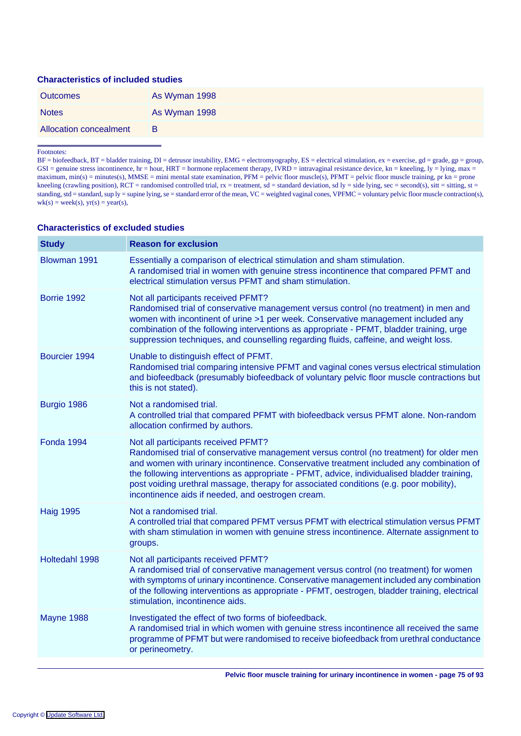### Characteristics of included studies

| | |
|---|---|
| Outcomes | As Wyman 1998 |
| Notes | As Wyman 1998 |
| Allocation concealment | B |

Footnotes:
BF = biofeedback, BT = bladder training, DI = detrusor instability, EMG = electromyography, ES = electrical stimulation, ex = exercise, gd = grade, gp = group, GSI = genuine stress incontinence, hr = hour, HRT = hormone replacement therapy, IVRD = intravaginal resistance device, kn = kneeling, ly = lying, max = maximum, min(s) = minutes(s), MMSE = mini mental state examination, PFM = pelvic floor muscle(s), PFMT = pelvic floor muscle training, pr kn = prone kneeling (crawling position), RCT = randomised controlled trial, rx = treatment, sd = standard deviation, sd ly = side lying, sec = second(s), sitt = sitting, st = standing, std = standard, sup ly = supine lying, se = standard error of the mean, VC = weighted vaginal cones, VPFMC = voluntary pelvic floor muscle contraction(s), wk(s) = week(s), yr(s) = year(s),

### Characteristics of excluded studies

| Study | Reason for exclusion |
|---|---|
| Blowman 1991 | Essentially a comparison of electrical stimulation and sham stimulation. A randomised trial in women with genuine stress incontinence that compared PFMT and electrical stimulation versus PFMT and sham stimulation. |
| Borrie 1992 | Not all participants received PFMT? Randomised trial of conservative management versus control (no treatment) in men and women with incontinent of urine >1 per week. Conservative management included any combination of the following interventions as appropriate - PFMT, bladder training, urge suppression techniques, and counselling regarding fluids, caffeine, and weight loss. |
| Bourcier 1994 | Unable to distinguish effect of PFMT. Randomised trial comparing intensive PFMT and vaginal cones versus electrical stimulation and biofeedback (presumably biofeedback of voluntary pelvic floor muscle contractions but this is not stated). |
| Burgio 1986 | Not a randomised trial. A controlled trial that compared PFMT with biofeedback versus PFMT alone. Non-random allocation confirmed by authors. |
| Fonda 1994 | Not all participants received PFMT? Randomised trial of conservative management versus control (no treatment) for older men and women with urinary incontinence. Conservative treatment included any combination of the following interventions as appropriate - PFMT, advice, individualised bladder training, post voiding urethral massage, therapy for associated conditions (e.g. poor mobility), incontinence aids if needed, and oestrogen cream. |
| Haig 1995 | Not a randomised trial. A controlled trial that compared PFMT versus PFMT with electrical stimulation versus PFMT with sham stimulation in women with genuine stress incontinence. Alternate assignment to groups. |
| Holtedahl 1998 | Not all participants received PFMT? A randomised trial of conservative management versus control (no treatment) for women with symptoms of urinary incontinence. Conservative management included any combination of the following interventions as appropriate - PFMT, oestrogen, bladder training, electrical stimulation, incontinence aids. |
| Mayne 1988 | Investigated the effect of two forms of biofeedback. A randomised trial in which women with genuine stress incontinence all received the same programme of PFMT but were randomised to receive biofeedback from urethral conductance or perineometry. |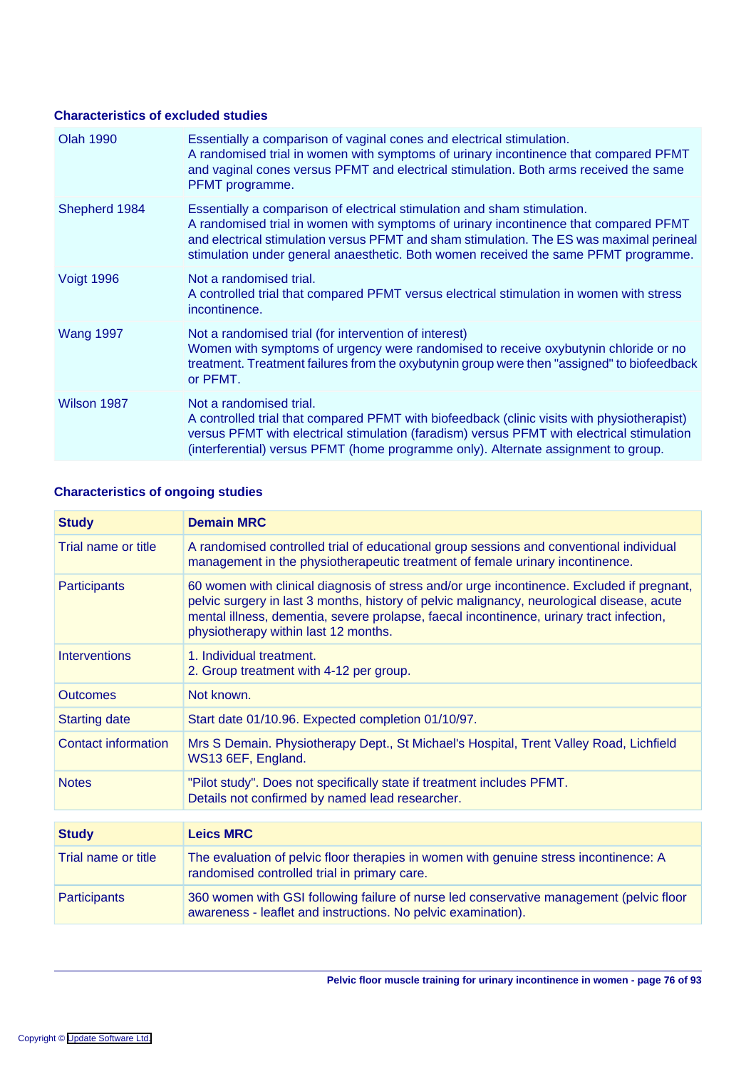### Characteristics of excluded studies

| | |
|---|---|
| Olah 1990 | Essentially a comparison of vaginal cones and electrical stimulation.<br>A randomised trial in women with symptoms of urinary incontinence that compared PFMT and vaginal cones versus PFMT and electrical stimulation. Both arms received the same PFMT programme. |
| Shepherd 1984 | Essentially a comparison of electrical stimulation and sham stimulation.<br>A randomised trial in women with symptoms of urinary incontinence that compared PFMT and electrical stimulation versus PFMT and sham stimulation. The ES was maximal perineal stimulation under general anaesthetic. Both women received the same PFMT programme. |
| Voigt 1996 | Not a randomised trial.<br>A controlled trial that compared PFMT versus electrical stimulation in women with stress incontinence. |
| Wang 1997 | Not a randomised trial (for intervention of interest)<br>Women with symptoms of urgency were randomised to receive oxybutynin chloride or no treatment. Treatment failures from the oxybutynin group were then "assigned" to biofeedback or PFMT. |
| Wilson 1987 | Not a randomised trial.<br>A controlled trial that compared PFMT with biofeedback (clinic visits with physiotherapist) versus PFMT with electrical stimulation (faradism) versus PFMT with electrical stimulation (interferential) versus PFMT (home programme only). Alternate assignment to group. |

### Characteristics of ongoing studies

| Study | Demain MRC |
|---|---|
| Trial name or title | A randomised controlled trial of educational group sessions and conventional individual management in the physiotherapeutic treatment of female urinary incontinence. |
| Participants | 60 women with clinical diagnosis of stress and/or urge incontinence. Excluded if pregnant, pelvic surgery in last 3 months, history of pelvic malignancy, neurological disease, acute mental illness, dementia, severe prolapse, faecal incontinence, urinary tract infection, physiotherapy within last 12 months. |
| Interventions | 1. Individual treatment.<br>2. Group treatment with 4-12 per group. |
| Outcomes | Not known. |
| Starting date | Start date 01/10.96. Expected completion 01/10/97. |
| Contact information | Mrs S Demain. Physiotherapy Dept., St Michael's Hospital, Trent Valley Road, Lichfield WS13 6EF, England. |
| Notes | "Pilot study". Does not specifically state if treatment includes PFMT.<br>Details not confirmed by named lead researcher. |

| Study | Leics MRC |
|---|---|
| Trial name or title | The evaluation of pelvic floor therapies in women with genuine stress incontinence: A randomised controlled trial in primary care. |
| Participants | 360 women with GSI following failure of nurse led conservative management (pelvic floor awareness - leaflet and instructions. No pelvic examination). |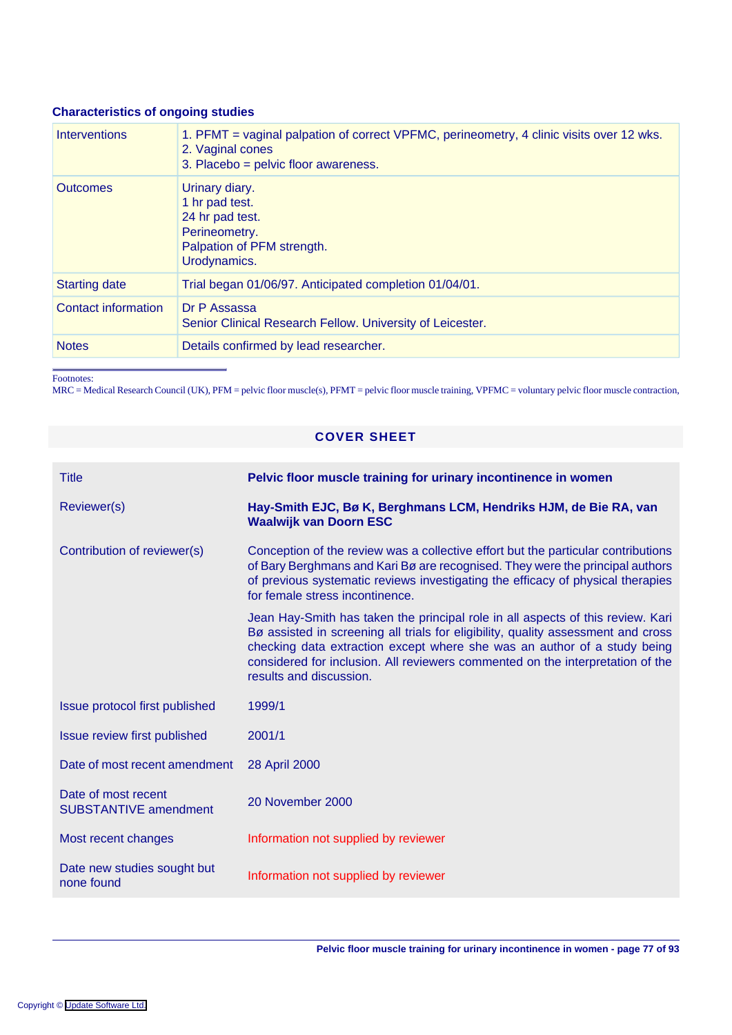### Characteristics of ongoing studies

| | |
|---|---|
| Interventions | 1. PFMT = vaginal palpation of correct VPFMC, perineometry, 4 clinic visits over 12 wks.<br>2. Vaginal cones<br>3. Placebo = pelvic floor awareness. |
| Outcomes | Urinary diary.<br>1 hr pad test.<br>24 hr pad test.<br>Perineometry.<br>Palpation of PFM strength.<br>Urodynamics. |
| Starting date | Trial began 01/06/97. Anticipated completion 01/04/01. |
| Contact information | Dr P Assassa<br>Senior Clinical Research Fellow. University of Leicester. |
| Notes | Details confirmed by lead researcher. |

Footnotes:
MRC = Medical Research Council (UK), PFM = pelvic floor muscle(s), PFMT = pelvic floor muscle training, VPFMC = voluntary pelvic floor muscle contraction,

## COVER SHEET

| | |
|---|---|
| Title | **Pelvic floor muscle training for urinary incontinence in women** |
| Reviewer(s) | **Hay-Smith EJC, Bø K, Berghmans LCM, Hendriks HJM, de Bie RA, van Waalwijk van Doorn ESC** |
| Contribution of reviewer(s) | Conception of the review was a collective effort but the particular contributions of Bary Berghmans and Kari Bø are recognised. They were the principal authors of previous systematic reviews investigating the efficacy of physical therapies for female stress incontinence.<br><br>Jean Hay-Smith has taken the principal role in all aspects of this review. Kari Bø assisted in screening all trials for eligibility, quality assessment and cross checking data extraction except where she was an author of a study being considered for inclusion. All reviewers commented on the interpretation of the results and discussion. |
| Issue protocol first published | 1999/1 |
| Issue review first published | 2001/1 |
| Date of most recent amendment | 28 April 2000 |
| Date of most recent SUBSTANTIVE amendment | 20 November 2000 |
| Most recent changes | Information not supplied by reviewer |
| Date new studies sought but none found | Information not supplied by reviewer |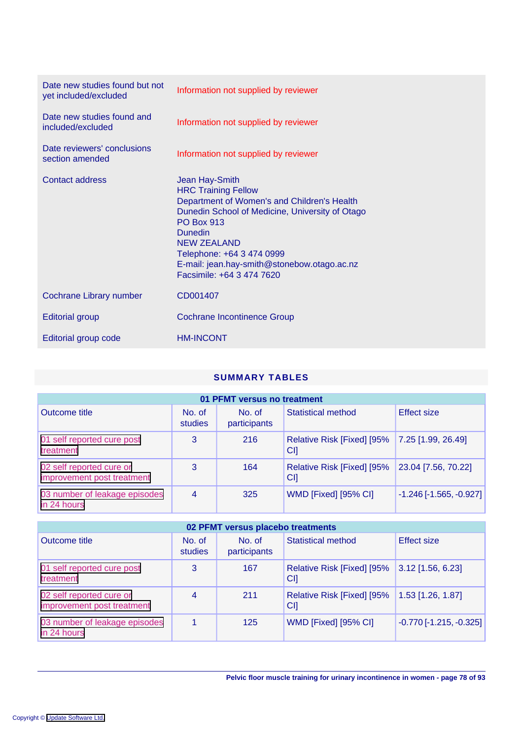| | |
|---|---|
| Date new studies found but not yet included/excluded | Information not supplied by reviewer |
| Date new studies found and included/excluded | Information not supplied by reviewer |
| Date reviewers' conclusions section amended | Information not supplied by reviewer |
| Contact address | Jean Hay-Smith<br>HRC Training Fellow<br>Department of Women's and Children's Health<br>Dunedin School of Medicine, University of Otago<br>PO Box 913<br>Dunedin<br>NEW ZEALAND<br>Telephone: +64 3 474 0999<br>E-mail: jean.hay-smith@stonebow.otago.ac.nz<br>Facsimile: +64 3 474 7620 |
| Cochrane Library number | CD001407 |
| Editorial group | Cochrane Incontinence Group |
| Editorial group code | HM-INCONT |

## SUMMARY TABLES

**01 PFMT versus no treatment**

| Outcome title | No. of studies | No. of participants | Statistical method | Effect size |
|---|---|---|---|---|
| 01 self reported cure post treatment | 3 | 216 | Relative Risk [Fixed] [95% CI] | 7.25 [1.99, 26.49] |
| 02 self reported cure or improvement post treatment | 3 | 164 | Relative Risk [Fixed] [95% CI] | 23.04 [7.56, 70.22] |
| 03 number of leakage episodes in 24 hours | 4 | 325 | WMD [Fixed] [95% CI] | -1.246 [-1.565, -0.927] |

**02 PFMT versus placebo treatments**

| Outcome title | No. of studies | No. of participants | Statistical method | Effect size |
|---|---|---|---|---|
| 01 self reported cure post treatment | 3 | 167 | Relative Risk [Fixed] [95% CI] | 3.12 [1.56, 6.23] |
| 02 self reported cure or improvement post treatment | 4 | 211 | Relative Risk [Fixed] [95% CI] | 1.53 [1.26, 1.87] |
| 03 number of leakage episodes in 24 hours | 1 | 125 | WMD [Fixed] [95% CI] | -0.770 [-1.215, -0.325] |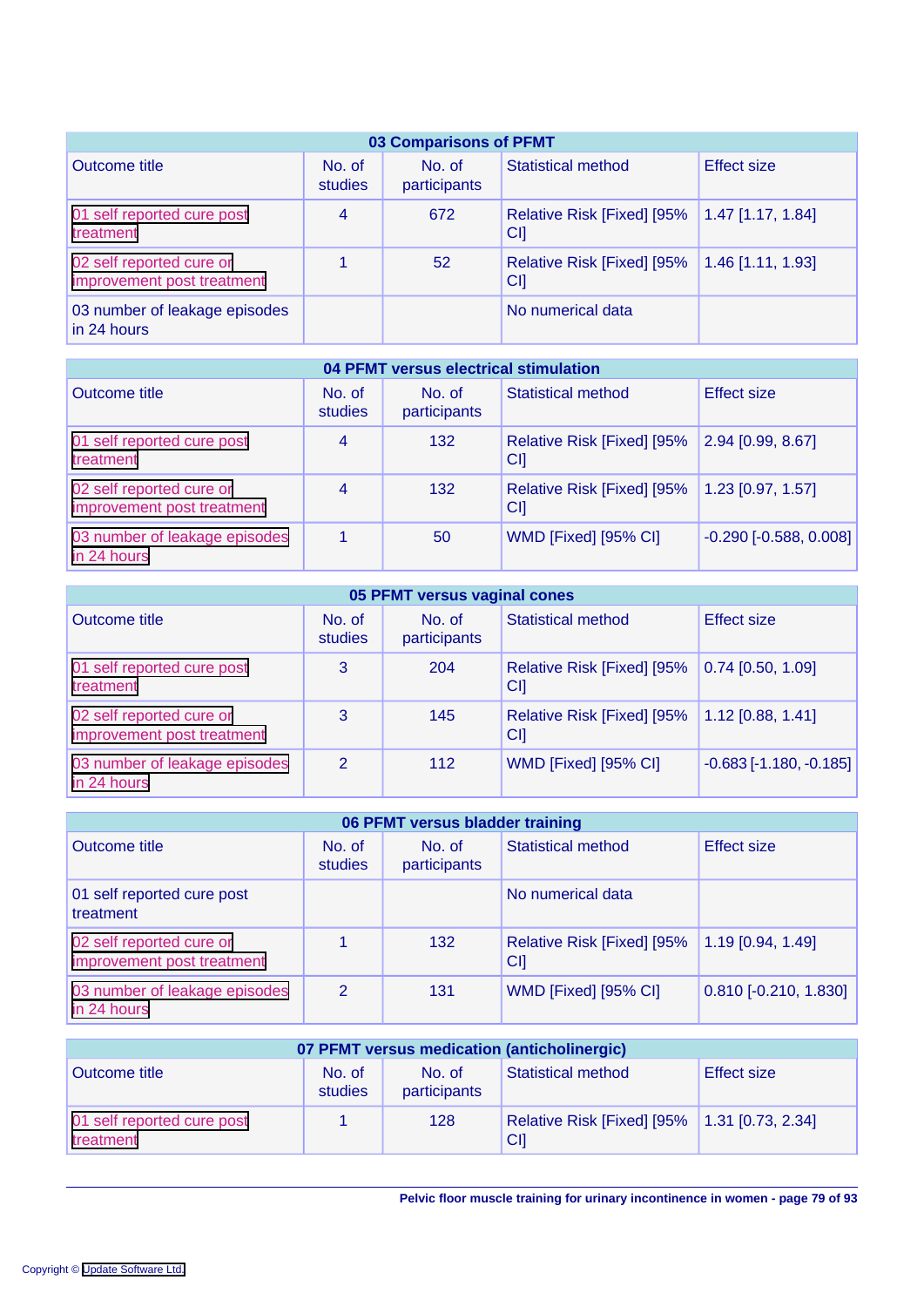| 03 Comparisons of PFMT | | | | |
|---|---|---|---|---|
| Outcome title | No. of studies | No. of participants | Statistical method | Effect size |
| 01 self reported cure post treatment | 4 | 672 | Relative Risk [Fixed] [95% CI] | 1.47 [1.17, 1.84] |
| 02 self reported cure or improvement post treatment | 1 | 52 | Relative Risk [Fixed] [95% CI] | 1.46 [1.11, 1.93] |
| 03 number of leakage episodes in 24 hours | | | No numerical data | |

| 04 PFMT versus electrical stimulation | | | | |
|---|---|---|---|---|
| Outcome title | No. of studies | No. of participants | Statistical method | Effect size |
| 01 self reported cure post treatment | 4 | 132 | Relative Risk [Fixed] [95% CI] | 2.94 [0.99, 8.67] |
| 02 self reported cure or improvement post treatment | 4 | 132 | Relative Risk [Fixed] [95% CI] | 1.23 [0.97, 1.57] |
| 03 number of leakage episodes in 24 hours | 1 | 50 | WMD [Fixed] [95% CI] | -0.290 [-0.588, 0.008] |

| 05 PFMT versus vaginal cones | | | | |
|---|---|---|---|---|
| Outcome title | No. of studies | No. of participants | Statistical method | Effect size |
| 01 self reported cure post treatment | 3 | 204 | Relative Risk [Fixed] [95% CI] | 0.74 [0.50, 1.09] |
| 02 self reported cure or improvement post treatment | 3 | 145 | Relative Risk [Fixed] [95% CI] | 1.12 [0.88, 1.41] |
| 03 number of leakage episodes in 24 hours | 2 | 112 | WMD [Fixed] [95% CI] | -0.683 [-1.180, -0.185] |

| 06 PFMT versus bladder training | | | | |
|---|---|---|---|---|
| Outcome title | No. of studies | No. of participants | Statistical method | Effect size |
| 01 self reported cure post treatment | | | No numerical data | |
| 02 self reported cure or improvement post treatment | 1 | 132 | Relative Risk [Fixed] [95% CI] | 1.19 [0.94, 1.49] |
| 03 number of leakage episodes in 24 hours | 2 | 131 | WMD [Fixed] [95% CI] | 0.810 [-0.210, 1.830] |

| 07 PFMT versus medication (anticholinergic) | | | | |
|---|---|---|---|---|
| Outcome title | No. of studies | No. of participants | Statistical method | Effect size |
| 01 self reported cure post treatment | 1 | 128 | Relative Risk [Fixed] [95% CI] | 1.31 [0.73, 2.34] |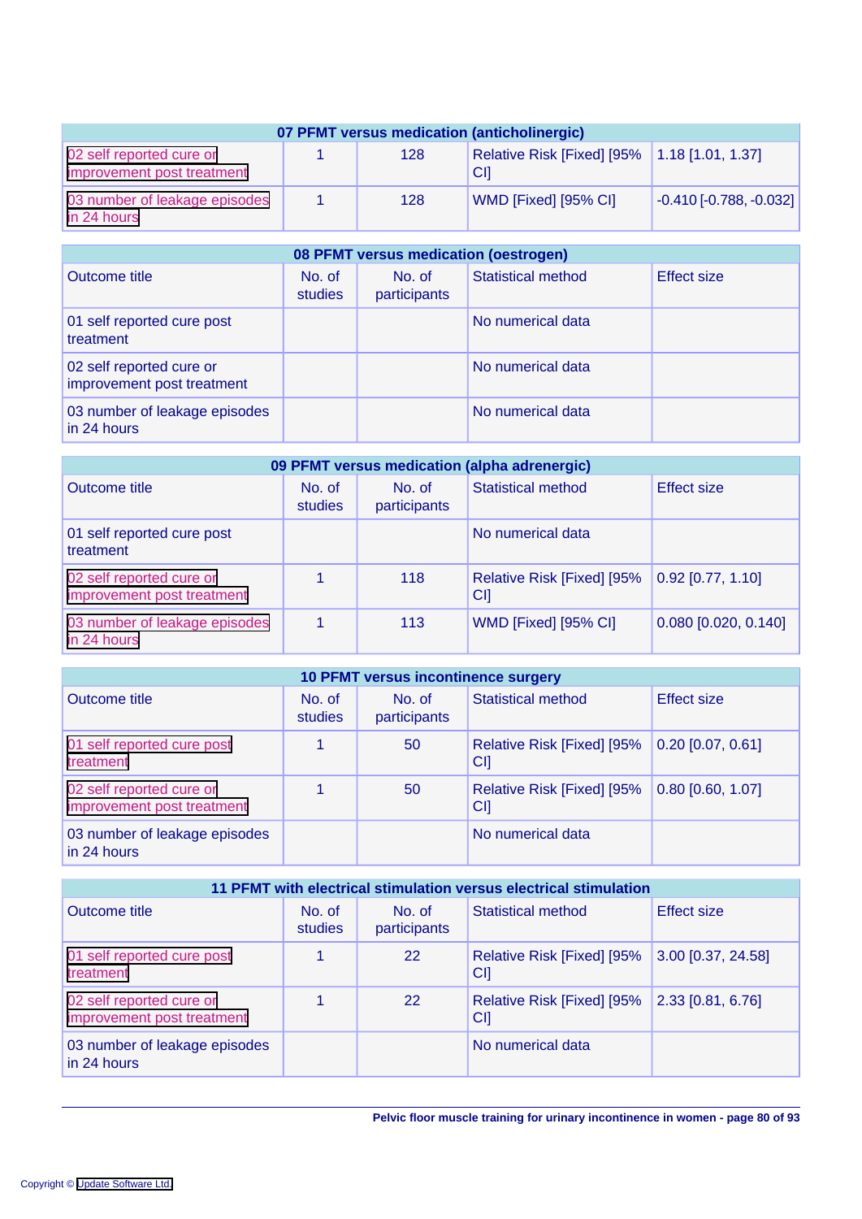| 07 PFMT versus medication (anticholinergic) | | | | |
|---|---|---|---|---|
| 02 self reported cure or improvement post treatment | 1 | 128 | Relative Risk [Fixed] [95% CI] | 1.18 [1.01, 1.37] |
| 03 number of leakage episodes in 24 hours | 1 | 128 | WMD [Fixed] [95% CI] | -0.410 [-0.788, -0.032] |

| 08 PFMT versus medication (oestrogen) | | | | |
|---|---|---|---|---|
| Outcome title | No. of studies | No. of participants | Statistical method | Effect size |
| 01 self reported cure post treatment | | | No numerical data | |
| 02 self reported cure or improvement post treatment | | | No numerical data | |
| 03 number of leakage episodes in 24 hours | | | No numerical data | |

| 09 PFMT versus medication (alpha adrenergic) | | | | |
|---|---|---|---|---|
| Outcome title | No. of studies | No. of participants | Statistical method | Effect size |
| 01 self reported cure post treatment | | | No numerical data | |
| 02 self reported cure or improvement post treatment | 1 | 118 | Relative Risk [Fixed] [95% CI] | 0.92 [0.77, 1.10] |
| 03 number of leakage episodes in 24 hours | 1 | 113 | WMD [Fixed] [95% CI] | 0.080 [0.020, 0.140] |

| 10 PFMT versus incontinence surgery | | | | |
|---|---|---|---|---|
| Outcome title | No. of studies | No. of participants | Statistical method | Effect size |
| 01 self reported cure post treatment | 1 | 50 | Relative Risk [Fixed] [95% CI] | 0.20 [0.07, 0.61] |
| 02 self reported cure or improvement post treatment | 1 | 50 | Relative Risk [Fixed] [95% CI] | 0.80 [0.60, 1.07] |
| 03 number of leakage episodes in 24 hours | | | No numerical data | |

| 11 PFMT with electrical stimulation versus electrical stimulation | | | | |
|---|---|---|---|---|
| Outcome title | No. of studies | No. of participants | Statistical method | Effect size |
| 01 self reported cure post treatment | 1 | 22 | Relative Risk [Fixed] [95% CI] | 3.00 [0.37, 24.58] |
| 02 self reported cure or improvement post treatment | 1 | 22 | Relative Risk [Fixed] [95% CI] | 2.33 [0.81, 6.76] |
| 03 number of leakage episodes in 24 hours | | | No numerical data | |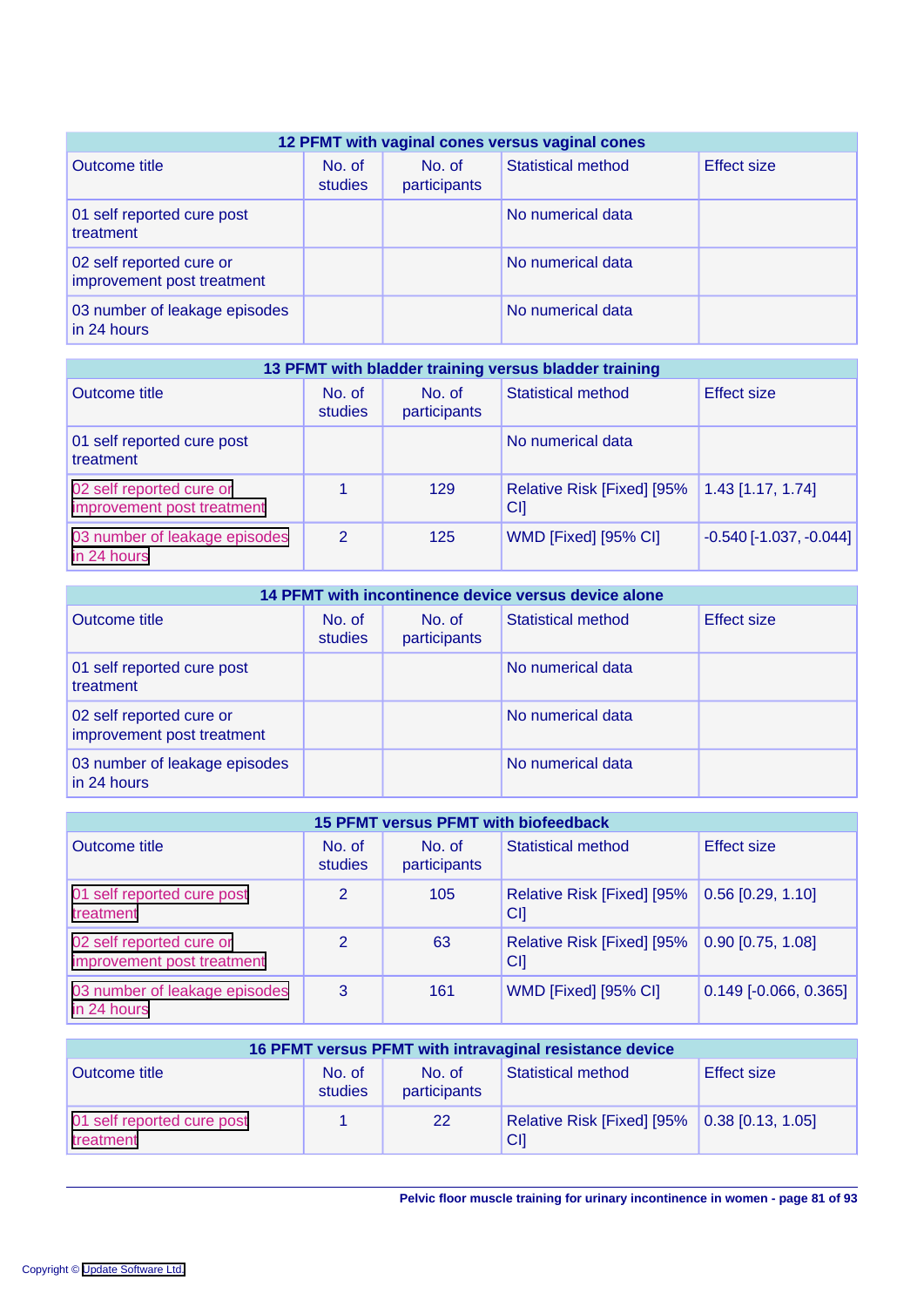| 12 PFMT with vaginal cones versus vaginal cones | | | | |
|---|---|---|---|---|
| Outcome title | No. of studies | No. of participants | Statistical method | Effect size |
| 01 self reported cure post treatment | | | No numerical data | |
| 02 self reported cure or improvement post treatment | | | No numerical data | |
| 03 number of leakage episodes in 24 hours | | | No numerical data | |

| 13 PFMT with bladder training versus bladder training | | | | |
|---|---|---|---|---|
| Outcome title | No. of studies | No. of participants | Statistical method | Effect size |
| 01 self reported cure post treatment | | | No numerical data | |
| 02 self reported cure or improvement post treatment | 1 | 129 | Relative Risk [Fixed] [95% CI] | 1.43 [1.17, 1.74] |
| 03 number of leakage episodes in 24 hours | 2 | 125 | WMD [Fixed] [95% CI] | -0.540 [-1.037, -0.044] |

| 14 PFMT with incontinence device versus device alone | | | | |
|---|---|---|---|---|
| Outcome title | No. of studies | No. of participants | Statistical method | Effect size |
| 01 self reported cure post treatment | | | No numerical data | |
| 02 self reported cure or improvement post treatment | | | No numerical data | |
| 03 number of leakage episodes in 24 hours | | | No numerical data | |

| 15 PFMT versus PFMT with biofeedback | | | | |
|---|---|---|---|---|
| Outcome title | No. of studies | No. of participants | Statistical method | Effect size |
| 01 self reported cure post treatment | 2 | 105 | Relative Risk [Fixed] [95% CI] | 0.56 [0.29, 1.10] |
| 02 self reported cure or improvement post treatment | 2 | 63 | Relative Risk [Fixed] [95% CI] | 0.90 [0.75, 1.08] |
| 03 number of leakage episodes in 24 hours | 3 | 161 | WMD [Fixed] [95% CI] | 0.149 [-0.066, 0.365] |

| 16 PFMT versus PFMT with intravaginal resistance device | | | | |
|---|---|---|---|---|
| Outcome title | No. of studies | No. of participants | Statistical method | Effect size |
| 01 self reported cure post treatment | 1 | 22 | Relative Risk [Fixed] [95% CI] | 0.38 [0.13, 1.05] |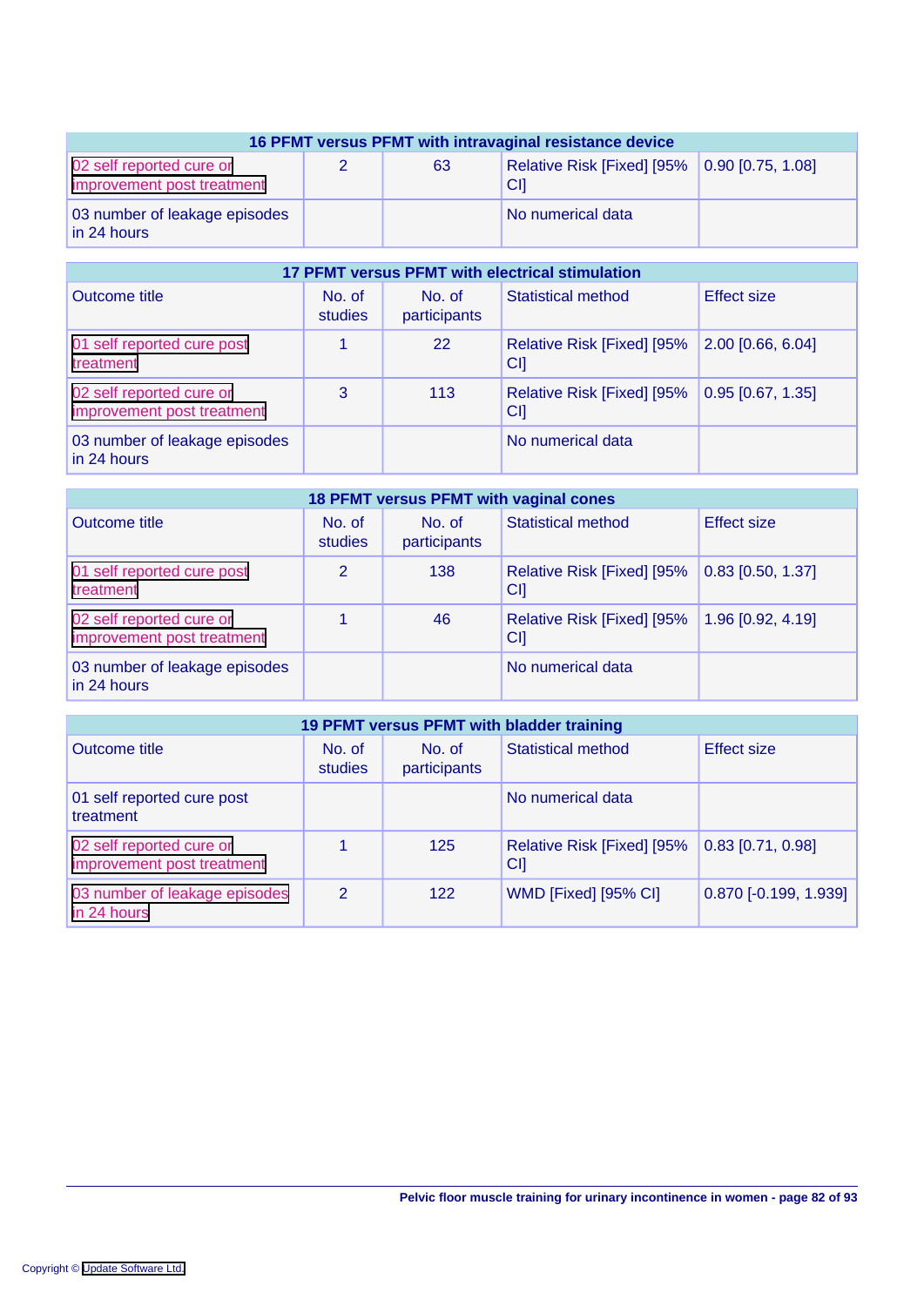| 16 PFMT versus PFMT with intravaginal resistance device | | | | |
|---|---|---|---|---|
| 02 self reported cure or improvement post treatment | 2 | 63 | Relative Risk [Fixed] [95% CI] | 0.90 [0.75, 1.08] |
| 03 number of leakage episodes in 24 hours | | | No numerical data | |

| 17 PFMT versus PFMT with electrical stimulation | | | | |
|---|---|---|---|---|
| Outcome title | No. of studies | No. of participants | Statistical method | Effect size |
| 01 self reported cure post treatment | 1 | 22 | Relative Risk [Fixed] [95% CI] | 2.00 [0.66, 6.04] |
| 02 self reported cure or improvement post treatment | 3 | 113 | Relative Risk [Fixed] [95% CI] | 0.95 [0.67, 1.35] |
| 03 number of leakage episodes in 24 hours | | | No numerical data | |

| 18 PFMT versus PFMT with vaginal cones | | | | |
|---|---|---|---|---|
| Outcome title | No. of studies | No. of participants | Statistical method | Effect size |
| 01 self reported cure post treatment | 2 | 138 | Relative Risk [Fixed] [95% CI] | 0.83 [0.50, 1.37] |
| 02 self reported cure or improvement post treatment | 1 | 46 | Relative Risk [Fixed] [95% CI] | 1.96 [0.92, 4.19] |
| 03 number of leakage episodes in 24 hours | | | No numerical data | |

| 19 PFMT versus PFMT with bladder training | | | | |
|---|---|---|---|---|
| Outcome title | No. of studies | No. of participants | Statistical method | Effect size |
| 01 self reported cure post treatment | | | No numerical data | |
| 02 self reported cure or improvement post treatment | 1 | 125 | Relative Risk [Fixed] [95% CI] | 0.83 [0.71, 0.98] |
| 03 number of leakage episodes in 24 hours | 2 | 122 | WMD [Fixed] [95% CI] | 0.870 [-0.199, 1.939] |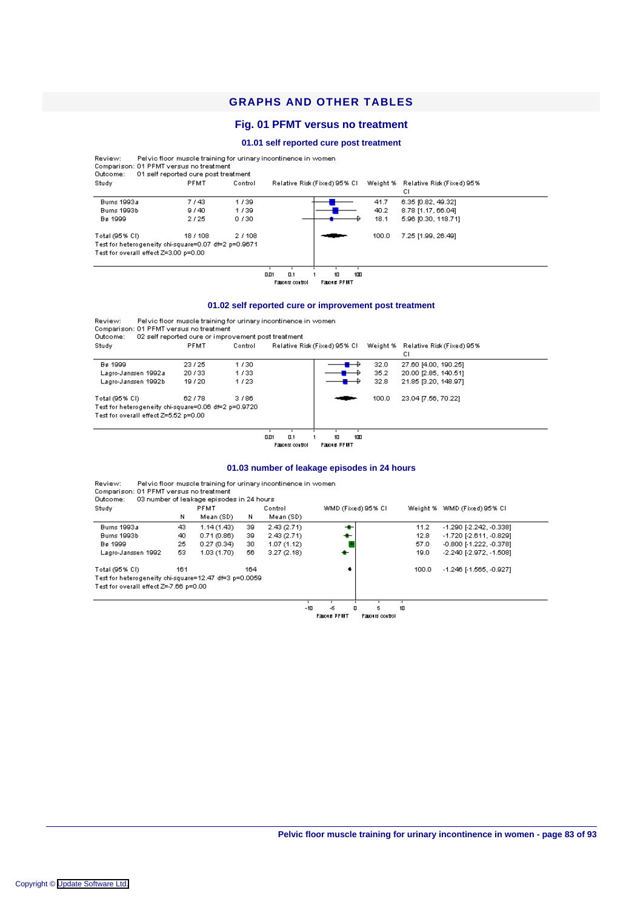## GRAPHS AND OTHER TABLES

### Fig. 01 PFMT versus no treatment

#### 01.01 self reported cure post treatment

Review: Pelvic floor muscle training for urinary incontinence in women
Comparison: 01 PFMT versus no treatment
Outcome: 01 self reported cure post treatment

| Study | PFMT | Control | Relative Risk (Fixed) 95% CI | Weight % | Relative Risk (Fixed) 95% CI |
|---|---|---|---|---|---|
| Burns 1993a | 7 / 43 | 1 / 39 | | 41.7 | 6.35 [0.82, 49.32] |
| Burns 1993b | 9 / 40 | 1 / 39 | | 40.2 | 8.78 [1.17, 66.04] |
| Bø 1999 | 2 / 25 | 0 / 30 | | 18.1 | 5.96 [0.30, 118.71] |
| Total (95% CI) | 18 / 108 | 2 / 108 | | 100.0 | 7.25 [1.99, 26.49] |

Test for heterogeneity chi-square=0.07 df=2 p=0.9671
Test for overall effect Z=3.00 p=0.00

Axis: 0.01 0.1 1 10 100 — Favours control / Favours PFMT

#### 01.02 self reported cure or improvement post treatment

Review: Pelvic floor muscle training for urinary incontinence in women
Comparison: 01 PFMT versus no treatment
Outcome: 02 self reported cure or improvement post treatment

| Study | PFMT | Control | Relative Risk (Fixed) 95% CI | Weight % | Relative Risk (Fixed) 95% CI |
|---|---|---|---|---|---|
| Bø 1999 | 23 / 25 | 1 / 30 | | 32.0 | 27.60 [4.00, 190.25] |
| Lagro-Janssen 1992a | 20 / 33 | 1 / 33 | | 35.2 | 20.00 [2.85, 140.51] |
| Lagro-Janssen 1992b | 19 / 20 | 1 / 23 | | 32.8 | 21.85 [3.20, 148.97] |
| Total (95% CI) | 62 / 78 | 3 / 86 | | 100.0 | 23.04 [7.56, 70.22] |

Test for heterogeneity chi-square=0.06 df=2 p=0.9720
Test for overall effect Z=5.52 p=0.00

Axis: 0.01 0.1 1 10 100 — Favours control / Favours PFMT

#### 01.03 number of leakage episodes in 24 hours

Review: Pelvic floor muscle training for urinary incontinence in women
Comparison: 01 PFMT versus no treatment
Outcome: 03 number of leakage episodes in 24 hours

| Study | PFMT N | PFMT Mean (SD) | Control N | Control Mean (SD) | WMD (Fixed) 95% CI | Weight % | WMD (Fixed) 95% CI |
|---|---|---|---|---|---|---|---|
| Burns 1993a | 43 | 1.14 (1.43) | 39 | 2.43 (2.71) | | 11.2 | -1.290 [-2.242, -0.338] |
| Burns 1993b | 40 | 0.71 (0.86) | 39 | 2.43 (2.71) | | 12.8 | -1.720 [-2.611, -0.829] |
| Bø 1999 | 25 | 0.27 (0.34) | 30 | 1.07 (1.12) | | 57.0 | -0.800 [-1.222, -0.378] |
| Lagro-Janssen 1992 | 53 | 1.03 (1.70) | 56 | 3.27 (2.18) | | 19.0 | -2.240 [-2.972, -1.508] |
| Total (95% CI) | 161 | | 164 | | | 100.0 | -1.246 [-1.565, -0.927] |

Test for heterogeneity chi-square=12.47 df=3 p=0.0059
Test for overall effect Z=-7.66 p=0.00

Axis: -10 -5 0 5 10 — Favours PFMT / Favours control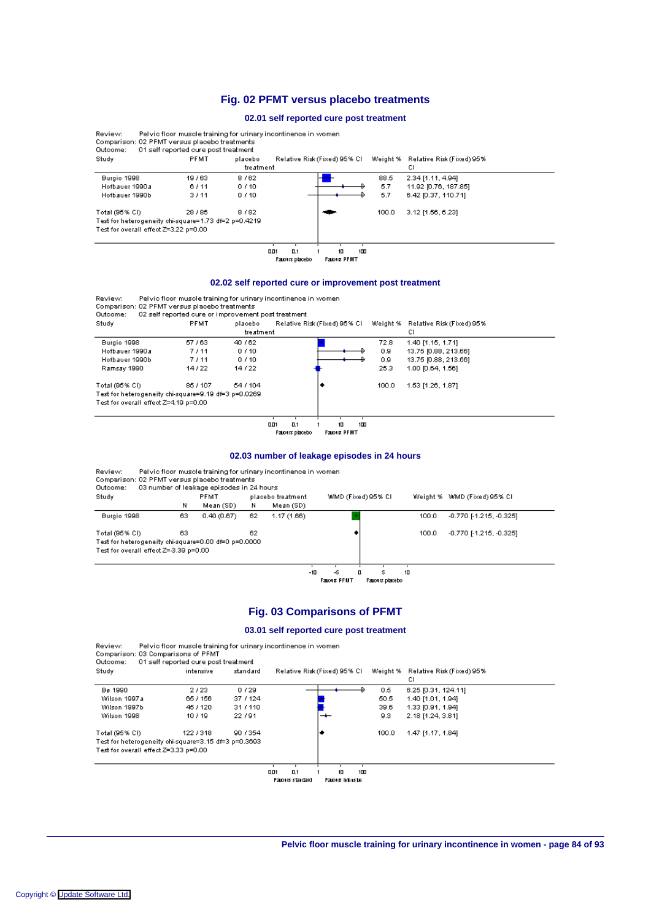## Fig. 02 PFMT versus placebo treatments

### 02.01 self reported cure post treatment

Review: Pelvic floor muscle training for urinary incontinence in women
Comparison: 02 PFMT versus placebo treatments
Outcome: 01 self reported cure post treatment

| Study | PFMT | placebo treatment | Weight % | Relative Risk (Fixed) 95% CI |
|---|---|---|---|---|
| Burgio 1998 | 19 / 63 | 8 / 62 | 88.5 | 2.34 [1.11, 4.94] |
| Hofbauer 1990a | 6 / 11 | 0 / 10 | 5.7 | 11.92 [0.76, 187.85] |
| Hofbauer 1990b | 3 / 11 | 0 / 10 | 5.7 | 6.42 [0.37, 110.71] |
| Total (95% CI) | 28 / 85 | 8 / 82 | 100.0 | 3.12 [1.56, 6.23] |

Test for heterogeneity chi-square=1.73 df=2 p=0.4219
Test for overall effect Z=3.22 p=0.00

Axis: 0.01, 0.1, 1, 10, 100 — Favours placebo / Favours PFMT

### 02.02 self reported cure or improvement post treatment

Review: Pelvic floor muscle training for urinary incontinence in women
Comparison: 02 PFMT versus placebo treatments
Outcome: 02 self reported cure or improvement post treatment

| Study | PFMT | placebo treatment | Weight % | Relative Risk (Fixed) 95% CI |
|---|---|---|---|---|
| Burgio 1998 | 57 / 63 | 40 / 62 | 72.8 | 1.40 [1.15, 1.71] |
| Hofbauer 1990a | 7 / 11 | 0 / 10 | 0.9 | 13.75 [0.88, 213.66] |
| Hofbauer 1990b | 7 / 11 | 0 / 10 | 0.9 | 13.75 [0.88, 213.66] |
| Ramsay 1990 | 14 / 22 | 14 / 22 | 25.3 | 1.00 [0.64, 1.56] |
| Total (95% CI) | 85 / 107 | 54 / 104 | 100.0 | 1.53 [1.26, 1.87] |

Test for heterogeneity chi-square=9.19 df=3 p=0.0269
Test for overall effect Z=4.19 p=0.00

Axis: 0.01, 0.1, 1, 10, 100 — Favours placebo / Favours PFMT

### 02.03 number of leakage episodes in 24 hours

Review: Pelvic floor muscle training for urinary incontinence in women
Comparison: 02 PFMT versus placebo treatments
Outcome: 03 number of leakage episodes in 24 hours

| Study | PFMT N | PFMT Mean (SD) | placebo treatment N | placebo treatment Mean (SD) | Weight % | WMD (Fixed) 95% CI |
|---|---|---|---|---|---|---|
| Burgio 1998 | 63 | 0.40 (0.67) | 62 | 1.17 (1.66) | 100.0 | -0.770 [-1.215, -0.325] |
| Total (95% CI) | 63 | | 62 | | 100.0 | -0.770 [-1.215, -0.325] |

Test for heterogeneity chi-square=0.00 df=0 p=0.0000
Test for overall effect Z=-3.39 p=0.00

Axis: -10, -5, 0, 5, 10 — Favours PFMT / Favours placebo

## Fig. 03 Comparisons of PFMT

### 03.01 self reported cure post treatment

Review: Pelvic floor muscle training for urinary incontinence in women
Comparison: 03 Comparisons of PFMT
Outcome: 01 self reported cure post treatment

| Study | intensive | standard | Weight % | Relative Risk (Fixed) 95% CI |
|---|---|---|---|---|
| Bø 1990 | 2 / 23 | 0 / 29 | 0.5 | 6.25 [0.31, 124.11] |
| Wilson 1997a | 65 / 156 | 37 / 124 | 50.5 | 1.40 [1.01, 1.94] |
| Wilson 1997b | 45 / 120 | 31 / 110 | 39.6 | 1.33 [0.91, 1.94] |
| Wilson 1998 | 10 / 19 | 22 / 91 | 9.3 | 2.18 [1.24, 3.81] |
| Total (95% CI) | 122 / 318 | 90 / 354 | 100.0 | 1.47 [1.17, 1.84] |

Test for heterogeneity chi-square=3.15 df=3 p=0.3693
Test for overall effect Z=3.33 p=0.00

Axis: 0.01, 0.1, 1, 10, 100 — Favours standard / Favours intensive

Copyright © Update Software Ltd.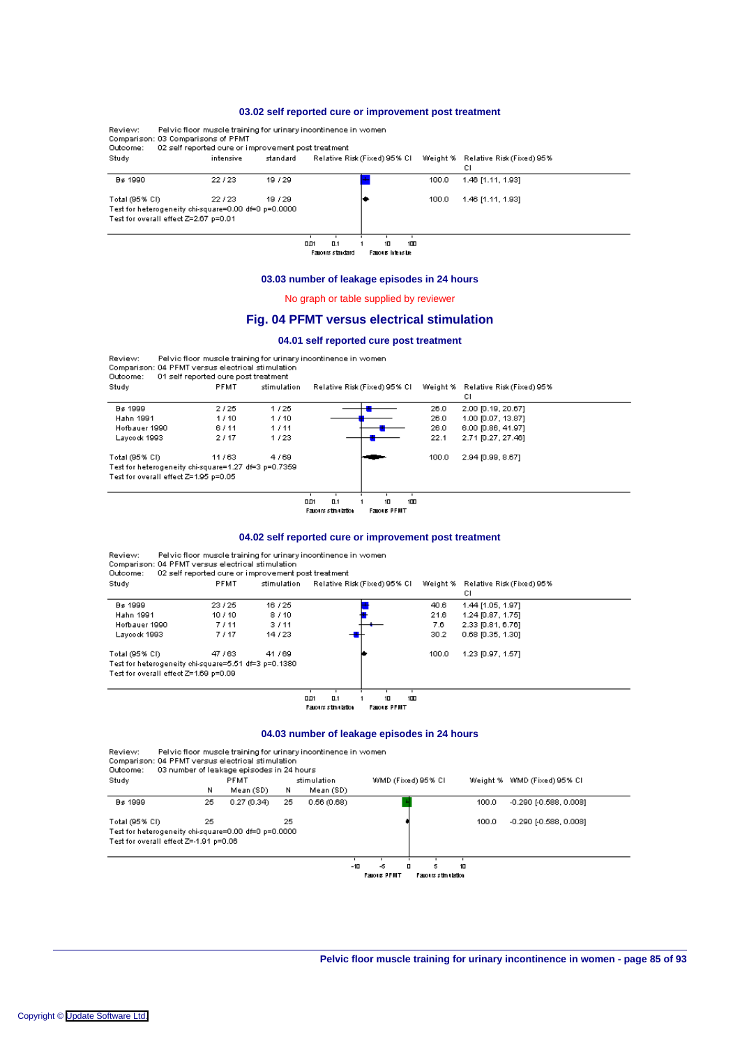### 03.02 self reported cure or improvement post treatment

Review: Pelvic floor muscle training for urinary incontinence in women
Comparison: 03 Comparisons of PFMT
Outcome: 02 self reported cure or improvement post treatment

| Study | intensive | standard | Weight % | Relative Risk (Fixed) 95% CI |
|---|---|---|---|---|
| Bø 1990 | 22 / 23 | 19 / 29 | 100.0 | 1.46 [1.11, 1.93] |
| Total (95% CI) | 22 / 23 | 19 / 29 | 100.0 | 1.46 [1.11, 1.93] |

Test for heterogeneity chi-square=0.00 df=0 p=0.0000
Test for overall effect Z=2.67 p=0.01

0.01 0.1 1 10 100
Favours standard Favours intensive

### 03.03 number of leakage episodes in 24 hours

No graph or table supplied by reviewer

## Fig. 04 PFMT versus electrical stimulation

### 04.01 self reported cure post treatment

Review: Pelvic floor muscle training for urinary incontinence in women
Comparison: 04 PFMT versus electrical stimulation
Outcome: 01 self reported cure post treatment

| Study | PFMT | stimulation | Weight % | Relative Risk (Fixed) 95% CI |
|---|---|---|---|---|
| Bø 1999 | 2 / 25 | 1 / 25 | 26.0 | 2.00 [0.19, 20.67] |
| Hahn 1991 | 1 / 10 | 1 / 10 | 26.0 | 1.00 [0.07, 13.87] |
| Hofbauer 1990 | 6 / 11 | 1 / 11 | 26.0 | 6.00 [0.86, 41.97] |
| Laycock 1993 | 2 / 17 | 1 / 23 | 22.1 | 2.71 [0.27, 27.46] |
| Total (95% CI) | 11 / 63 | 4 / 69 | 100.0 | 2.94 [0.99, 8.67] |

Test for heterogeneity chi-square=1.27 df=3 p=0.7359
Test for overall effect Z=1.95 p=0.05

0.01 0.1 1 10 100
Favours stimulation Favours PFMT

### 04.02 self reported cure or improvement post treatment

Review: Pelvic floor muscle training for urinary incontinence in women
Comparison: 04 PFMT versus electrical stimulation
Outcome: 02 self reported cure or improvement post treatment

| Study | PFMT | stimulation | Weight % | Relative Risk (Fixed) 95% CI |
|---|---|---|---|---|
| Bø 1999 | 23 / 25 | 16 / 25 | 40.6 | 1.44 [1.05, 1.97] |
| Hahn 1991 | 10 / 10 | 8 / 10 | 21.6 | 1.24 [0.87, 1.75] |
| Hofbauer 1990 | 7 / 11 | 3 / 11 | 7.6 | 2.33 [0.81, 6.76] |
| Laycock 1993 | 7 / 17 | 14 / 23 | 30.2 | 0.68 [0.35, 1.30] |
| Total (95% CI) | 47 / 63 | 41 / 69 | 100.0 | 1.23 [0.97, 1.57] |

Test for heterogeneity chi-square=5.51 df=3 p=0.1380
Test for overall effect Z=1.69 p=0.09

0.01 0.1 1 10 100
Favours stimulation Favours PFMT

### 04.03 number of leakage episodes in 24 hours

Review: Pelvic floor muscle training for urinary incontinence in women
Comparison: 04 PFMT versus electrical stimulation
Outcome: 03 number of leakage episodes in 24 hours

| Study | PFMT N | PFMT Mean (SD) | stimulation N | stimulation Mean (SD) | Weight % | WMD (Fixed) 95% CI |
|---|---|---|---|---|---|---|
| Bø 1999 | 25 | 0.27 (0.34) | 25 | 0.56 (0.68) | 100.0 | -0.290 [-0.588, 0.008] |
| Total (95% CI) | 25 | | 25 | | 100.0 | -0.290 [-0.588, 0.008] |

Test for heterogeneity chi-square=0.00 df=0 p=0.0000
Test for overall effect Z=-1.91 p=0.06

-10 -5 0 5 10
Favours PFMT Favours stimulation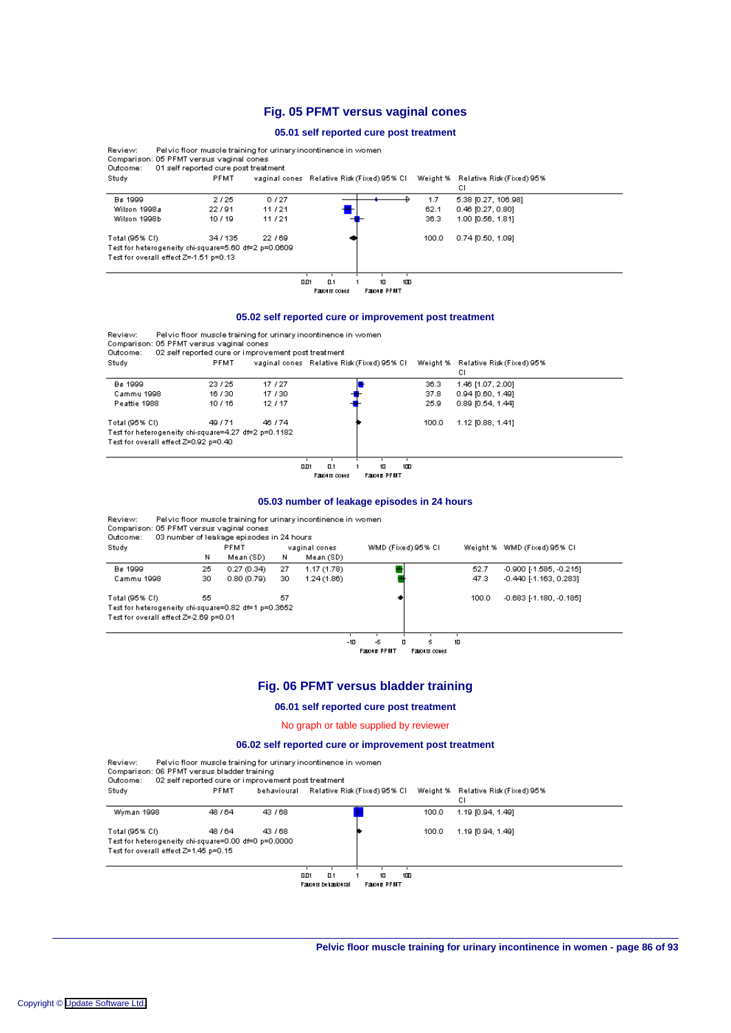## Fig. 05 PFMT versus vaginal cones

### 05.01 self reported cure post treatment

Review: Pelvic floor muscle training for urinary incontinence in women
Comparison: 05 PFMT versus vaginal cones
Outcome: 01 self reported cure post treatment

| Study | PFMT | vaginal cones | Weight % | Relative Risk (Fixed) 95% CI |
|---|---|---|---|---|
| Bø 1999 | 2 / 25 | 0 / 27 | 1.7 | 5.38 [0.27, 106.98] |
| Wilson 1998a | 22 / 91 | 11 / 21 | 62.1 | 0.46 [0.27, 0.80] |
| Wilson 1998b | 10 / 19 | 11 / 21 | 36.3 | 1.00 [0.56, 1.81] |
| Total (95% CI) | 34 / 135 | 22 / 69 | 100.0 | 0.74 [0.50, 1.09] |

Test for heterogeneity chi-square=5.60 df=2 p=0.0609
Test for overall effect Z=-1.51 p=0.13

Scale: 0.01 0.1 1 10 100 — Favours cones / Favours PFMT

### 05.02 self reported cure or improvement post treatment

Review: Pelvic floor muscle training for urinary incontinence in women
Comparison: 05 PFMT versus vaginal cones
Outcome: 02 self reported cure or improvement post treatment

| Study | PFMT | vaginal cones | Weight % | Relative Risk (Fixed) 95% CI |
|---|---|---|---|---|
| Bø 1999 | 23 / 25 | 17 / 27 | 36.3 | 1.46 [1.07, 2.00] |
| Cammu 1998 | 16 / 30 | 17 / 30 | 37.8 | 0.94 [0.60, 1.49] |
| Peattie 1988 | 10 / 16 | 12 / 17 | 25.9 | 0.89 [0.54, 1.44] |
| Total (95% CI) | 49 / 71 | 46 / 74 | 100.0 | 1.12 [0.88, 1.41] |

Test for heterogeneity chi-square=4.27 df=2 p=0.1182
Test for overall effect Z=0.92 p=0.40

Scale: 0.01 0.1 1 10 100 — Favours cones / Favours PFMT

### 05.03 number of leakage episodes in 24 hours

Review: Pelvic floor muscle training for urinary incontinence in women
Comparison: 05 PFMT versus vaginal cones
Outcome: 03 number of leakage episodes in 24 hours

| Study | PFMT N | PFMT Mean (SD) | vaginal cones N | vaginal cones Mean (SD) | Weight % | WMD (Fixed) 95% CI |
|---|---|---|---|---|---|---|
| Bø 1999 | 25 | 0.27 (0.34) | 27 | 1.17 (1.78) | 52.7 | -0.900 [-1.585, -0.215] |
| Cammu 1998 | 30 | 0.80 (0.79) | 30 | 1.24 (1.86) | 47.3 | -0.440 [-1.163, 0.283] |
| Total (95% CI) | 55 | | 57 | | 100.0 | -0.683 [-1.180, -0.185] |

Test for heterogeneity chi-square=0.82 df=1 p=0.3652
Test for overall effect Z=-2.69 p=0.01

Scale: -10 -5 0 5 10 — Favours PFMT / Favours cones

## Fig. 06 PFMT versus bladder training

### 06.01 self reported cure post treatment

No graph or table supplied by reviewer

### 06.02 self reported cure or improvement post treatment

Review: Pelvic floor muscle training for urinary incontinence in women
Comparison: 06 PFMT versus bladder training
Outcome: 02 self reported cure or improvement post treatment

| Study | PFMT | behavioural | Weight % | Relative Risk (Fixed) 95% CI |
|---|---|---|---|---|
| Wyman 1998 | 48 / 64 | 43 / 68 | 100.0 | 1.19 [0.94, 1.49] |
| Total (95% CI) | 48 / 64 | 43 / 68 | 100.0 | 1.19 [0.94, 1.49] |

Test for heterogeneity chi-square=0.00 df=0 p=0.0000
Test for overall effect Z=1.45 p=0.15

Scale: 0.01 0.1 1 10 100 — Favours behavioural / Favours PFMT

Copyright © Update Software Ltd.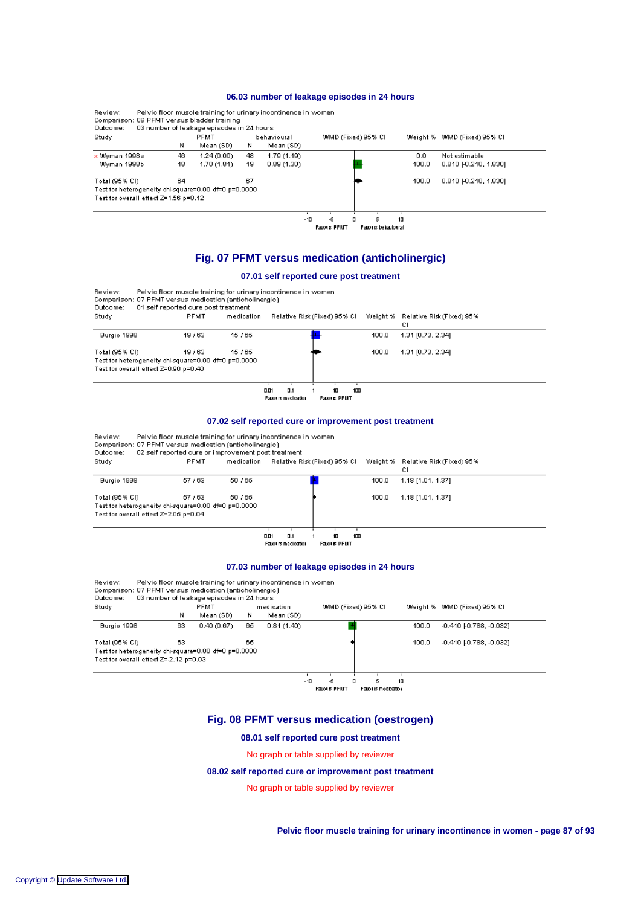### 06.03 number of leakage episodes in 24 hours

Review: Pelvic floor muscle training for urinary incontinence in women
Comparison: 06 PFMT versus bladder training
Outcome: 03 number of leakage episodes in 24 hours

| Study | PFMT N | PFMT Mean (SD) | behavioural N | behavioural Mean (SD) | WMD (Fixed) 95% CI | Weight % | WMD (Fixed) 95% CI |
|---|---|---|---|---|---|---|---|
| × Wyman 1998a | 46 | 1.24 (0.00) | 48 | 1.79 (1.19) | | 0.0 | Not estimable |
| Wyman 1998b | 18 | 1.70 (1.81) | 19 | 0.89 (1.30) | | 100.0 | 0.810 [-0.210, 1.830] |
| Total (95% CI) | 64 | | 67 | | | 100.0 | 0.810 [-0.210, 1.830] |

Test for heterogeneity chi-square=0.00 df=0 p=0.0000
Test for overall effect Z=1.56 p=0.12

-10 -5 0 5 10
Favours PFMT Favours behavioural

## Fig. 07 PFMT versus medication (anticholinergic)

### 07.01 self reported cure post treatment

Review: Pelvic floor muscle training for urinary incontinence in women
Comparison: 07 PFMT versus medication (anticholinergic)
Outcome: 01 self reported cure post treatment

| Study | PFMT | medication | Relative Risk (Fixed) 95% CI | Weight % | Relative Risk (Fixed) 95% CI |
|---|---|---|---|---|---|
| Burgio 1998 | 19 / 63 | 15 / 65 | | 100.0 | 1.31 [0.73, 2.34] |
| Total (95% CI) | 19 / 63 | 15 / 65 | | 100.0 | 1.31 [0.73, 2.34] |

Test for heterogeneity chi-square=0.00 df=0 p=0.0000
Test for overall effect Z=0.90 p=0.40

0.01 0.1 1 10 100
Favours medication Favours PFMT

### 07.02 self reported cure or improvement post treatment

Review: Pelvic floor muscle training for urinary incontinence in women
Comparison: 07 PFMT versus medication (anticholinergic)
Outcome: 02 self reported cure or improvement post treatment

| Study | PFMT | medication | Relative Risk (Fixed) 95% CI | Weight % | Relative Risk (Fixed) 95% CI |
|---|---|---|---|---|---|
| Burgio 1998 | 57 / 63 | 50 / 65 | | 100.0 | 1.18 [1.01, 1.37] |
| Total (95% CI) | 57 / 63 | 50 / 65 | | 100.0 | 1.18 [1.01, 1.37] |

Test for heterogeneity chi-square=0.00 df=0 p=0.0000
Test for overall effect Z=2.05 p=0.04

0.01 0.1 1 10 100
Favours medication Favours PFMT

### 07.03 number of leakage episodes in 24 hours

Review: Pelvic floor muscle training for urinary incontinence in women
Comparison: 07 PFMT versus medication (anticholinergic)
Outcome: 03 number of leakage episodes in 24 hours

| Study | PFMT N | PFMT Mean (SD) | medication N | medication Mean (SD) | WMD (Fixed) 95% CI | Weight % | WMD (Fixed) 95% CI |
|---|---|---|---|---|---|---|---|
| Burgio 1998 | 63 | 0.40 (0.67) | 65 | 0.81 (1.40) | | 100.0 | -0.410 [-0.788, -0.032] |
| Total (95% CI) | 63 | | 65 | | | 100.0 | -0.410 [-0.788, -0.032] |

Test for heterogeneity chi-square=0.00 df=0 p=0.0000
Test for overall effect Z=-2.12 p=0.03

-10 -5 0 5 10
Favours PFMT Favours medication

## Fig. 08 PFMT versus medication (oestrogen)

### 08.01 self reported cure post treatment

No graph or table supplied by reviewer

### 08.02 self reported cure or improvement post treatment

No graph or table supplied by reviewer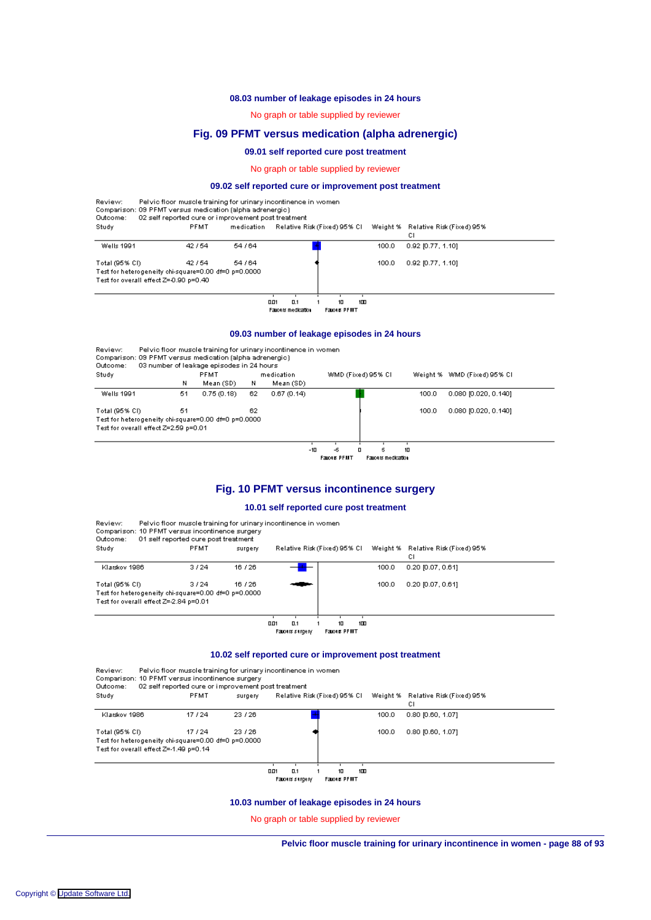### 08.03 number of leakage episodes in 24 hours

No graph or table supplied by reviewer

## Fig. 09 PFMT versus medication (alpha adrenergic)

### 09.01 self reported cure post treatment

No graph or table supplied by reviewer

### 09.02 self reported cure or improvement post treatment

Review: Pelvic floor muscle training for urinary incontinence in women
Comparison: 09 PFMT versus medication (alpha adrenergic)
Outcome: 02 self reported cure or improvement post treatment

| Study | PFMT | medication | Weight % | Relative Risk (Fixed) 95% CI |
|---|---|---|---|---|
| Wells 1991 | 42 / 54 | 54 / 64 | 100.0 | 0.92 [0.77, 1.10] |
| Total (95% CI) | 42 / 54 | 54 / 64 | 100.0 | 0.92 [0.77, 1.10] |

Test for heterogeneity chi-square=0.00 df=0 p=0.0000
Test for overall effect Z=-0.90 p=0.40

Scale: 0.01 0.1 1 10 100 — Favours medication / Favours PFMT

### 09.03 number of leakage episodes in 24 hours

Review: Pelvic floor muscle training for urinary incontinence in women
Comparison: 09 PFMT versus medication (alpha adrenergic)
Outcome: 03 number of leakage episodes in 24 hours

| Study | PFMT N | PFMT Mean (SD) | medication N | medication Mean (SD) | Weight % | WMD (Fixed) 95% CI |
|---|---|---|---|---|---|---|
| Wells 1991 | 51 | 0.75 (0.18) | 62 | 0.67 (0.14) | 100.0 | 0.080 [0.020, 0.140] |
| Total (95% CI) | 51 | | 62 | | 100.0 | 0.080 [0.020, 0.140] |

Test for heterogeneity chi-square=0.00 df=0 p=0.0000
Test for overall effect Z=2.59 p=0.01

Scale: -10 -5 0 5 10 — Favours PFMT / Favours medication

## Fig. 10 PFMT versus incontinence surgery

### 10.01 self reported cure post treatment

Review: Pelvic floor muscle training for urinary incontinence in women
Comparison: 10 PFMT versus incontinence surgery
Outcome: 01 self reported cure post treatment

| Study | PFMT | surgery | Weight % | Relative Risk (Fixed) 95% CI |
|---|---|---|---|---|
| Klarskov 1986 | 3 / 24 | 16 / 26 | 100.0 | 0.20 [0.07, 0.61] |
| Total (95% CI) | 3 / 24 | 16 / 26 | 100.0 | 0.20 [0.07, 0.61] |

Test for heterogeneity chi-square=0.00 df=0 p=0.0000
Test for overall effect Z=-2.84 p=0.01

Scale: 0.01 0.1 1 10 100 — Favours surgery / Favours PFMT

### 10.02 self reported cure or improvement post treatment

Review: Pelvic floor muscle training for urinary incontinence in women
Comparison: 10 PFMT versus incontinence surgery
Outcome: 02 self reported cure or improvement post treatment

| Study | PFMT | surgery | Weight % | Relative Risk (Fixed) 95% CI |
|---|---|---|---|---|
| Klarskov 1986 | 17 / 24 | 23 / 26 | 100.0 | 0.80 [0.60, 1.07] |
| Total (95% CI) | 17 / 24 | 23 / 26 | 100.0 | 0.80 [0.60, 1.07] |

Test for heterogeneity chi-square=0.00 df=0 p=0.0000
Test for overall effect Z=-1.49 p=0.14

Scale: 0.01 0.1 1 10 100 — Favours surgery / Favours PFMT

### 10.03 number of leakage episodes in 24 hours

No graph or table supplied by reviewer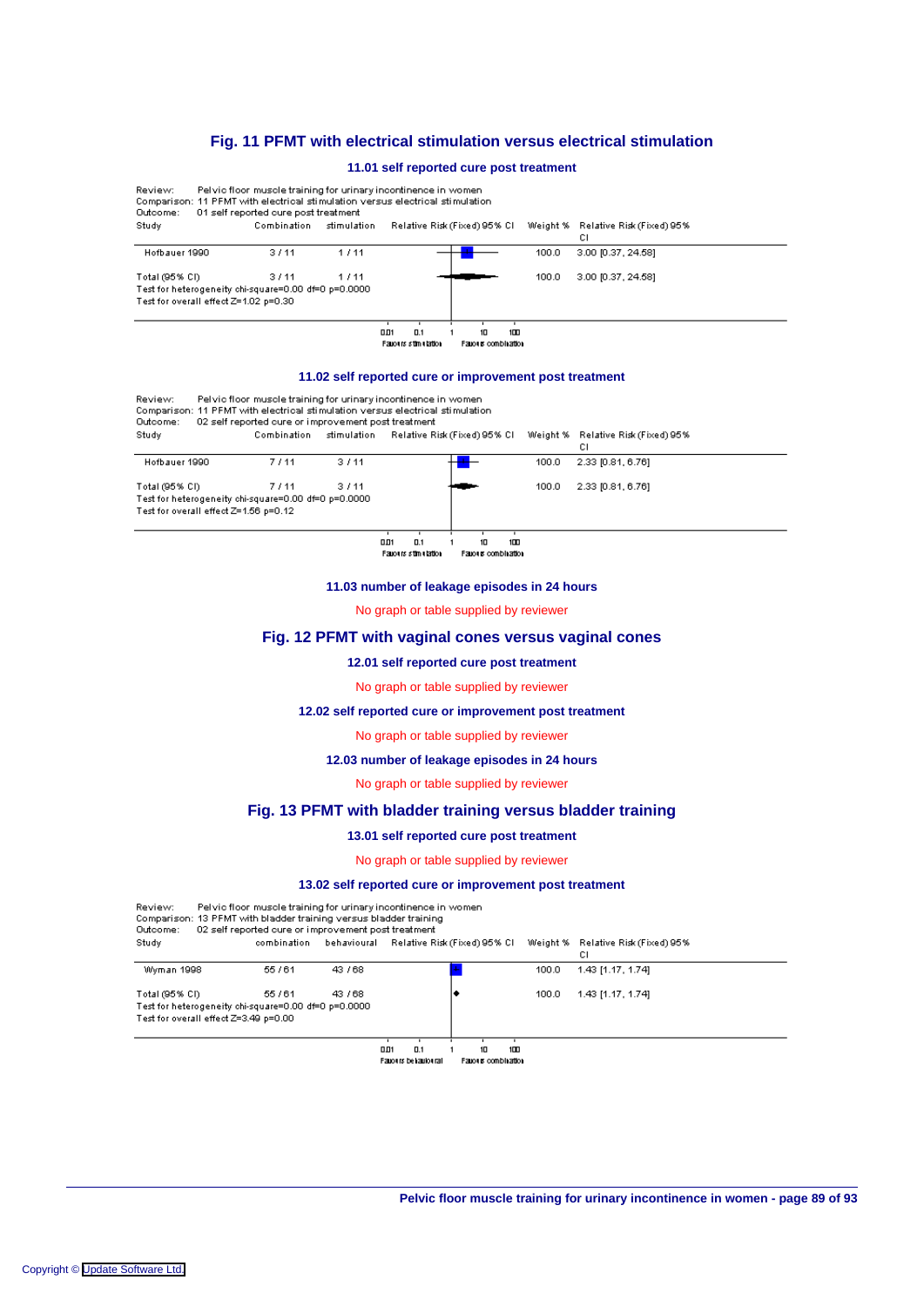## Fig. 11 PFMT with electrical stimulation versus electrical stimulation

### 11.01 self reported cure post treatment

Review: Pelvic floor muscle training for urinary incontinence in women
Comparison: 11 PFMT with electrical stimulation versus electrical stimulation
Outcome: 01 self reported cure post treatment

| Study | Combination | stimulation | Relative Risk (Fixed) 95% CI | Weight % | Relative Risk (Fixed) 95% CI |
|---|---|---|---|---|---|
| Hofbauer 1990 | 3 / 11 | 1 / 11 | | 100.0 | 3.00 [0.37, 24.58] |
| Total (95% CI) | 3 / 11 | 1 / 11 | | 100.0 | 3.00 [0.37, 24.58] |

Test for heterogeneity chi-square=0.00 df=0 p=0.0000
Test for overall effect Z=1.02 p=0.30

0.01 0.1 1 10 100
Favours stimulation Favours combination

### 11.02 self reported cure or improvement post treatment

Review: Pelvic floor muscle training for urinary incontinence in women
Comparison: 11 PFMT with electrical stimulation versus electrical stimulation
Outcome: 02 self reported cure or improvement post treatment

| Study | Combination | stimulation | Relative Risk (Fixed) 95% CI | Weight % | Relative Risk (Fixed) 95% CI |
|---|---|---|---|---|---|
| Hofbauer 1990 | 7 / 11 | 3 / 11 | | 100.0 | 2.33 [0.81, 6.76] |
| Total (95% CI) | 7 / 11 | 3 / 11 | | 100.0 | 2.33 [0.81, 6.76] |

Test for heterogeneity chi-square=0.00 df=0 p=0.0000
Test for overall effect Z=1.56 p=0.12

0.01 0.1 1 10 100
Favours stimulation Favours combination

### 11.03 number of leakage episodes in 24 hours

No graph or table supplied by reviewer

## Fig. 12 PFMT with vaginal cones versus vaginal cones

### 12.01 self reported cure post treatment

No graph or table supplied by reviewer

### 12.02 self reported cure or improvement post treatment

No graph or table supplied by reviewer

### 12.03 number of leakage episodes in 24 hours

No graph or table supplied by reviewer

## Fig. 13 PFMT with bladder training versus bladder training

### 13.01 self reported cure post treatment

No graph or table supplied by reviewer

### 13.02 self reported cure or improvement post treatment

Review: Pelvic floor muscle training for urinary incontinence in women
Comparison: 13 PFMT with bladder training versus bladder training
Outcome: 02 self reported cure or improvement post treatment

| Study | combination | behavioural | Relative Risk (Fixed) 95% CI | Weight % | Relative Risk (Fixed) 95% CI |
|---|---|---|---|---|---|
| Wyman 1998 | 55 / 61 | 43 / 68 | | 100.0 | 1.43 [1.17, 1.74] |
| Total (95% CI) | 55 / 61 | 43 / 68 | | 100.0 | 1.43 [1.17, 1.74] |

Test for heterogeneity chi-square=0.00 df=0 p=0.0000
Test for overall effect Z=3.49 p=0.00

0.01 0.1 1 10 100
Favours behavioural Favours combination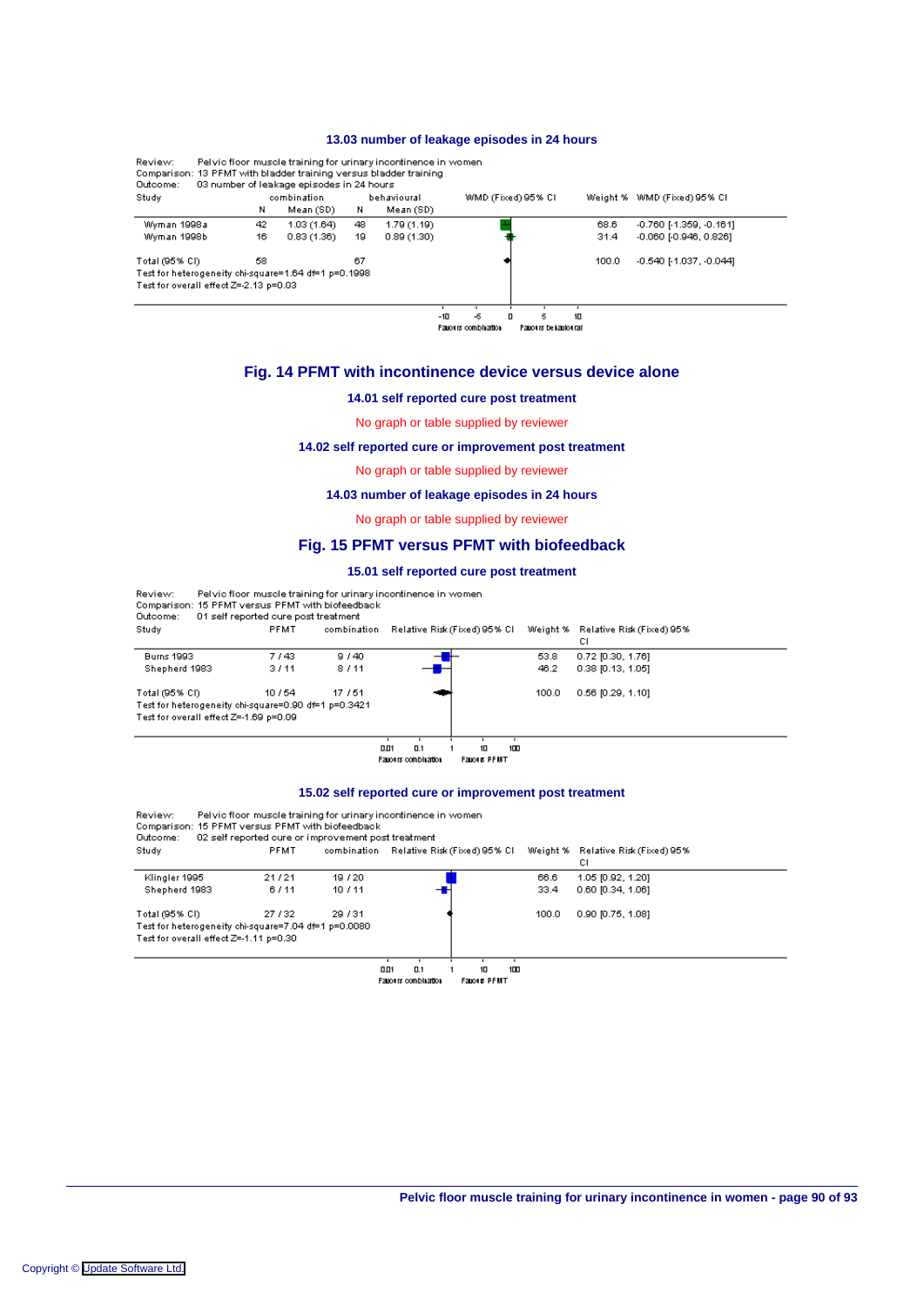### 13.03 number of leakage episodes in 24 hours

Review: Pelvic floor muscle training for urinary incontinence in women
Comparison: 13 PFMT with bladder training versus bladder training
Outcome: 03 number of leakage episodes in 24 hours

| Study | combination N | combination Mean (SD) | behavioural N | behavioural Mean (SD) | Weight % | WMD (Fixed) 95% CI |
|---|---|---|---|---|---|---|
| Wyman 1998a | 42 | 1.03 (1.64) | 48 | 1.79 (1.19) | 68.6 | -0.760 [-1.359, -0.161] |
| Wyman 1998b | 16 | 0.83 (1.36) | 19 | 0.89 (1.30) | 31.4 | -0.060 [-0.946, 0.826] |
| Total (95% CI) | 58 | | 67 | | 100.0 | -0.540 [-1.037, -0.044] |

Test for heterogeneity chi-square=1.64 df=1 p=0.1998
Test for overall effect Z=-2.13 p=0.03

Axis: -10, -5, 0, 5, 10 — Favours combination / Favours behavioural

## Fig. 14 PFMT with incontinence device versus device alone

### 14.01 self reported cure post treatment

No graph or table supplied by reviewer

### 14.02 self reported cure or improvement post treatment

No graph or table supplied by reviewer

### 14.03 number of leakage episodes in 24 hours

No graph or table supplied by reviewer

## Fig. 15 PFMT versus PFMT with biofeedback

### 15.01 self reported cure post treatment

Review: Pelvic floor muscle training for urinary incontinence in women
Comparison: 15 PFMT versus PFMT with biofeedback
Outcome: 01 self reported cure post treatment

| Study | PFMT | combination | Weight % | Relative Risk (Fixed) 95% CI |
|---|---|---|---|---|
| Burns 1993 | 7 / 43 | 9 / 40 | 53.8 | 0.72 [0.30, 1.76] |
| Shepherd 1983 | 3 / 11 | 8 / 11 | 46.2 | 0.38 [0.13, 1.05] |
| Total (95% CI) | 10 / 54 | 17 / 51 | 100.0 | 0.56 [0.29, 1.10] |

Test for heterogeneity chi-square=0.90 df=1 p=0.3421
Test for overall effect Z=-1.69 p=0.09

Axis: 0.01, 0.1, 1, 10, 100 — Favours combination / Favours PFMT

### 15.02 self reported cure or improvement post treatment

Review: Pelvic floor muscle training for urinary incontinence in women
Comparison: 15 PFMT versus PFMT with biofeedback
Outcome: 02 self reported cure or improvement post treatment

| Study | PFMT | combination | Weight % | Relative Risk (Fixed) 95% CI |
|---|---|---|---|---|
| Klingler 1995 | 21 / 21 | 19 / 20 | 66.6 | 1.05 [0.92, 1.20] |
| Shepherd 1983 | 6 / 11 | 10 / 11 | 33.4 | 0.60 [0.34, 1.06] |
| Total (95% CI) | 27 / 32 | 29 / 31 | 100.0 | 0.90 [0.75, 1.08] |

Test for heterogeneity chi-square=7.04 df=1 p=0.0080
Test for overall effect Z=-1.11 p=0.30

Axis: 0.01, 0.1, 1, 10, 100 — Favours combination / Favours PFMT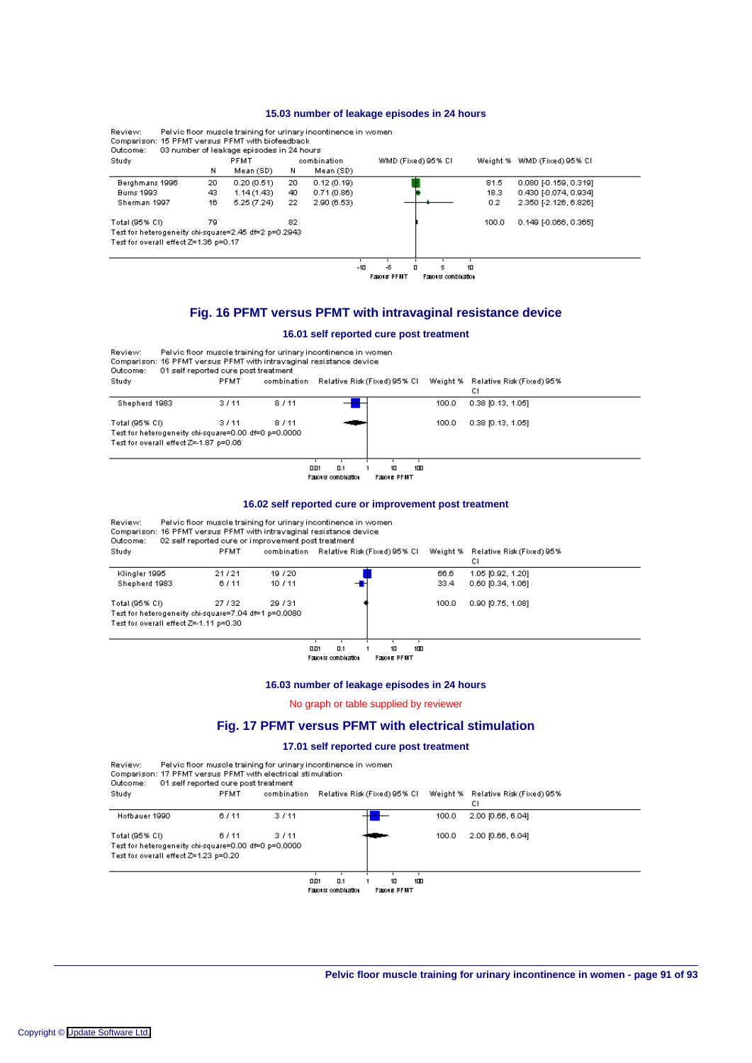### 15.03 number of leakage episodes in 24 hours

Review: Pelvic floor muscle training for urinary incontinence in women
Comparison: 15 PFMT versus PFMT with biofeedback
Outcome: 03 number of leakage episodes in 24 hours

| Study | PFMT N | PFMT Mean (SD) | combination N | combination Mean (SD) | Weight % | WMD (Fixed) 95% CI |
|---|---|---|---|---|---|---|
| Berghmans 1996 | 20 | 0.20 (0.51) | 20 | 0.12 (0.19) | 81.5 | 0.080 [-0.159, 0.319] |
| Burns 1993 | 43 | 1.14 (1.43) | 40 | 0.71 (0.86) | 18.3 | 0.430 [-0.074, 0.934] |
| Sherman 1997 | 16 | 5.25 (7.24) | 22 | 2.90 (6.53) | 0.2 | 2.350 [-2.126, 6.826] |
| Total (95% CI) | 79 | | 82 | | 100.0 | 0.149 [-0.066, 0.365] |

Test for heterogeneity chi-square=2.45 df=2 p=0.2943
Test for overall effect Z=1.36 p=0.17

Favours PFMT | Favours combination

## Fig. 16 PFMT versus PFMT with intravaginal resistance device

### 16.01 self reported cure post treatment

Review: Pelvic floor muscle training for urinary incontinence in women
Comparison: 16 PFMT versus PFMT with intravaginal resistance device
Outcome: 01 self reported cure post treatment

| Study | PFMT | combination | Weight % | Relative Risk (Fixed) 95% CI |
|---|---|---|---|---|
| Shepherd 1983 | 3 / 11 | 8 / 11 | 100.0 | 0.38 [0.13, 1.05] |
| Total (95% CI) | 3 / 11 | 8 / 11 | 100.0 | 0.38 [0.13, 1.05] |

Test for heterogeneity chi-square=0.00 df=0 p=0.0000
Test for overall effect Z=-1.87 p=0.06

Favours combination | Favours PFMT

### 16.02 self reported cure or improvement post treatment

Review: Pelvic floor muscle training for urinary incontinence in women
Comparison: 16 PFMT versus PFMT with intravaginal resistance device
Outcome: 02 self reported cure or improvement post treatment

| Study | PFMT | combination | Weight % | Relative Risk (Fixed) 95% CI |
|---|---|---|---|---|
| Klingler 1995 | 21 / 21 | 19 / 20 | 66.6 | 1.05 [0.92, 1.20] |
| Shepherd 1983 | 6 / 11 | 10 / 11 | 33.4 | 0.60 [0.34, 1.06] |
| Total (95% CI) | 27 / 32 | 29 / 31 | 100.0 | 0.90 [0.75, 1.08] |

Test for heterogeneity chi-square=7.04 df=1 p=0.0080
Test for overall effect Z=-1.11 p=0.30

Favours combination | Favours PFMT

### 16.03 number of leakage episodes in 24 hours

No graph or table supplied by reviewer

## Fig. 17 PFMT versus PFMT with electrical stimulation

### 17.01 self reported cure post treatment

Review: Pelvic floor muscle training for urinary incontinence in women
Comparison: 17 PFMT versus PFMT with electrical stimulation
Outcome: 01 self reported cure post treatment

| Study | PFMT | combination | Weight % | Relative Risk (Fixed) 95% CI |
|---|---|---|---|---|
| Hofbauer 1990 | 6 / 11 | 3 / 11 | 100.0 | 2.00 [0.66, 6.04] |
| Total (95% CI) | 6 / 11 | 3 / 11 | 100.0 | 2.00 [0.66, 6.04] |

Test for heterogeneity chi-square=0.00 df=0 p=0.0000
Test for overall effect Z=1.23 p=0.20

Favours combination | Favours PFMT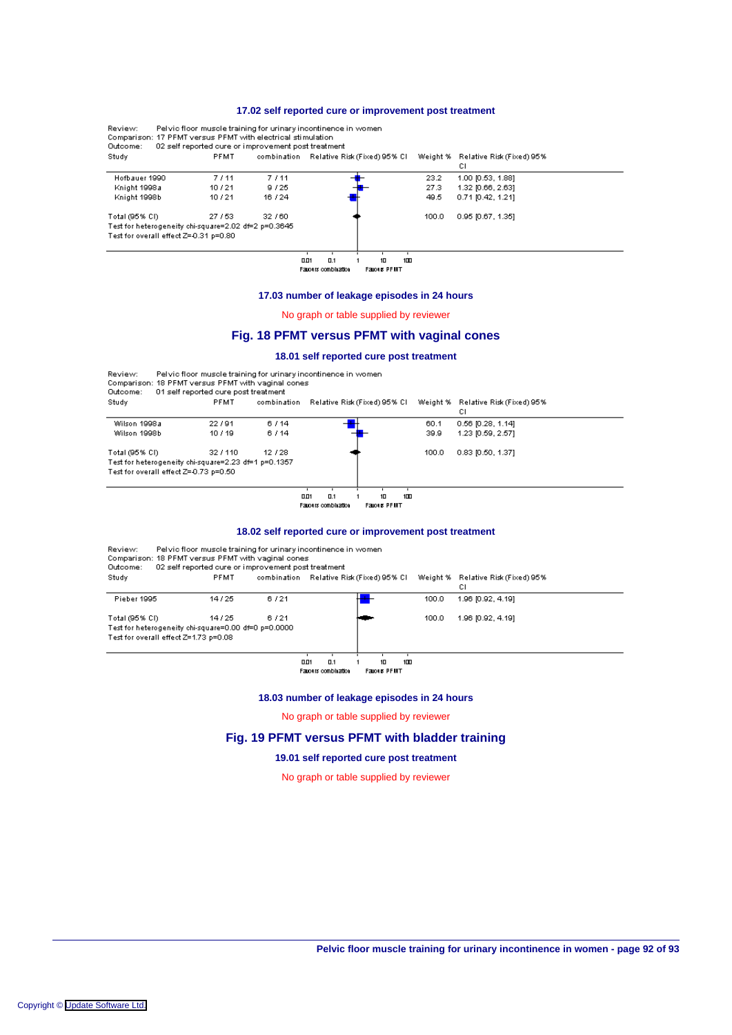### 17.02 self reported cure or improvement post treatment

Review: Pelvic floor muscle training for urinary incontinence in women
Comparison: 17 PFMT versus PFMT with electrical stimulation
Outcome: 02 self reported cure or improvement post treatment

| Study | PFMT | combination | Relative Risk (Fixed) 95% CI | Weight % | Relative Risk (Fixed) 95% CI |
|---|---|---|---|---|---|
| Hofbauer 1990 | 7 / 11 | 7 / 11 | | 23.2 | 1.00 [0.53, 1.88] |
| Knight 1998a | 10 / 21 | 9 / 25 | | 27.3 | 1.32 [0.66, 2.63] |
| Knight 1998b | 10 / 21 | 16 / 24 | | 49.5 | 0.71 [0.42, 1.21] |
| Total (95% CI) | 27 / 53 | 32 / 60 | | 100.0 | 0.95 [0.67, 1.35] |

Test for heterogeneity chi-square=2.02 df=2 p=0.3645
Test for overall effect Z=-0.31 p=0.80

Axis: 0.01 0.1 1 10 100 — Favours combination / Favours PFMT

### 17.03 number of leakage episodes in 24 hours

No graph or table supplied by reviewer

## Fig. 18 PFMT versus PFMT with vaginal cones

### 18.01 self reported cure post treatment

Review: Pelvic floor muscle training for urinary incontinence in women
Comparison: 18 PFMT versus PFMT with vaginal cones
Outcome: 01 self reported cure post treatment

| Study | PFMT | combination | Relative Risk (Fixed) 95% CI | Weight % | Relative Risk (Fixed) 95% CI |
|---|---|---|---|---|---|
| Wilson 1998a | 22 / 91 | 6 / 14 | | 60.1 | 0.56 [0.28, 1.14] |
| Wilson 1998b | 10 / 19 | 6 / 14 | | 39.9 | 1.23 [0.59, 2.57] |
| Total (95% CI) | 32 / 110 | 12 / 28 | | 100.0 | 0.83 [0.50, 1.37] |

Test for heterogeneity chi-square=2.23 df=1 p=0.1357
Test for overall effect Z=-0.73 p=0.50

Axis: 0.01 0.1 1 10 100 — Favours combination / Favours PFMT

### 18.02 self reported cure or improvement post treatment

Review: Pelvic floor muscle training for urinary incontinence in women
Comparison: 18 PFMT versus PFMT with vaginal cones
Outcome: 02 self reported cure or improvement post treatment

| Study | PFMT | combination | Relative Risk (Fixed) 95% CI | Weight % | Relative Risk (Fixed) 95% CI |
|---|---|---|---|---|---|
| Pieber 1995 | 14 / 25 | 6 / 21 | | 100.0 | 1.96 [0.92, 4.19] |
| Total (95% CI) | 14 / 25 | 6 / 21 | | 100.0 | 1.96 [0.92, 4.19] |

Test for heterogeneity chi-square=0.00 df=0 p=0.0000
Test for overall effect Z=1.73 p=0.08

Axis: 0.01 0.1 1 10 100 — Favours combination / Favours PFMT

### 18.03 number of leakage episodes in 24 hours

No graph or table supplied by reviewer

## Fig. 19 PFMT versus PFMT with bladder training

### 19.01 self reported cure post treatment

No graph or table supplied by reviewer

Copyright © Update Software Ltd.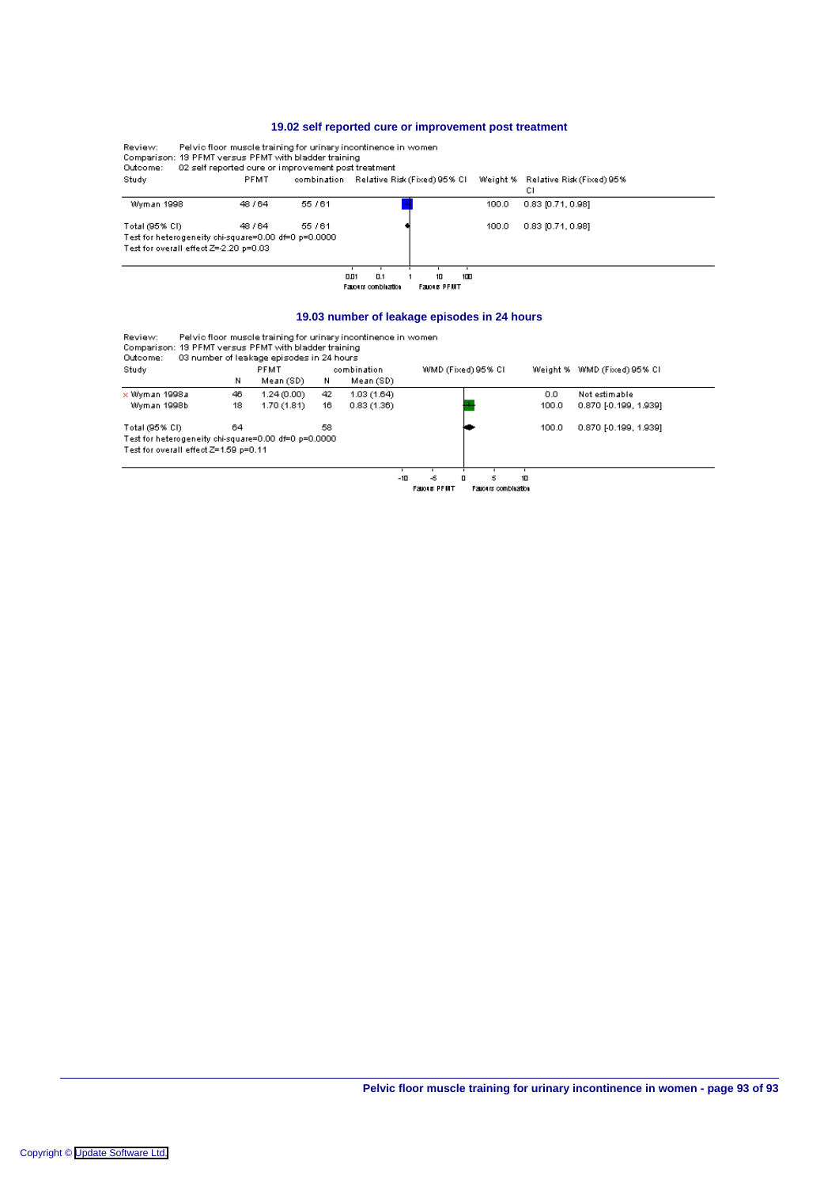## 19.02 self reported cure or improvement post treatment

Review: Pelvic floor muscle training for urinary incontinence in women
Comparison: 19 PFMT versus PFMT with bladder training
Outcome: 02 self reported cure or improvement post treatment

| Study | PFMT | combination | Relative Risk (Fixed) 95% CI | Weight % | Relative Risk (Fixed) 95% CI |
|---|---|---|---|---|---|
| Wyman 1998 | 48 / 64 | 55 / 61 | | 100.0 | 0.83 [0.71, 0.98] |
| Total (95% CI) | 48 / 64 | 55 / 61 | | 100.0 | 0.83 [0.71, 0.98] |

Test for heterogeneity chi-square=0.00 df=0 p=0.0000
Test for overall effect Z=-2.20 p=0.03

0.01 0.1 1 10 100
Favours combination Favours PFMT

## 19.03 number of leakage episodes in 24 hours

Review: Pelvic floor muscle training for urinary incontinence in women
Comparison: 19 PFMT versus PFMT with bladder training
Outcome: 03 number of leakage episodes in 24 hours

| Study | PFMT N | PFMT Mean (SD) | combination N | combination Mean (SD) | WMD (Fixed) 95% CI | Weight % | WMD (Fixed) 95% CI |
|---|---|---|---|---|---|---|---|
| × Wyman 1998a | 46 | 1.24 (0.00) | 42 | 1.03 (1.64) | | 0.0 | Not estimable |
| Wyman 1998b | 18 | 1.70 (1.81) | 16 | 0.83 (1.36) | | 100.0 | 0.870 [-0.199, 1.939] |
| Total (95% CI) | 64 | | 58 | | | 100.0 | 0.870 [-0.199, 1.939] |

Test for heterogeneity chi-square=0.00 df=0 p=0.0000
Test for overall effect Z=1.59 p=0.11

-10 -5 0 5 10
Favours PFMT Favours combination